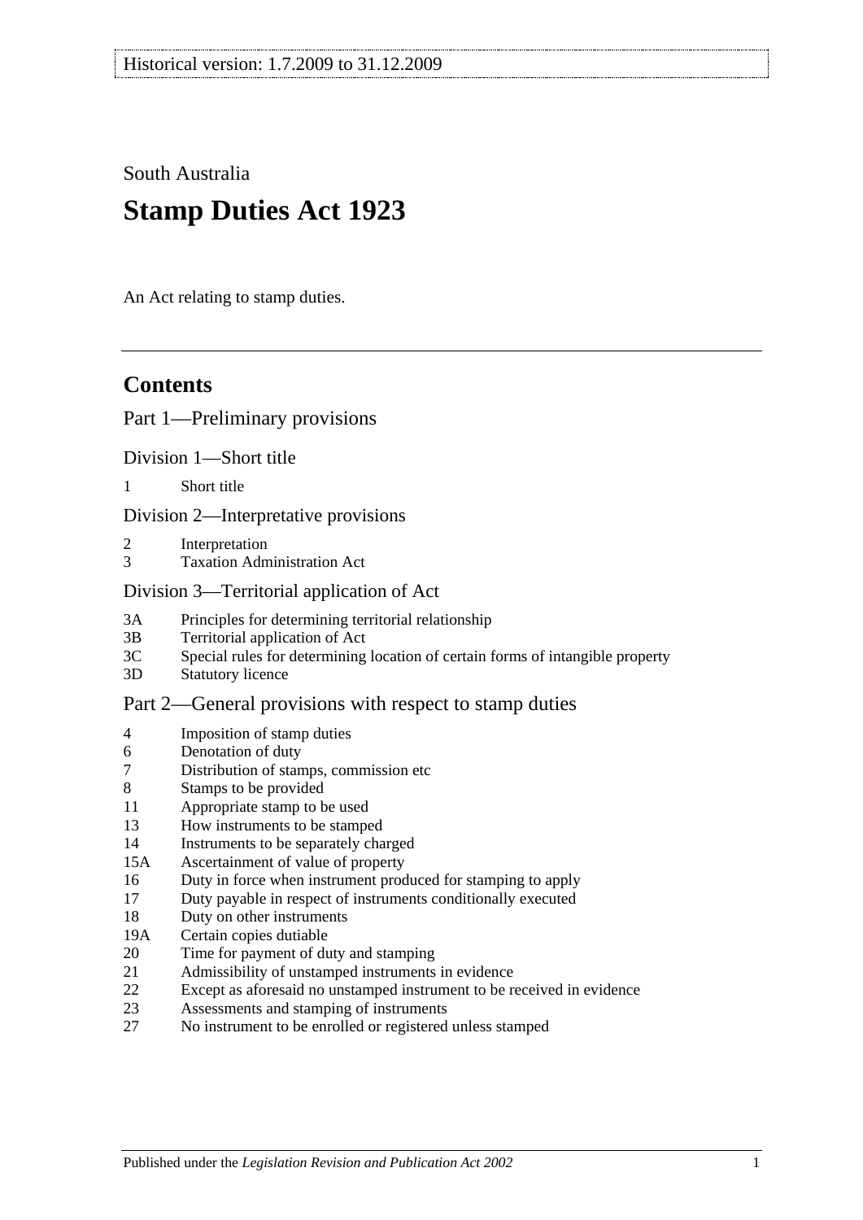Historical version: 1.7.2009 to 31.12.2009

South Australia

# Stamp Duties Act 1923

An Act relating to stamp duties.

## Contents

Part 1—Preliminary provisions

Division 1—Short title

1 Short title

Division 2—Interpretative provisions

2 Interpretation
3 Taxation Administration Act

Division 3—Territorial application of Act

3A Principles for determining territorial relationship
3B Territorial application of Act
3C Special rules for determining location of certain forms of intangible property
3D Statutory licence

Part 2—General provisions with respect to stamp duties

4 Imposition of stamp duties
6 Denotation of duty
7 Distribution of stamps, commission etc
8 Stamps to be provided
11 Appropriate stamp to be used
13 How instruments to be stamped
14 Instruments to be separately charged
15A Ascertainment of value of property
16 Duty in force when instrument produced for stamping to apply
17 Duty payable in respect of instruments conditionally executed
18 Duty on other instruments
19A Certain copies dutiable
20 Time for payment of duty and stamping
21 Admissibility of unstamped instruments in evidence
22 Except as aforesaid no unstamped instrument to be received in evidence
23 Assessments and stamping of instruments
27 No instrument to be enrolled or registered unless stamped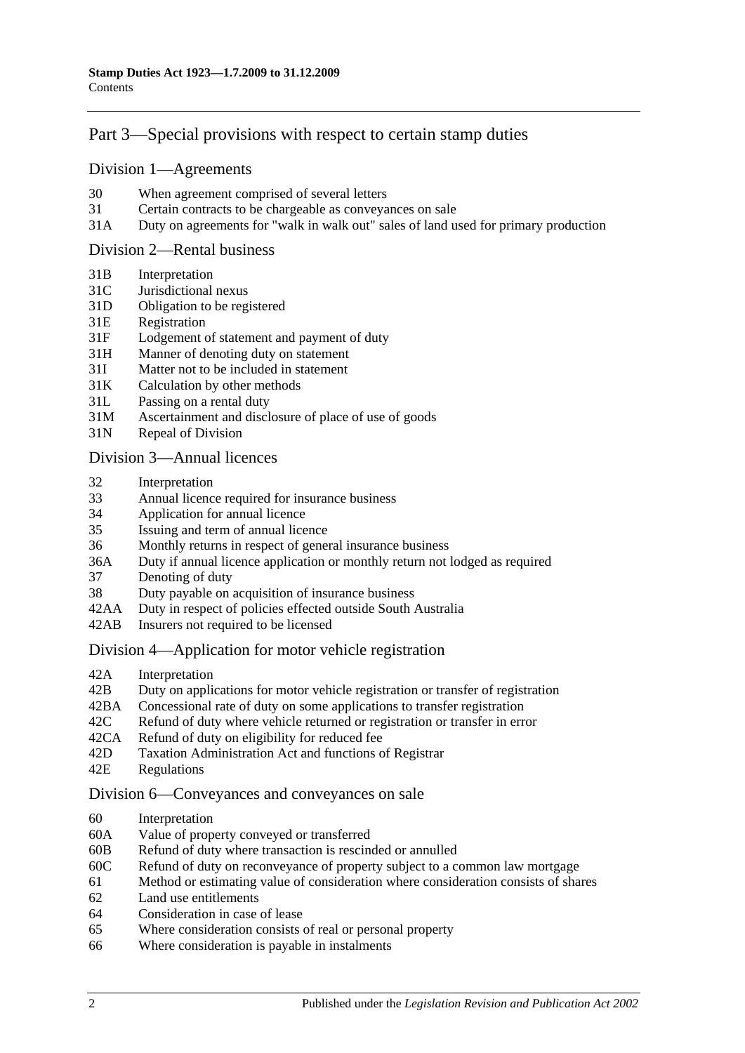## Part 3—Special provisions with respect to certain stamp duties

### Division 1—Agreements

30 When agreement comprised of several letters
31 Certain contracts to be chargeable as conveyances on sale
31A Duty on agreements for "walk in walk out" sales of land used for primary production

### Division 2—Rental business

31B Interpretation
31C Jurisdictional nexus
31D Obligation to be registered
31E Registration
31F Lodgement of statement and payment of duty
31H Manner of denoting duty on statement
31I Matter not to be included in statement
31K Calculation by other methods
31L Passing on a rental duty
31M Ascertainment and disclosure of place of use of goods
31N Repeal of Division

### Division 3—Annual licences

32 Interpretation
33 Annual licence required for insurance business
34 Application for annual licence
35 Issuing and term of annual licence
36 Monthly returns in respect of general insurance business
36A Duty if annual licence application or monthly return not lodged as required
37 Denoting of duty
38 Duty payable on acquisition of insurance business
42AA Duty in respect of policies effected outside South Australia
42AB Insurers not required to be licensed

### Division 4—Application for motor vehicle registration

42A Interpretation
42B Duty on applications for motor vehicle registration or transfer of registration
42BA Concessional rate of duty on some applications to transfer registration
42C Refund of duty where vehicle returned or registration or transfer in error
42CA Refund of duty on eligibility for reduced fee
42D Taxation Administration Act and functions of Registrar
42E Regulations

### Division 6—Conveyances and conveyances on sale

60 Interpretation
60A Value of property conveyed or transferred
60B Refund of duty where transaction is rescinded or annulled
60C Refund of duty on reconveyance of property subject to a common law mortgage
61 Method or estimating value of consideration where consideration consists of shares
62 Land use entitlements
64 Consideration in case of lease
65 Where consideration consists of real or personal property
66 Where consideration is payable in instalments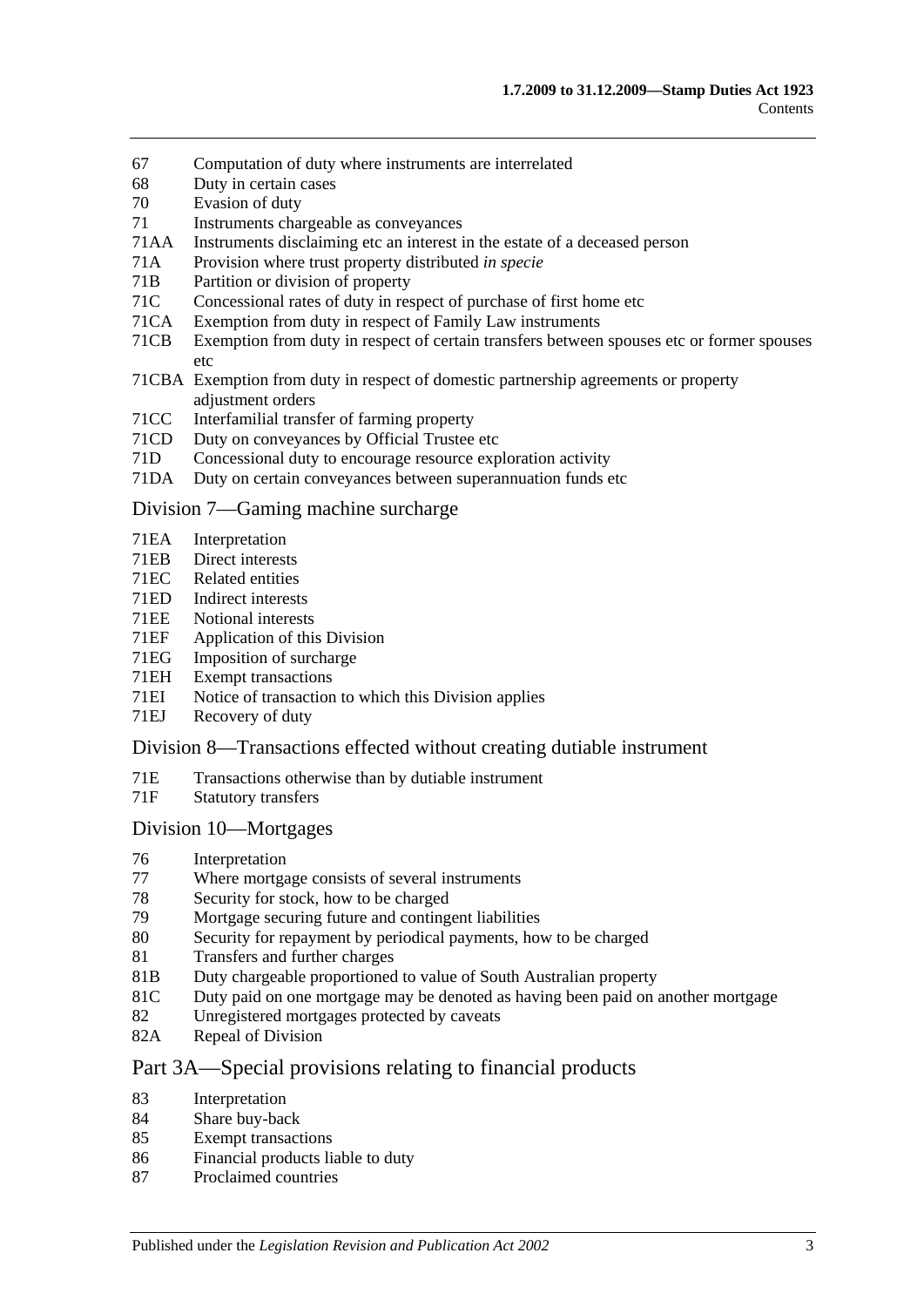67 Computation of duty where instruments are interrelated
68 Duty in certain cases
70 Evasion of duty
71 Instruments chargeable as conveyances
71AA Instruments disclaiming etc an interest in the estate of a deceased person
71A Provision where trust property distributed *in specie*
71B Partition or division of property
71C Concessional rates of duty in respect of purchase of first home etc
71CA Exemption from duty in respect of Family Law instruments
71CB Exemption from duty in respect of certain transfers between spouses etc or former spouses etc
71CBA Exemption from duty in respect of domestic partnership agreements or property adjustment orders
71CC Interfamilial transfer of farming property
71CD Duty on conveyances by Official Trustee etc
71D Concessional duty to encourage resource exploration activity
71DA Duty on certain conveyances between superannuation funds etc

## Division 7—Gaming machine surcharge

71EA Interpretation
71EB Direct interests
71EC Related entities
71ED Indirect interests
71EE Notional interests
71EF Application of this Division
71EG Imposition of surcharge
71EH Exempt transactions
71EI Notice of transaction to which this Division applies
71EJ Recovery of duty

## Division 8—Transactions effected without creating dutiable instrument

71E Transactions otherwise than by dutiable instrument
71F Statutory transfers

## Division 10—Mortgages

76 Interpretation
77 Where mortgage consists of several instruments
78 Security for stock, how to be charged
79 Mortgage securing future and contingent liabilities
80 Security for repayment by periodical payments, how to be charged
81 Transfers and further charges
81B Duty chargeable proportioned to value of South Australian property
81C Duty paid on one mortgage may be denoted as having been paid on another mortgage
82 Unregistered mortgages protected by caveats
82A Repeal of Division

## Part 3A—Special provisions relating to financial products

83 Interpretation
84 Share buy-back
85 Exempt transactions
86 Financial products liable to duty
87 Proclaimed countries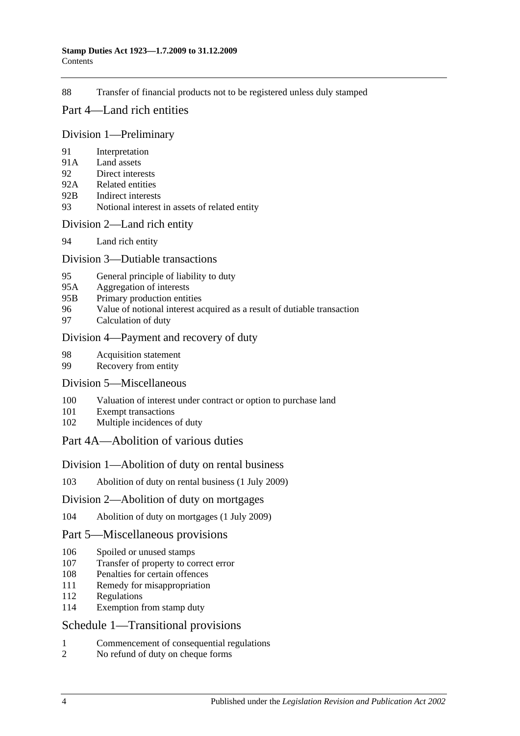88 Transfer of financial products not to be registered unless duly stamped

## Part 4—Land rich entities

### Division 1—Preliminary

91 Interpretation
91A Land assets
92 Direct interests
92A Related entities
92B Indirect interests
93 Notional interest in assets of related entity

### Division 2—Land rich entity

94 Land rich entity

### Division 3—Dutiable transactions

95 General principle of liability to duty
95A Aggregation of interests
95B Primary production entities
96 Value of notional interest acquired as a result of dutiable transaction
97 Calculation of duty

### Division 4—Payment and recovery of duty

98 Acquisition statement
99 Recovery from entity

### Division 5—Miscellaneous

100 Valuation of interest under contract or option to purchase land
101 Exempt transactions
102 Multiple incidences of duty

## Part 4A—Abolition of various duties

### Division 1—Abolition of duty on rental business

103 Abolition of duty on rental business (1 July 2009)

### Division 2—Abolition of duty on mortgages

104 Abolition of duty on mortgages (1 July 2009)

## Part 5—Miscellaneous provisions

106 Spoiled or unused stamps
107 Transfer of property to correct error
108 Penalties for certain offences
111 Remedy for misappropriation
112 Regulations
114 Exemption from stamp duty

## Schedule 1—Transitional provisions

1 Commencement of consequential regulations
2 No refund of duty on cheque forms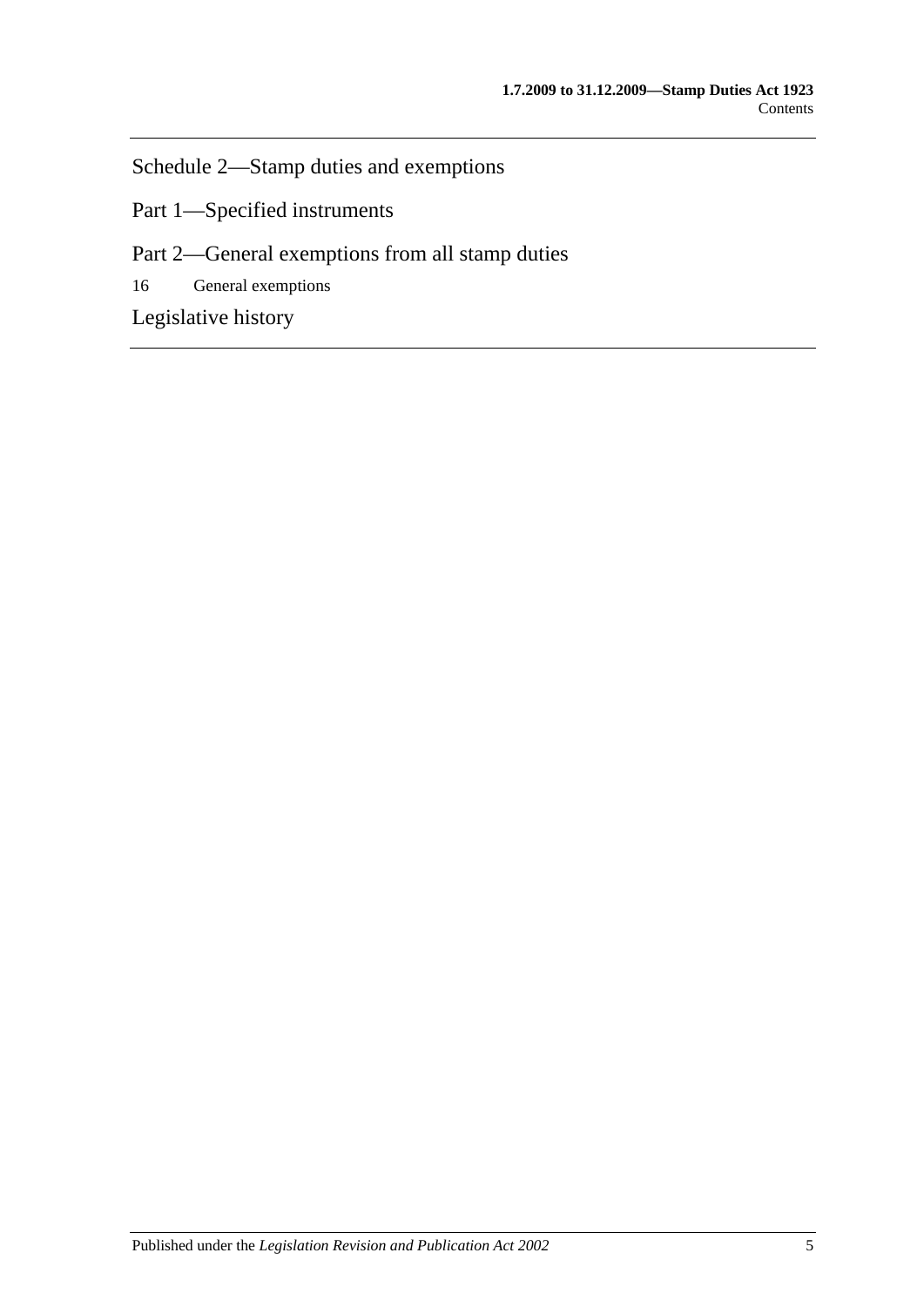Schedule 2—Stamp duties and exemptions

Part 1—Specified instruments

Part 2—General exemptions from all stamp duties

16 General exemptions

Legislative history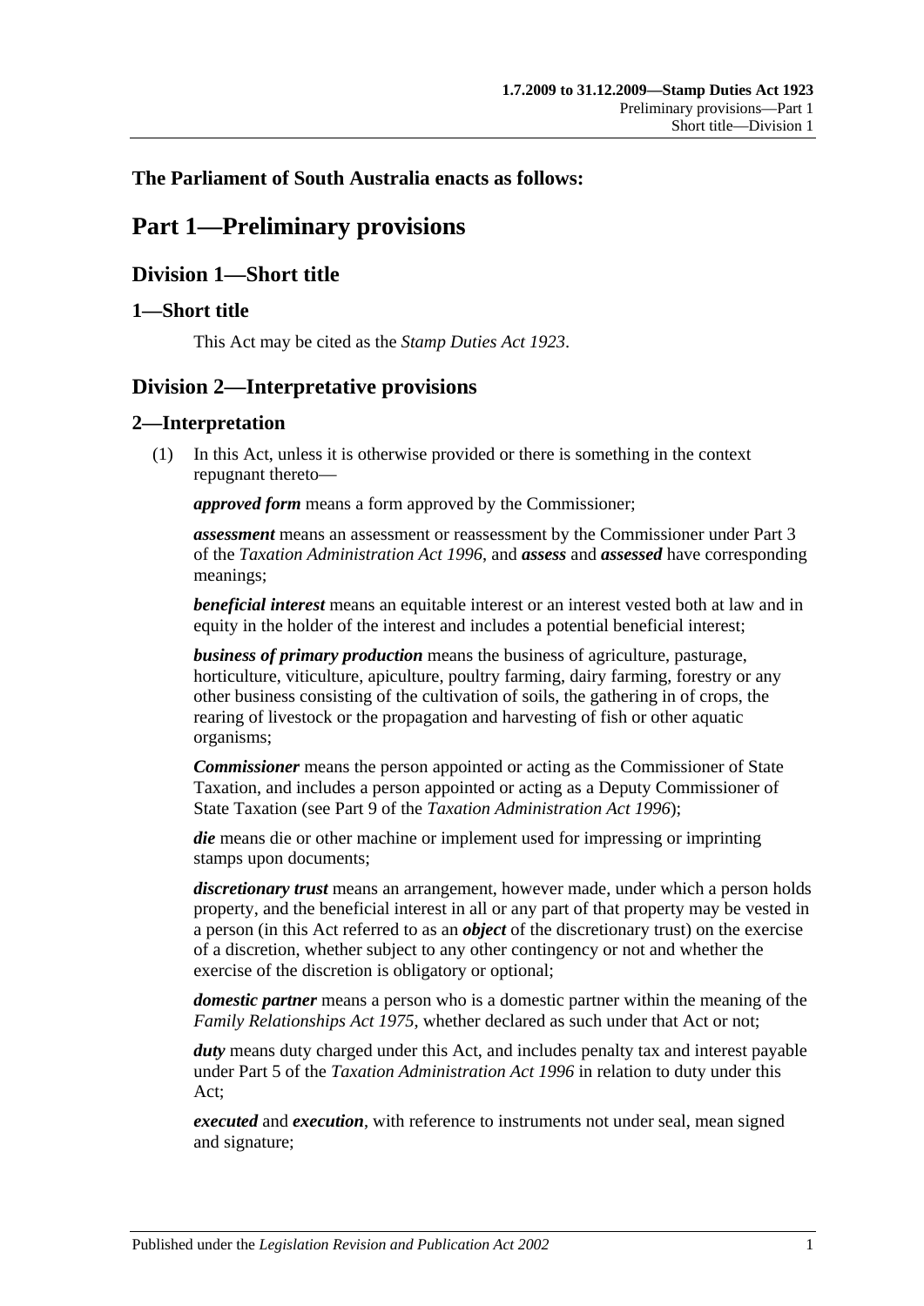**The Parliament of South Australia enacts as follows:**

# Part 1—Preliminary provisions

## Division 1—Short title

### 1—Short title

This Act may be cited as the *Stamp Duties Act 1923*.

## Division 2—Interpretative provisions

### 2—Interpretation

(1) In this Act, unless it is otherwise provided or there is something in the context repugnant thereto—

***approved form*** means a form approved by the Commissioner;

***assessment*** means an assessment or reassessment by the Commissioner under Part 3 of the *Taxation Administration Act 1996*, and ***assess*** and ***assessed*** have corresponding meanings;

***beneficial interest*** means an equitable interest or an interest vested both at law and in equity in the holder of the interest and includes a potential beneficial interest;

***business of primary production*** means the business of agriculture, pasturage, horticulture, viticulture, apiculture, poultry farming, dairy farming, forestry or any other business consisting of the cultivation of soils, the gathering in of crops, the rearing of livestock or the propagation and harvesting of fish or other aquatic organisms;

***Commissioner*** means the person appointed or acting as the Commissioner of State Taxation, and includes a person appointed or acting as a Deputy Commissioner of State Taxation (see Part 9 of the *Taxation Administration Act 1996*);

***die*** means die or other machine or implement used for impressing or imprinting stamps upon documents;

***discretionary trust*** means an arrangement, however made, under which a person holds property, and the beneficial interest in all or any part of that property may be vested in a person (in this Act referred to as an ***object*** of the discretionary trust) on the exercise of a discretion, whether subject to any other contingency or not and whether the exercise of the discretion is obligatory or optional;

***domestic partner*** means a person who is a domestic partner within the meaning of the *Family Relationships Act 1975*, whether declared as such under that Act or not;

***duty*** means duty charged under this Act, and includes penalty tax and interest payable under Part 5 of the *Taxation Administration Act 1996* in relation to duty under this Act;

***executed*** and ***execution***, with reference to instruments not under seal, mean signed and signature;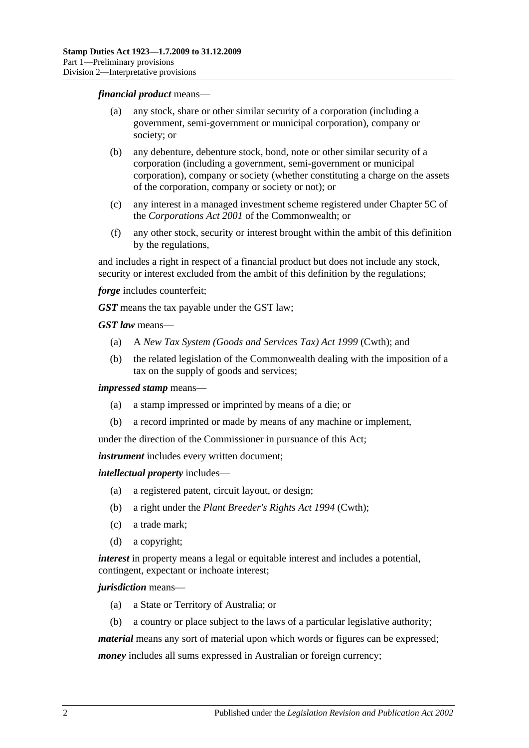***financial product*** means—

(a) any stock, share or other similar security of a corporation (including a government, semi-government or municipal corporation), company or society; or

(b) any debenture, debenture stock, bond, note or other similar security of a corporation (including a government, semi-government or municipal corporation), company or society (whether constituting a charge on the assets of the corporation, company or society or not); or

(c) any interest in a managed investment scheme registered under Chapter 5C of the *Corporations Act 2001* of the Commonwealth; or

(f) any other stock, security or interest brought within the ambit of this definition by the regulations,

and includes a right in respect of a financial product but does not include any stock, security or interest excluded from the ambit of this definition by the regulations;

***forge*** includes counterfeit;

***GST*** means the tax payable under the GST law;

***GST law*** means—

(a) A *New Tax System (Goods and Services Tax) Act 1999* (Cwth); and

(b) the related legislation of the Commonwealth dealing with the imposition of a tax on the supply of goods and services;

***impressed stamp*** means—

(a) a stamp impressed or imprinted by means of a die; or

(b) a record imprinted or made by means of any machine or implement,

under the direction of the Commissioner in pursuance of this Act;

***instrument*** includes every written document;

***intellectual property*** includes—

(a) a registered patent, circuit layout, or design;

(b) a right under the *Plant Breeder's Rights Act 1994* (Cwth);

(c) a trade mark;

(d) a copyright;

***interest*** in property means a legal or equitable interest and includes a potential, contingent, expectant or inchoate interest;

***jurisdiction*** means—

(a) a State or Territory of Australia; or

(b) a country or place subject to the laws of a particular legislative authority;

***material*** means any sort of material upon which words or figures can be expressed;

***money*** includes all sums expressed in Australian or foreign currency;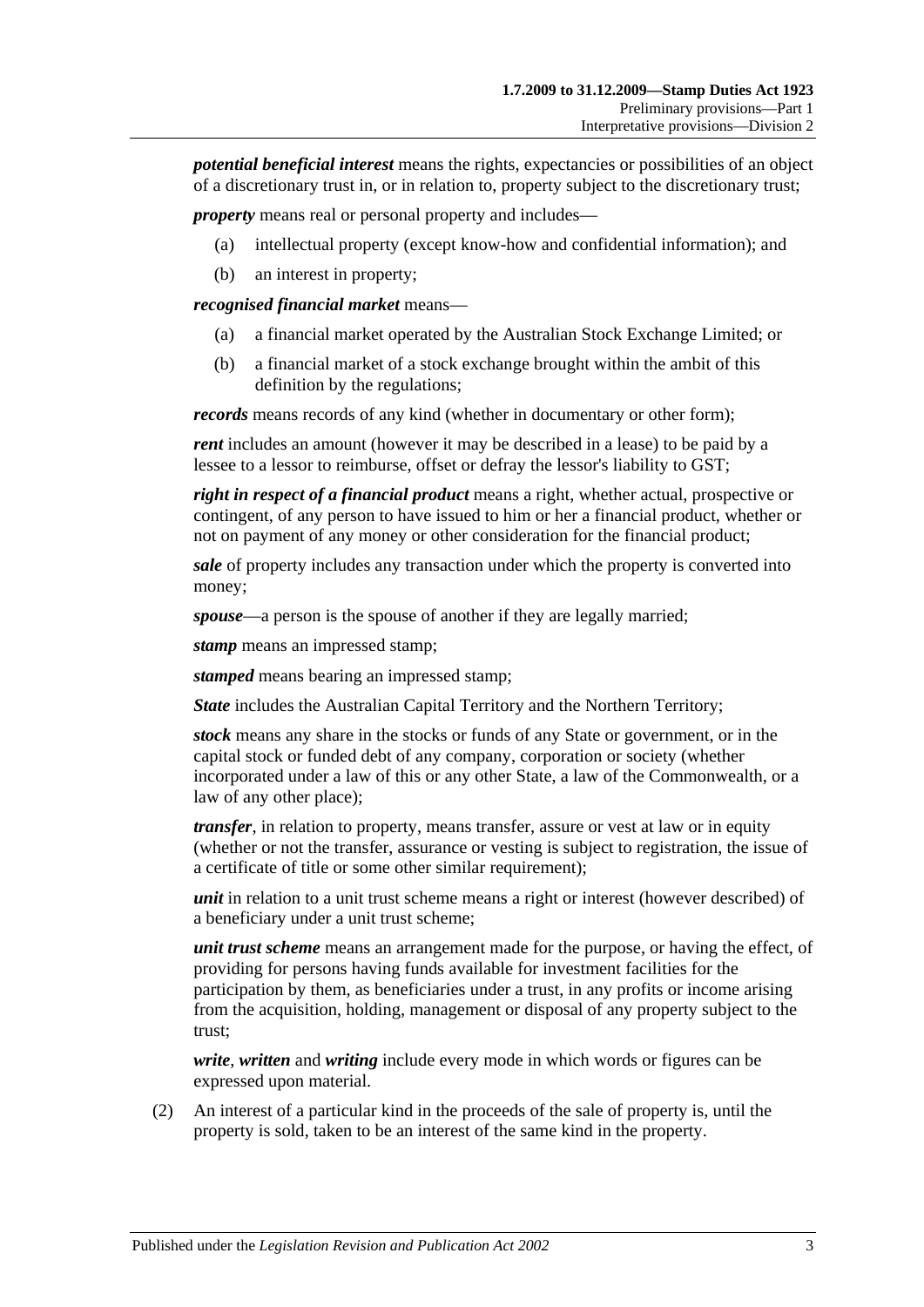***potential beneficial interest*** means the rights, expectancies or possibilities of an object of a discretionary trust in, or in relation to, property subject to the discretionary trust;

***property*** means real or personal property and includes—

(a) intellectual property (except know-how and confidential information); and

(b) an interest in property;

***recognised financial market*** means—

(a) a financial market operated by the Australian Stock Exchange Limited; or

(b) a financial market of a stock exchange brought within the ambit of this definition by the regulations;

***records*** means records of any kind (whether in documentary or other form);

***rent*** includes an amount (however it may be described in a lease) to be paid by a lessee to a lessor to reimburse, offset or defray the lessor's liability to GST;

***right in respect of a financial product*** means a right, whether actual, prospective or contingent, of any person to have issued to him or her a financial product, whether or not on payment of any money or other consideration for the financial product;

***sale*** of property includes any transaction under which the property is converted into money;

***spouse***—a person is the spouse of another if they are legally married;

***stamp*** means an impressed stamp;

***stamped*** means bearing an impressed stamp;

***State*** includes the Australian Capital Territory and the Northern Territory;

***stock*** means any share in the stocks or funds of any State or government, or in the capital stock or funded debt of any company, corporation or society (whether incorporated under a law of this or any other State, a law of the Commonwealth, or a law of any other place);

***transfer***, in relation to property, means transfer, assure or vest at law or in equity (whether or not the transfer, assurance or vesting is subject to registration, the issue of a certificate of title or some other similar requirement);

***unit*** in relation to a unit trust scheme means a right or interest (however described) of a beneficiary under a unit trust scheme;

***unit trust scheme*** means an arrangement made for the purpose, or having the effect, of providing for persons having funds available for investment facilities for the participation by them, as beneficiaries under a trust, in any profits or income arising from the acquisition, holding, management or disposal of any property subject to the trust;

***write***, ***written*** and ***writing*** include every mode in which words or figures can be expressed upon material.

(2) An interest of a particular kind in the proceeds of the sale of property is, until the property is sold, taken to be an interest of the same kind in the property.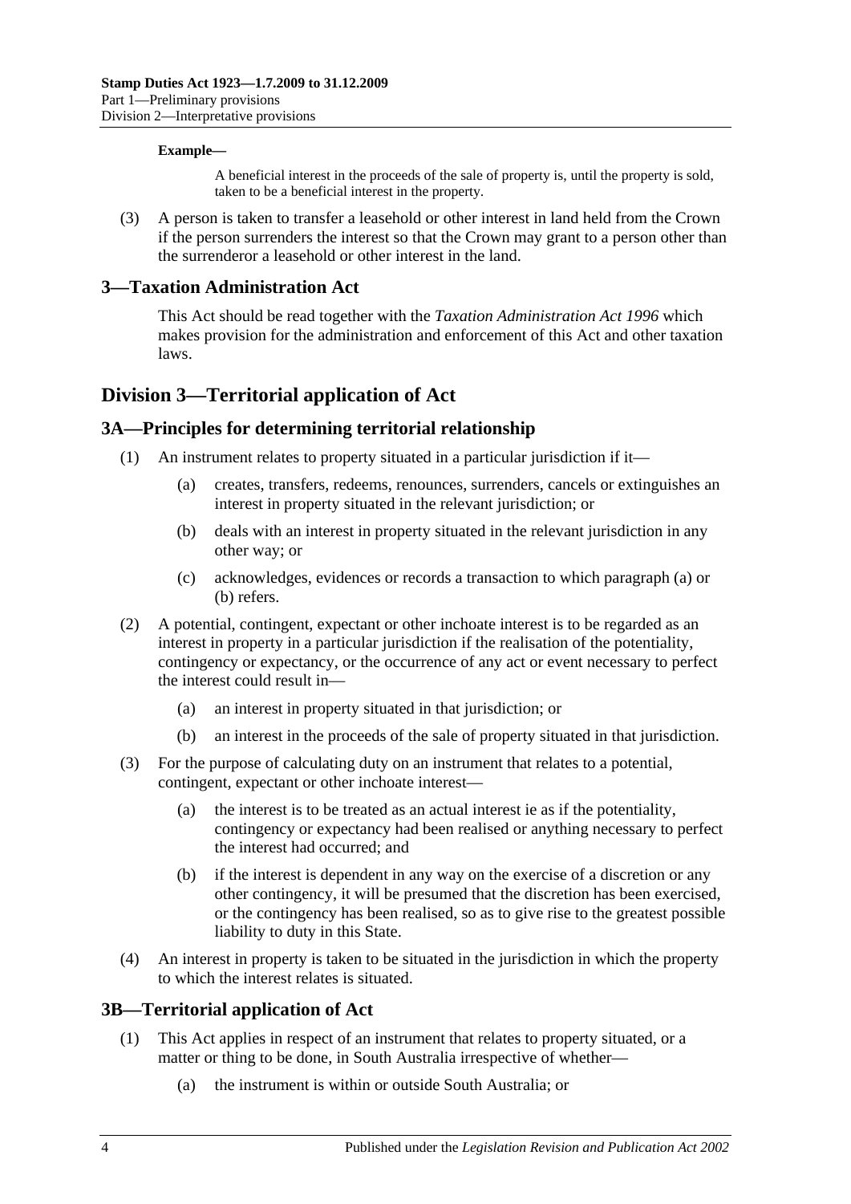**Example—**

A beneficial interest in the proceeds of the sale of property is, until the property is sold, taken to be a beneficial interest in the property.

(3) A person is taken to transfer a leasehold or other interest in land held from the Crown if the person surrenders the interest so that the Crown may grant to a person other than the surrenderor a leasehold or other interest in the land.

## 3—Taxation Administration Act

This Act should be read together with the *Taxation Administration Act 1996* which makes provision for the administration and enforcement of this Act and other taxation laws.

# Division 3—Territorial application of Act

## 3A—Principles for determining territorial relationship

(1) An instrument relates to property situated in a particular jurisdiction if it—

- (a) creates, transfers, redeems, renounces, surrenders, cancels or extinguishes an interest in property situated in the relevant jurisdiction; or
- (b) deals with an interest in property situated in the relevant jurisdiction in any other way; or
- (c) acknowledges, evidences or records a transaction to which paragraph (a) or (b) refers.

(2) A potential, contingent, expectant or other inchoate interest is to be regarded as an interest in property in a particular jurisdiction if the realisation of the potentiality, contingency or expectancy, or the occurrence of any act or event necessary to perfect the interest could result in—

- (a) an interest in property situated in that jurisdiction; or
- (b) an interest in the proceeds of the sale of property situated in that jurisdiction.

(3) For the purpose of calculating duty on an instrument that relates to a potential, contingent, expectant or other inchoate interest—

- (a) the interest is to be treated as an actual interest ie as if the potentiality, contingency or expectancy had been realised or anything necessary to perfect the interest had occurred; and
- (b) if the interest is dependent in any way on the exercise of a discretion or any other contingency, it will be presumed that the discretion has been exercised, or the contingency has been realised, so as to give rise to the greatest possible liability to duty in this State.

(4) An interest in property is taken to be situated in the jurisdiction in which the property to which the interest relates is situated.

## 3B—Territorial application of Act

(1) This Act applies in respect of an instrument that relates to property situated, or a matter or thing to be done, in South Australia irrespective of whether—

- (a) the instrument is within or outside South Australia; or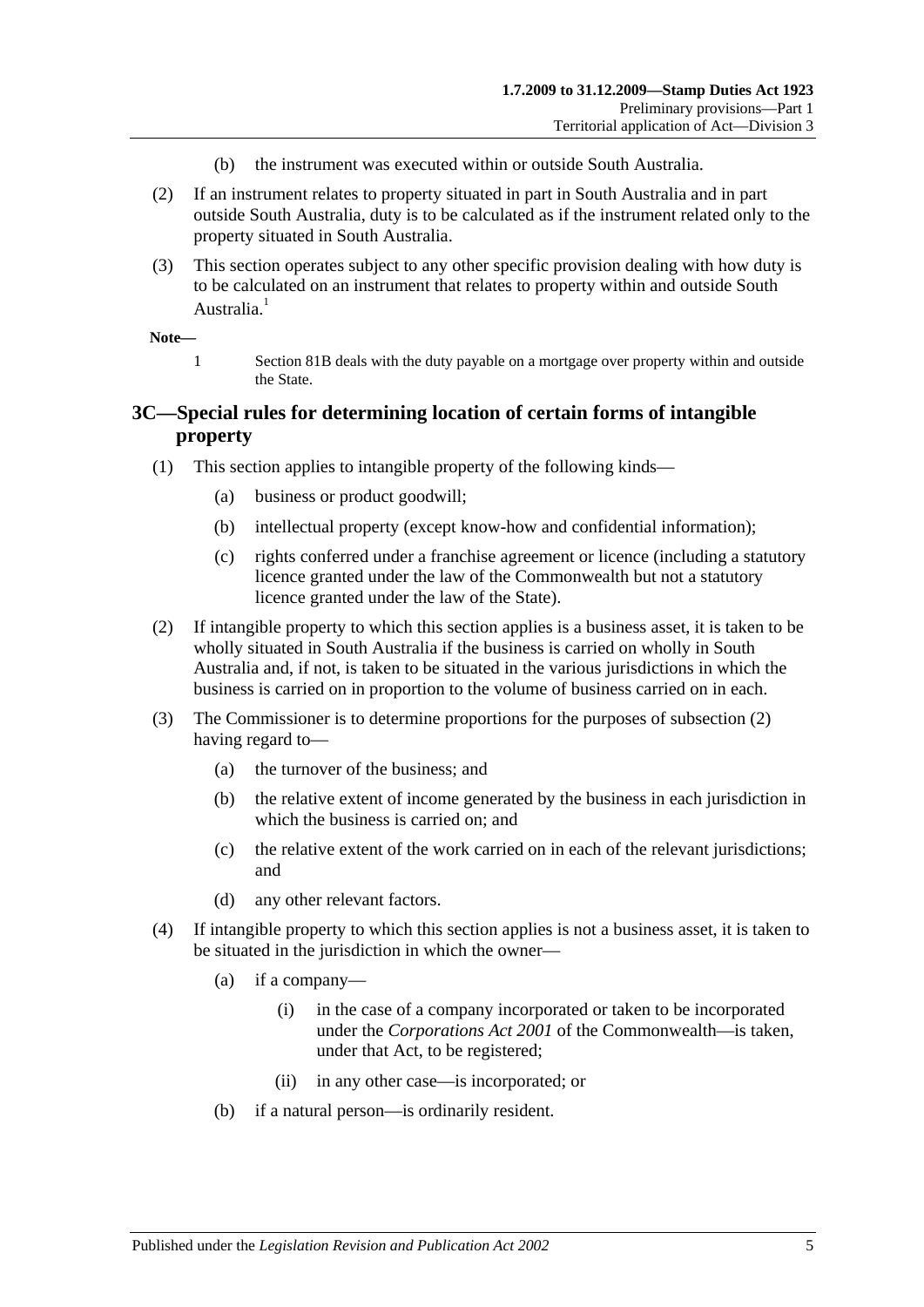(b) the instrument was executed within or outside South Australia.

(2) If an instrument relates to property situated in part in South Australia and in part outside South Australia, duty is to be calculated as if the instrument related only to the property situated in South Australia.

(3) This section operates subject to any other specific provision dealing with how duty is to be calculated on an instrument that relates to property within and outside South Australia.[1]

**Note—**

1 Section 81B deals with the duty payable on a mortgage over property within and outside the State.

## 3C—Special rules for determining location of certain forms of intangible property

(1) This section applies to intangible property of the following kinds—

(a) business or product goodwill;

(b) intellectual property (except know-how and confidential information);

(c) rights conferred under a franchise agreement or licence (including a statutory licence granted under the law of the Commonwealth but not a statutory licence granted under the law of the State).

(2) If intangible property to which this section applies is a business asset, it is taken to be wholly situated in South Australia if the business is carried on wholly in South Australia and, if not, is taken to be situated in the various jurisdictions in which the business is carried on in proportion to the volume of business carried on in each.

(3) The Commissioner is to determine proportions for the purposes of subsection (2) having regard to—

(a) the turnover of the business; and

(b) the relative extent of income generated by the business in each jurisdiction in which the business is carried on; and

(c) the relative extent of the work carried on in each of the relevant jurisdictions; and

(d) any other relevant factors.

(4) If intangible property to which this section applies is not a business asset, it is taken to be situated in the jurisdiction in which the owner—

(a) if a company—

(i) in the case of a company incorporated or taken to be incorporated under the *Corporations Act 2001* of the Commonwealth—is taken, under that Act, to be registered;

(ii) in any other case—is incorporated; or

(b) if a natural person—is ordinarily resident.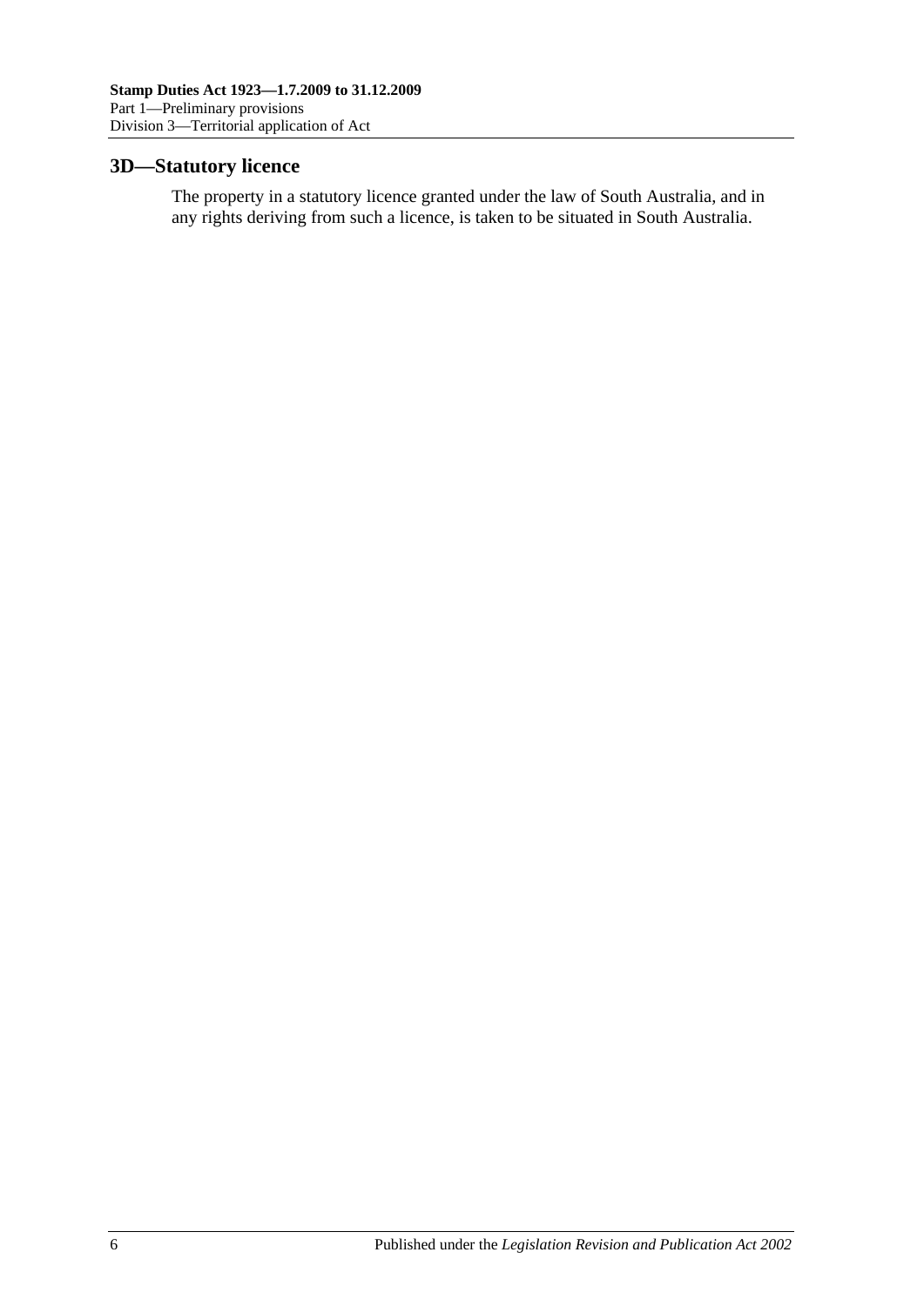## 3D—Statutory licence

The property in a statutory licence granted under the law of South Australia, and in any rights deriving from such a licence, is taken to be situated in South Australia.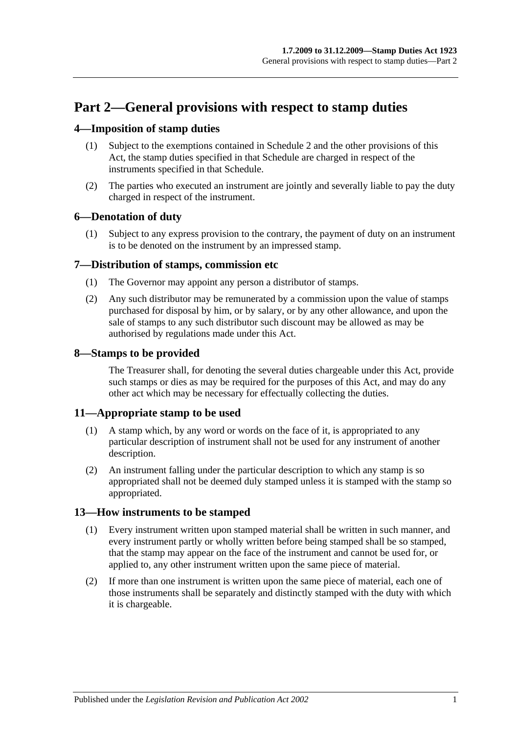# Part 2—General provisions with respect to stamp duties

## 4—Imposition of stamp duties

(1) Subject to the exemptions contained in Schedule 2 and the other provisions of this Act, the stamp duties specified in that Schedule are charged in respect of the instruments specified in that Schedule.

(2) The parties who executed an instrument are jointly and severally liable to pay the duty charged in respect of the instrument.

## 6—Denotation of duty

(1) Subject to any express provision to the contrary, the payment of duty on an instrument is to be denoted on the instrument by an impressed stamp.

## 7—Distribution of stamps, commission etc

(1) The Governor may appoint any person a distributor of stamps.

(2) Any such distributor may be remunerated by a commission upon the value of stamps purchased for disposal by him, or by salary, or by any other allowance, and upon the sale of stamps to any such distributor such discount may be allowed as may be authorised by regulations made under this Act.

## 8—Stamps to be provided

The Treasurer shall, for denoting the several duties chargeable under this Act, provide such stamps or dies as may be required for the purposes of this Act, and may do any other act which may be necessary for effectually collecting the duties.

## 11—Appropriate stamp to be used

(1) A stamp which, by any word or words on the face of it, is appropriated to any particular description of instrument shall not be used for any instrument of another description.

(2) An instrument falling under the particular description to which any stamp is so appropriated shall not be deemed duly stamped unless it is stamped with the stamp so appropriated.

## 13—How instruments to be stamped

(1) Every instrument written upon stamped material shall be written in such manner, and every instrument partly or wholly written before being stamped shall be so stamped, that the stamp may appear on the face of the instrument and cannot be used for, or applied to, any other instrument written upon the same piece of material.

(2) If more than one instrument is written upon the same piece of material, each one of those instruments shall be separately and distinctly stamped with the duty with which it is chargeable.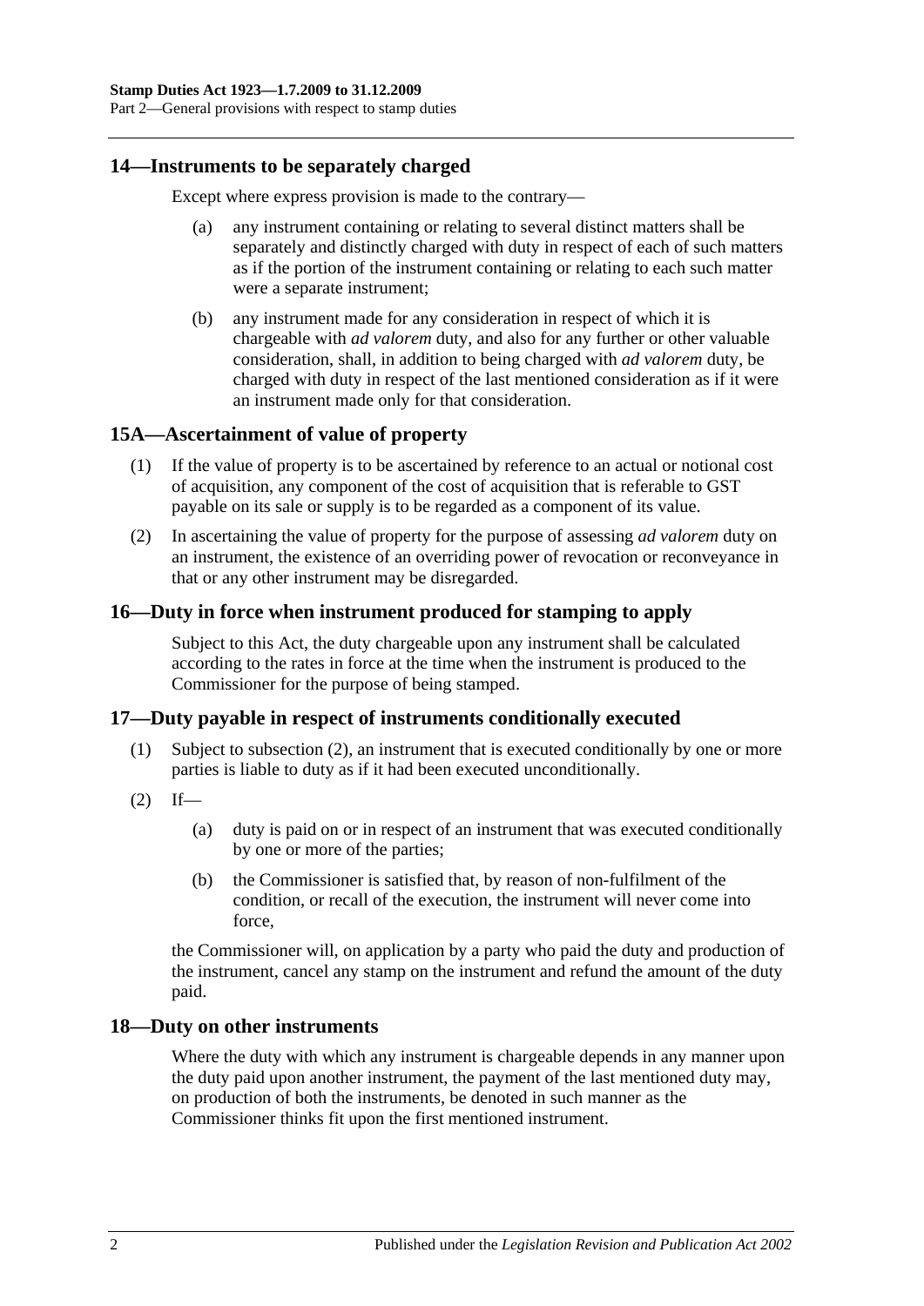## 14—Instruments to be separately charged

Except where express provision is made to the contrary—

(a) any instrument containing or relating to several distinct matters shall be separately and distinctly charged with duty in respect of each of such matters as if the portion of the instrument containing or relating to each such matter were a separate instrument;

(b) any instrument made for any consideration in respect of which it is chargeable with *ad valorem* duty, and also for any further or other valuable consideration, shall, in addition to being charged with *ad valorem* duty, be charged with duty in respect of the last mentioned consideration as if it were an instrument made only for that consideration.

## 15A—Ascertainment of value of property

(1) If the value of property is to be ascertained by reference to an actual or notional cost of acquisition, any component of the cost of acquisition that is referable to GST payable on its sale or supply is to be regarded as a component of its value.

(2) In ascertaining the value of property for the purpose of assessing *ad valorem* duty on an instrument, the existence of an overriding power of revocation or reconveyance in that or any other instrument may be disregarded.

## 16—Duty in force when instrument produced for stamping to apply

Subject to this Act, the duty chargeable upon any instrument shall be calculated according to the rates in force at the time when the instrument is produced to the Commissioner for the purpose of being stamped.

## 17—Duty payable in respect of instruments conditionally executed

(1) Subject to subsection (2), an instrument that is executed conditionally by one or more parties is liable to duty as if it had been executed unconditionally.

(2) If—

(a) duty is paid on or in respect of an instrument that was executed conditionally by one or more of the parties;

(b) the Commissioner is satisfied that, by reason of non-fulfilment of the condition, or recall of the execution, the instrument will never come into force,

the Commissioner will, on application by a party who paid the duty and production of the instrument, cancel any stamp on the instrument and refund the amount of the duty paid.

## 18—Duty on other instruments

Where the duty with which any instrument is chargeable depends in any manner upon the duty paid upon another instrument, the payment of the last mentioned duty may, on production of both the instruments, be denoted in such manner as the Commissioner thinks fit upon the first mentioned instrument.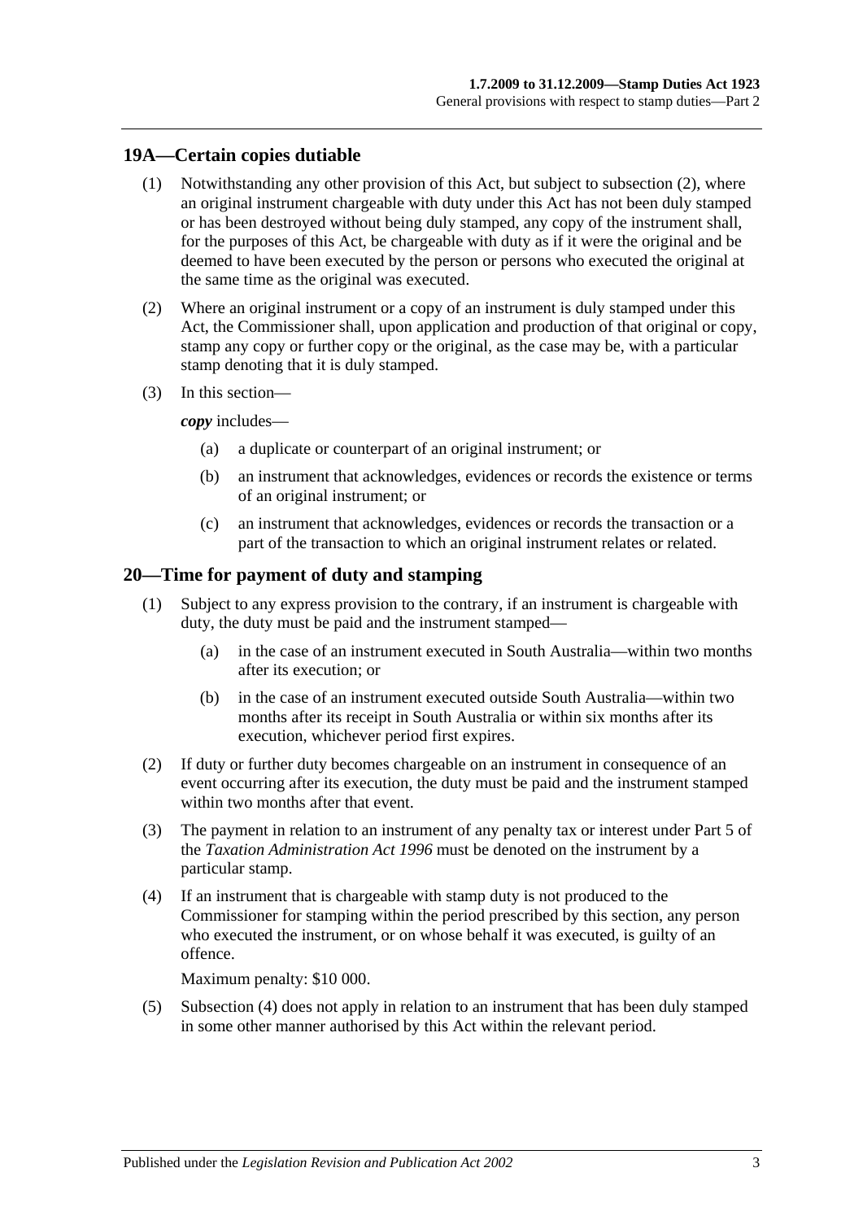## 19A—Certain copies dutiable

(1) Notwithstanding any other provision of this Act, but subject to subsection (2), where an original instrument chargeable with duty under this Act has not been duly stamped or has been destroyed without being duly stamped, any copy of the instrument shall, for the purposes of this Act, be chargeable with duty as if it were the original and be deemed to have been executed by the person or persons who executed the original at the same time as the original was executed.

(2) Where an original instrument or a copy of an instrument is duly stamped under this Act, the Commissioner shall, upon application and production of that original or copy, stamp any copy or further copy or the original, as the case may be, with a particular stamp denoting that it is duly stamped.

(3) In this section—

***copy*** includes—

(a) a duplicate or counterpart of an original instrument; or

(b) an instrument that acknowledges, evidences or records the existence or terms of an original instrument; or

(c) an instrument that acknowledges, evidences or records the transaction or a part of the transaction to which an original instrument relates or related.

## 20—Time for payment of duty and stamping

(1) Subject to any express provision to the contrary, if an instrument is chargeable with duty, the duty must be paid and the instrument stamped—

(a) in the case of an instrument executed in South Australia—within two months after its execution; or

(b) in the case of an instrument executed outside South Australia—within two months after its receipt in South Australia or within six months after its execution, whichever period first expires.

(2) If duty or further duty becomes chargeable on an instrument in consequence of an event occurring after its execution, the duty must be paid and the instrument stamped within two months after that event.

(3) The payment in relation to an instrument of any penalty tax or interest under Part 5 of the *Taxation Administration Act 1996* must be denoted on the instrument by a particular stamp.

(4) If an instrument that is chargeable with stamp duty is not produced to the Commissioner for stamping within the period prescribed by this section, any person who executed the instrument, or on whose behalf it was executed, is guilty of an offence.

Maximum penalty: $10 000.

(5) Subsection (4) does not apply in relation to an instrument that has been duly stamped in some other manner authorised by this Act within the relevant period.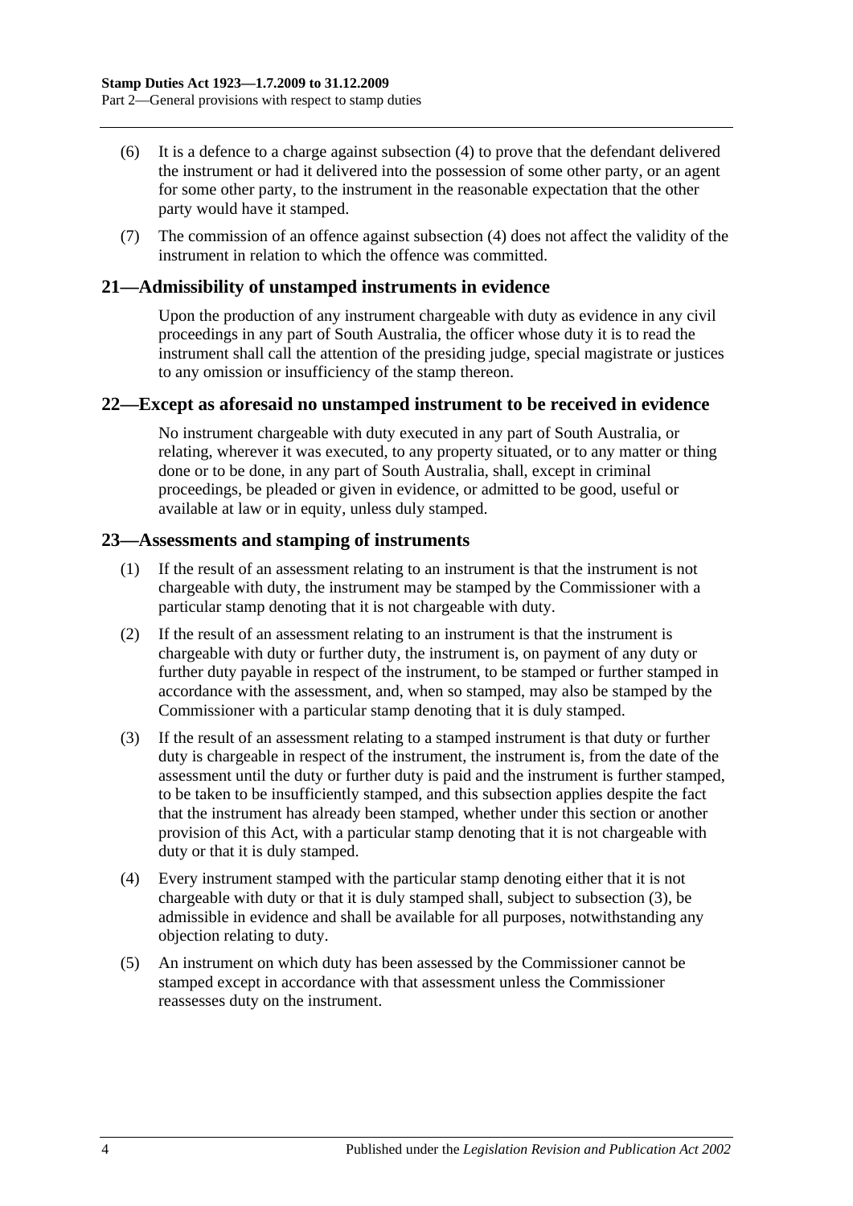(6) It is a defence to a charge against subsection (4) to prove that the defendant delivered the instrument or had it delivered into the possession of some other party, or an agent for some other party, to the instrument in the reasonable expectation that the other party would have it stamped.

(7) The commission of an offence against subsection (4) does not affect the validity of the instrument in relation to which the offence was committed.

## 21—Admissibility of unstamped instruments in evidence

Upon the production of any instrument chargeable with duty as evidence in any civil proceedings in any part of South Australia, the officer whose duty it is to read the instrument shall call the attention of the presiding judge, special magistrate or justices to any omission or insufficiency of the stamp thereon.

## 22—Except as aforesaid no unstamped instrument to be received in evidence

No instrument chargeable with duty executed in any part of South Australia, or relating, wherever it was executed, to any property situated, or to any matter or thing done or to be done, in any part of South Australia, shall, except in criminal proceedings, be pleaded or given in evidence, or admitted to be good, useful or available at law or in equity, unless duly stamped.

## 23—Assessments and stamping of instruments

(1) If the result of an assessment relating to an instrument is that the instrument is not chargeable with duty, the instrument may be stamped by the Commissioner with a particular stamp denoting that it is not chargeable with duty.

(2) If the result of an assessment relating to an instrument is that the instrument is chargeable with duty or further duty, the instrument is, on payment of any duty or further duty payable in respect of the instrument, to be stamped or further stamped in accordance with the assessment, and, when so stamped, may also be stamped by the Commissioner with a particular stamp denoting that it is duly stamped.

(3) If the result of an assessment relating to a stamped instrument is that duty or further duty is chargeable in respect of the instrument, the instrument is, from the date of the assessment until the duty or further duty is paid and the instrument is further stamped, to be taken to be insufficiently stamped, and this subsection applies despite the fact that the instrument has already been stamped, whether under this section or another provision of this Act, with a particular stamp denoting that it is not chargeable with duty or that it is duly stamped.

(4) Every instrument stamped with the particular stamp denoting either that it is not chargeable with duty or that it is duly stamped shall, subject to subsection (3), be admissible in evidence and shall be available for all purposes, notwithstanding any objection relating to duty.

(5) An instrument on which duty has been assessed by the Commissioner cannot be stamped except in accordance with that assessment unless the Commissioner reassesses duty on the instrument.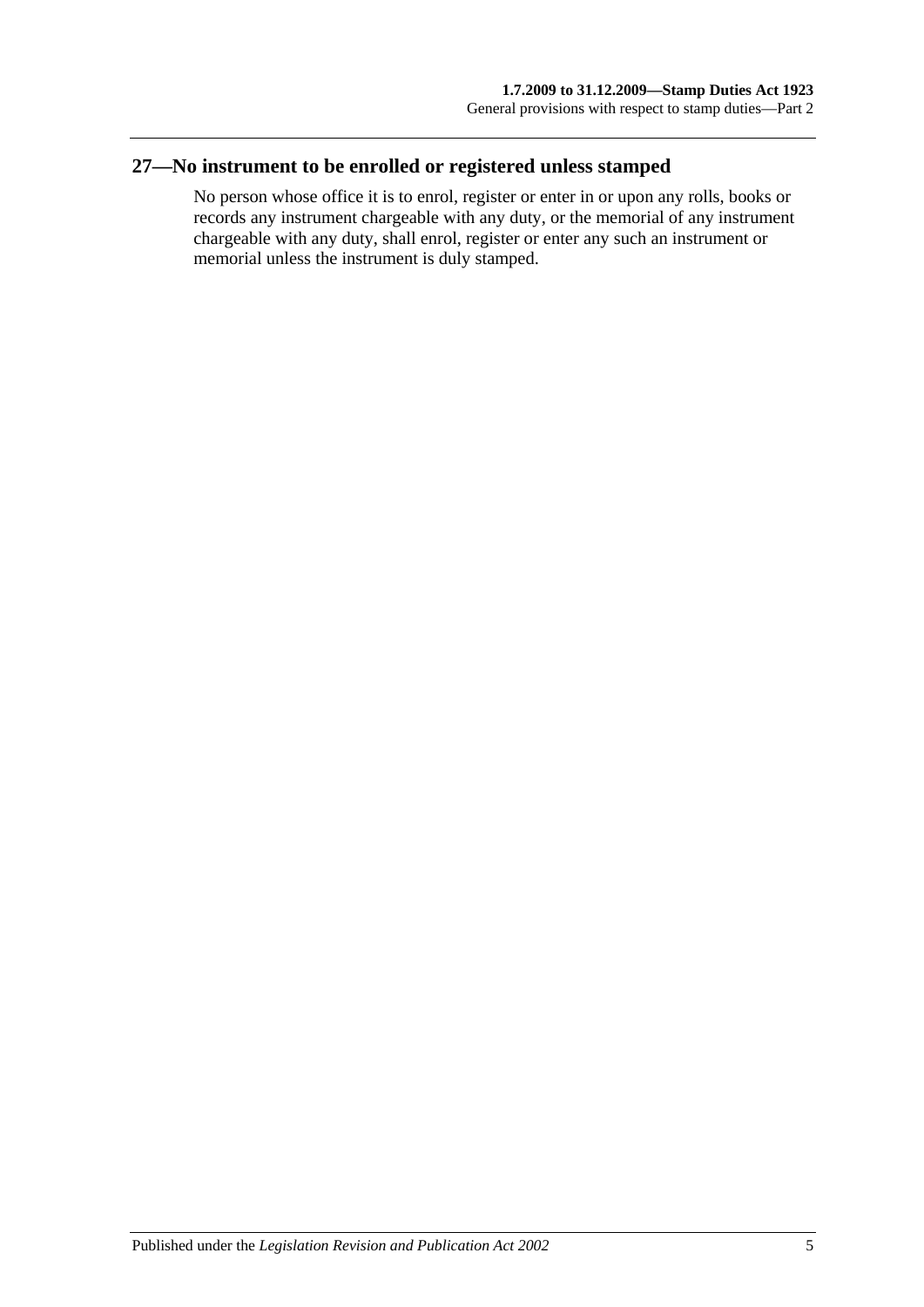## 27—No instrument to be enrolled or registered unless stamped

No person whose office it is to enrol, register or enter in or upon any rolls, books or records any instrument chargeable with any duty, or the memorial of any instrument chargeable with any duty, shall enrol, register or enter any such an instrument or memorial unless the instrument is duly stamped.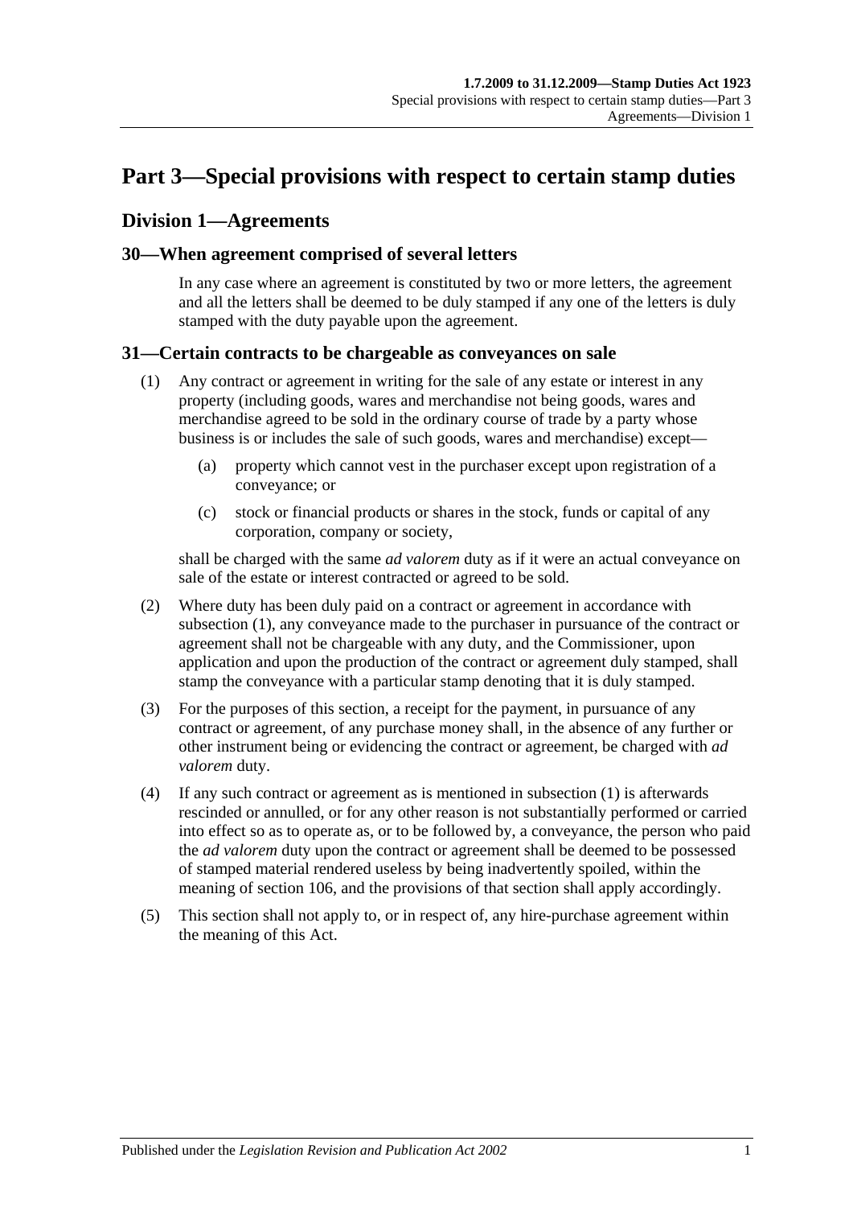# Part 3—Special provisions with respect to certain stamp duties

## Division 1—Agreements

### 30—When agreement comprised of several letters

In any case where an agreement is constituted by two or more letters, the agreement and all the letters shall be deemed to be duly stamped if any one of the letters is duly stamped with the duty payable upon the agreement.

### 31—Certain contracts to be chargeable as conveyances on sale

(1) Any contract or agreement in writing for the sale of any estate or interest in any property (including goods, wares and merchandise not being goods, wares and merchandise agreed to be sold in the ordinary course of trade by a party whose business is or includes the sale of such goods, wares and merchandise) except—

(a) property which cannot vest in the purchaser except upon registration of a conveyance; or

(c) stock or financial products or shares in the stock, funds or capital of any corporation, company or society,

shall be charged with the same *ad valorem* duty as if it were an actual conveyance on sale of the estate or interest contracted or agreed to be sold.

(2) Where duty has been duly paid on a contract or agreement in accordance with subsection (1), any conveyance made to the purchaser in pursuance of the contract or agreement shall not be chargeable with any duty, and the Commissioner, upon application and upon the production of the contract or agreement duly stamped, shall stamp the conveyance with a particular stamp denoting that it is duly stamped.

(3) For the purposes of this section, a receipt for the payment, in pursuance of any contract or agreement, of any purchase money shall, in the absence of any further or other instrument being or evidencing the contract or agreement, be charged with *ad valorem* duty.

(4) If any such contract or agreement as is mentioned in subsection (1) is afterwards rescinded or annulled, or for any other reason is not substantially performed or carried into effect so as to operate as, or to be followed by, a conveyance, the person who paid the *ad valorem* duty upon the contract or agreement shall be deemed to be possessed of stamped material rendered useless by being inadvertently spoiled, within the meaning of section 106, and the provisions of that section shall apply accordingly.

(5) This section shall not apply to, or in respect of, any hire-purchase agreement within the meaning of this Act.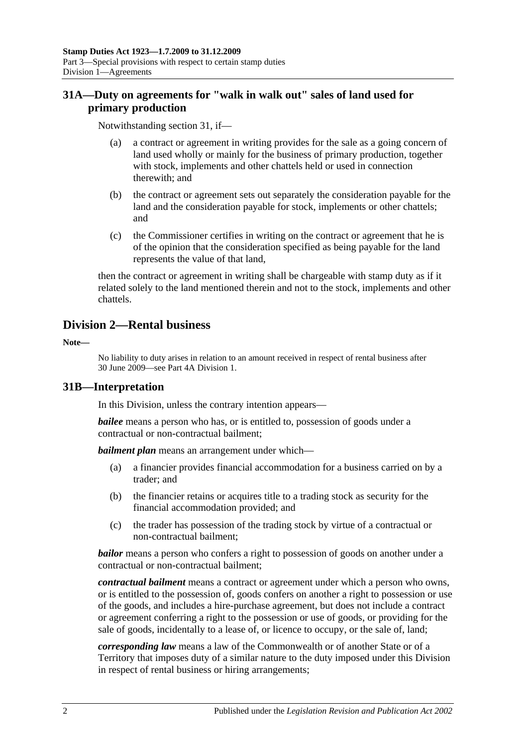## 31A—Duty on agreements for "walk in walk out" sales of land used for primary production

Notwithstanding section 31, if—

(a) a contract or agreement in writing provides for the sale as a going concern of land used wholly or mainly for the business of primary production, together with stock, implements and other chattels held or used in connection therewith; and

(b) the contract or agreement sets out separately the consideration payable for the land and the consideration payable for stock, implements or other chattels; and

(c) the Commissioner certifies in writing on the contract or agreement that he is of the opinion that the consideration specified as being payable for the land represents the value of that land,

then the contract or agreement in writing shall be chargeable with stamp duty as if it related solely to the land mentioned therein and not to the stock, implements and other chattels.

# Division 2—Rental business

**Note—**

No liability to duty arises in relation to an amount received in respect of rental business after 30 June 2009—see Part 4A Division 1.

## 31B—Interpretation

In this Division, unless the contrary intention appears—

***bailee*** means a person who has, or is entitled to, possession of goods under a contractual or non-contractual bailment;

***bailment plan*** means an arrangement under which—

(a) a financier provides financial accommodation for a business carried on by a trader; and

(b) the financier retains or acquires title to a trading stock as security for the financial accommodation provided; and

(c) the trader has possession of the trading stock by virtue of a contractual or non-contractual bailment;

***bailor*** means a person who confers a right to possession of goods on another under a contractual or non-contractual bailment;

***contractual bailment*** means a contract or agreement under which a person who owns, or is entitled to the possession of, goods confers on another a right to possession or use of the goods, and includes a hire-purchase agreement, but does not include a contract or agreement conferring a right to the possession or use of goods, or providing for the sale of goods, incidentally to a lease of, or licence to occupy, or the sale of, land;

***corresponding law*** means a law of the Commonwealth or of another State or of a Territory that imposes duty of a similar nature to the duty imposed under this Division in respect of rental business or hiring arrangements;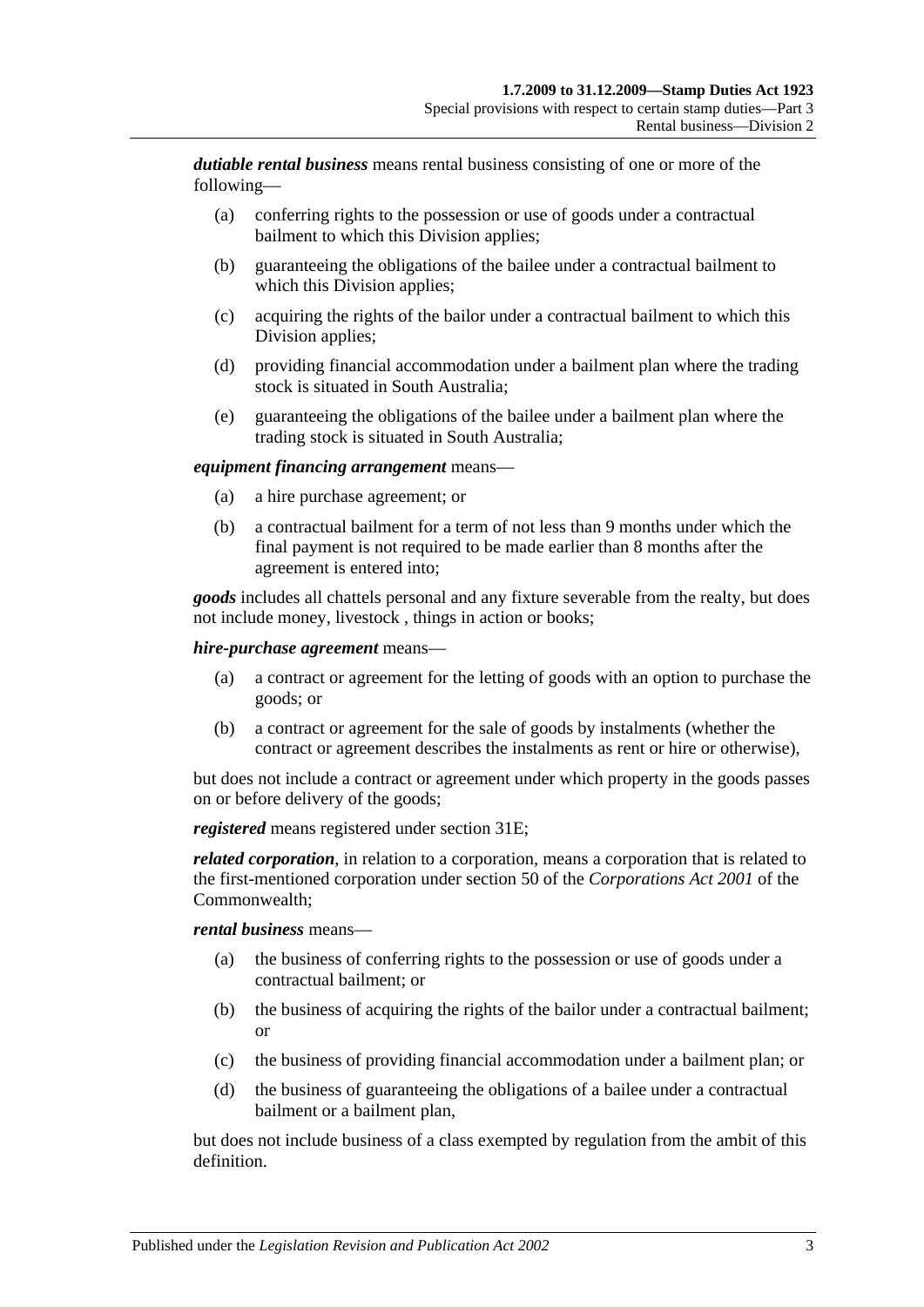***dutiable rental business*** means rental business consisting of one or more of the following—

(a) conferring rights to the possession or use of goods under a contractual bailment to which this Division applies;

(b) guaranteeing the obligations of the bailee under a contractual bailment to which this Division applies;

(c) acquiring the rights of the bailor under a contractual bailment to which this Division applies;

(d) providing financial accommodation under a bailment plan where the trading stock is situated in South Australia;

(e) guaranteeing the obligations of the bailee under a bailment plan where the trading stock is situated in South Australia;

***equipment financing arrangement*** means—

(a) a hire purchase agreement; or

(b) a contractual bailment for a term of not less than 9 months under which the final payment is not required to be made earlier than 8 months after the agreement is entered into;

***goods*** includes all chattels personal and any fixture severable from the realty, but does not include money, livestock , things in action or books;

***hire-purchase agreement*** means—

(a) a contract or agreement for the letting of goods with an option to purchase the goods; or

(b) a contract or agreement for the sale of goods by instalments (whether the contract or agreement describes the instalments as rent or hire or otherwise),

but does not include a contract or agreement under which property in the goods passes on or before delivery of the goods;

***registered*** means registered under section 31E;

***related corporation***, in relation to a corporation, means a corporation that is related to the first-mentioned corporation under section 50 of the *Corporations Act 2001* of the Commonwealth;

***rental business*** means—

(a) the business of conferring rights to the possession or use of goods under a contractual bailment; or

(b) the business of acquiring the rights of the bailor under a contractual bailment; or

(c) the business of providing financial accommodation under a bailment plan; or

(d) the business of guaranteeing the obligations of a bailee under a contractual bailment or a bailment plan,

but does not include business of a class exempted by regulation from the ambit of this definition.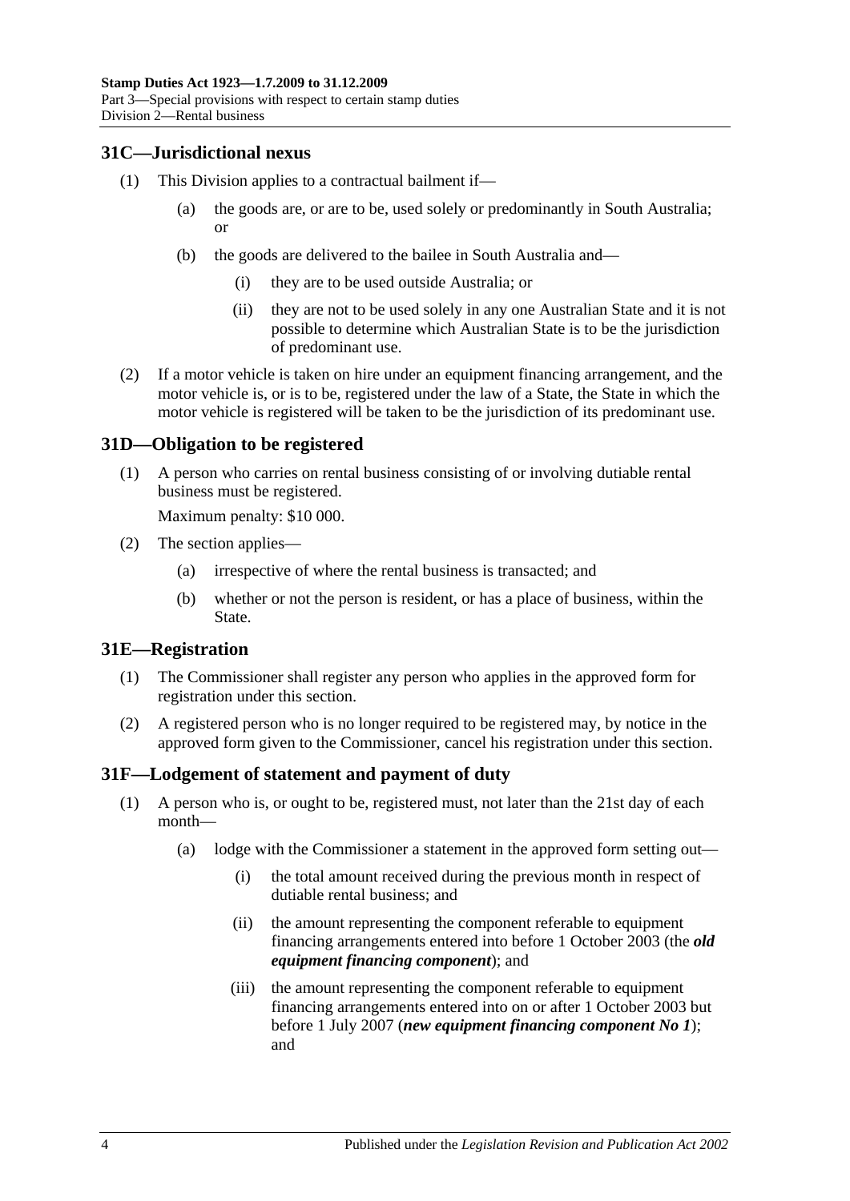## 31C—Jurisdictional nexus

(1) This Division applies to a contractual bailment if—

(a) the goods are, or are to be, used solely or predominantly in South Australia; or

(b) the goods are delivered to the bailee in South Australia and—

(i) they are to be used outside Australia; or

(ii) they are not to be used solely in any one Australian State and it is not possible to determine which Australian State is to be the jurisdiction of predominant use.

(2) If a motor vehicle is taken on hire under an equipment financing arrangement, and the motor vehicle is, or is to be, registered under the law of a State, the State in which the motor vehicle is registered will be taken to be the jurisdiction of its predominant use.

## 31D—Obligation to be registered

(1) A person who carries on rental business consisting of or involving dutiable rental business must be registered.

Maximum penalty: $10 000.

(2) The section applies—

(a) irrespective of where the rental business is transacted; and

(b) whether or not the person is resident, or has a place of business, within the State.

## 31E—Registration

(1) The Commissioner shall register any person who applies in the approved form for registration under this section.

(2) A registered person who is no longer required to be registered may, by notice in the approved form given to the Commissioner, cancel his registration under this section.

## 31F—Lodgement of statement and payment of duty

(1) A person who is, or ought to be, registered must, not later than the 21st day of each month—

(a) lodge with the Commissioner a statement in the approved form setting out—

(i) the total amount received during the previous month in respect of dutiable rental business; and

(ii) the amount representing the component referable to equipment financing arrangements entered into before 1 October 2003 (the ***old equipment financing component***); and

(iii) the amount representing the component referable to equipment financing arrangements entered into on or after 1 October 2003 but before 1 July 2007 (***new equipment financing component No 1***); and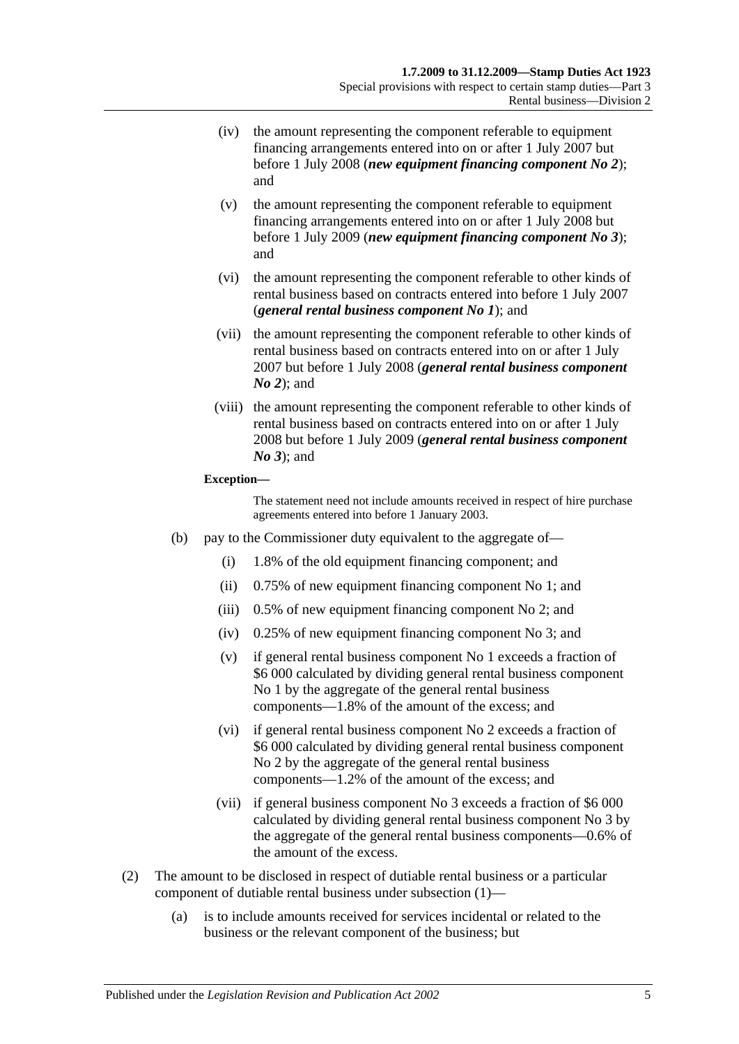(iv) the amount representing the component referable to equipment financing arrangements entered into on or after 1 July 2007 but before 1 July 2008 (***new equipment financing component No 2***); and

(v) the amount representing the component referable to equipment financing arrangements entered into on or after 1 July 2008 but before 1 July 2009 (***new equipment financing component No 3***); and

(vi) the amount representing the component referable to other kinds of rental business based on contracts entered into before 1 July 2007 (***general rental business component No 1***); and

(vii) the amount representing the component referable to other kinds of rental business based on contracts entered into on or after 1 July 2007 but before 1 July 2008 (***general rental business component No 2***); and

(viii) the amount representing the component referable to other kinds of rental business based on contracts entered into on or after 1 July 2008 but before 1 July 2009 (***general rental business component No 3***); and

**Exception—**

The statement need not include amounts received in respect of hire purchase agreements entered into before 1 January 2003.

(b) pay to the Commissioner duty equivalent to the aggregate of—

(i) 1.8% of the old equipment financing component; and

(ii) 0.75% of new equipment financing component No 1; and

(iii) 0.5% of new equipment financing component No 2; and

(iv) 0.25% of new equipment financing component No 3; and

(v) if general rental business component No 1 exceeds a fraction of $6 000 calculated by dividing general rental business component No 1 by the aggregate of the general rental business components—1.8% of the amount of the excess; and

(vi) if general rental business component No 2 exceeds a fraction of $6 000 calculated by dividing general rental business component No 2 by the aggregate of the general rental business components—1.2% of the amount of the excess; and

(vii) if general business component No 3 exceeds a fraction of $6 000 calculated by dividing general rental business component No 3 by the aggregate of the general rental business components—0.6% of the amount of the excess.

(2) The amount to be disclosed in respect of dutiable rental business or a particular component of dutiable rental business under subsection (1)—

(a) is to include amounts received for services incidental or related to the business or the relevant component of the business; but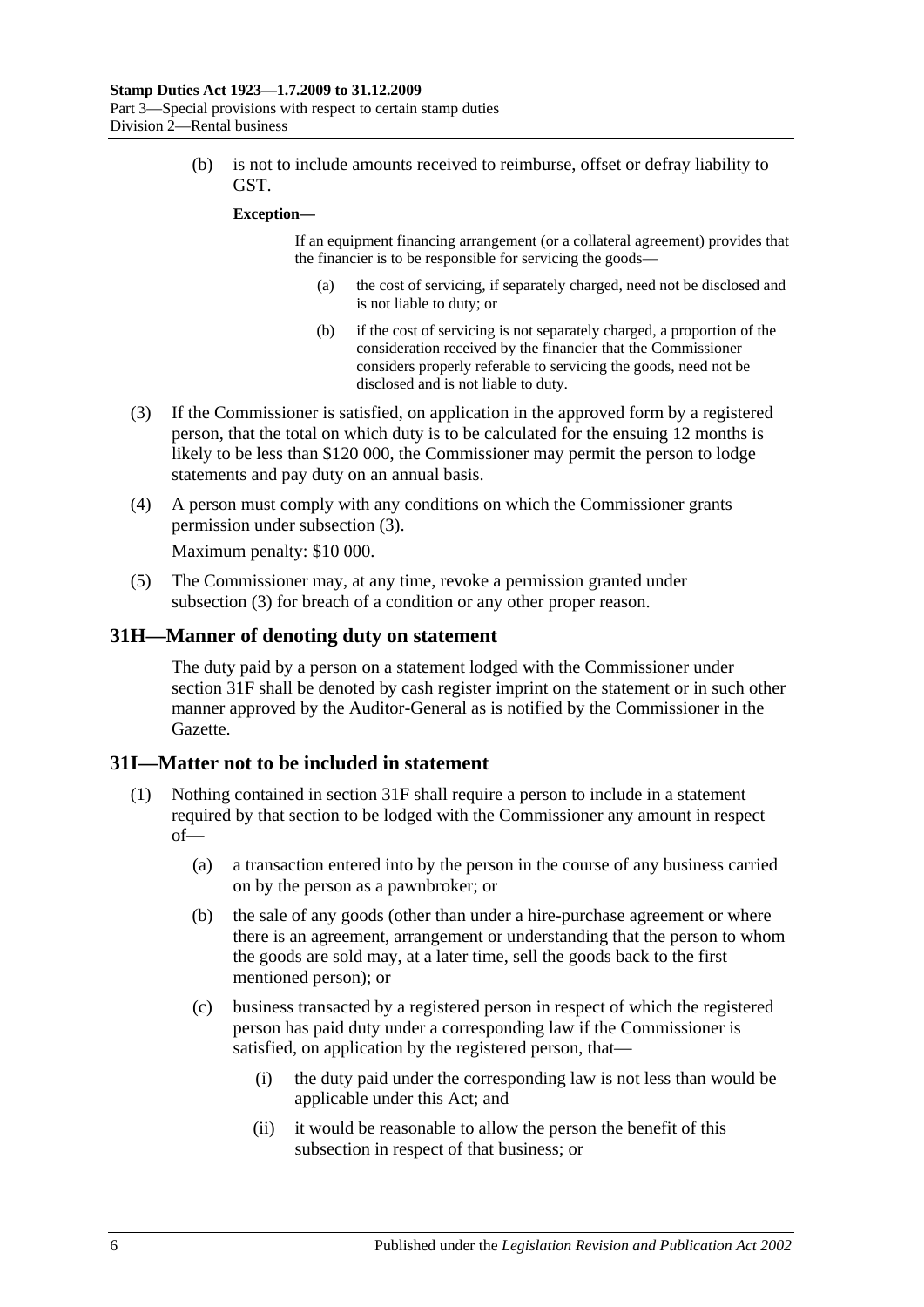(b) is not to include amounts received to reimburse, offset or defray liability to GST.

**Exception—**

If an equipment financing arrangement (or a collateral agreement) provides that the financier is to be responsible for servicing the goods—

(a) the cost of servicing, if separately charged, need not be disclosed and is not liable to duty; or

(b) if the cost of servicing is not separately charged, a proportion of the consideration received by the financier that the Commissioner considers properly referable to servicing the goods, need not be disclosed and is not liable to duty.

(3) If the Commissioner is satisfied, on application in the approved form by a registered person, that the total on which duty is to be calculated for the ensuing 12 months is likely to be less than $120 000, the Commissioner may permit the person to lodge statements and pay duty on an annual basis.

(4) A person must comply with any conditions on which the Commissioner grants permission under subsection (3).

Maximum penalty: $10 000.

(5) The Commissioner may, at any time, revoke a permission granted under subsection (3) for breach of a condition or any other proper reason.

## 31H—Manner of denoting duty on statement

The duty paid by a person on a statement lodged with the Commissioner under section 31F shall be denoted by cash register imprint on the statement or in such other manner approved by the Auditor-General as is notified by the Commissioner in the Gazette.

## 31I—Matter not to be included in statement

(1) Nothing contained in section 31F shall require a person to include in a statement required by that section to be lodged with the Commissioner any amount in respect of—

(a) a transaction entered into by the person in the course of any business carried on by the person as a pawnbroker; or

(b) the sale of any goods (other than under a hire-purchase agreement or where there is an agreement, arrangement or understanding that the person to whom the goods are sold may, at a later time, sell the goods back to the first mentioned person); or

(c) business transacted by a registered person in respect of which the registered person has paid duty under a corresponding law if the Commissioner is satisfied, on application by the registered person, that—

(i) the duty paid under the corresponding law is not less than would be applicable under this Act; and

(ii) it would be reasonable to allow the person the benefit of this subsection in respect of that business; or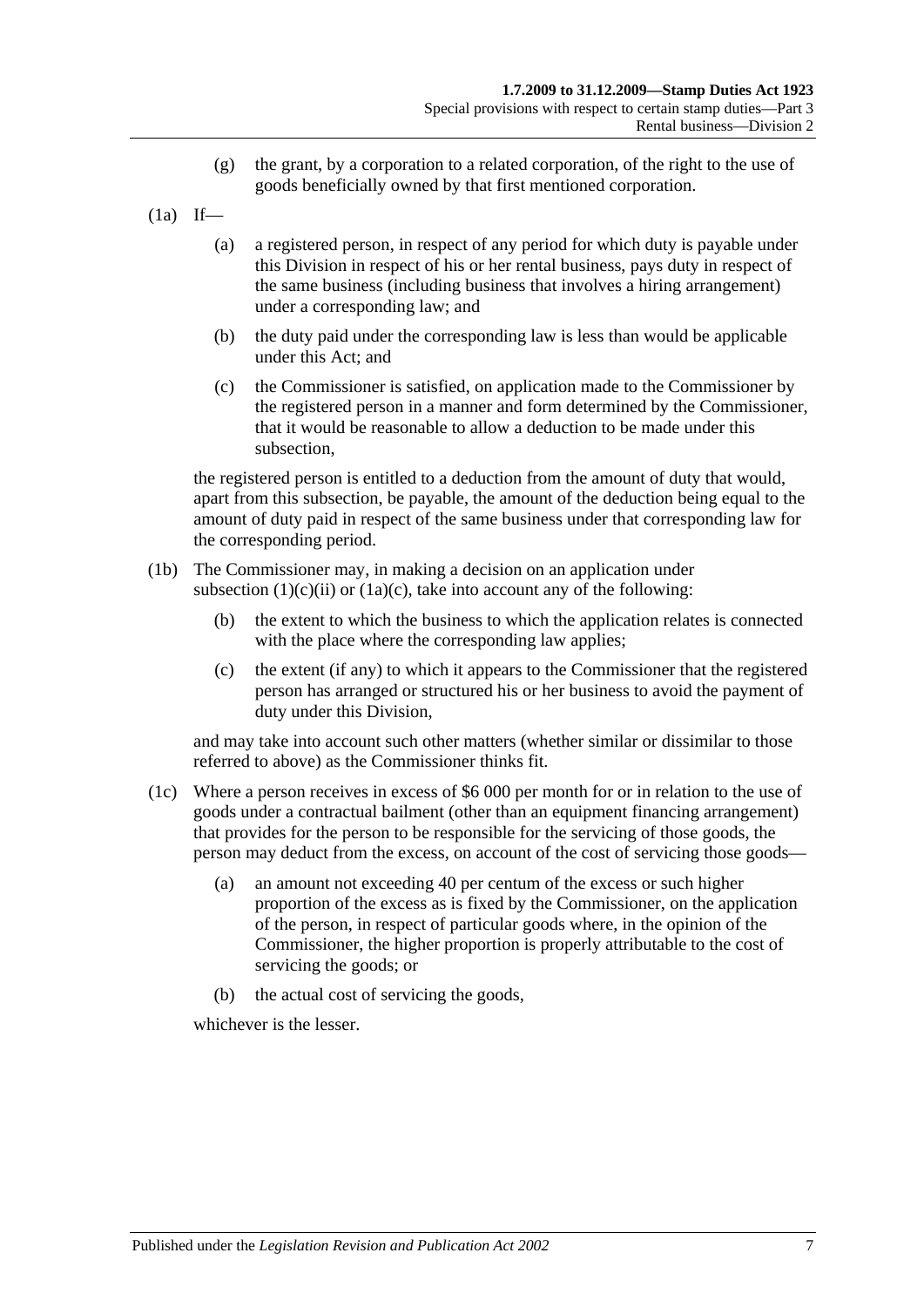(g) the grant, by a corporation to a related corporation, of the right to the use of goods beneficially owned by that first mentioned corporation.

(1a) If—

(a) a registered person, in respect of any period for which duty is payable under this Division in respect of his or her rental business, pays duty in respect of the same business (including business that involves a hiring arrangement) under a corresponding law; and

(b) the duty paid under the corresponding law is less than would be applicable under this Act; and

(c) the Commissioner is satisfied, on application made to the Commissioner by the registered person in a manner and form determined by the Commissioner, that it would be reasonable to allow a deduction to be made under this subsection,

the registered person is entitled to a deduction from the amount of duty that would, apart from this subsection, be payable, the amount of the deduction being equal to the amount of duty paid in respect of the same business under that corresponding law for the corresponding period.

(1b) The Commissioner may, in making a decision on an application under subsection (1)(c)(ii) or (1a)(c), take into account any of the following:

(b) the extent to which the business to which the application relates is connected with the place where the corresponding law applies;

(c) the extent (if any) to which it appears to the Commissioner that the registered person has arranged or structured his or her business to avoid the payment of duty under this Division,

and may take into account such other matters (whether similar or dissimilar to those referred to above) as the Commissioner thinks fit.

(1c) Where a person receives in excess of $6 000 per month for or in relation to the use of goods under a contractual bailment (other than an equipment financing arrangement) that provides for the person to be responsible for the servicing of those goods, the person may deduct from the excess, on account of the cost of servicing those goods—

(a) an amount not exceeding 40 per centum of the excess or such higher proportion of the excess as is fixed by the Commissioner, on the application of the person, in respect of particular goods where, in the opinion of the Commissioner, the higher proportion is properly attributable to the cost of servicing the goods; or

(b) the actual cost of servicing the goods,

whichever is the lesser.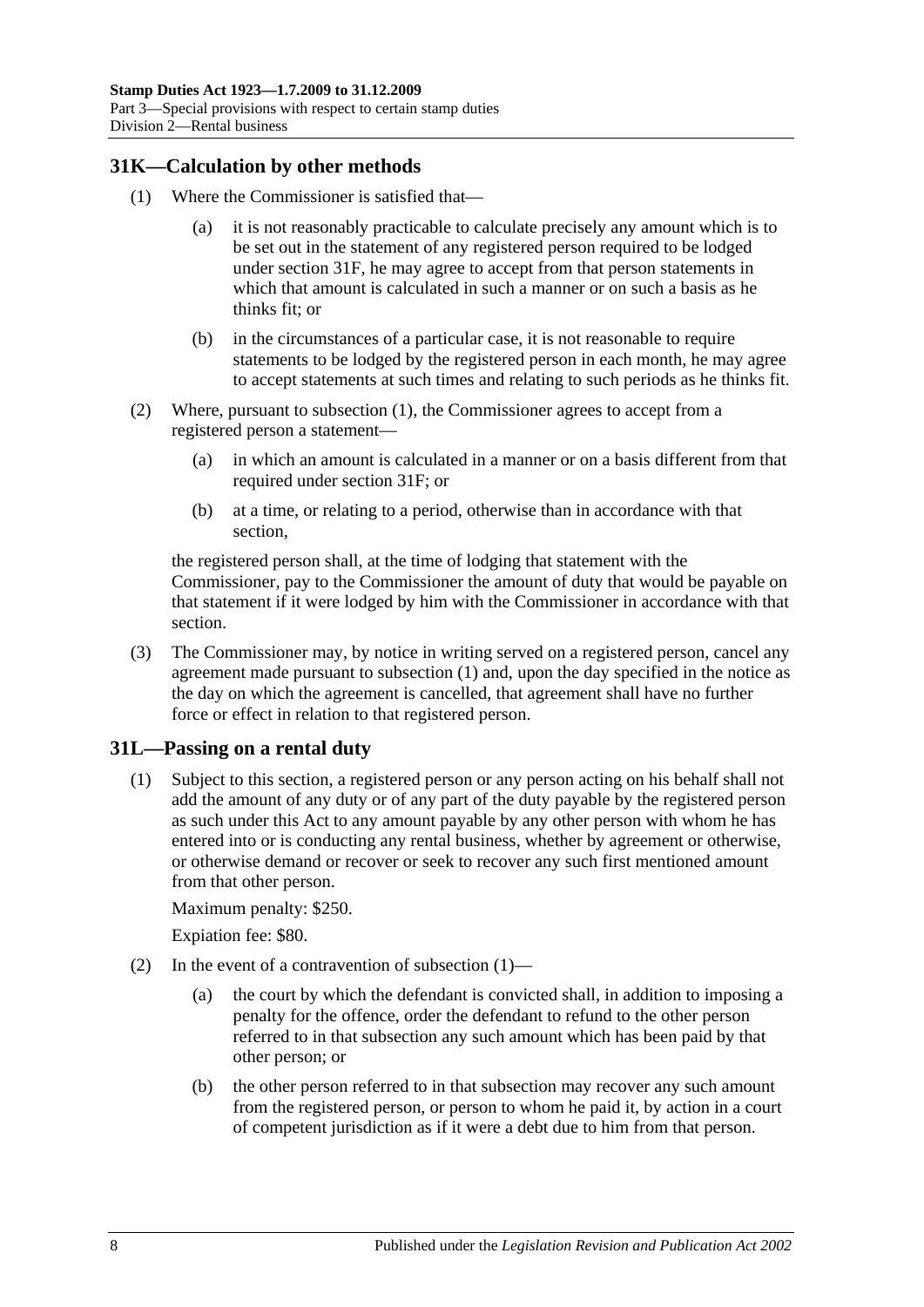## 31K—Calculation by other methods

(1) Where the Commissioner is satisfied that—

(a) it is not reasonably practicable to calculate precisely any amount which is to be set out in the statement of any registered person required to be lodged under section 31F, he may agree to accept from that person statements in which that amount is calculated in such a manner or on such a basis as he thinks fit; or

(b) in the circumstances of a particular case, it is not reasonable to require statements to be lodged by the registered person in each month, he may agree to accept statements at such times and relating to such periods as he thinks fit.

(2) Where, pursuant to subsection (1), the Commissioner agrees to accept from a registered person a statement—

(a) in which an amount is calculated in a manner or on a basis different from that required under section 31F; or

(b) at a time, or relating to a period, otherwise than in accordance with that section,

the registered person shall, at the time of lodging that statement with the Commissioner, pay to the Commissioner the amount of duty that would be payable on that statement if it were lodged by him with the Commissioner in accordance with that section.

(3) The Commissioner may, by notice in writing served on a registered person, cancel any agreement made pursuant to subsection (1) and, upon the day specified in the notice as the day on which the agreement is cancelled, that agreement shall have no further force or effect in relation to that registered person.

## 31L—Passing on a rental duty

(1) Subject to this section, a registered person or any person acting on his behalf shall not add the amount of any duty or of any part of the duty payable by the registered person as such under this Act to any amount payable by any other person with whom he has entered into or is conducting any rental business, whether by agreement or otherwise, or otherwise demand or recover or seek to recover any such first mentioned amount from that other person.

Maximum penalty: $250.

Expiation fee: $80.

(2) In the event of a contravention of subsection (1)—

(a) the court by which the defendant is convicted shall, in addition to imposing a penalty for the offence, order the defendant to refund to the other person referred to in that subsection any such amount which has been paid by that other person; or

(b) the other person referred to in that subsection may recover any such amount from the registered person, or person to whom he paid it, by action in a court of competent jurisdiction as if it were a debt due to him from that person.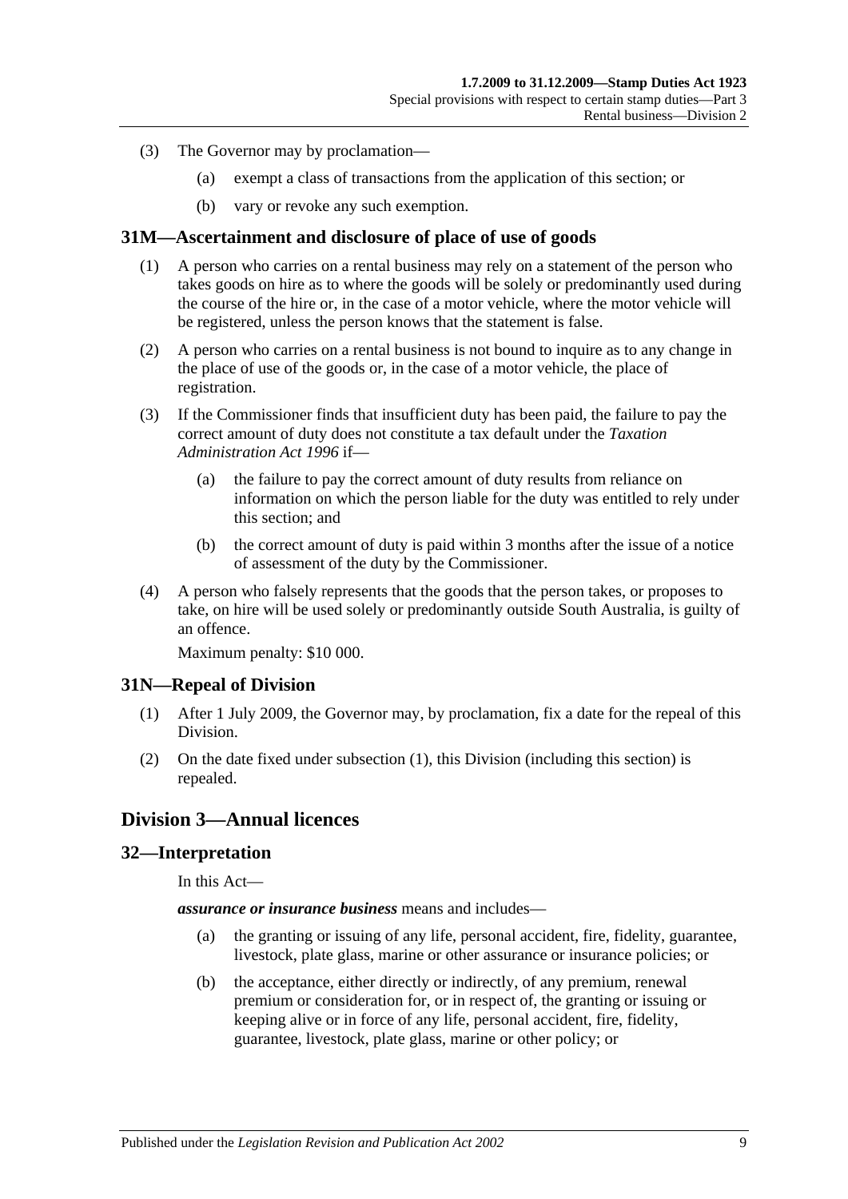(3) The Governor may by proclamation—

  (a) exempt a class of transactions from the application of this section; or

  (b) vary or revoke any such exemption.

## 31M—Ascertainment and disclosure of place of use of goods

(1) A person who carries on a rental business may rely on a statement of the person who takes goods on hire as to where the goods will be solely or predominantly used during the course of the hire or, in the case of a motor vehicle, where the motor vehicle will be registered, unless the person knows that the statement is false.

(2) A person who carries on a rental business is not bound to inquire as to any change in the place of use of the goods or, in the case of a motor vehicle, the place of registration.

(3) If the Commissioner finds that insufficient duty has been paid, the failure to pay the correct amount of duty does not constitute a tax default under the *Taxation Administration Act 1996* if—

  (a) the failure to pay the correct amount of duty results from reliance on information on which the person liable for the duty was entitled to rely under this section; and

  (b) the correct amount of duty is paid within 3 months after the issue of a notice of assessment of the duty by the Commissioner.

(4) A person who falsely represents that the goods that the person takes, or proposes to take, on hire will be used solely or predominantly outside South Australia, is guilty of an offence.

Maximum penalty: $10 000.

## 31N—Repeal of Division

(1) After 1 July 2009, the Governor may, by proclamation, fix a date for the repeal of this Division.

(2) On the date fixed under subsection (1), this Division (including this section) is repealed.

# Division 3—Annual licences

## 32—Interpretation

In this Act—

***assurance or insurance business*** means and includes—

  (a) the granting or issuing of any life, personal accident, fire, fidelity, guarantee, livestock, plate glass, marine or other assurance or insurance policies; or

  (b) the acceptance, either directly or indirectly, of any premium, renewal premium or consideration for, or in respect of, the granting or issuing or keeping alive or in force of any life, personal accident, fire, fidelity, guarantee, livestock, plate glass, marine or other policy; or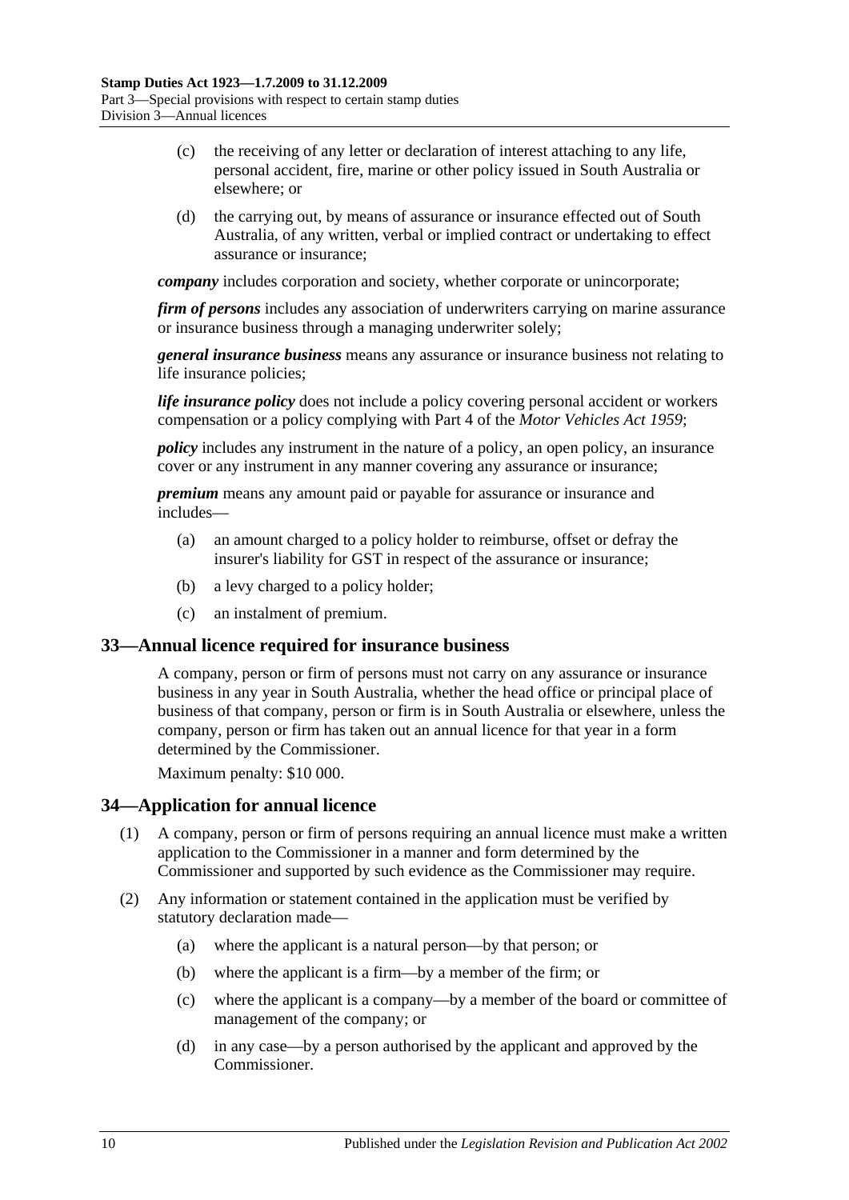(c) the receiving of any letter or declaration of interest attaching to any life, personal accident, fire, marine or other policy issued in South Australia or elsewhere; or

(d) the carrying out, by means of assurance or insurance effected out of South Australia, of any written, verbal or implied contract or undertaking to effect assurance or insurance;

***company*** includes corporation and society, whether corporate or unincorporate;

***firm of persons*** includes any association of underwriters carrying on marine assurance or insurance business through a managing underwriter solely;

***general insurance business*** means any assurance or insurance business not relating to life insurance policies;

***life insurance policy*** does not include a policy covering personal accident or workers compensation or a policy complying with Part 4 of the *Motor Vehicles Act 1959*;

***policy*** includes any instrument in the nature of a policy, an open policy, an insurance cover or any instrument in any manner covering any assurance or insurance;

***premium*** means any amount paid or payable for assurance or insurance and includes—

(a) an amount charged to a policy holder to reimburse, offset or defray the insurer's liability for GST in respect of the assurance or insurance;

(b) a levy charged to a policy holder;

(c) an instalment of premium.

## 33—Annual licence required for insurance business

A company, person or firm of persons must not carry on any assurance or insurance business in any year in South Australia, whether the head office or principal place of business of that company, person or firm is in South Australia or elsewhere, unless the company, person or firm has taken out an annual licence for that year in a form determined by the Commissioner.

Maximum penalty: $10 000.

## 34—Application for annual licence

(1) A company, person or firm of persons requiring an annual licence must make a written application to the Commissioner in a manner and form determined by the Commissioner and supported by such evidence as the Commissioner may require.

(2) Any information or statement contained in the application must be verified by statutory declaration made—

(a) where the applicant is a natural person—by that person; or

(b) where the applicant is a firm—by a member of the firm; or

(c) where the applicant is a company—by a member of the board or committee of management of the company; or

(d) in any case—by a person authorised by the applicant and approved by the Commissioner.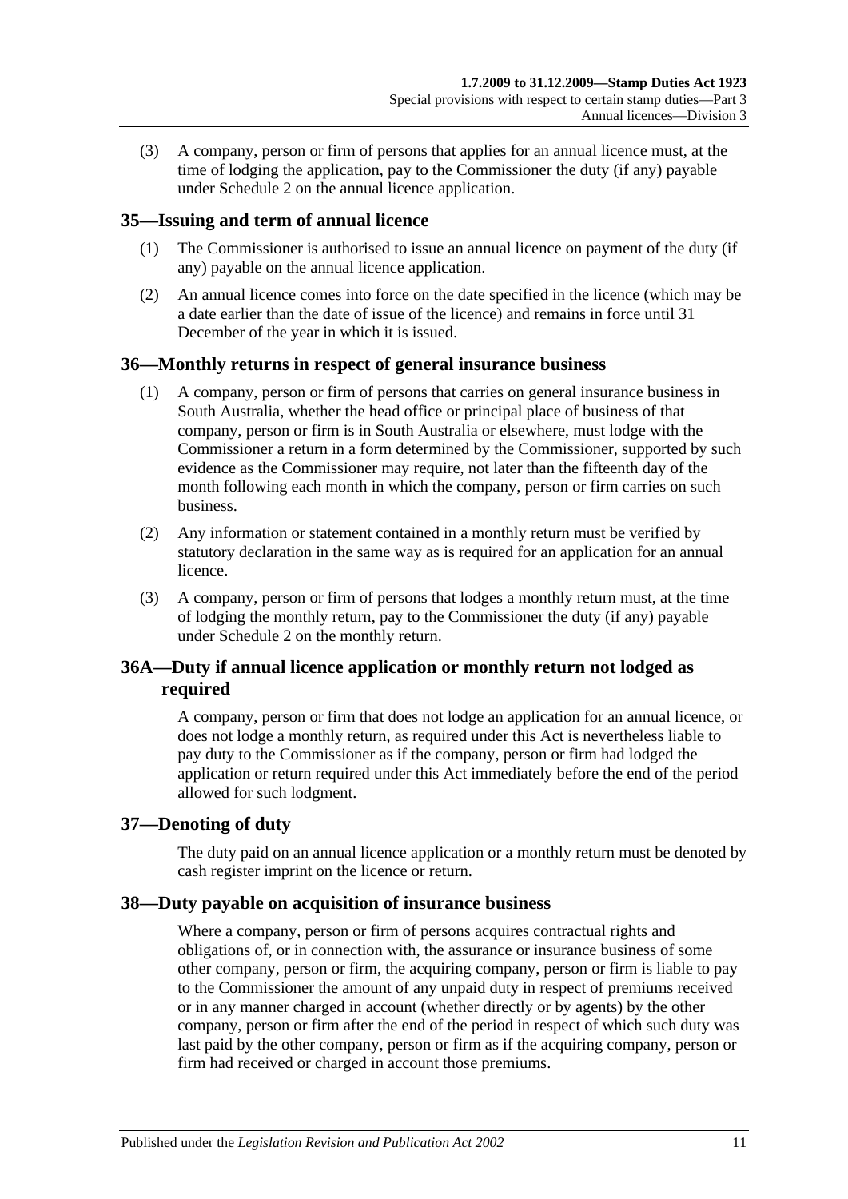(3) A company, person or firm of persons that applies for an annual licence must, at the time of lodging the application, pay to the Commissioner the duty (if any) payable under Schedule 2 on the annual licence application.

## 35—Issuing and term of annual licence

(1) The Commissioner is authorised to issue an annual licence on payment of the duty (if any) payable on the annual licence application.

(2) An annual licence comes into force on the date specified in the licence (which may be a date earlier than the date of issue of the licence) and remains in force until 31 December of the year in which it is issued.

## 36—Monthly returns in respect of general insurance business

(1) A company, person or firm of persons that carries on general insurance business in South Australia, whether the head office or principal place of business of that company, person or firm is in South Australia or elsewhere, must lodge with the Commissioner a return in a form determined by the Commissioner, supported by such evidence as the Commissioner may require, not later than the fifteenth day of the month following each month in which the company, person or firm carries on such business.

(2) Any information or statement contained in a monthly return must be verified by statutory declaration in the same way as is required for an application for an annual licence.

(3) A company, person or firm of persons that lodges a monthly return must, at the time of lodging the monthly return, pay to the Commissioner the duty (if any) payable under Schedule 2 on the monthly return.

## 36A—Duty if annual licence application or monthly return not lodged as required

A company, person or firm that does not lodge an application for an annual licence, or does not lodge a monthly return, as required under this Act is nevertheless liable to pay duty to the Commissioner as if the company, person or firm had lodged the application or return required under this Act immediately before the end of the period allowed for such lodgment.

## 37—Denoting of duty

The duty paid on an annual licence application or a monthly return must be denoted by cash register imprint on the licence or return.

## 38—Duty payable on acquisition of insurance business

Where a company, person or firm of persons acquires contractual rights and obligations of, or in connection with, the assurance or insurance business of some other company, person or firm, the acquiring company, person or firm is liable to pay to the Commissioner the amount of any unpaid duty in respect of premiums received or in any manner charged in account (whether directly or by agents) by the other company, person or firm after the end of the period in respect of which such duty was last paid by the other company, person or firm as if the acquiring company, person or firm had received or charged in account those premiums.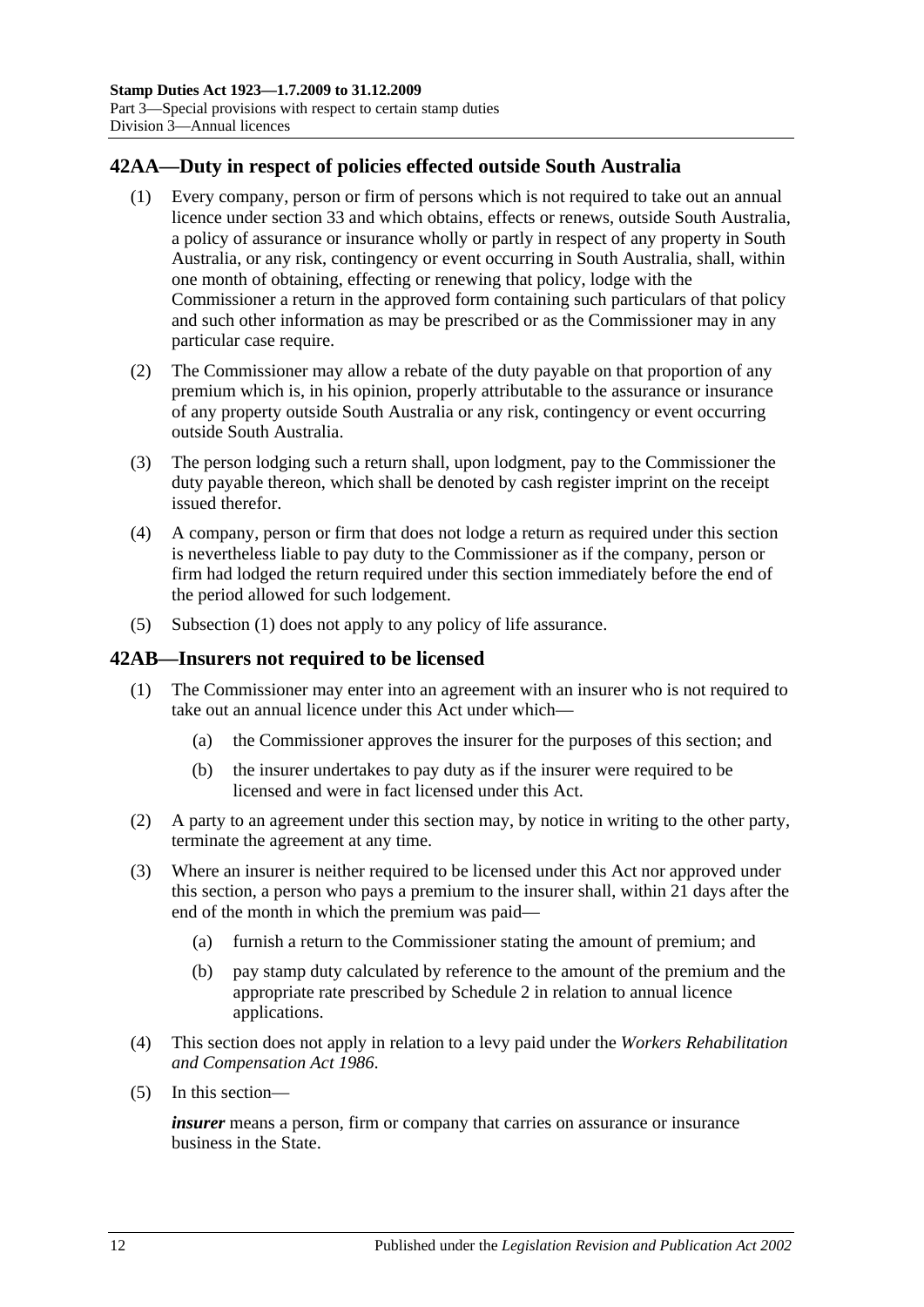## 42AA—Duty in respect of policies effected outside South Australia

(1) Every company, person or firm of persons which is not required to take out an annual licence under section 33 and which obtains, effects or renews, outside South Australia, a policy of assurance or insurance wholly or partly in respect of any property in South Australia, or any risk, contingency or event occurring in South Australia, shall, within one month of obtaining, effecting or renewing that policy, lodge with the Commissioner a return in the approved form containing such particulars of that policy and such other information as may be prescribed or as the Commissioner may in any particular case require.

(2) The Commissioner may allow a rebate of the duty payable on that proportion of any premium which is, in his opinion, properly attributable to the assurance or insurance of any property outside South Australia or any risk, contingency or event occurring outside South Australia.

(3) The person lodging such a return shall, upon lodgment, pay to the Commissioner the duty payable thereon, which shall be denoted by cash register imprint on the receipt issued therefor.

(4) A company, person or firm that does not lodge a return as required under this section is nevertheless liable to pay duty to the Commissioner as if the company, person or firm had lodged the return required under this section immediately before the end of the period allowed for such lodgement.

(5) Subsection (1) does not apply to any policy of life assurance.

## 42AB—Insurers not required to be licensed

(1) The Commissioner may enter into an agreement with an insurer who is not required to take out an annual licence under this Act under which—

(a) the Commissioner approves the insurer for the purposes of this section; and

(b) the insurer undertakes to pay duty as if the insurer were required to be licensed and were in fact licensed under this Act.

(2) A party to an agreement under this section may, by notice in writing to the other party, terminate the agreement at any time.

(3) Where an insurer is neither required to be licensed under this Act nor approved under this section, a person who pays a premium to the insurer shall, within 21 days after the end of the month in which the premium was paid—

(a) furnish a return to the Commissioner stating the amount of premium; and

(b) pay stamp duty calculated by reference to the amount of the premium and the appropriate rate prescribed by Schedule 2 in relation to annual licence applications.

(4) This section does not apply in relation to a levy paid under the *Workers Rehabilitation and Compensation Act 1986*.

(5) In this section—

***insurer*** means a person, firm or company that carries on assurance or insurance business in the State.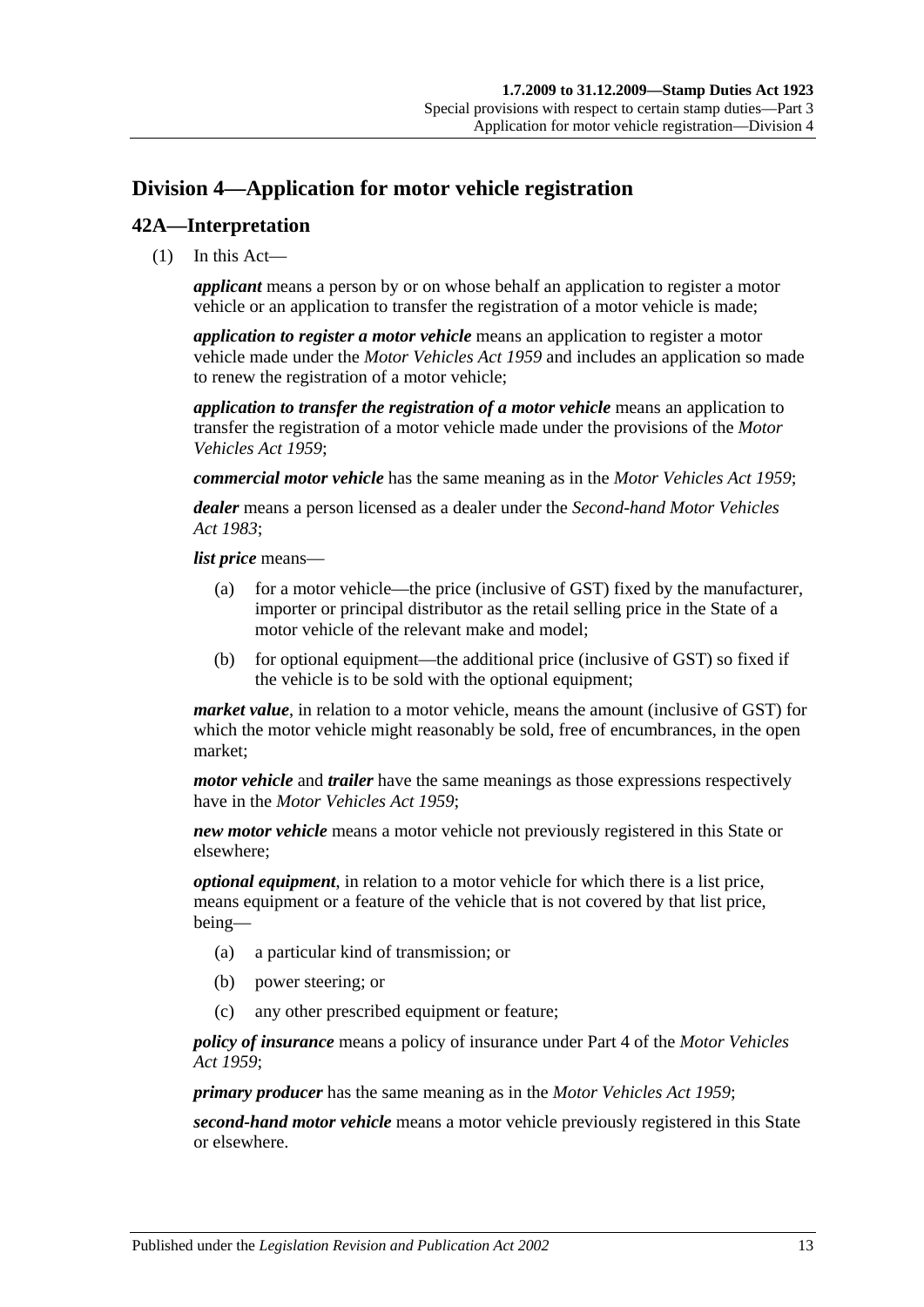## Division 4—Application for motor vehicle registration

### 42A—Interpretation

(1) In this Act—

***applicant*** means a person by or on whose behalf an application to register a motor vehicle or an application to transfer the registration of a motor vehicle is made;

***application to register a motor vehicle*** means an application to register a motor vehicle made under the *Motor Vehicles Act 1959* and includes an application so made to renew the registration of a motor vehicle;

***application to transfer the registration of a motor vehicle*** means an application to transfer the registration of a motor vehicle made under the provisions of the *Motor Vehicles Act 1959*;

***commercial motor vehicle*** has the same meaning as in the *Motor Vehicles Act 1959*;

***dealer*** means a person licensed as a dealer under the *Second-hand Motor Vehicles Act 1983*;

***list price*** means—

- (a) for a motor vehicle—the price (inclusive of GST) fixed by the manufacturer, importer or principal distributor as the retail selling price in the State of a motor vehicle of the relevant make and model;
- (b) for optional equipment—the additional price (inclusive of GST) so fixed if the vehicle is to be sold with the optional equipment;

***market value***, in relation to a motor vehicle, means the amount (inclusive of GST) for which the motor vehicle might reasonably be sold, free of encumbrances, in the open market;

***motor vehicle*** and ***trailer*** have the same meanings as those expressions respectively have in the *Motor Vehicles Act 1959*;

***new motor vehicle*** means a motor vehicle not previously registered in this State or elsewhere;

***optional equipment***, in relation to a motor vehicle for which there is a list price, means equipment or a feature of the vehicle that is not covered by that list price, being—

- (a) a particular kind of transmission; or
- (b) power steering; or
- (c) any other prescribed equipment or feature;

***policy of insurance*** means a policy of insurance under Part 4 of the *Motor Vehicles Act 1959*;

***primary producer*** has the same meaning as in the *Motor Vehicles Act 1959*;

***second-hand motor vehicle*** means a motor vehicle previously registered in this State or elsewhere.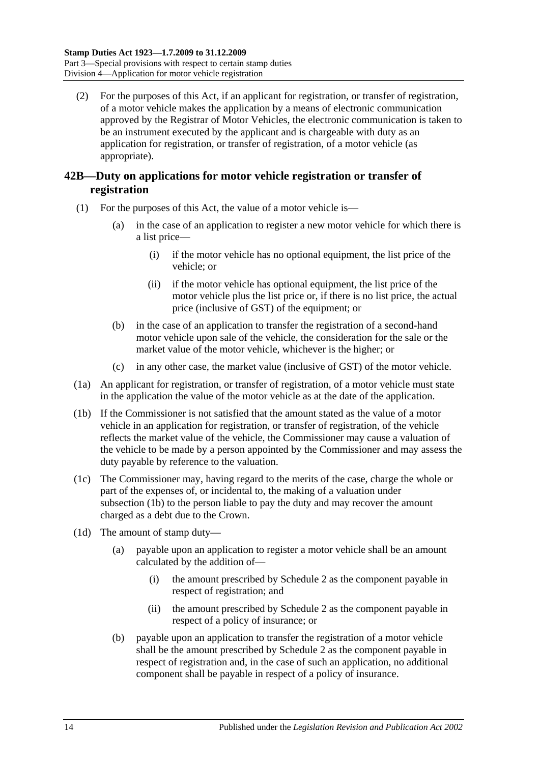(2) For the purposes of this Act, if an applicant for registration, or transfer of registration, of a motor vehicle makes the application by a means of electronic communication approved by the Registrar of Motor Vehicles, the electronic communication is taken to be an instrument executed by the applicant and is chargeable with duty as an application for registration, or transfer of registration, of a motor vehicle (as appropriate).

## 42B—Duty on applications for motor vehicle registration or transfer of registration

(1) For the purposes of this Act, the value of a motor vehicle is—

(a) in the case of an application to register a new motor vehicle for which there is a list price—

(i) if the motor vehicle has no optional equipment, the list price of the vehicle; or

(ii) if the motor vehicle has optional equipment, the list price of the motor vehicle plus the list price or, if there is no list price, the actual price (inclusive of GST) of the equipment; or

(b) in the case of an application to transfer the registration of a second-hand motor vehicle upon sale of the vehicle, the consideration for the sale or the market value of the motor vehicle, whichever is the higher; or

(c) in any other case, the market value (inclusive of GST) of the motor vehicle.

(1a) An applicant for registration, or transfer of registration, of a motor vehicle must state in the application the value of the motor vehicle as at the date of the application.

(1b) If the Commissioner is not satisfied that the amount stated as the value of a motor vehicle in an application for registration, or transfer of registration, of the vehicle reflects the market value of the vehicle, the Commissioner may cause a valuation of the vehicle to be made by a person appointed by the Commissioner and may assess the duty payable by reference to the valuation.

(1c) The Commissioner may, having regard to the merits of the case, charge the whole or part of the expenses of, or incidental to, the making of a valuation under subsection (1b) to the person liable to pay the duty and may recover the amount charged as a debt due to the Crown.

(1d) The amount of stamp duty—

(a) payable upon an application to register a motor vehicle shall be an amount calculated by the addition of—

(i) the amount prescribed by Schedule 2 as the component payable in respect of registration; and

(ii) the amount prescribed by Schedule 2 as the component payable in respect of a policy of insurance; or

(b) payable upon an application to transfer the registration of a motor vehicle shall be the amount prescribed by Schedule 2 as the component payable in respect of registration and, in the case of such an application, no additional component shall be payable in respect of a policy of insurance.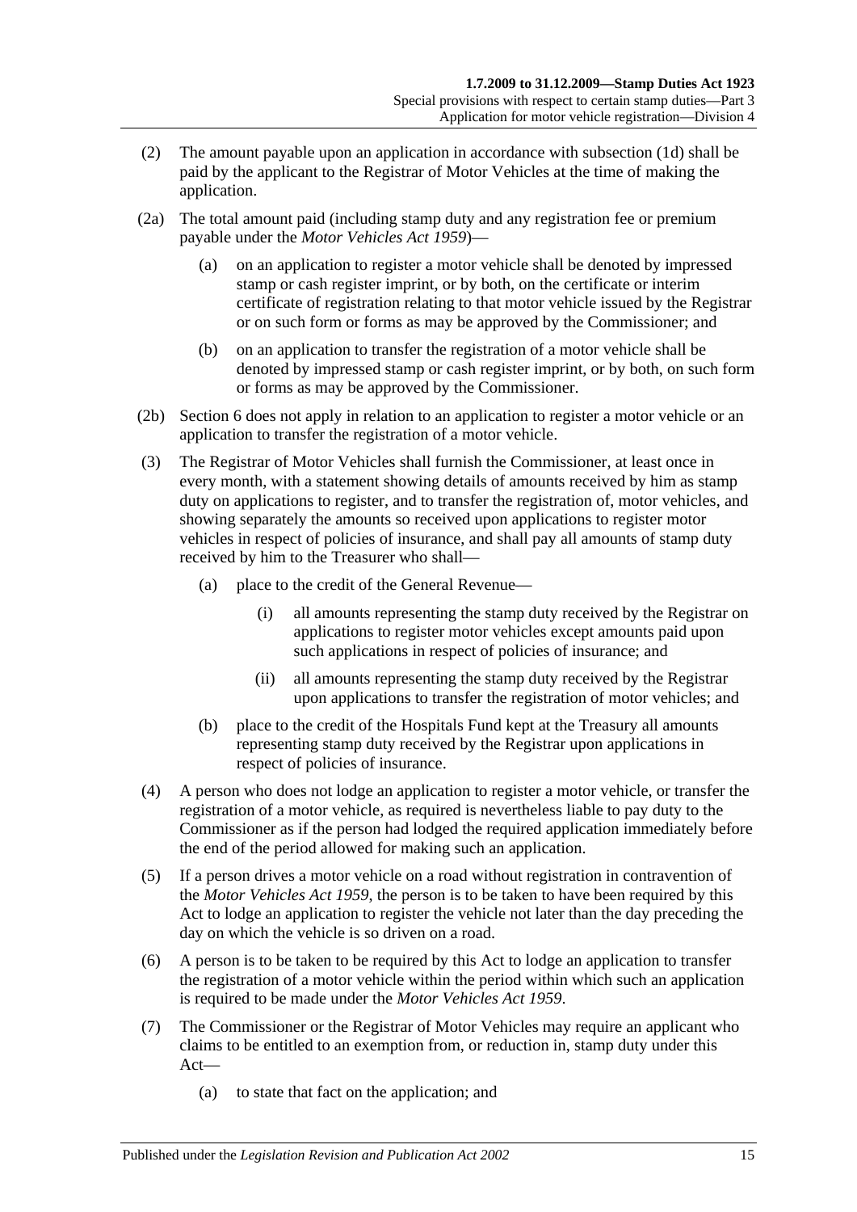(2) The amount payable upon an application in accordance with subsection (1d) shall be paid by the applicant to the Registrar of Motor Vehicles at the time of making the application.

(2a) The total amount paid (including stamp duty and any registration fee or premium payable under the *Motor Vehicles Act 1959*)—

(a) on an application to register a motor vehicle shall be denoted by impressed stamp or cash register imprint, or by both, on the certificate or interim certificate of registration relating to that motor vehicle issued by the Registrar or on such form or forms as may be approved by the Commissioner; and

(b) on an application to transfer the registration of a motor vehicle shall be denoted by impressed stamp or cash register imprint, or by both, on such form or forms as may be approved by the Commissioner.

(2b) Section 6 does not apply in relation to an application to register a motor vehicle or an application to transfer the registration of a motor vehicle.

(3) The Registrar of Motor Vehicles shall furnish the Commissioner, at least once in every month, with a statement showing details of amounts received by him as stamp duty on applications to register, and to transfer the registration of, motor vehicles, and showing separately the amounts so received upon applications to register motor vehicles in respect of policies of insurance, and shall pay all amounts of stamp duty received by him to the Treasurer who shall—

(a) place to the credit of the General Revenue—

(i) all amounts representing the stamp duty received by the Registrar on applications to register motor vehicles except amounts paid upon such applications in respect of policies of insurance; and

(ii) all amounts representing the stamp duty received by the Registrar upon applications to transfer the registration of motor vehicles; and

(b) place to the credit of the Hospitals Fund kept at the Treasury all amounts representing stamp duty received by the Registrar upon applications in respect of policies of insurance.

(4) A person who does not lodge an application to register a motor vehicle, or transfer the registration of a motor vehicle, as required is nevertheless liable to pay duty to the Commissioner as if the person had lodged the required application immediately before the end of the period allowed for making such an application.

(5) If a person drives a motor vehicle on a road without registration in contravention of the *Motor Vehicles Act 1959*, the person is to be taken to have been required by this Act to lodge an application to register the vehicle not later than the day preceding the day on which the vehicle is so driven on a road.

(6) A person is to be taken to be required by this Act to lodge an application to transfer the registration of a motor vehicle within the period within which such an application is required to be made under the *Motor Vehicles Act 1959*.

(7) The Commissioner or the Registrar of Motor Vehicles may require an applicant who claims to be entitled to an exemption from, or reduction in, stamp duty under this Act—

(a) to state that fact on the application; and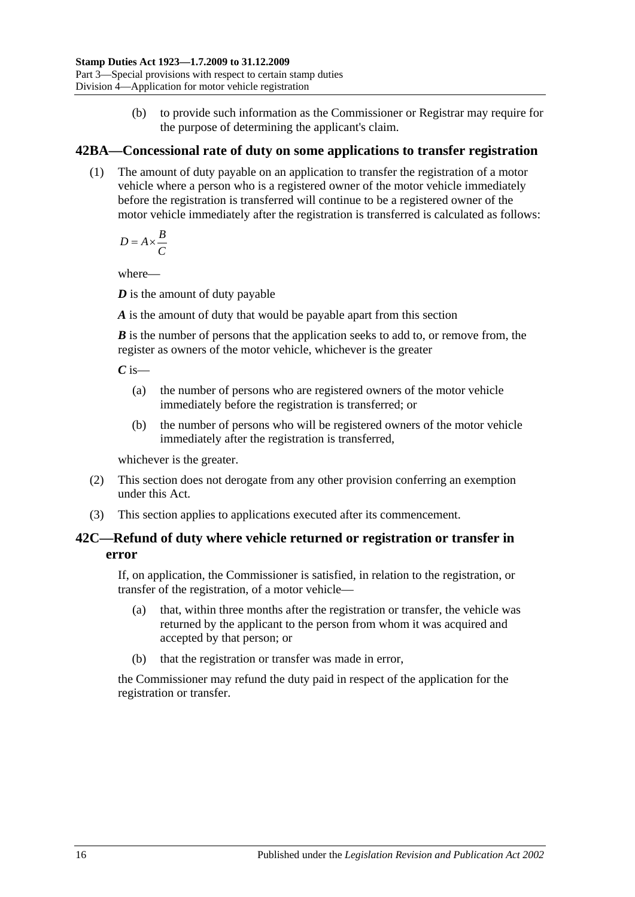(b) to provide such information as the Commissioner or Registrar may require for the purpose of determining the applicant's claim.

## 42BA—Concessional rate of duty on some applications to transfer registration

(1) The amount of duty payable on an application to transfer the registration of a motor vehicle where a person who is a registered owner of the motor vehicle immediately before the registration is transferred will continue to be a registered owner of the motor vehicle immediately after the registration is transferred is calculated as follows:

$$D = A \times \frac{B}{C}$$

where—

***D*** is the amount of duty payable

***A*** is the amount of duty that would be payable apart from this section

***B*** is the number of persons that the application seeks to add to, or remove from, the register as owners of the motor vehicle, whichever is the greater

***C*** is—

(a) the number of persons who are registered owners of the motor vehicle immediately before the registration is transferred; or

(b) the number of persons who will be registered owners of the motor vehicle immediately after the registration is transferred,

whichever is the greater.

(2) This section does not derogate from any other provision conferring an exemption under this Act.

(3) This section applies to applications executed after its commencement.

## 42C—Refund of duty where vehicle returned or registration or transfer in error

If, on application, the Commissioner is satisfied, in relation to the registration, or transfer of the registration, of a motor vehicle—

(a) that, within three months after the registration or transfer, the vehicle was returned by the applicant to the person from whom it was acquired and accepted by that person; or

(b) that the registration or transfer was made in error,

the Commissioner may refund the duty paid in respect of the application for the registration or transfer.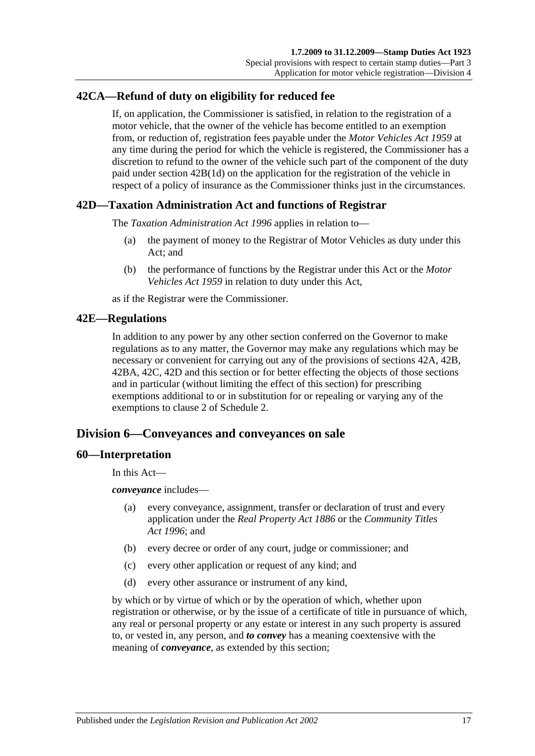## 42CA—Refund of duty on eligibility for reduced fee

If, on application, the Commissioner is satisfied, in relation to the registration of a motor vehicle, that the owner of the vehicle has become entitled to an exemption from, or reduction of, registration fees payable under the *Motor Vehicles Act 1959* at any time during the period for which the vehicle is registered, the Commissioner has a discretion to refund to the owner of the vehicle such part of the component of the duty paid under section 42B(1d) on the application for the registration of the vehicle in respect of a policy of insurance as the Commissioner thinks just in the circumstances.

## 42D—Taxation Administration Act and functions of Registrar

The *Taxation Administration Act 1996* applies in relation to—

(a) the payment of money to the Registrar of Motor Vehicles as duty under this Act; and

(b) the performance of functions by the Registrar under this Act or the *Motor Vehicles Act 1959* in relation to duty under this Act,

as if the Registrar were the Commissioner.

## 42E—Regulations

In addition to any power by any other section conferred on the Governor to make regulations as to any matter, the Governor may make any regulations which may be necessary or convenient for carrying out any of the provisions of sections 42A, 42B, 42BA, 42C, 42D and this section or for better effecting the objects of those sections and in particular (without limiting the effect of this section) for prescribing exemptions additional to or in substitution for or repealing or varying any of the exemptions to clause 2 of Schedule 2.

# Division 6—Conveyances and conveyances on sale

## 60—Interpretation

In this Act—

***conveyance*** includes—

(a) every conveyance, assignment, transfer or declaration of trust and every application under the *Real Property Act 1886* or the *Community Titles Act 1996*; and

(b) every decree or order of any court, judge or commissioner; and

(c) every other application or request of any kind; and

(d) every other assurance or instrument of any kind,

by which or by virtue of which or by the operation of which, whether upon registration or otherwise, or by the issue of a certificate of title in pursuance of which, any real or personal property or any estate or interest in any such property is assured to, or vested in, any person, and ***to convey*** has a meaning coextensive with the meaning of ***conveyance***, as extended by this section;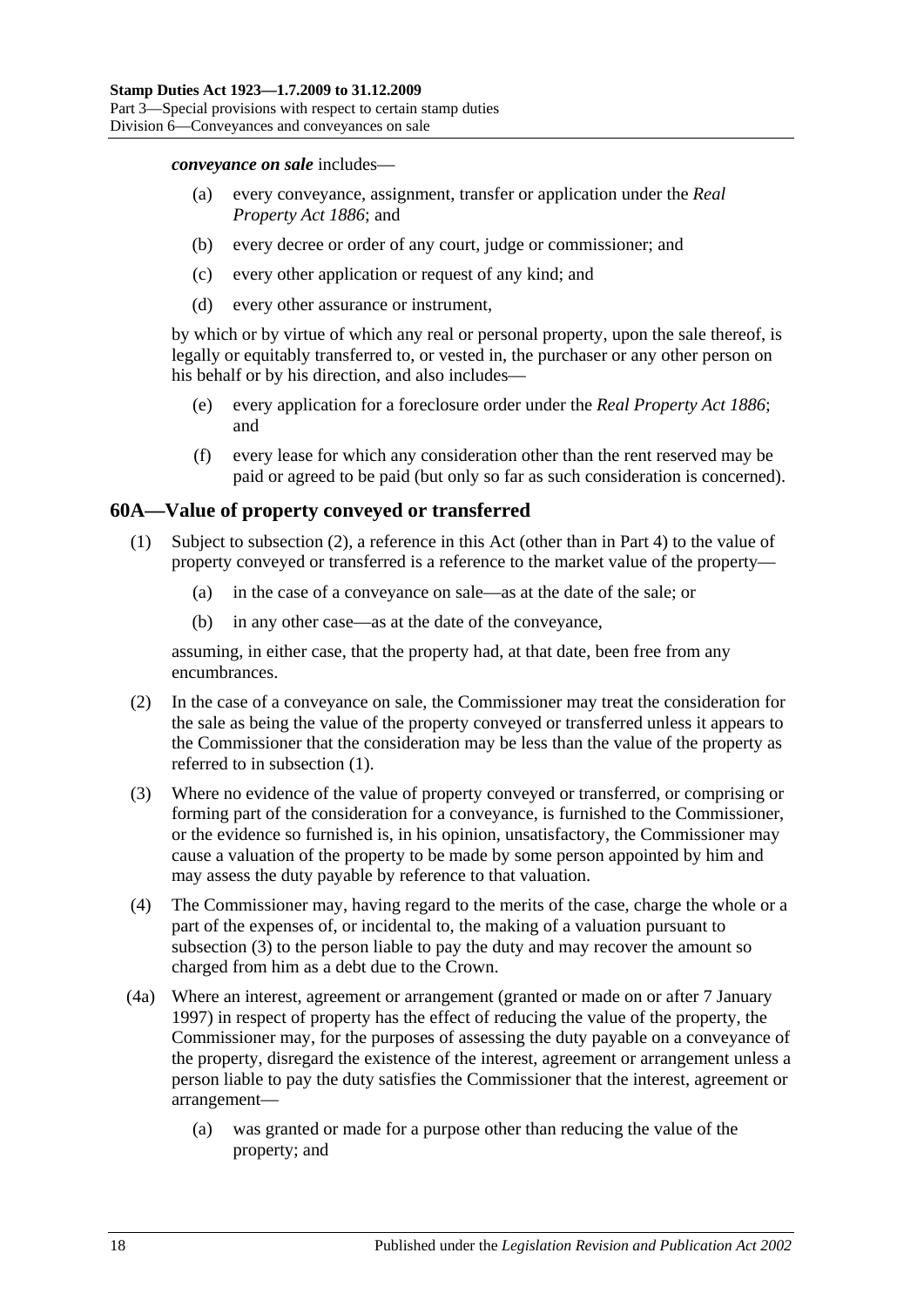***conveyance on sale*** includes—

(a) every conveyance, assignment, transfer or application under the *Real Property Act 1886*; and

(b) every decree or order of any court, judge or commissioner; and

(c) every other application or request of any kind; and

(d) every other assurance or instrument,

by which or by virtue of which any real or personal property, upon the sale thereof, is legally or equitably transferred to, or vested in, the purchaser or any other person on his behalf or by his direction, and also includes—

(e) every application for a foreclosure order under the *Real Property Act 1886*; and

(f) every lease for which any consideration other than the rent reserved may be paid or agreed to be paid (but only so far as such consideration is concerned).

## 60A—Value of property conveyed or transferred

(1) Subject to subsection (2), a reference in this Act (other than in Part 4) to the value of property conveyed or transferred is a reference to the market value of the property—

(a) in the case of a conveyance on sale—as at the date of the sale; or

(b) in any other case—as at the date of the conveyance,

assuming, in either case, that the property had, at that date, been free from any encumbrances.

(2) In the case of a conveyance on sale, the Commissioner may treat the consideration for the sale as being the value of the property conveyed or transferred unless it appears to the Commissioner that the consideration may be less than the value of the property as referred to in subsection (1).

(3) Where no evidence of the value of property conveyed or transferred, or comprising or forming part of the consideration for a conveyance, is furnished to the Commissioner, or the evidence so furnished is, in his opinion, unsatisfactory, the Commissioner may cause a valuation of the property to be made by some person appointed by him and may assess the duty payable by reference to that valuation.

(4) The Commissioner may, having regard to the merits of the case, charge the whole or a part of the expenses of, or incidental to, the making of a valuation pursuant to subsection (3) to the person liable to pay the duty and may recover the amount so charged from him as a debt due to the Crown.

(4a) Where an interest, agreement or arrangement (granted or made on or after 7 January 1997) in respect of property has the effect of reducing the value of the property, the Commissioner may, for the purposes of assessing the duty payable on a conveyance of the property, disregard the existence of the interest, agreement or arrangement unless a person liable to pay the duty satisfies the Commissioner that the interest, agreement or arrangement—

(a) was granted or made for a purpose other than reducing the value of the property; and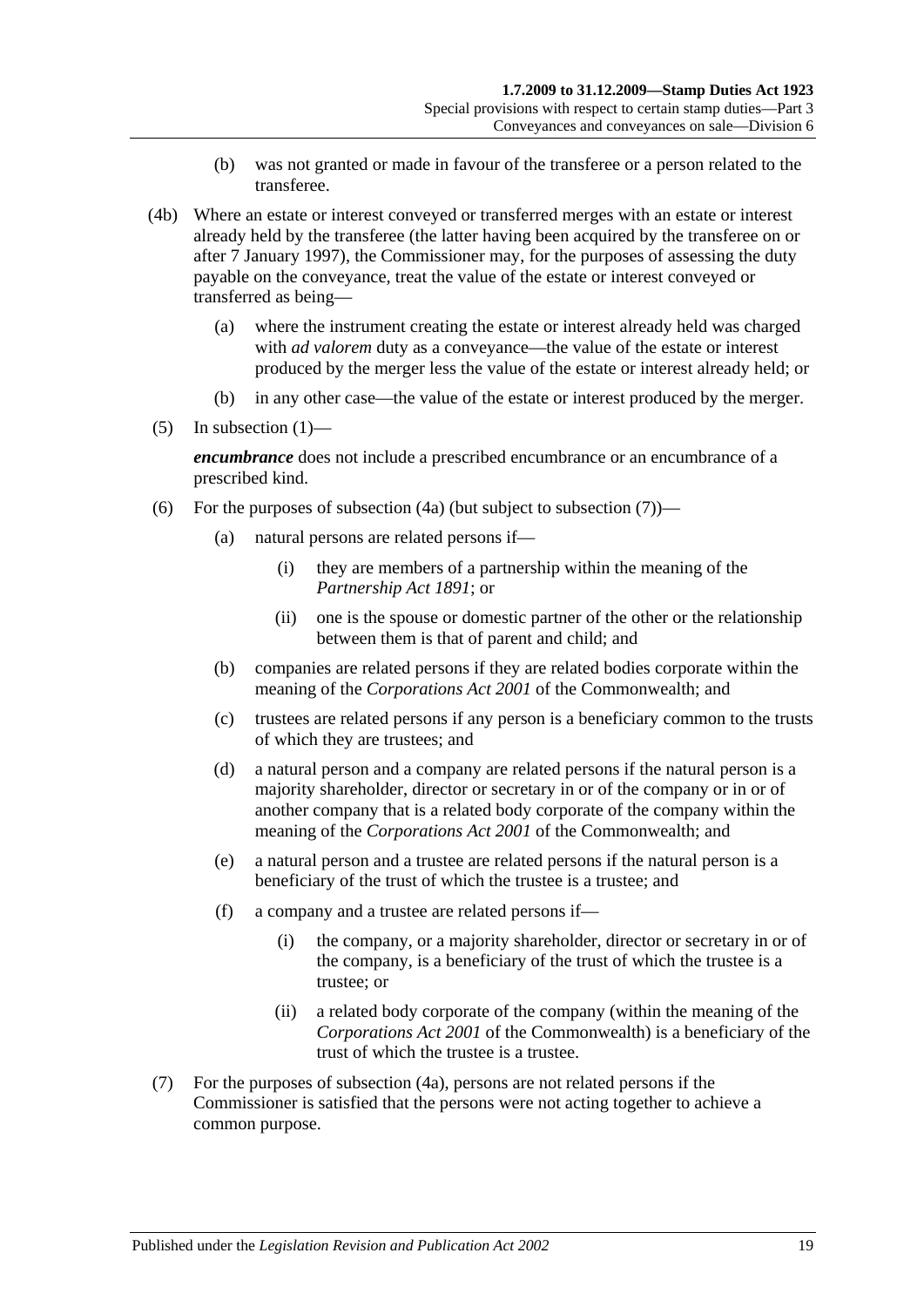(b) was not granted or made in favour of the transferee or a person related to the transferee.

(4b) Where an estate or interest conveyed or transferred merges with an estate or interest already held by the transferee (the latter having been acquired by the transferee on or after 7 January 1997), the Commissioner may, for the purposes of assessing the duty payable on the conveyance, treat the value of the estate or interest conveyed or transferred as being—

(a) where the instrument creating the estate or interest already held was charged with *ad valorem* duty as a conveyance—the value of the estate or interest produced by the merger less the value of the estate or interest already held; or

(b) in any other case—the value of the estate or interest produced by the merger.

(5) In subsection (1)—

***encumbrance*** does not include a prescribed encumbrance or an encumbrance of a prescribed kind.

(6) For the purposes of subsection (4a) (but subject to subsection (7))—

(a) natural persons are related persons if—

(i) they are members of a partnership within the meaning of the *Partnership Act 1891*; or

(ii) one is the spouse or domestic partner of the other or the relationship between them is that of parent and child; and

(b) companies are related persons if they are related bodies corporate within the meaning of the *Corporations Act 2001* of the Commonwealth; and

(c) trustees are related persons if any person is a beneficiary common to the trusts of which they are trustees; and

(d) a natural person and a company are related persons if the natural person is a majority shareholder, director or secretary in or of the company or in or of another company that is a related body corporate of the company within the meaning of the *Corporations Act 2001* of the Commonwealth; and

(e) a natural person and a trustee are related persons if the natural person is a beneficiary of the trust of which the trustee is a trustee; and

(f) a company and a trustee are related persons if—

(i) the company, or a majority shareholder, director or secretary in or of the company, is a beneficiary of the trust of which the trustee is a trustee; or

(ii) a related body corporate of the company (within the meaning of the *Corporations Act 2001* of the Commonwealth) is a beneficiary of the trust of which the trustee is a trustee.

(7) For the purposes of subsection (4a), persons are not related persons if the Commissioner is satisfied that the persons were not acting together to achieve a common purpose.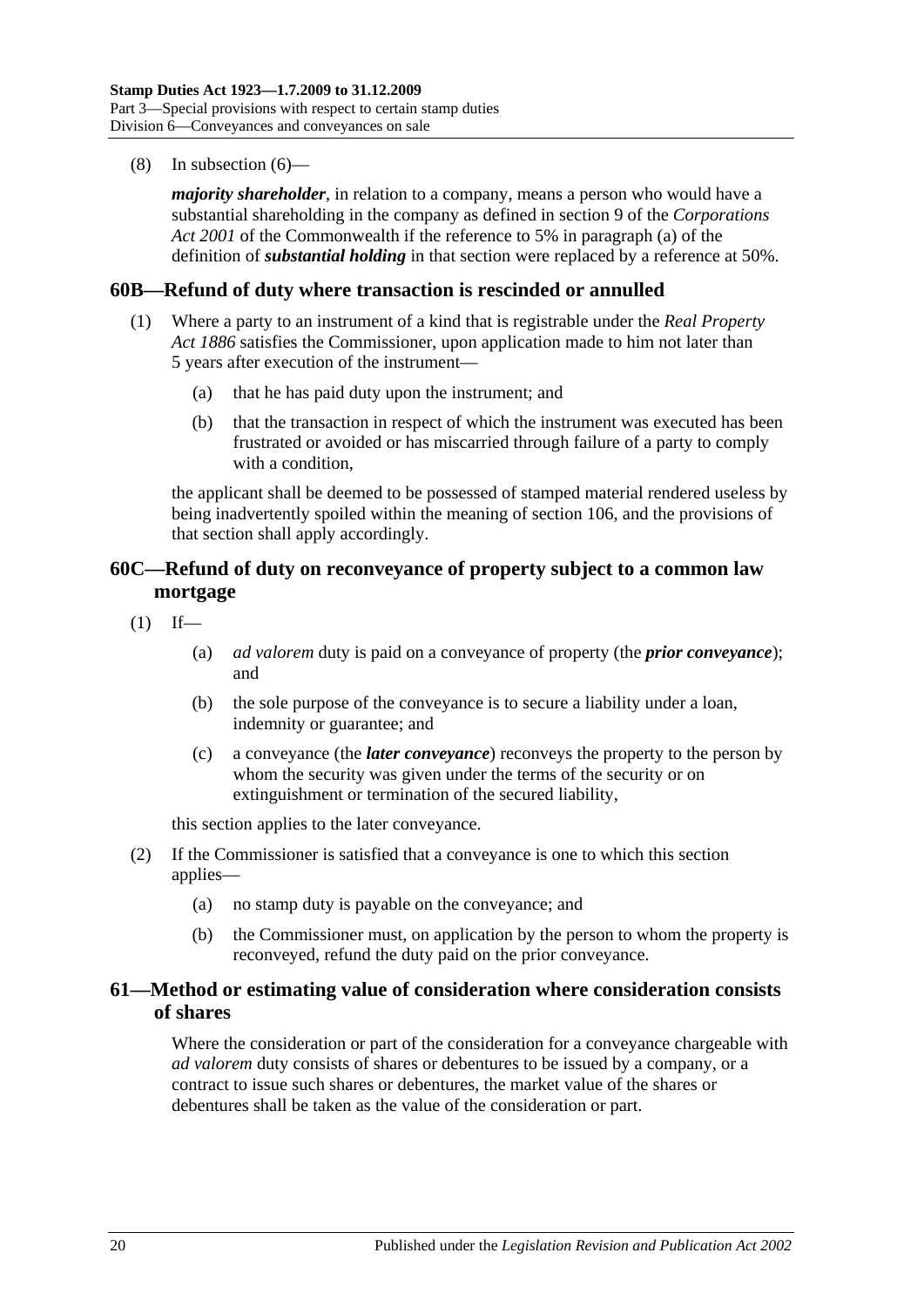(8) In subsection (6)—

***majority shareholder***, in relation to a company, means a person who would have a substantial shareholding in the company as defined in section 9 of the *Corporations Act 2001* of the Commonwealth if the reference to 5% in paragraph (a) of the definition of ***substantial holding*** in that section were replaced by a reference at 50%.

## 60B—Refund of duty where transaction is rescinded or annulled

(1) Where a party to an instrument of a kind that is registrable under the *Real Property Act 1886* satisfies the Commissioner, upon application made to him not later than 5 years after execution of the instrument—

(a) that he has paid duty upon the instrument; and

(b) that the transaction in respect of which the instrument was executed has been frustrated or avoided or has miscarried through failure of a party to comply with a condition,

the applicant shall be deemed to be possessed of stamped material rendered useless by being inadvertently spoiled within the meaning of section 106, and the provisions of that section shall apply accordingly.

## 60C—Refund of duty on reconveyance of property subject to a common law mortgage

(1) If—

(a) *ad valorem* duty is paid on a conveyance of property (the ***prior conveyance***); and

(b) the sole purpose of the conveyance is to secure a liability under a loan, indemnity or guarantee; and

(c) a conveyance (the ***later conveyance***) reconveys the property to the person by whom the security was given under the terms of the security or on extinguishment or termination of the secured liability,

this section applies to the later conveyance.

(2) If the Commissioner is satisfied that a conveyance is one to which this section applies—

(a) no stamp duty is payable on the conveyance; and

(b) the Commissioner must, on application by the person to whom the property is reconveyed, refund the duty paid on the prior conveyance.

## 61—Method or estimating value of consideration where consideration consists of shares

Where the consideration or part of the consideration for a conveyance chargeable with *ad valorem* duty consists of shares or debentures to be issued by a company, or a contract to issue such shares or debentures, the market value of the shares or debentures shall be taken as the value of the consideration or part.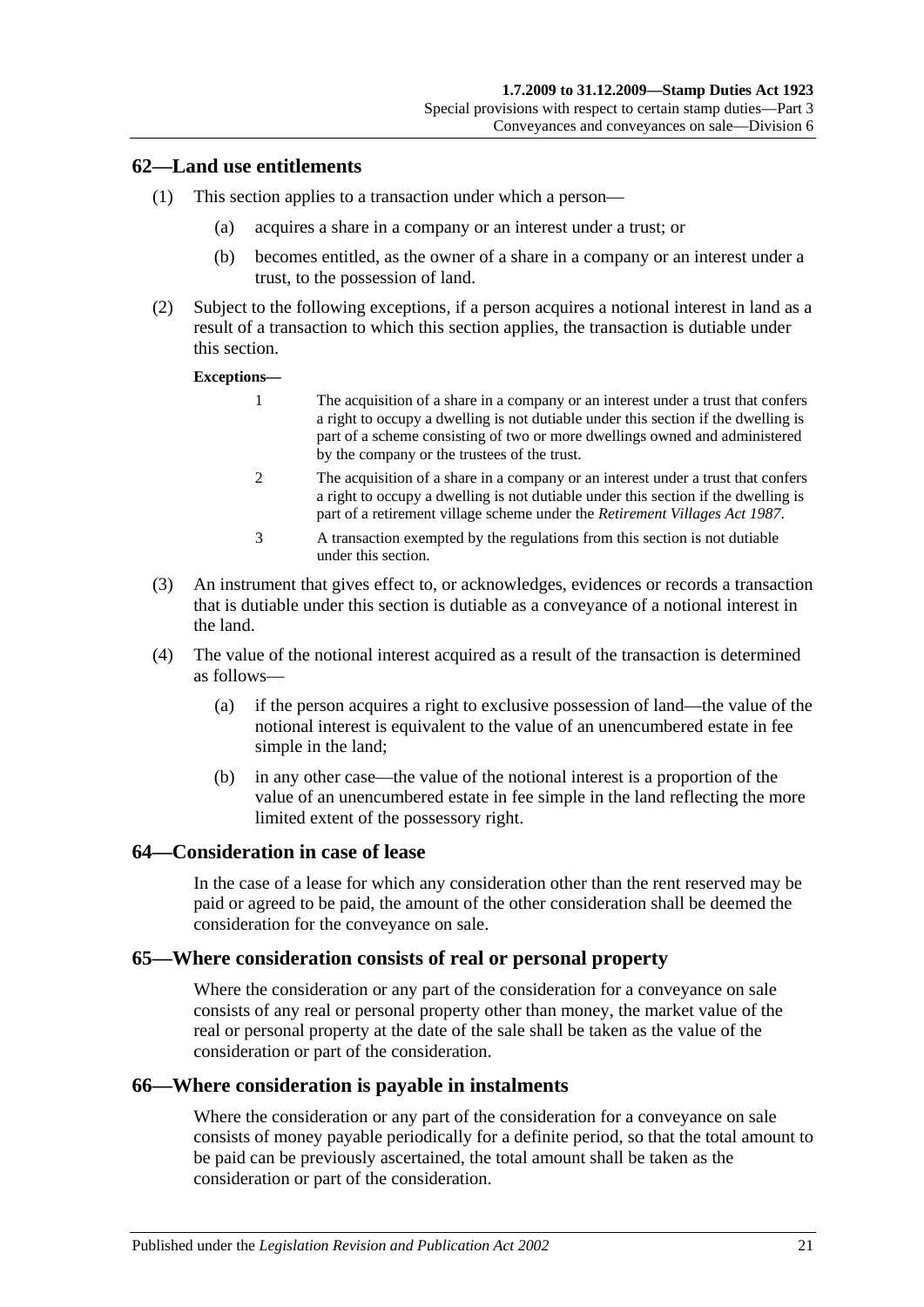## 62—Land use entitlements

(1) This section applies to a transaction under which a person—

(a) acquires a share in a company or an interest under a trust; or

(b) becomes entitled, as the owner of a share in a company or an interest under a trust, to the possession of land.

(2) Subject to the following exceptions, if a person acquires a notional interest in land as a result of a transaction to which this section applies, the transaction is dutiable under this section.

**Exceptions—**

1 The acquisition of a share in a company or an interest under a trust that confers a right to occupy a dwelling is not dutiable under this section if the dwelling is part of a scheme consisting of two or more dwellings owned and administered by the company or the trustees of the trust.

2 The acquisition of a share in a company or an interest under a trust that confers a right to occupy a dwelling is not dutiable under this section if the dwelling is part of a retirement village scheme under the *Retirement Villages Act 1987*.

3 A transaction exempted by the regulations from this section is not dutiable under this section.

(3) An instrument that gives effect to, or acknowledges, evidences or records a transaction that is dutiable under this section is dutiable as a conveyance of a notional interest in the land.

(4) The value of the notional interest acquired as a result of the transaction is determined as follows—

(a) if the person acquires a right to exclusive possession of land—the value of the notional interest is equivalent to the value of an unencumbered estate in fee simple in the land;

(b) in any other case—the value of the notional interest is a proportion of the value of an unencumbered estate in fee simple in the land reflecting the more limited extent of the possessory right.

## 64—Consideration in case of lease

In the case of a lease for which any consideration other than the rent reserved may be paid or agreed to be paid, the amount of the other consideration shall be deemed the consideration for the conveyance on sale.

## 65—Where consideration consists of real or personal property

Where the consideration or any part of the consideration for a conveyance on sale consists of any real or personal property other than money, the market value of the real or personal property at the date of the sale shall be taken as the value of the consideration or part of the consideration.

## 66—Where consideration is payable in instalments

Where the consideration or any part of the consideration for a conveyance on sale consists of money payable periodically for a definite period, so that the total amount to be paid can be previously ascertained, the total amount shall be taken as the consideration or part of the consideration.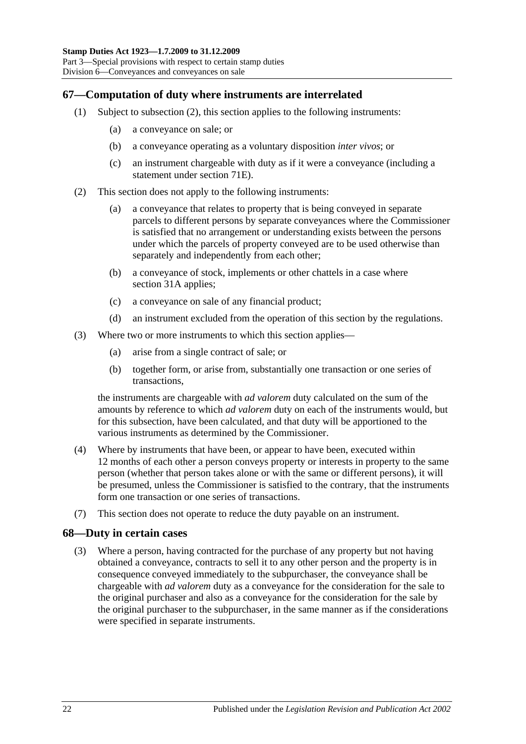## 67—Computation of duty where instruments are interrelated

(1) Subject to subsection (2), this section applies to the following instruments:

(a) a conveyance on sale; or

(b) a conveyance operating as a voluntary disposition *inter vivos*; or

(c) an instrument chargeable with duty as if it were a conveyance (including a statement under section 71E).

(2) This section does not apply to the following instruments:

(a) a conveyance that relates to property that is being conveyed in separate parcels to different persons by separate conveyances where the Commissioner is satisfied that no arrangement or understanding exists between the persons under which the parcels of property conveyed are to be used otherwise than separately and independently from each other;

(b) a conveyance of stock, implements or other chattels in a case where section 31A applies;

(c) a conveyance on sale of any financial product;

(d) an instrument excluded from the operation of this section by the regulations.

(3) Where two or more instruments to which this section applies—

(a) arise from a single contract of sale; or

(b) together form, or arise from, substantially one transaction or one series of transactions,

the instruments are chargeable with *ad valorem* duty calculated on the sum of the amounts by reference to which *ad valorem* duty on each of the instruments would, but for this subsection, have been calculated, and that duty will be apportioned to the various instruments as determined by the Commissioner.

(4) Where by instruments that have been, or appear to have been, executed within 12 months of each other a person conveys property or interests in property to the same person (whether that person takes alone or with the same or different persons), it will be presumed, unless the Commissioner is satisfied to the contrary, that the instruments form one transaction or one series of transactions.

(7) This section does not operate to reduce the duty payable on an instrument.

## 68—Duty in certain cases

(3) Where a person, having contracted for the purchase of any property but not having obtained a conveyance, contracts to sell it to any other person and the property is in consequence conveyed immediately to the subpurchaser, the conveyance shall be chargeable with *ad valorem* duty as a conveyance for the consideration for the sale to the original purchaser and also as a conveyance for the consideration for the sale by the original purchaser to the subpurchaser, in the same manner as if the considerations were specified in separate instruments.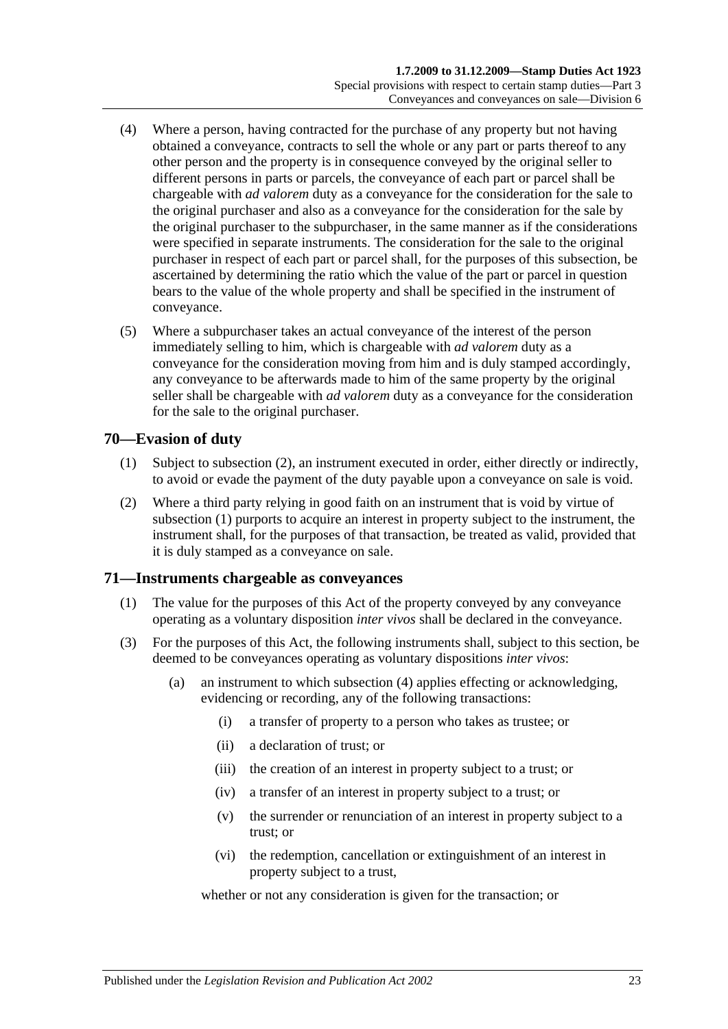(4) Where a person, having contracted for the purchase of any property but not having obtained a conveyance, contracts to sell the whole or any part or parts thereof to any other person and the property is in consequence conveyed by the original seller to different persons in parts or parcels, the conveyance of each part or parcel shall be chargeable with *ad valorem* duty as a conveyance for the consideration for the sale to the original purchaser and also as a conveyance for the consideration for the sale by the original purchaser to the subpurchaser, in the same manner as if the considerations were specified in separate instruments. The consideration for the sale to the original purchaser in respect of each part or parcel shall, for the purposes of this subsection, be ascertained by determining the ratio which the value of the part or parcel in question bears to the value of the whole property and shall be specified in the instrument of conveyance.

(5) Where a subpurchaser takes an actual conveyance of the interest of the person immediately selling to him, which is chargeable with *ad valorem* duty as a conveyance for the consideration moving from him and is duly stamped accordingly, any conveyance to be afterwards made to him of the same property by the original seller shall be chargeable with *ad valorem* duty as a conveyance for the consideration for the sale to the original purchaser.

## 70—Evasion of duty

(1) Subject to subsection (2), an instrument executed in order, either directly or indirectly, to avoid or evade the payment of the duty payable upon a conveyance on sale is void.

(2) Where a third party relying in good faith on an instrument that is void by virtue of subsection (1) purports to acquire an interest in property subject to the instrument, the instrument shall, for the purposes of that transaction, be treated as valid, provided that it is duly stamped as a conveyance on sale.

## 71—Instruments chargeable as conveyances

(1) The value for the purposes of this Act of the property conveyed by any conveyance operating as a voluntary disposition *inter vivos* shall be declared in the conveyance.

(3) For the purposes of this Act, the following instruments shall, subject to this section, be deemed to be conveyances operating as voluntary dispositions *inter vivos*:

(a) an instrument to which subsection (4) applies effecting or acknowledging, evidencing or recording, any of the following transactions:

(i) a transfer of property to a person who takes as trustee; or

(ii) a declaration of trust; or

(iii) the creation of an interest in property subject to a trust; or

(iv) a transfer of an interest in property subject to a trust; or

(v) the surrender or renunciation of an interest in property subject to a trust; or

(vi) the redemption, cancellation or extinguishment of an interest in property subject to a trust,

whether or not any consideration is given for the transaction; or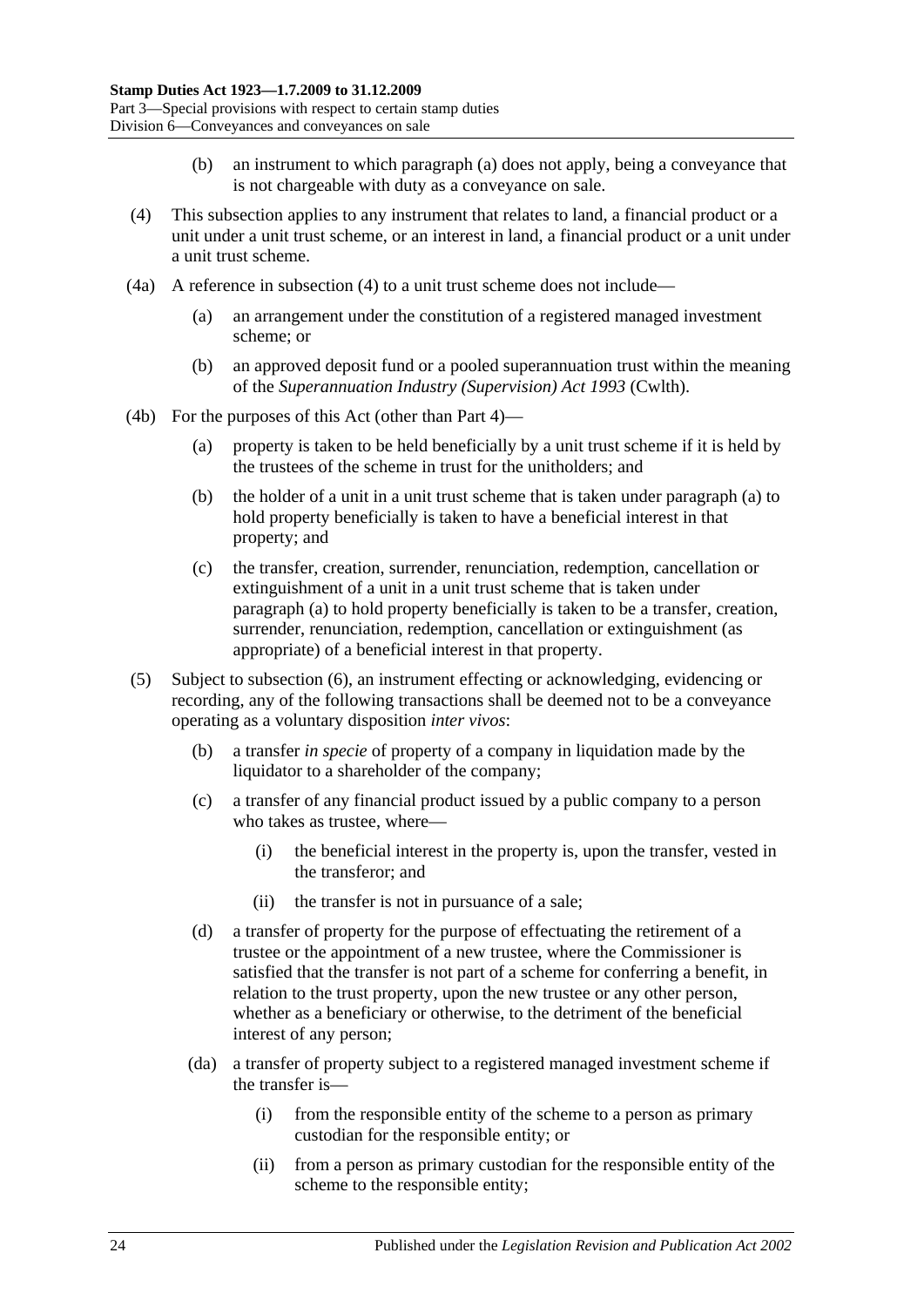(b) an instrument to which paragraph (a) does not apply, being a conveyance that is not chargeable with duty as a conveyance on sale.

(4) This subsection applies to any instrument that relates to land, a financial product or a unit under a unit trust scheme, or an interest in land, a financial product or a unit under a unit trust scheme.

(4a) A reference in subsection (4) to a unit trust scheme does not include—

(a) an arrangement under the constitution of a registered managed investment scheme; or

(b) an approved deposit fund or a pooled superannuation trust within the meaning of the *Superannuation Industry (Supervision) Act 1993* (Cwlth).

(4b) For the purposes of this Act (other than Part 4)—

(a) property is taken to be held beneficially by a unit trust scheme if it is held by the trustees of the scheme in trust for the unitholders; and

(b) the holder of a unit in a unit trust scheme that is taken under paragraph (a) to hold property beneficially is taken to have a beneficial interest in that property; and

(c) the transfer, creation, surrender, renunciation, redemption, cancellation or extinguishment of a unit in a unit trust scheme that is taken under paragraph (a) to hold property beneficially is taken to be a transfer, creation, surrender, renunciation, redemption, cancellation or extinguishment (as appropriate) of a beneficial interest in that property.

(5) Subject to subsection (6), an instrument effecting or acknowledging, evidencing or recording, any of the following transactions shall be deemed not to be a conveyance operating as a voluntary disposition *inter vivos*:

(b) a transfer *in specie* of property of a company in liquidation made by the liquidator to a shareholder of the company;

(c) a transfer of any financial product issued by a public company to a person who takes as trustee, where—

(i) the beneficial interest in the property is, upon the transfer, vested in the transferor; and

(ii) the transfer is not in pursuance of a sale;

(d) a transfer of property for the purpose of effectuating the retirement of a trustee or the appointment of a new trustee, where the Commissioner is satisfied that the transfer is not part of a scheme for conferring a benefit, in relation to the trust property, upon the new trustee or any other person, whether as a beneficiary or otherwise, to the detriment of the beneficial interest of any person;

(da) a transfer of property subject to a registered managed investment scheme if the transfer is—

(i) from the responsible entity of the scheme to a person as primary custodian for the responsible entity; or

(ii) from a person as primary custodian for the responsible entity of the scheme to the responsible entity;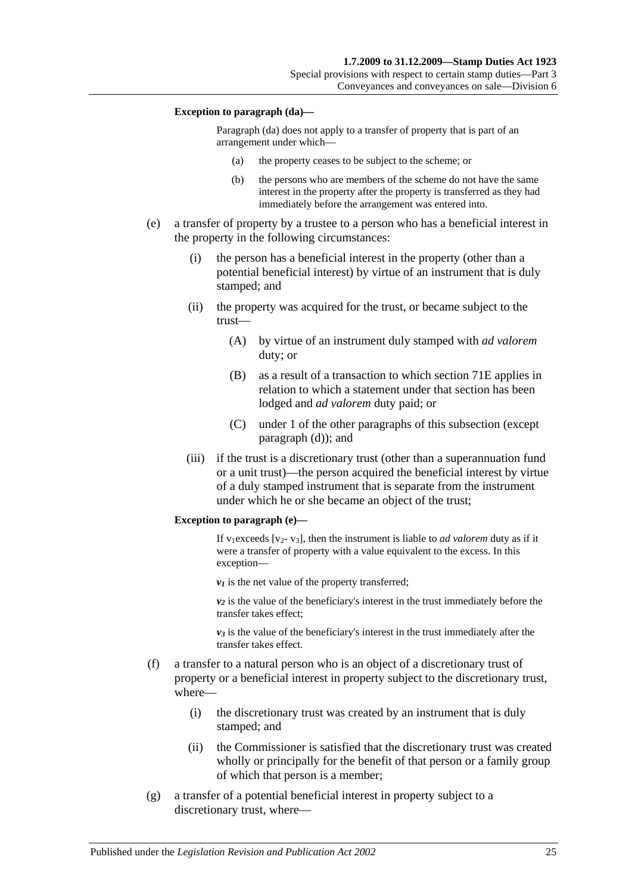**Exception to paragraph (da)—**

Paragraph (da) does not apply to a transfer of property that is part of an arrangement under which—

(a) the property ceases to be subject to the scheme; or

(b) the persons who are members of the scheme do not have the same interest in the property after the property is transferred as they had immediately before the arrangement was entered into.

(e) a transfer of property by a trustee to a person who has a beneficial interest in the property in the following circumstances:

(i) the person has a beneficial interest in the property (other than a potential beneficial interest) by virtue of an instrument that is duly stamped; and

(ii) the property was acquired for the trust, or became subject to the trust—

(A) by virtue of an instrument duly stamped with *ad valorem* duty; or

(B) as a result of a transaction to which section 71E applies in relation to which a statement under that section has been lodged and *ad valorem* duty paid; or

(C) under 1 of the other paragraphs of this subsection (except paragraph (d)); and

(iii) if the trust is a discretionary trust (other than a superannuation fund or a unit trust)—the person acquired the beneficial interest by virtue of a duly stamped instrument that is separate from the instrument under which he or she became an object of the trust;

**Exception to paragraph (e)—**

If $v_1$ exceeds [$v_2$ - $v_3$], then the instrument is liable to *ad valorem* duty as if it were a transfer of property with a value equivalent to the excess. In this exception—

$v_1$ is the net value of the property transferred;

$v_2$ is the value of the beneficiary's interest in the trust immediately before the transfer takes effect;

$v_3$ is the value of the beneficiary's interest in the trust immediately after the transfer takes effect.

(f) a transfer to a natural person who is an object of a discretionary trust of property or a beneficial interest in property subject to the discretionary trust, where—

(i) the discretionary trust was created by an instrument that is duly stamped; and

(ii) the Commissioner is satisfied that the discretionary trust was created wholly or principally for the benefit of that person or a family group of which that person is a member;

(g) a transfer of a potential beneficial interest in property subject to a discretionary trust, where—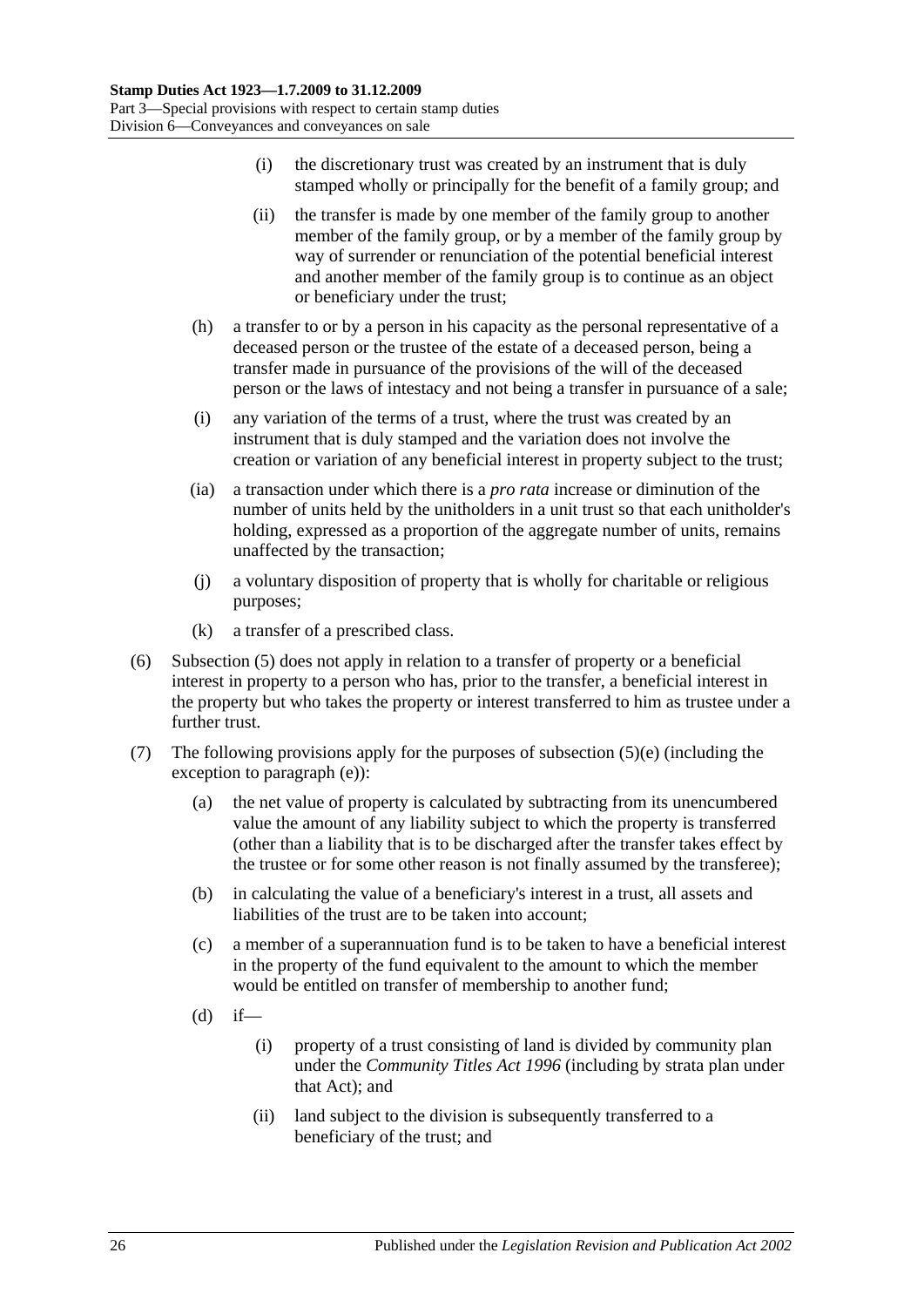(i) the discretionary trust was created by an instrument that is duly stamped wholly or principally for the benefit of a family group; and

(ii) the transfer is made by one member of the family group to another member of the family group, or by a member of the family group by way of surrender or renunciation of the potential beneficial interest and another member of the family group is to continue as an object or beneficiary under the trust;

(h) a transfer to or by a person in his capacity as the personal representative of a deceased person or the trustee of the estate of a deceased person, being a transfer made in pursuance of the provisions of the will of the deceased person or the laws of intestacy and not being a transfer in pursuance of a sale;

(i) any variation of the terms of a trust, where the trust was created by an instrument that is duly stamped and the variation does not involve the creation or variation of any beneficial interest in property subject to the trust;

(ia) a transaction under which there is a *pro rata* increase or diminution of the number of units held by the unitholders in a unit trust so that each unitholder's holding, expressed as a proportion of the aggregate number of units, remains unaffected by the transaction;

(j) a voluntary disposition of property that is wholly for charitable or religious purposes;

(k) a transfer of a prescribed class.

(6) Subsection (5) does not apply in relation to a transfer of property or a beneficial interest in property to a person who has, prior to the transfer, a beneficial interest in the property but who takes the property or interest transferred to him as trustee under a further trust.

(7) The following provisions apply for the purposes of subsection (5)(e) (including the exception to paragraph (e)):

(a) the net value of property is calculated by subtracting from its unencumbered value the amount of any liability subject to which the property is transferred (other than a liability that is to be discharged after the transfer takes effect by the trustee or for some other reason is not finally assumed by the transferee);

(b) in calculating the value of a beneficiary's interest in a trust, all assets and liabilities of the trust are to be taken into account;

(c) a member of a superannuation fund is to be taken to have a beneficial interest in the property of the fund equivalent to the amount to which the member would be entitled on transfer of membership to another fund;

(d) if—

(i) property of a trust consisting of land is divided by community plan under the *Community Titles Act 1996* (including by strata plan under that Act); and

(ii) land subject to the division is subsequently transferred to a beneficiary of the trust; and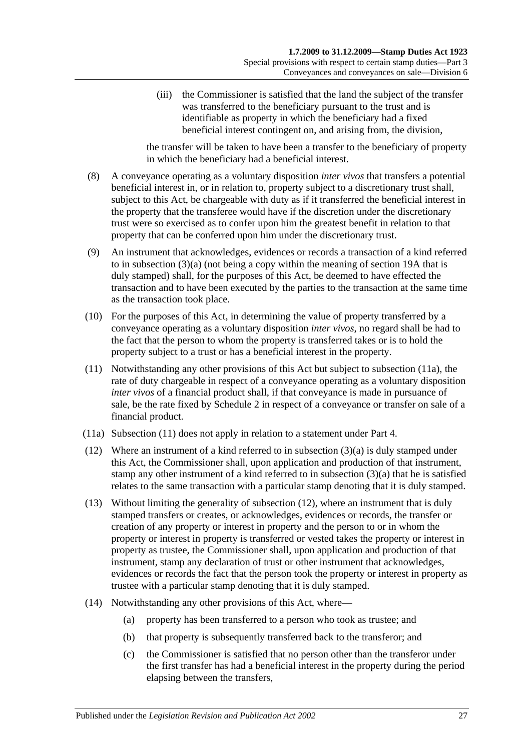(iii) the Commissioner is satisfied that the land the subject of the transfer was transferred to the beneficiary pursuant to the trust and is identifiable as property in which the beneficiary had a fixed beneficial interest contingent on, and arising from, the division,

the transfer will be taken to have been a transfer to the beneficiary of property in which the beneficiary had a beneficial interest.

(8) A conveyance operating as a voluntary disposition *inter vivos* that transfers a potential beneficial interest in, or in relation to, property subject to a discretionary trust shall, subject to this Act, be chargeable with duty as if it transferred the beneficial interest in the property that the transferee would have if the discretion under the discretionary trust were so exercised as to confer upon him the greatest benefit in relation to that property that can be conferred upon him under the discretionary trust.

(9) An instrument that acknowledges, evidences or records a transaction of a kind referred to in subsection (3)(a) (not being a copy within the meaning of section 19A that is duly stamped) shall, for the purposes of this Act, be deemed to have effected the transaction and to have been executed by the parties to the transaction at the same time as the transaction took place.

(10) For the purposes of this Act, in determining the value of property transferred by a conveyance operating as a voluntary disposition *inter vivos*, no regard shall be had to the fact that the person to whom the property is transferred takes or is to hold the property subject to a trust or has a beneficial interest in the property.

(11) Notwithstanding any other provisions of this Act but subject to subsection (11a), the rate of duty chargeable in respect of a conveyance operating as a voluntary disposition *inter vivos* of a financial product shall, if that conveyance is made in pursuance of sale, be the rate fixed by Schedule 2 in respect of a conveyance or transfer on sale of a financial product.

(11a) Subsection (11) does not apply in relation to a statement under Part 4.

(12) Where an instrument of a kind referred to in subsection (3)(a) is duly stamped under this Act, the Commissioner shall, upon application and production of that instrument, stamp any other instrument of a kind referred to in subsection (3)(a) that he is satisfied relates to the same transaction with a particular stamp denoting that it is duly stamped.

(13) Without limiting the generality of subsection (12), where an instrument that is duly stamped transfers or creates, or acknowledges, evidences or records, the transfer or creation of any property or interest in property and the person to or in whom the property or interest in property is transferred or vested takes the property or interest in property as trustee, the Commissioner shall, upon application and production of that instrument, stamp any declaration of trust or other instrument that acknowledges, evidences or records the fact that the person took the property or interest in property as trustee with a particular stamp denoting that it is duly stamped.

(14) Notwithstanding any other provisions of this Act, where—

(a) property has been transferred to a person who took as trustee; and

(b) that property is subsequently transferred back to the transferor; and

(c) the Commissioner is satisfied that no person other than the transferor under the first transfer has had a beneficial interest in the property during the period elapsing between the transfers,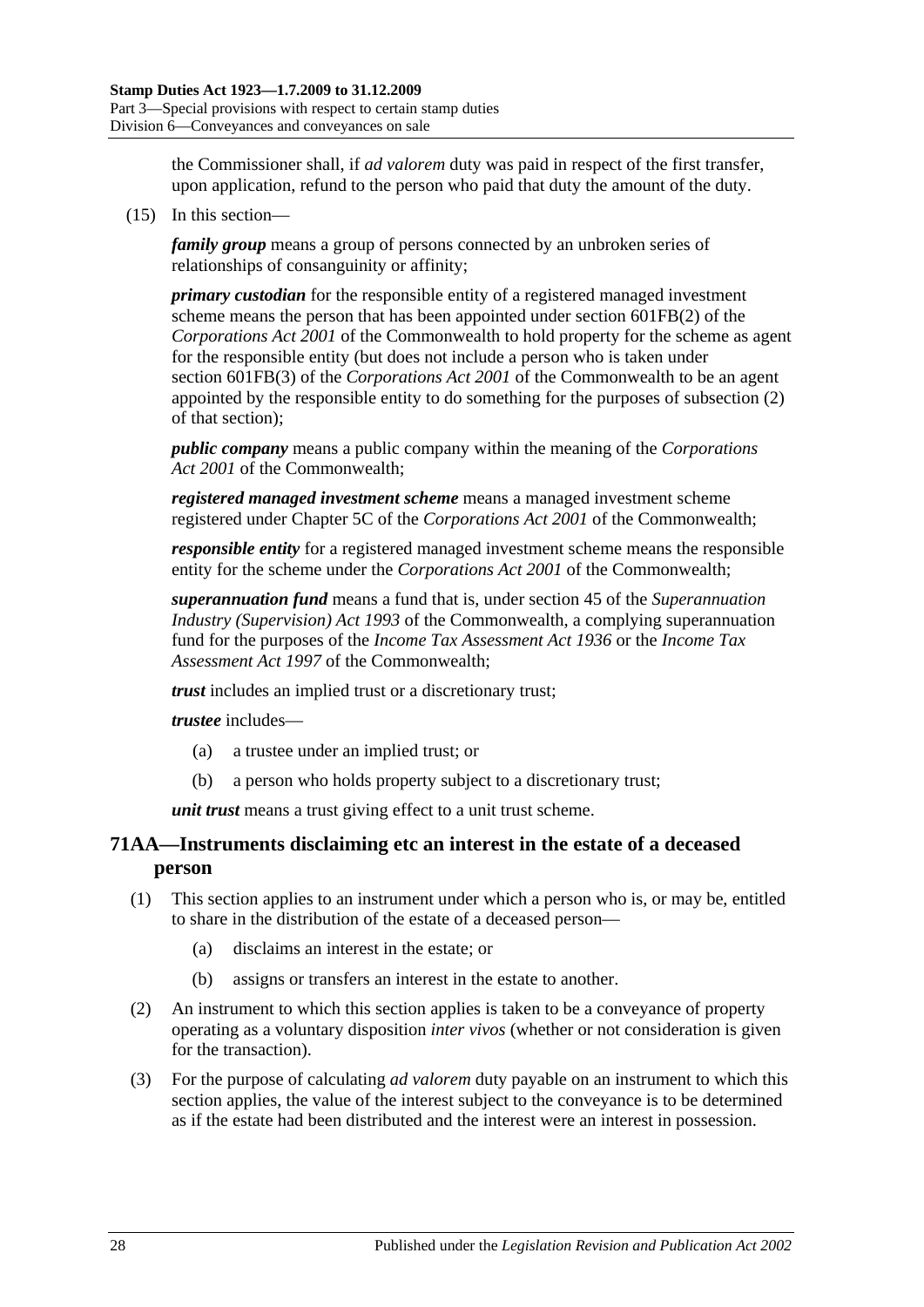the Commissioner shall, if *ad valorem* duty was paid in respect of the first transfer, upon application, refund to the person who paid that duty the amount of the duty.

(15) In this section—

***family group*** means a group of persons connected by an unbroken series of relationships of consanguinity or affinity;

***primary custodian*** for the responsible entity of a registered managed investment scheme means the person that has been appointed under section 601FB(2) of the *Corporations Act 2001* of the Commonwealth to hold property for the scheme as agent for the responsible entity (but does not include a person who is taken under section 601FB(3) of the *Corporations Act 2001* of the Commonwealth to be an agent appointed by the responsible entity to do something for the purposes of subsection (2) of that section);

***public company*** means a public company within the meaning of the *Corporations Act 2001* of the Commonwealth;

***registered managed investment scheme*** means a managed investment scheme registered under Chapter 5C of the *Corporations Act 2001* of the Commonwealth;

***responsible entity*** for a registered managed investment scheme means the responsible entity for the scheme under the *Corporations Act 2001* of the Commonwealth;

***superannuation fund*** means a fund that is, under section 45 of the *Superannuation Industry (Supervision) Act 1993* of the Commonwealth, a complying superannuation fund for the purposes of the *Income Tax Assessment Act 1936* or the *Income Tax Assessment Act 1997* of the Commonwealth;

***trust*** includes an implied trust or a discretionary trust;

***trustee*** includes—

- (a) a trustee under an implied trust; or
- (b) a person who holds property subject to a discretionary trust;

***unit trust*** means a trust giving effect to a unit trust scheme.

## 71AA—Instruments disclaiming etc an interest in the estate of a deceased person

(1) This section applies to an instrument under which a person who is, or may be, entitled to share in the distribution of the estate of a deceased person—

- (a) disclaims an interest in the estate; or
- (b) assigns or transfers an interest in the estate to another.

(2) An instrument to which this section applies is taken to be a conveyance of property operating as a voluntary disposition *inter vivos* (whether or not consideration is given for the transaction).

(3) For the purpose of calculating *ad valorem* duty payable on an instrument to which this section applies, the value of the interest subject to the conveyance is to be determined as if the estate had been distributed and the interest were an interest in possession.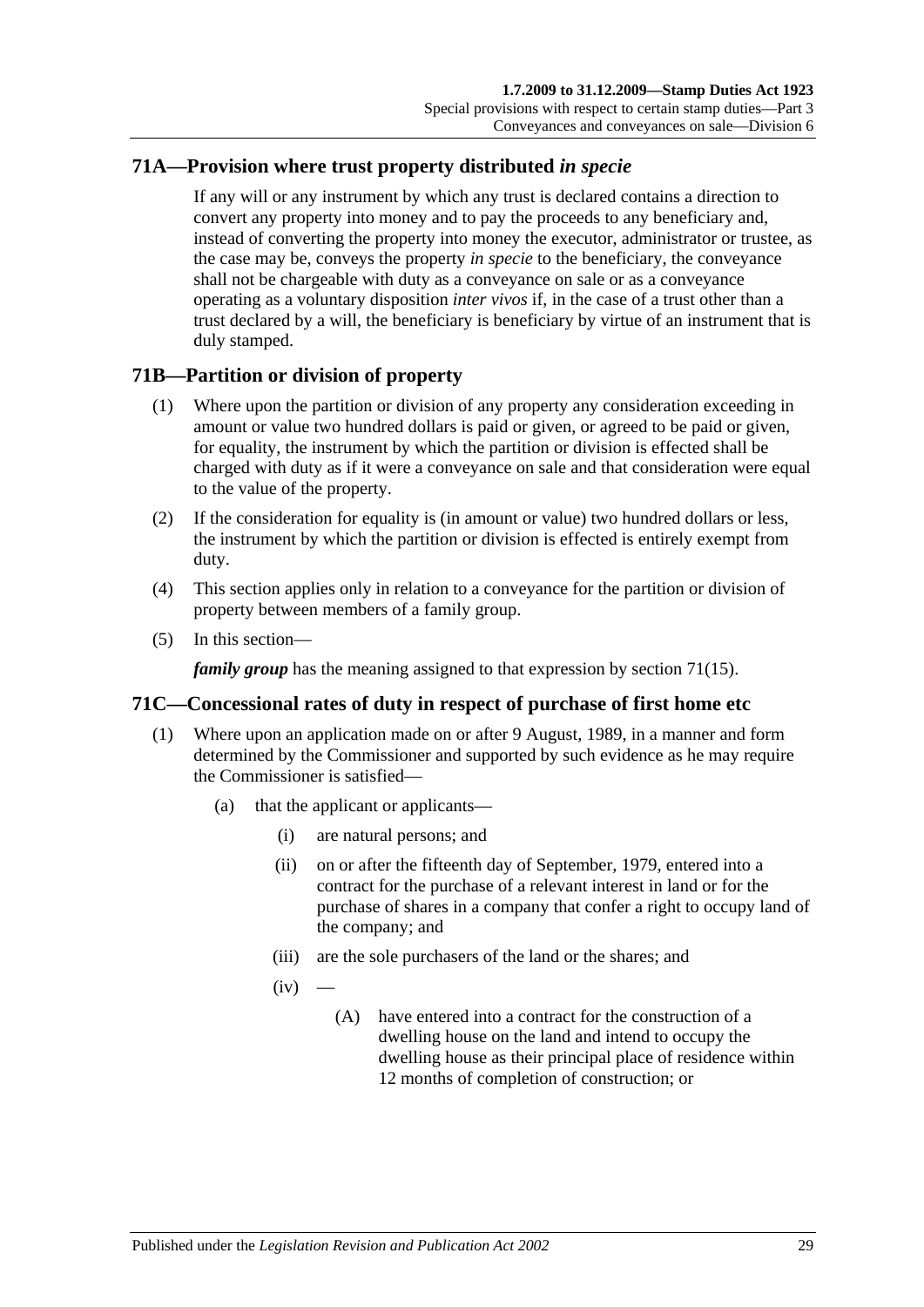## 71A—Provision where trust property distributed *in specie*

If any will or any instrument by which any trust is declared contains a direction to convert any property into money and to pay the proceeds to any beneficiary and, instead of converting the property into money the executor, administrator or trustee, as the case may be, conveys the property *in specie* to the beneficiary, the conveyance shall not be chargeable with duty as a conveyance on sale or as a conveyance operating as a voluntary disposition *inter vivos* if, in the case of a trust other than a trust declared by a will, the beneficiary is beneficiary by virtue of an instrument that is duly stamped.

## 71B—Partition or division of property

(1) Where upon the partition or division of any property any consideration exceeding in amount or value two hundred dollars is paid or given, or agreed to be paid or given, for equality, the instrument by which the partition or division is effected shall be charged with duty as if it were a conveyance on sale and that consideration were equal to the value of the property.

(2) If the consideration for equality is (in amount or value) two hundred dollars or less, the instrument by which the partition or division is effected is entirely exempt from duty.

(4) This section applies only in relation to a conveyance for the partition or division of property between members of a family group.

(5) In this section—

***family group*** has the meaning assigned to that expression by section 71(15).

## 71C—Concessional rates of duty in respect of purchase of first home etc

(1) Where upon an application made on or after 9 August, 1989, in a manner and form determined by the Commissioner and supported by such evidence as he may require the Commissioner is satisfied—

   (a) that the applicant or applicants—

      (i) are natural persons; and

      (ii) on or after the fifteenth day of September, 1979, entered into a contract for the purchase of a relevant interest in land or for the purchase of shares in a company that confer a right to occupy land of the company; and

      (iii) are the sole purchasers of the land or the shares; and

      (iv) —

         (A) have entered into a contract for the construction of a dwelling house on the land and intend to occupy the dwelling house as their principal place of residence within 12 months of completion of construction; or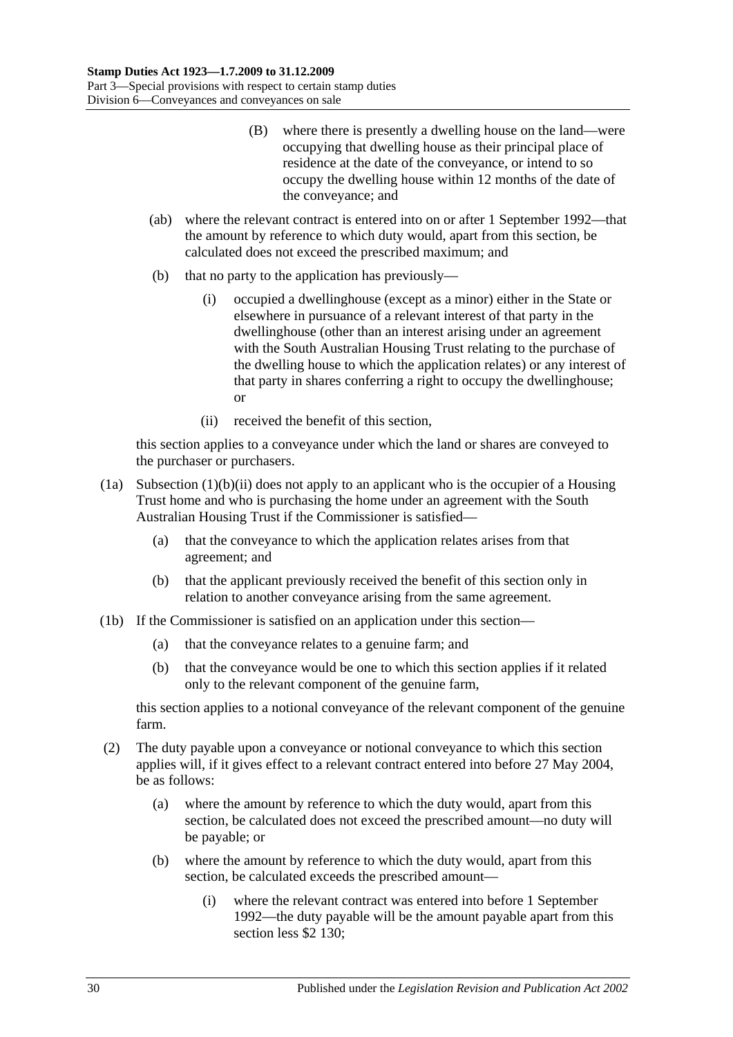(B) where there is presently a dwelling house on the land—were occupying that dwelling house as their principal place of residence at the date of the conveyance, or intend to so occupy the dwelling house within 12 months of the date of the conveyance; and

(ab) where the relevant contract is entered into on or after 1 September 1992—that the amount by reference to which duty would, apart from this section, be calculated does not exceed the prescribed maximum; and

(b) that no party to the application has previously—

(i) occupied a dwellinghouse (except as a minor) either in the State or elsewhere in pursuance of a relevant interest of that party in the dwellinghouse (other than an interest arising under an agreement with the South Australian Housing Trust relating to the purchase of the dwelling house to which the application relates) or any interest of that party in shares conferring a right to occupy the dwellinghouse; or

(ii) received the benefit of this section,

this section applies to a conveyance under which the land or shares are conveyed to the purchaser or purchasers.

(1a) Subsection (1)(b)(ii) does not apply to an applicant who is the occupier of a Housing Trust home and who is purchasing the home under an agreement with the South Australian Housing Trust if the Commissioner is satisfied—

(a) that the conveyance to which the application relates arises from that agreement; and

(b) that the applicant previously received the benefit of this section only in relation to another conveyance arising from the same agreement.

(1b) If the Commissioner is satisfied on an application under this section—

(a) that the conveyance relates to a genuine farm; and

(b) that the conveyance would be one to which this section applies if it related only to the relevant component of the genuine farm,

this section applies to a notional conveyance of the relevant component of the genuine farm.

(2) The duty payable upon a conveyance or notional conveyance to which this section applies will, if it gives effect to a relevant contract entered into before 27 May 2004, be as follows:

(a) where the amount by reference to which the duty would, apart from this section, be calculated does not exceed the prescribed amount—no duty will be payable; or

(b) where the amount by reference to which the duty would, apart from this section, be calculated exceeds the prescribed amount—

(i) where the relevant contract was entered into before 1 September 1992—the duty payable will be the amount payable apart from this section less $2 130;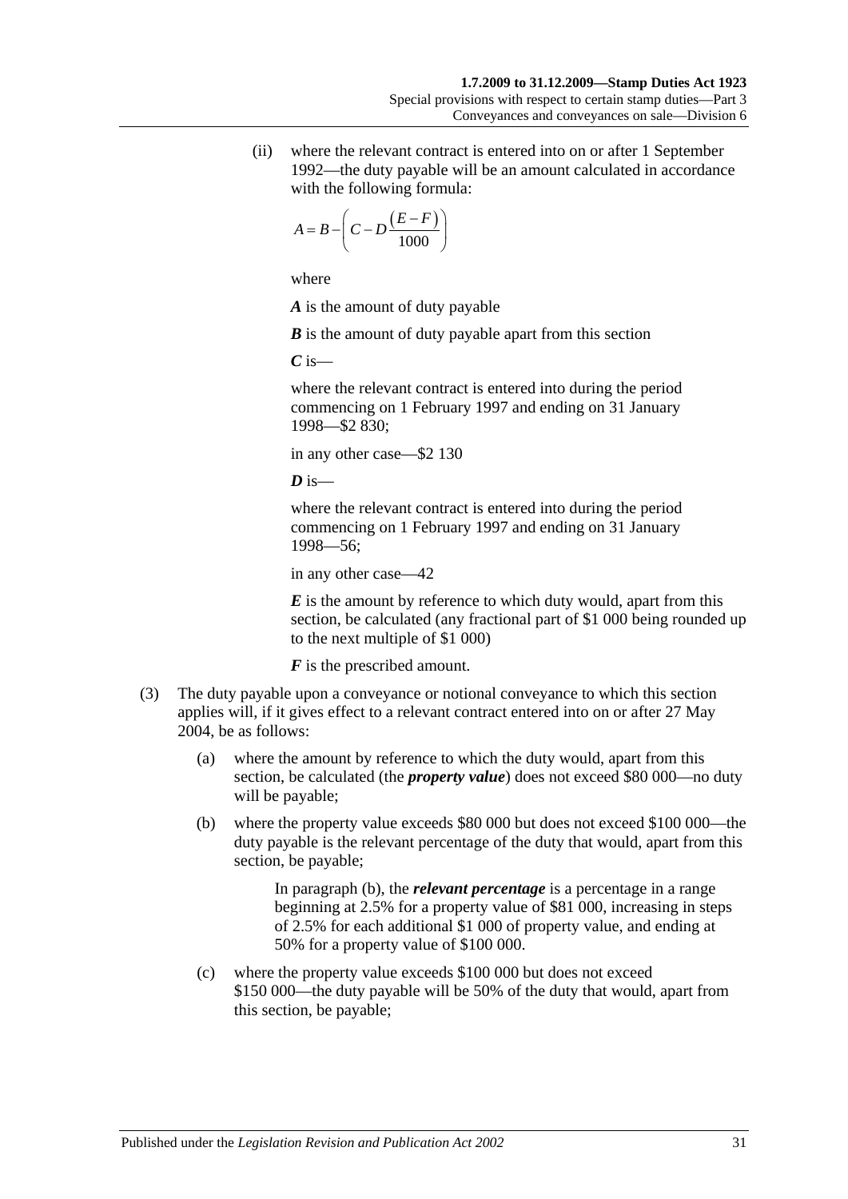(ii) where the relevant contract is entered into on or after 1 September 1992—the duty payable will be an amount calculated in accordance with the following formula:

$$A = B - \left( C - D\frac{\left(E - F\right)}{1000} \right)$$

where

***A*** is the amount of duty payable

***B*** is the amount of duty payable apart from this section

***C*** is—

where the relevant contract is entered into during the period commencing on 1 February 1997 and ending on 31 January 1998—$2 830;

in any other case—$2 130

***D*** is—

where the relevant contract is entered into during the period commencing on 1 February 1997 and ending on 31 January 1998—56;

in any other case—42

***E*** is the amount by reference to which duty would, apart from this section, be calculated (any fractional part of $1 000 being rounded up to the next multiple of $1 000)

***F*** is the prescribed amount.

(3) The duty payable upon a conveyance or notional conveyance to which this section applies will, if it gives effect to a relevant contract entered into on or after 27 May 2004, be as follows:

(a) where the amount by reference to which the duty would, apart from this section, be calculated (the ***property value***) does not exceed $80 000—no duty will be payable;

(b) where the property value exceeds $80 000 but does not exceed $100 000—the duty payable is the relevant percentage of the duty that would, apart from this section, be payable;

In paragraph (b), the ***relevant percentage*** is a percentage in a range beginning at 2.5% for a property value of $81 000, increasing in steps of 2.5% for each additional $1 000 of property value, and ending at 50% for a property value of $100 000.

(c) where the property value exceeds $100 000 but does not exceed $150 000—the duty payable will be 50% of the duty that would, apart from this section, be payable;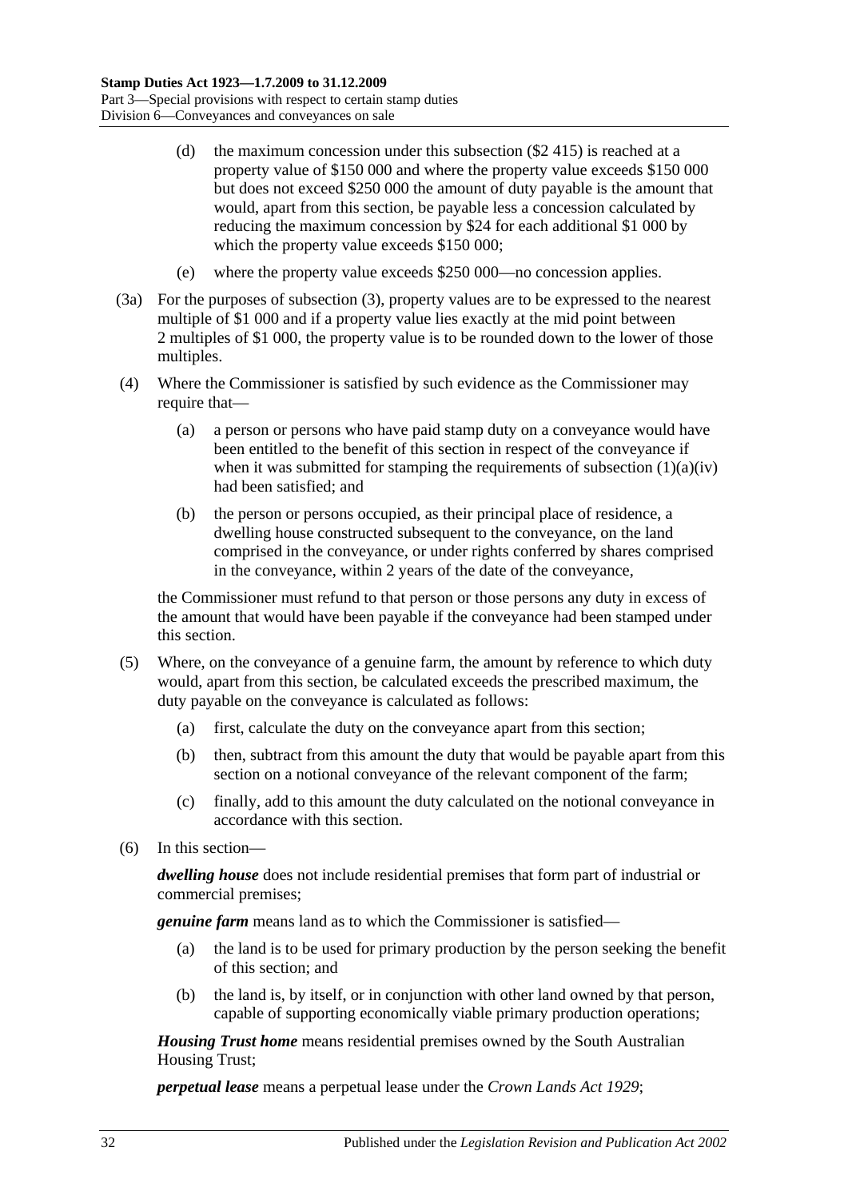(d) the maximum concession under this subsection ($2 415) is reached at a property value of $150 000 and where the property value exceeds $150 000 but does not exceed $250 000 the amount of duty payable is the amount that would, apart from this section, be payable less a concession calculated by reducing the maximum concession by $24 for each additional $1 000 by which the property value exceeds $150 000;

(e) where the property value exceeds $250 000—no concession applies.

(3a) For the purposes of subsection (3), property values are to be expressed to the nearest multiple of $1 000 and if a property value lies exactly at the mid point between 2 multiples of $1 000, the property value is to be rounded down to the lower of those multiples.

(4) Where the Commissioner is satisfied by such evidence as the Commissioner may require that—

(a) a person or persons who have paid stamp duty on a conveyance would have been entitled to the benefit of this section in respect of the conveyance if when it was submitted for stamping the requirements of subsection (1)(a)(iv) had been satisfied; and

(b) the person or persons occupied, as their principal place of residence, a dwelling house constructed subsequent to the conveyance, on the land comprised in the conveyance, or under rights conferred by shares comprised in the conveyance, within 2 years of the date of the conveyance,

the Commissioner must refund to that person or those persons any duty in excess of the amount that would have been payable if the conveyance had been stamped under this section.

(5) Where, on the conveyance of a genuine farm, the amount by reference to which duty would, apart from this section, be calculated exceeds the prescribed maximum, the duty payable on the conveyance is calculated as follows:

(a) first, calculate the duty on the conveyance apart from this section;

(b) then, subtract from this amount the duty that would be payable apart from this section on a notional conveyance of the relevant component of the farm;

(c) finally, add to this amount the duty calculated on the notional conveyance in accordance with this section.

(6) In this section—

***dwelling house*** does not include residential premises that form part of industrial or commercial premises;

***genuine farm*** means land as to which the Commissioner is satisfied—

(a) the land is to be used for primary production by the person seeking the benefit of this section; and

(b) the land is, by itself, or in conjunction with other land owned by that person, capable of supporting economically viable primary production operations;

***Housing Trust home*** means residential premises owned by the South Australian Housing Trust;

***perpetual lease*** means a perpetual lease under the *Crown Lands Act 1929*;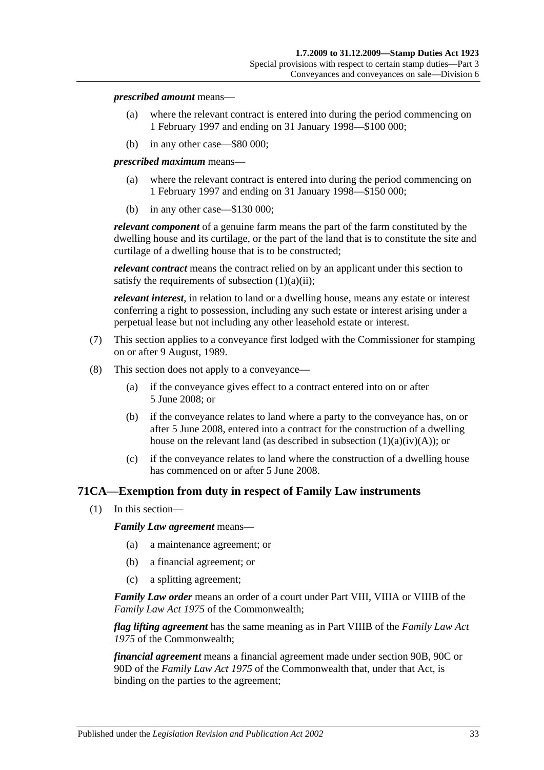***prescribed amount*** means—

- (a) where the relevant contract is entered into during the period commencing on 1 February 1997 and ending on 31 January 1998—$100 000;
- (b) in any other case—$80 000;

***prescribed maximum*** means—

- (a) where the relevant contract is entered into during the period commencing on 1 February 1997 and ending on 31 January 1998—$150 000;
- (b) in any other case—$130 000;

***relevant component*** of a genuine farm means the part of the farm constituted by the dwelling house and its curtilage, or the part of the land that is to constitute the site and curtilage of a dwelling house that is to be constructed;

***relevant contract*** means the contract relied on by an applicant under this section to satisfy the requirements of subsection (1)(a)(ii);

***relevant interest***, in relation to land or a dwelling house, means any estate or interest conferring a right to possession, including any such estate or interest arising under a perpetual lease but not including any other leasehold estate or interest.

(7) This section applies to a conveyance first lodged with the Commissioner for stamping on or after 9 August, 1989.

(8) This section does not apply to a conveyance—

- (a) if the conveyance gives effect to a contract entered into on or after 5 June 2008; or
- (b) if the conveyance relates to land where a party to the conveyance has, on or after 5 June 2008, entered into a contract for the construction of a dwelling house on the relevant land (as described in subsection (1)(a)(iv)(A)); or
- (c) if the conveyance relates to land where the construction of a dwelling house has commenced on or after 5 June 2008.

## 71CA—Exemption from duty in respect of Family Law instruments

(1) In this section—

***Family Law agreement*** means—

- (a) a maintenance agreement; or
- (b) a financial agreement; or
- (c) a splitting agreement;

***Family Law order*** means an order of a court under Part VIII, VIIIA or VIIIB of the *Family Law Act 1975* of the Commonwealth;

***flag lifting agreement*** has the same meaning as in Part VIIIB of the *Family Law Act 1975* of the Commonwealth;

***financial agreement*** means a financial agreement made under section 90B, 90C or 90D of the *Family Law Act 1975* of the Commonwealth that, under that Act, is binding on the parties to the agreement;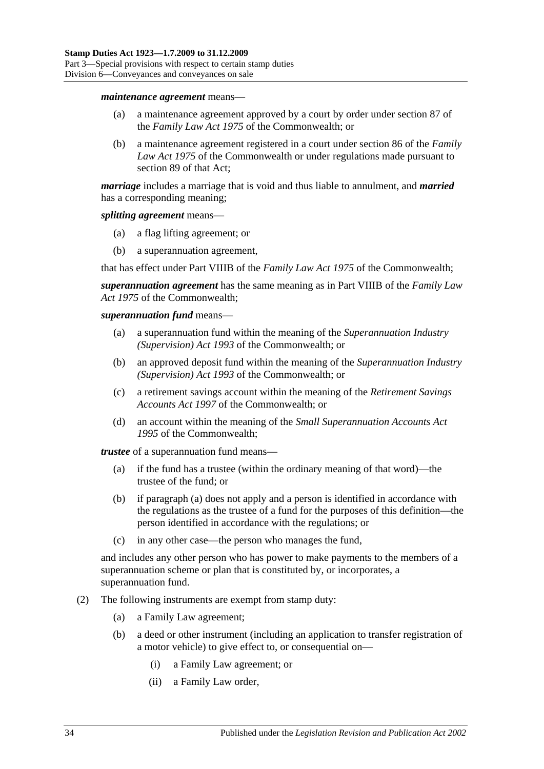***maintenance agreement*** means—

- (a) a maintenance agreement approved by a court by order under section 87 of the *Family Law Act 1975* of the Commonwealth; or
- (b) a maintenance agreement registered in a court under section 86 of the *Family Law Act 1975* of the Commonwealth or under regulations made pursuant to section 89 of that Act;

***marriage*** includes a marriage that is void and thus liable to annulment, and ***married*** has a corresponding meaning;

***splitting agreement*** means—

- (a) a flag lifting agreement; or
- (b) a superannuation agreement,

that has effect under Part VIIIB of the *Family Law Act 1975* of the Commonwealth;

***superannuation agreement*** has the same meaning as in Part VIIIB of the *Family Law Act 1975* of the Commonwealth;

***superannuation fund*** means—

- (a) a superannuation fund within the meaning of the *Superannuation Industry (Supervision) Act 1993* of the Commonwealth; or
- (b) an approved deposit fund within the meaning of the *Superannuation Industry (Supervision) Act 1993* of the Commonwealth; or
- (c) a retirement savings account within the meaning of the *Retirement Savings Accounts Act 1997* of the Commonwealth; or
- (d) an account within the meaning of the *Small Superannuation Accounts Act 1995* of the Commonwealth;

***trustee*** of a superannuation fund means—

- (a) if the fund has a trustee (within the ordinary meaning of that word)—the trustee of the fund; or
- (b) if paragraph (a) does not apply and a person is identified in accordance with the regulations as the trustee of a fund for the purposes of this definition—the person identified in accordance with the regulations; or
- (c) in any other case—the person who manages the fund,

and includes any other person who has power to make payments to the members of a superannuation scheme or plan that is constituted by, or incorporates, a superannuation fund.

(2) The following instruments are exempt from stamp duty:

- (a) a Family Law agreement;
- (b) a deed or other instrument (including an application to transfer registration of a motor vehicle) to give effect to, or consequential on—
  - (i) a Family Law agreement; or
  - (ii) a Family Law order,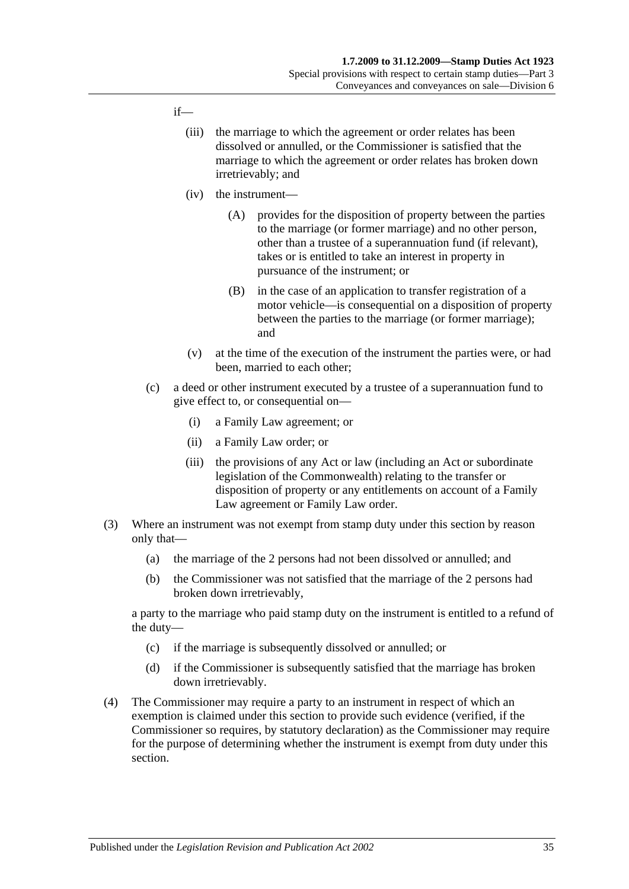if—

(iii) the marriage to which the agreement or order relates has been dissolved or annulled, or the Commissioner is satisfied that the marriage to which the agreement or order relates has broken down irretrievably; and

(iv) the instrument—

(A) provides for the disposition of property between the parties to the marriage (or former marriage) and no other person, other than a trustee of a superannuation fund (if relevant), takes or is entitled to take an interest in property in pursuance of the instrument; or

(B) in the case of an application to transfer registration of a motor vehicle—is consequential on a disposition of property between the parties to the marriage (or former marriage); and

(v) at the time of the execution of the instrument the parties were, or had been, married to each other;

(c) a deed or other instrument executed by a trustee of a superannuation fund to give effect to, or consequential on—

(i) a Family Law agreement; or

(ii) a Family Law order; or

(iii) the provisions of any Act or law (including an Act or subordinate legislation of the Commonwealth) relating to the transfer or disposition of property or any entitlements on account of a Family Law agreement or Family Law order.

(3) Where an instrument was not exempt from stamp duty under this section by reason only that—

(a) the marriage of the 2 persons had not been dissolved or annulled; and

(b) the Commissioner was not satisfied that the marriage of the 2 persons had broken down irretrievably,

a party to the marriage who paid stamp duty on the instrument is entitled to a refund of the duty—

(c) if the marriage is subsequently dissolved or annulled; or

(d) if the Commissioner is subsequently satisfied that the marriage has broken down irretrievably.

(4) The Commissioner may require a party to an instrument in respect of which an exemption is claimed under this section to provide such evidence (verified, if the Commissioner so requires, by statutory declaration) as the Commissioner may require for the purpose of determining whether the instrument is exempt from duty under this section.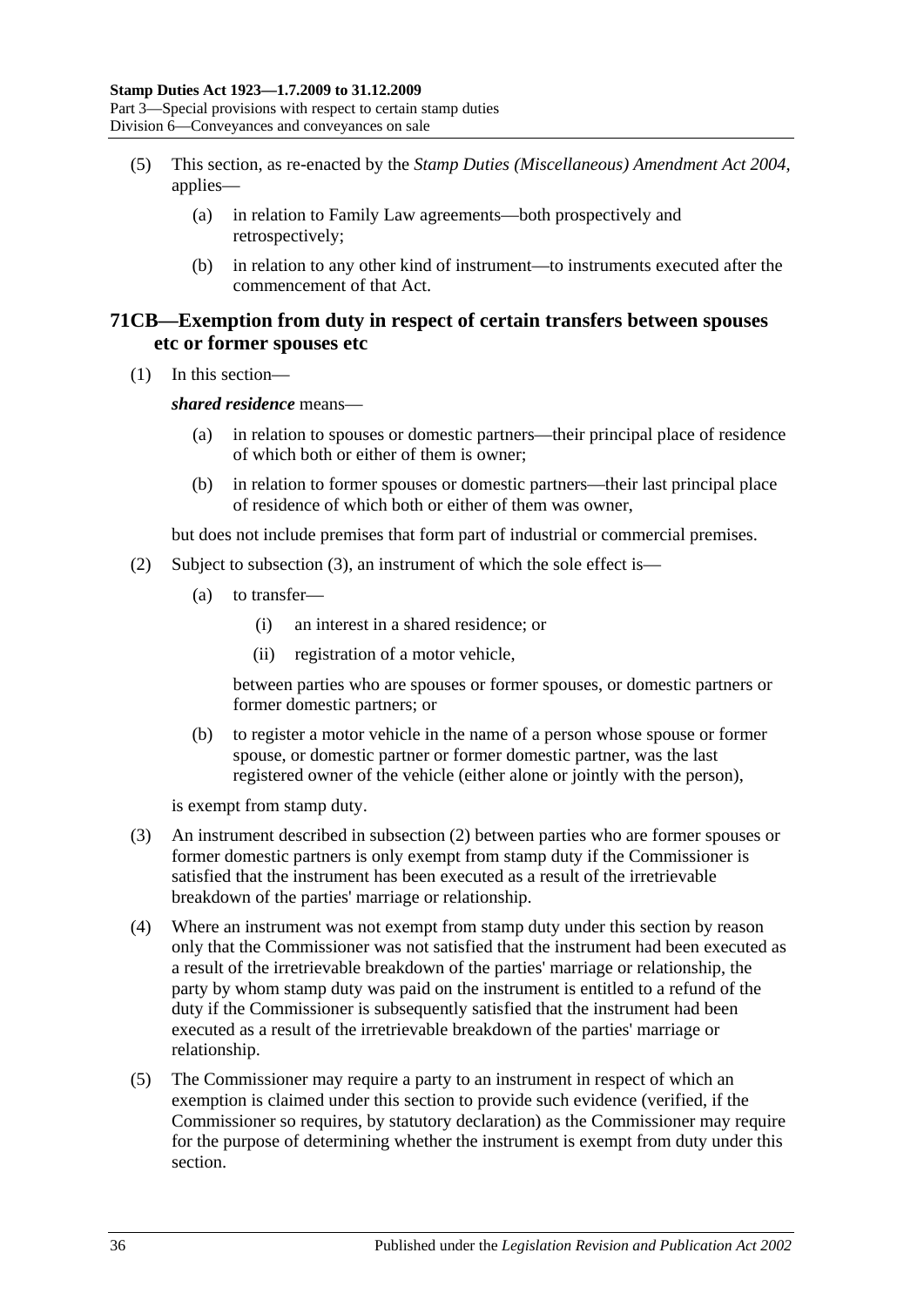(5) This section, as re-enacted by the *Stamp Duties (Miscellaneous) Amendment Act 2004*, applies—

(a) in relation to Family Law agreements—both prospectively and retrospectively;

(b) in relation to any other kind of instrument—to instruments executed after the commencement of that Act.

## 71CB—Exemption from duty in respect of certain transfers between spouses etc or former spouses etc

(1) In this section—

***shared residence*** means—

(a) in relation to spouses or domestic partners—their principal place of residence of which both or either of them is owner;

(b) in relation to former spouses or domestic partners—their last principal place of residence of which both or either of them was owner,

but does not include premises that form part of industrial or commercial premises.

(2) Subject to subsection (3), an instrument of which the sole effect is—

(a) to transfer—

(i) an interest in a shared residence; or

(ii) registration of a motor vehicle,

between parties who are spouses or former spouses, or domestic partners or former domestic partners; or

(b) to register a motor vehicle in the name of a person whose spouse or former spouse, or domestic partner or former domestic partner, was the last registered owner of the vehicle (either alone or jointly with the person),

is exempt from stamp duty.

(3) An instrument described in subsection (2) between parties who are former spouses or former domestic partners is only exempt from stamp duty if the Commissioner is satisfied that the instrument has been executed as a result of the irretrievable breakdown of the parties' marriage or relationship.

(4) Where an instrument was not exempt from stamp duty under this section by reason only that the Commissioner was not satisfied that the instrument had been executed as a result of the irretrievable breakdown of the parties' marriage or relationship, the party by whom stamp duty was paid on the instrument is entitled to a refund of the duty if the Commissioner is subsequently satisfied that the instrument had been executed as a result of the irretrievable breakdown of the parties' marriage or relationship.

(5) The Commissioner may require a party to an instrument in respect of which an exemption is claimed under this section to provide such evidence (verified, if the Commissioner so requires, by statutory declaration) as the Commissioner may require for the purpose of determining whether the instrument is exempt from duty under this section.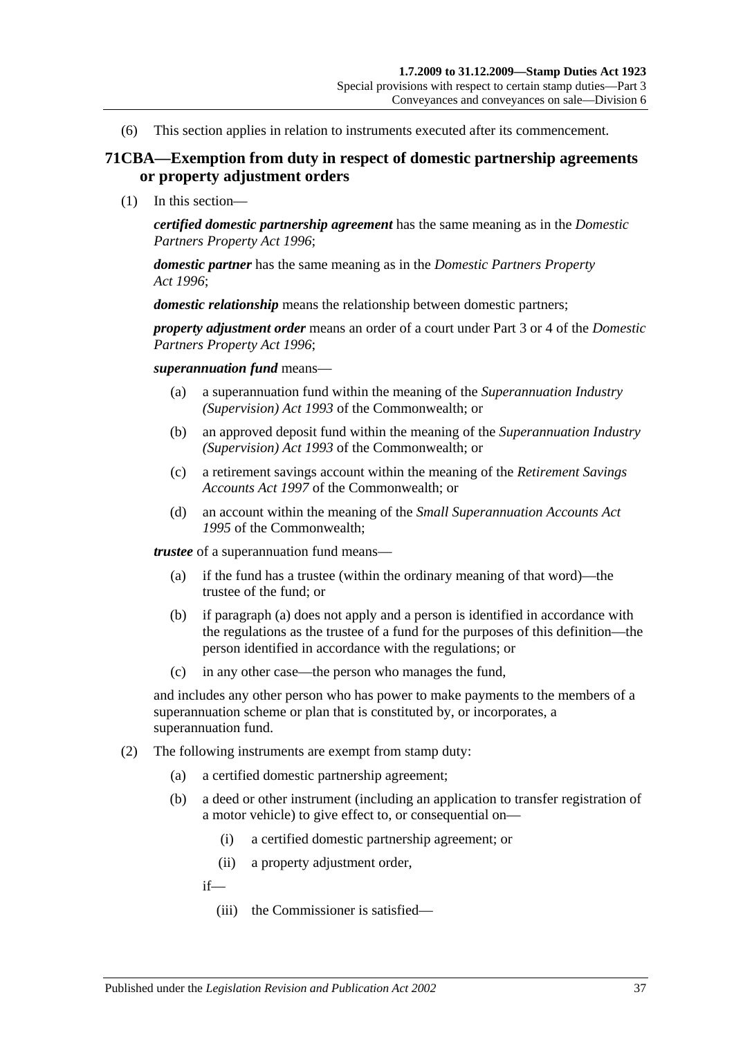(6) This section applies in relation to instruments executed after its commencement.

## 71CBA—Exemption from duty in respect of domestic partnership agreements or property adjustment orders

(1) In this section—

***certified domestic partnership agreement*** has the same meaning as in the *Domestic Partners Property Act 1996*;

***domestic partner*** has the same meaning as in the *Domestic Partners Property Act 1996*;

***domestic relationship*** means the relationship between domestic partners;

***property adjustment order*** means an order of a court under Part 3 or 4 of the *Domestic Partners Property Act 1996*;

***superannuation fund*** means—

(a) a superannuation fund within the meaning of the *Superannuation Industry (Supervision) Act 1993* of the Commonwealth; or

(b) an approved deposit fund within the meaning of the *Superannuation Industry (Supervision) Act 1993* of the Commonwealth; or

(c) a retirement savings account within the meaning of the *Retirement Savings Accounts Act 1997* of the Commonwealth; or

(d) an account within the meaning of the *Small Superannuation Accounts Act 1995* of the Commonwealth;

***trustee*** of a superannuation fund means—

(a) if the fund has a trustee (within the ordinary meaning of that word)—the trustee of the fund; or

(b) if paragraph (a) does not apply and a person is identified in accordance with the regulations as the trustee of a fund for the purposes of this definition—the person identified in accordance with the regulations; or

(c) in any other case—the person who manages the fund,

and includes any other person who has power to make payments to the members of a superannuation scheme or plan that is constituted by, or incorporates, a superannuation fund.

(2) The following instruments are exempt from stamp duty:

(a) a certified domestic partnership agreement;

(b) a deed or other instrument (including an application to transfer registration of a motor vehicle) to give effect to, or consequential on—

(i) a certified domestic partnership agreement; or

(ii) a property adjustment order,

if—

(iii) the Commissioner is satisfied—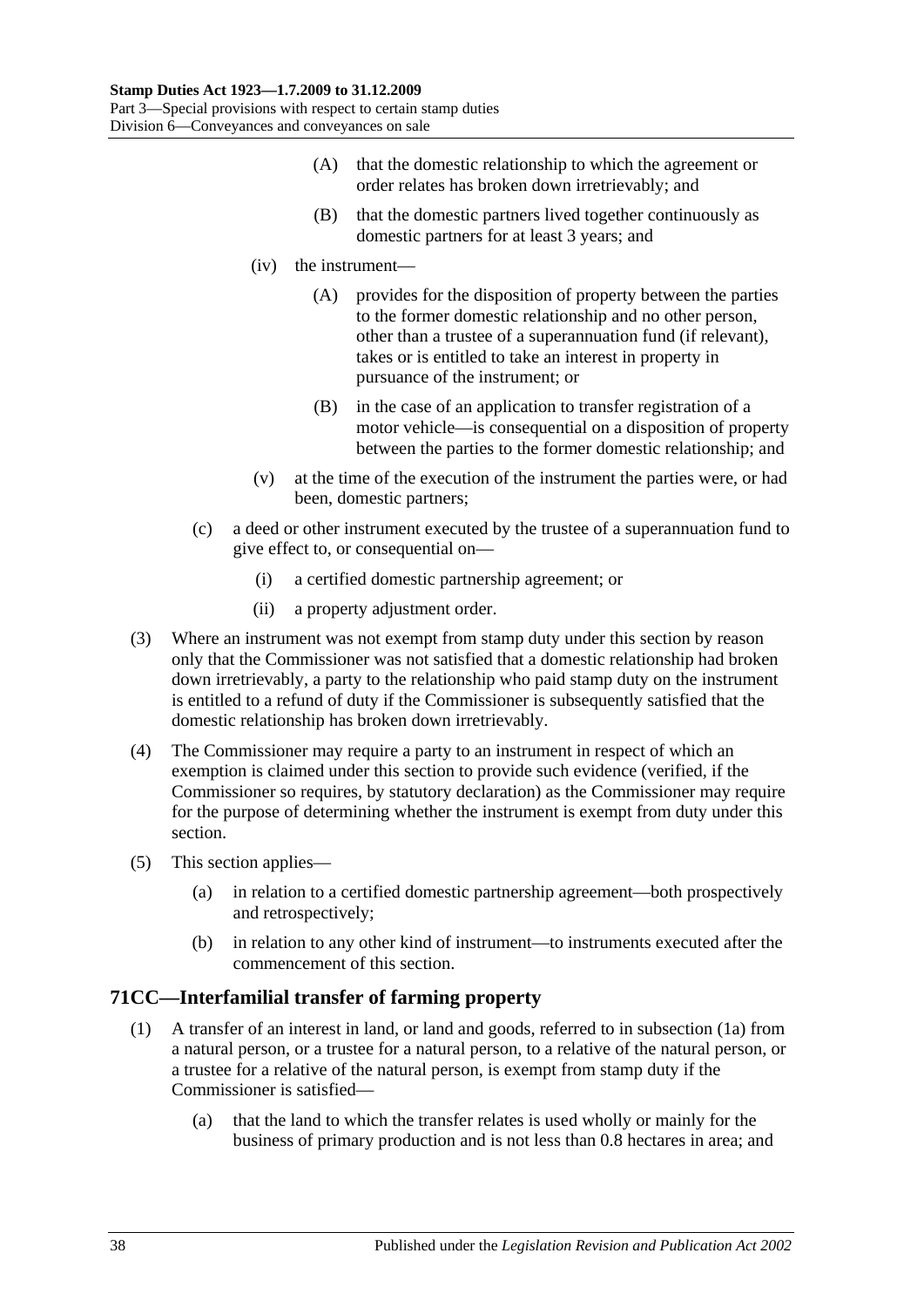(A) that the domestic relationship to which the agreement or order relates has broken down irretrievably; and

(B) that the domestic partners lived together continuously as domestic partners for at least 3 years; and

(iv) the instrument—

(A) provides for the disposition of property between the parties to the former domestic relationship and no other person, other than a trustee of a superannuation fund (if relevant), takes or is entitled to take an interest in property in pursuance of the instrument; or

(B) in the case of an application to transfer registration of a motor vehicle—is consequential on a disposition of property between the parties to the former domestic relationship; and

(v) at the time of the execution of the instrument the parties were, or had been, domestic partners;

(c) a deed or other instrument executed by the trustee of a superannuation fund to give effect to, or consequential on—

(i) a certified domestic partnership agreement; or

(ii) a property adjustment order.

(3) Where an instrument was not exempt from stamp duty under this section by reason only that the Commissioner was not satisfied that a domestic relationship had broken down irretrievably, a party to the relationship who paid stamp duty on the instrument is entitled to a refund of duty if the Commissioner is subsequently satisfied that the domestic relationship has broken down irretrievably.

(4) The Commissioner may require a party to an instrument in respect of which an exemption is claimed under this section to provide such evidence (verified, if the Commissioner so requires, by statutory declaration) as the Commissioner may require for the purpose of determining whether the instrument is exempt from duty under this section.

(5) This section applies—

(a) in relation to a certified domestic partnership agreement—both prospectively and retrospectively;

(b) in relation to any other kind of instrument—to instruments executed after the commencement of this section.

## 71CC—Interfamilial transfer of farming property

(1) A transfer of an interest in land, or land and goods, referred to in subsection (1a) from a natural person, or a trustee for a natural person, to a relative of the natural person, or a trustee for a relative of the natural person, is exempt from stamp duty if the Commissioner is satisfied—

(a) that the land to which the transfer relates is used wholly or mainly for the business of primary production and is not less than 0.8 hectares in area; and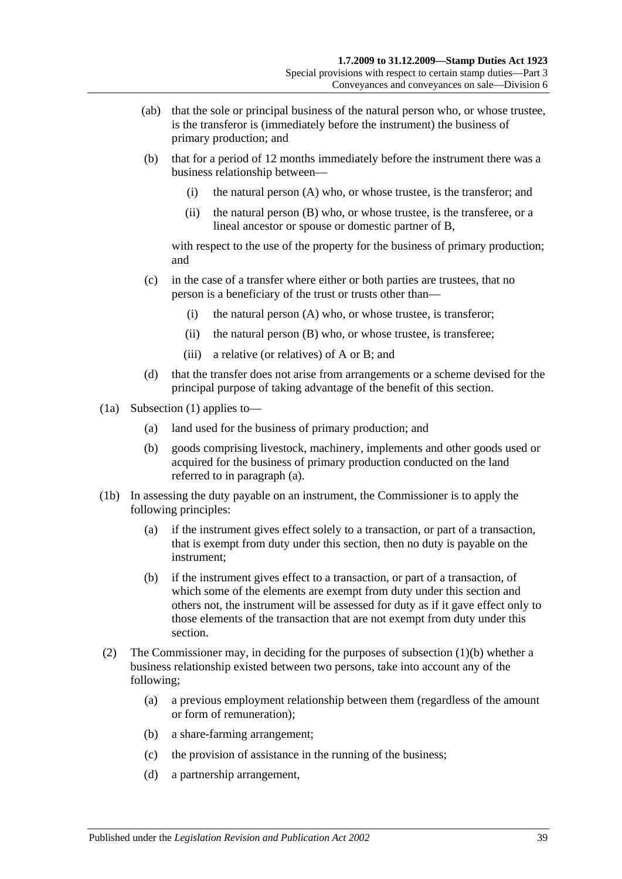(ab) that the sole or principal business of the natural person who, or whose trustee, is the transferor is (immediately before the instrument) the business of primary production; and

(b) that for a period of 12 months immediately before the instrument there was a business relationship between—

  (i) the natural person (A) who, or whose trustee, is the transferor; and

  (ii) the natural person (B) who, or whose trustee, is the transferee, or a lineal ancestor or spouse or domestic partner of B,

with respect to the use of the property for the business of primary production; and

(c) in the case of a transfer where either or both parties are trustees, that no person is a beneficiary of the trust or trusts other than—

  (i) the natural person (A) who, or whose trustee, is transferor;

  (ii) the natural person (B) who, or whose trustee, is transferee;

  (iii) a relative (or relatives) of A or B; and

(d) that the transfer does not arise from arrangements or a scheme devised for the principal purpose of taking advantage of the benefit of this section.

(1a) Subsection (1) applies to—

(a) land used for the business of primary production; and

(b) goods comprising livestock, machinery, implements and other goods used or acquired for the business of primary production conducted on the land referred to in paragraph (a).

(1b) In assessing the duty payable on an instrument, the Commissioner is to apply the following principles:

(a) if the instrument gives effect solely to a transaction, or part of a transaction, that is exempt from duty under this section, then no duty is payable on the instrument;

(b) if the instrument gives effect to a transaction, or part of a transaction, of which some of the elements are exempt from duty under this section and others not, the instrument will be assessed for duty as if it gave effect only to those elements of the transaction that are not exempt from duty under this section.

(2) The Commissioner may, in deciding for the purposes of subsection (1)(b) whether a business relationship existed between two persons, take into account any of the following;

(a) a previous employment relationship between them (regardless of the amount or form of remuneration);

(b) a share-farming arrangement;

(c) the provision of assistance in the running of the business;

(d) a partnership arrangement,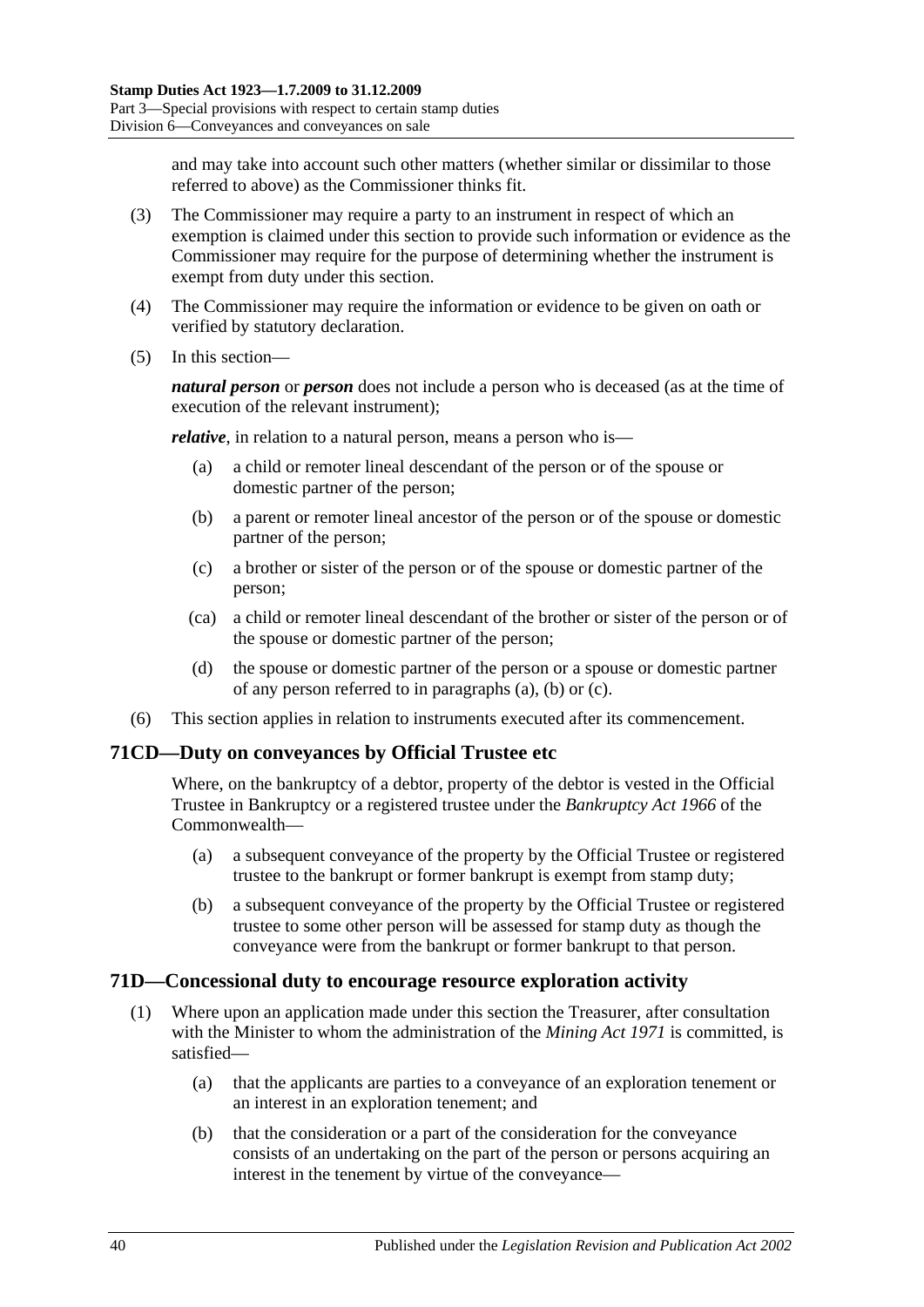and may take into account such other matters (whether similar or dissimilar to those referred to above) as the Commissioner thinks fit.

(3) The Commissioner may require a party to an instrument in respect of which an exemption is claimed under this section to provide such information or evidence as the Commissioner may require for the purpose of determining whether the instrument is exempt from duty under this section.

(4) The Commissioner may require the information or evidence to be given on oath or verified by statutory declaration.

(5) In this section—

***natural person*** or ***person*** does not include a person who is deceased (as at the time of execution of the relevant instrument);

***relative***, in relation to a natural person, means a person who is—

- (a) a child or remoter lineal descendant of the person or of the spouse or domestic partner of the person;
- (b) a parent or remoter lineal ancestor of the person or of the spouse or domestic partner of the person;
- (c) a brother or sister of the person or of the spouse or domestic partner of the person;
- (ca) a child or remoter lineal descendant of the brother or sister of the person or of the spouse or domestic partner of the person;
- (d) the spouse or domestic partner of the person or a spouse or domestic partner of any person referred to in paragraphs (a), (b) or (c).

(6) This section applies in relation to instruments executed after its commencement.

## 71CD—Duty on conveyances by Official Trustee etc

Where, on the bankruptcy of a debtor, property of the debtor is vested in the Official Trustee in Bankruptcy or a registered trustee under the *Bankruptcy Act 1966* of the Commonwealth—

- (a) a subsequent conveyance of the property by the Official Trustee or registered trustee to the bankrupt or former bankrupt is exempt from stamp duty;
- (b) a subsequent conveyance of the property by the Official Trustee or registered trustee to some other person will be assessed for stamp duty as though the conveyance were from the bankrupt or former bankrupt to that person.

## 71D—Concessional duty to encourage resource exploration activity

(1) Where upon an application made under this section the Treasurer, after consultation with the Minister to whom the administration of the *Mining Act 1971* is committed, is satisfied—

- (a) that the applicants are parties to a conveyance of an exploration tenement or an interest in an exploration tenement; and
- (b) that the consideration or a part of the consideration for the conveyance consists of an undertaking on the part of the person or persons acquiring an interest in the tenement by virtue of the conveyance—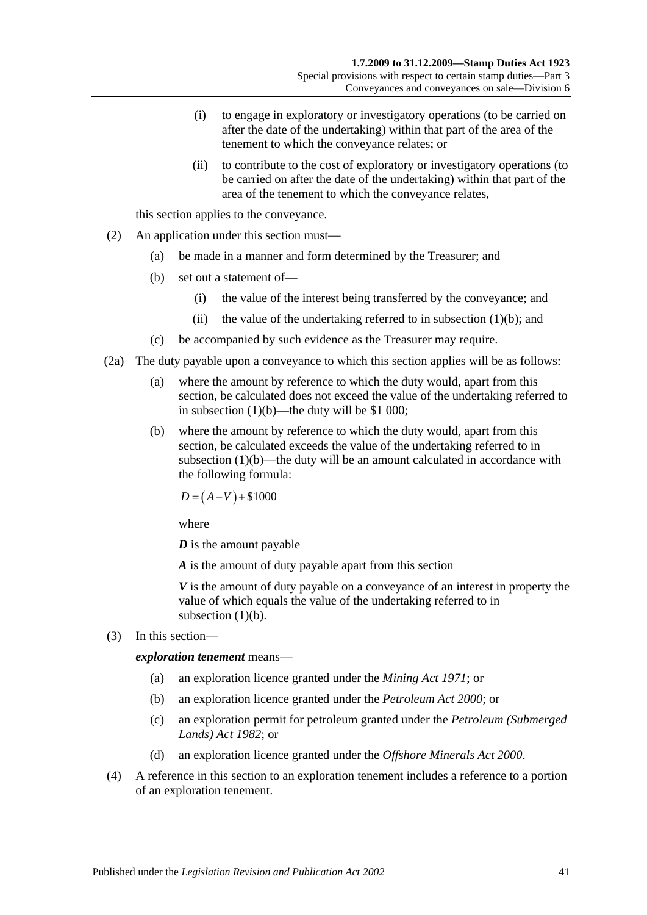(i) to engage in exploratory or investigatory operations (to be carried on after the date of the undertaking) within that part of the area of the tenement to which the conveyance relates; or

(ii) to contribute to the cost of exploratory or investigatory operations (to be carried on after the date of the undertaking) within that part of the area of the tenement to which the conveyance relates,

this section applies to the conveyance.

(2) An application under this section must—

(a) be made in a manner and form determined by the Treasurer; and

(b) set out a statement of—

(i) the value of the interest being transferred by the conveyance; and

(ii) the value of the undertaking referred to in subsection (1)(b); and

(c) be accompanied by such evidence as the Treasurer may require.

(2a) The duty payable upon a conveyance to which this section applies will be as follows:

(a) where the amount by reference to which the duty would, apart from this section, be calculated does not exceed the value of the undertaking referred to in subsection (1)(b)—the duty will be $1 000;

(b) where the amount by reference to which the duty would, apart from this section, be calculated exceeds the value of the undertaking referred to in subsection (1)(b)—the duty will be an amount calculated in accordance with the following formula:

$$D = (A - V) + \$1000$$

where

***D*** is the amount payable

***A*** is the amount of duty payable apart from this section

***V*** is the amount of duty payable on a conveyance of an interest in property the value of which equals the value of the undertaking referred to in subsection (1)(b).

(3) In this section—

***exploration tenement*** means—

(a) an exploration licence granted under the *Mining Act 1971*; or

(b) an exploration licence granted under the *Petroleum Act 2000*; or

(c) an exploration permit for petroleum granted under the *Petroleum (Submerged Lands) Act 1982*; or

(d) an exploration licence granted under the *Offshore Minerals Act 2000*.

(4) A reference in this section to an exploration tenement includes a reference to a portion of an exploration tenement.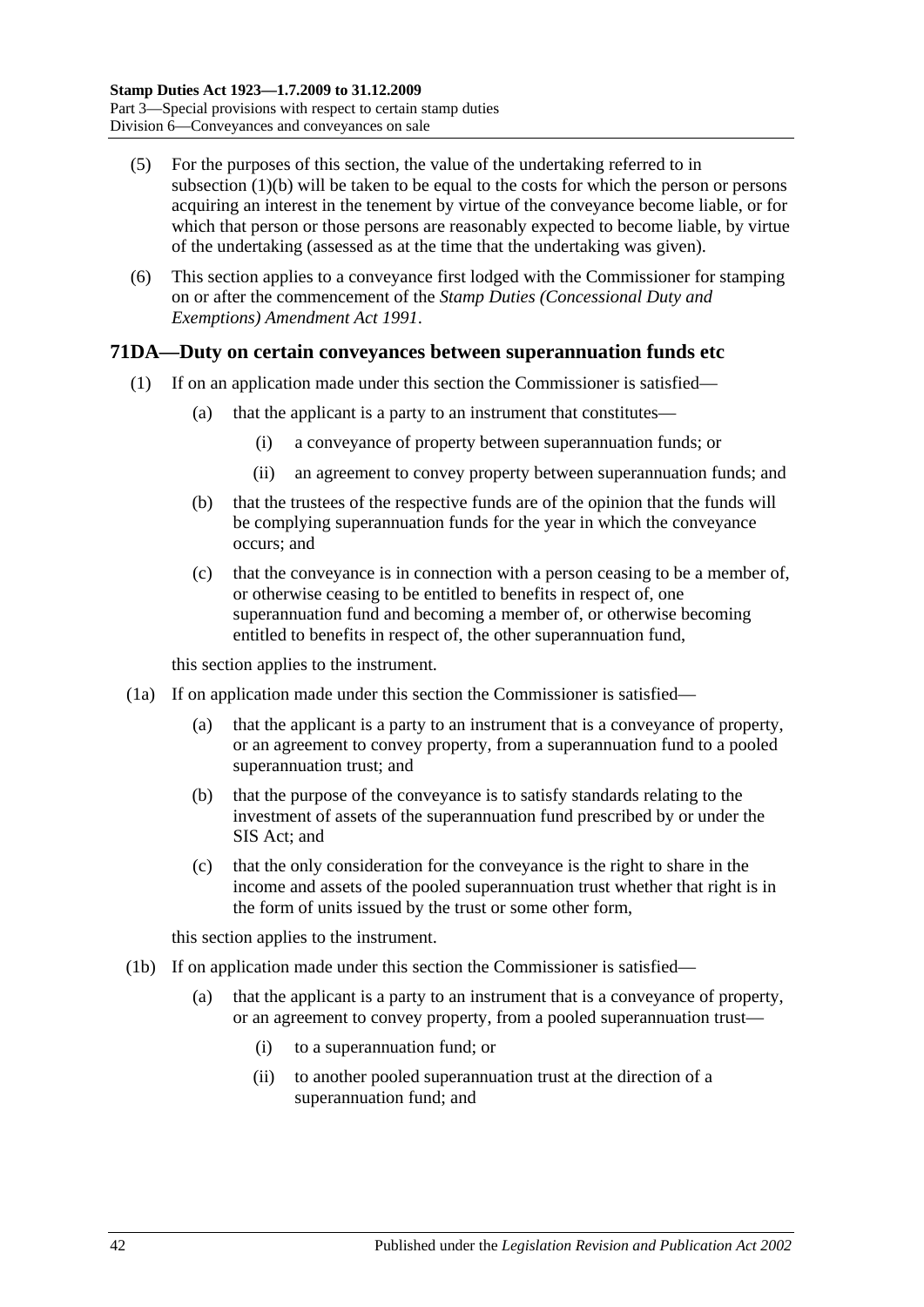(5) For the purposes of this section, the value of the undertaking referred to in subsection (1)(b) will be taken to be equal to the costs for which the person or persons acquiring an interest in the tenement by virtue of the conveyance become liable, or for which that person or those persons are reasonably expected to become liable, by virtue of the undertaking (assessed as at the time that the undertaking was given).

(6) This section applies to a conveyance first lodged with the Commissioner for stamping on or after the commencement of the *Stamp Duties (Concessional Duty and Exemptions) Amendment Act 1991*.

## 71DA—Duty on certain conveyances between superannuation funds etc

(1) If on an application made under this section the Commissioner is satisfied—

(a) that the applicant is a party to an instrument that constitutes—

(i) a conveyance of property between superannuation funds; or

(ii) an agreement to convey property between superannuation funds; and

(b) that the trustees of the respective funds are of the opinion that the funds will be complying superannuation funds for the year in which the conveyance occurs; and

(c) that the conveyance is in connection with a person ceasing to be a member of, or otherwise ceasing to be entitled to benefits in respect of, one superannuation fund and becoming a member of, or otherwise becoming entitled to benefits in respect of, the other superannuation fund,

this section applies to the instrument.

(1a) If on application made under this section the Commissioner is satisfied—

(a) that the applicant is a party to an instrument that is a conveyance of property, or an agreement to convey property, from a superannuation fund to a pooled superannuation trust; and

(b) that the purpose of the conveyance is to satisfy standards relating to the investment of assets of the superannuation fund prescribed by or under the SIS Act; and

(c) that the only consideration for the conveyance is the right to share in the income and assets of the pooled superannuation trust whether that right is in the form of units issued by the trust or some other form,

this section applies to the instrument.

(1b) If on application made under this section the Commissioner is satisfied—

(a) that the applicant is a party to an instrument that is a conveyance of property, or an agreement to convey property, from a pooled superannuation trust—

(i) to a superannuation fund; or

(ii) to another pooled superannuation trust at the direction of a superannuation fund; and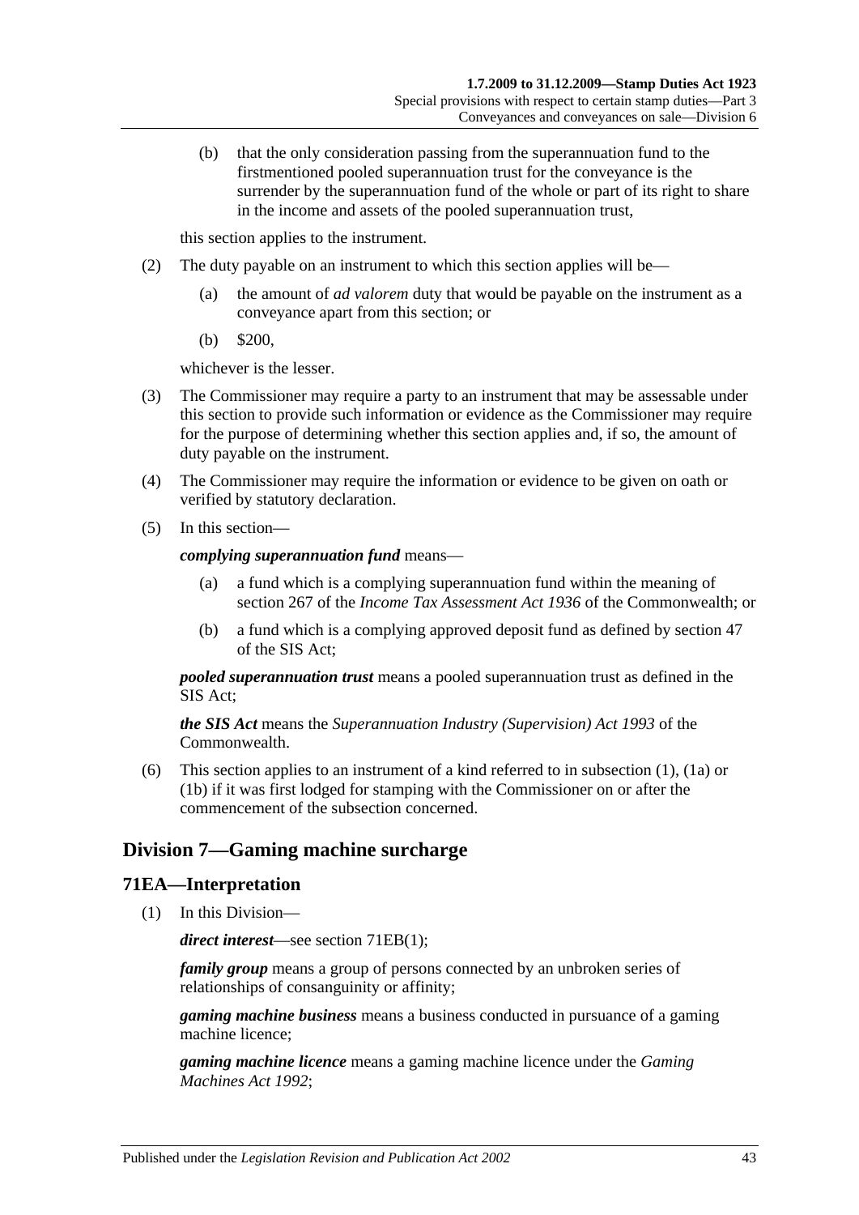(b) that the only consideration passing from the superannuation fund to the firstmentioned pooled superannuation trust for the conveyance is the surrender by the superannuation fund of the whole or part of its right to share in the income and assets of the pooled superannuation trust,

this section applies to the instrument.

(2) The duty payable on an instrument to which this section applies will be—

(a) the amount of *ad valorem* duty that would be payable on the instrument as a conveyance apart from this section; or

(b) $200,

whichever is the lesser.

(3) The Commissioner may require a party to an instrument that may be assessable under this section to provide such information or evidence as the Commissioner may require for the purpose of determining whether this section applies and, if so, the amount of duty payable on the instrument.

(4) The Commissioner may require the information or evidence to be given on oath or verified by statutory declaration.

(5) In this section—

***complying superannuation fund*** means—

(a) a fund which is a complying superannuation fund within the meaning of section 267 of the *Income Tax Assessment Act 1936* of the Commonwealth; or

(b) a fund which is a complying approved deposit fund as defined by section 47 of the SIS Act;

***pooled superannuation trust*** means a pooled superannuation trust as defined in the SIS Act;

***the SIS Act*** means the *Superannuation Industry (Supervision) Act 1993* of the Commonwealth.

(6) This section applies to an instrument of a kind referred to in subsection (1), (1a) or (1b) if it was first lodged for stamping with the Commissioner on or after the commencement of the subsection concerned.

## Division 7—Gaming machine surcharge

### 71EA—Interpretation

(1) In this Division—

***direct interest***—see section 71EB(1);

***family group*** means a group of persons connected by an unbroken series of relationships of consanguinity or affinity;

***gaming machine business*** means a business conducted in pursuance of a gaming machine licence;

***gaming machine licence*** means a gaming machine licence under the *Gaming Machines Act 1992*;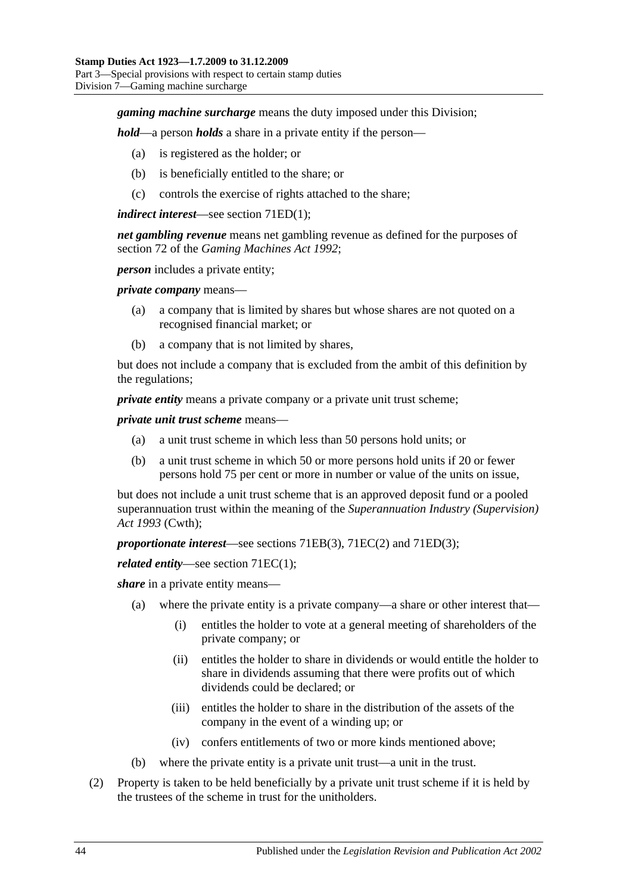***gaming machine surcharge*** means the duty imposed under this Division;

***hold***—a person ***holds*** a share in a private entity if the person—

- (a) is registered as the holder; or
- (b) is beneficially entitled to the share; or
- (c) controls the exercise of rights attached to the share;

***indirect interest***—see section 71ED(1);

***net gambling revenue*** means net gambling revenue as defined for the purposes of section 72 of the *Gaming Machines Act 1992*;

***person*** includes a private entity;

***private company*** means—

- (a) a company that is limited by shares but whose shares are not quoted on a recognised financial market; or
- (b) a company that is not limited by shares,

but does not include a company that is excluded from the ambit of this definition by the regulations;

***private entity*** means a private company or a private unit trust scheme;

***private unit trust scheme*** means—

- (a) a unit trust scheme in which less than 50 persons hold units; or
- (b) a unit trust scheme in which 50 or more persons hold units if 20 or fewer persons hold 75 per cent or more in number or value of the units on issue,

but does not include a unit trust scheme that is an approved deposit fund or a pooled superannuation trust within the meaning of the *Superannuation Industry (Supervision) Act 1993* (Cwth);

***proportionate interest***—see sections 71EB(3), 71EC(2) and 71ED(3);

***related entity***—see section 71EC(1);

***share*** in a private entity means—

- (a) where the private entity is a private company—a share or other interest that—
  - (i) entitles the holder to vote at a general meeting of shareholders of the private company; or
  - (ii) entitles the holder to share in dividends or would entitle the holder to share in dividends assuming that there were profits out of which dividends could be declared; or
  - (iii) entitles the holder to share in the distribution of the assets of the company in the event of a winding up; or
  - (iv) confers entitlements of two or more kinds mentioned above;
- (b) where the private entity is a private unit trust—a unit in the trust.

(2) Property is taken to be held beneficially by a private unit trust scheme if it is held by the trustees of the scheme in trust for the unitholders.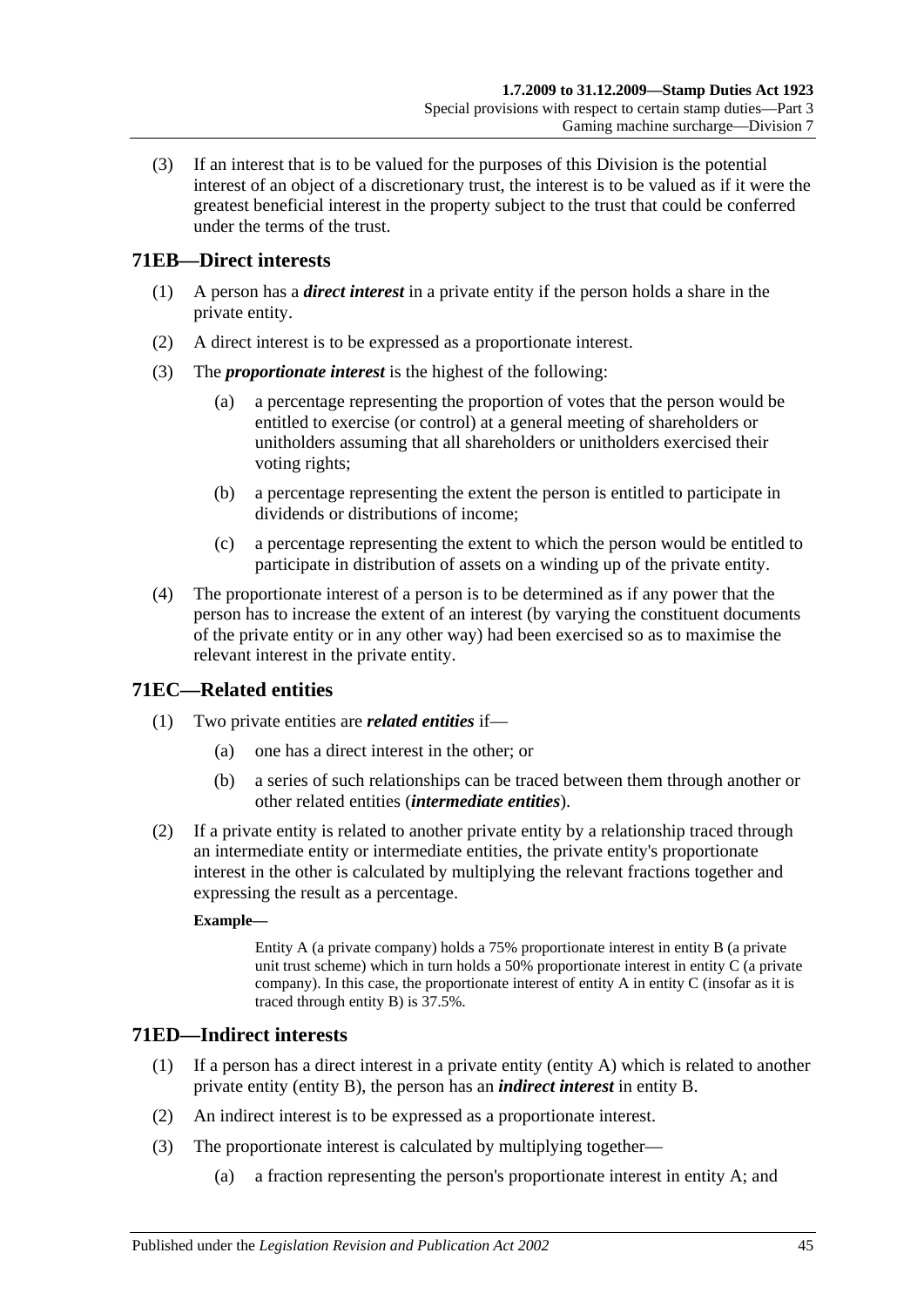(3) If an interest that is to be valued for the purposes of this Division is the potential interest of an object of a discretionary trust, the interest is to be valued as if it were the greatest beneficial interest in the property subject to the trust that could be conferred under the terms of the trust.

## 71EB—Direct interests

(1) A person has a ***direct interest*** in a private entity if the person holds a share in the private entity.

(2) A direct interest is to be expressed as a proportionate interest.

(3) The ***proportionate interest*** is the highest of the following:

(a) a percentage representing the proportion of votes that the person would be entitled to exercise (or control) at a general meeting of shareholders or unitholders assuming that all shareholders or unitholders exercised their voting rights;

(b) a percentage representing the extent the person is entitled to participate in dividends or distributions of income;

(c) a percentage representing the extent to which the person would be entitled to participate in distribution of assets on a winding up of the private entity.

(4) The proportionate interest of a person is to be determined as if any power that the person has to increase the extent of an interest (by varying the constituent documents of the private entity or in any other way) had been exercised so as to maximise the relevant interest in the private entity.

## 71EC—Related entities

(1) Two private entities are ***related entities*** if—

(a) one has a direct interest in the other; or

(b) a series of such relationships can be traced between them through another or other related entities (***intermediate entities***).

(2) If a private entity is related to another private entity by a relationship traced through an intermediate entity or intermediate entities, the private entity's proportionate interest in the other is calculated by multiplying the relevant fractions together and expressing the result as a percentage.

**Example—**

Entity A (a private company) holds a 75% proportionate interest in entity B (a private unit trust scheme) which in turn holds a 50% proportionate interest in entity C (a private company). In this case, the proportionate interest of entity A in entity C (insofar as it is traced through entity B) is 37.5%.

## 71ED—Indirect interests

(1) If a person has a direct interest in a private entity (entity A) which is related to another private entity (entity B), the person has an ***indirect interest*** in entity B.

(2) An indirect interest is to be expressed as a proportionate interest.

(3) The proportionate interest is calculated by multiplying together—

(a) a fraction representing the person's proportionate interest in entity A; and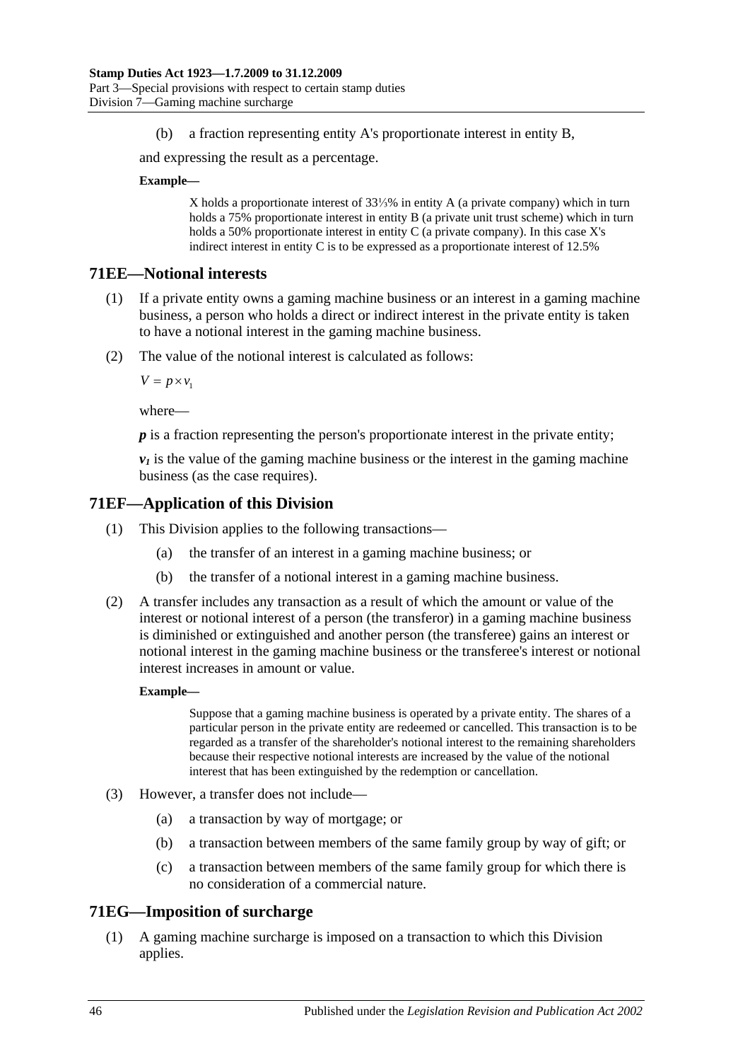(b) a fraction representing entity A's proportionate interest in entity B,

and expressing the result as a percentage.

**Example—**

> X holds a proportionate interest of 33⅓% in entity A (a private company) which in turn holds a 75% proportionate interest in entity B (a private unit trust scheme) which in turn holds a 50% proportionate interest in entity C (a private company). In this case X's indirect interest in entity C is to be expressed as a proportionate interest of 12.5%

## 71EE—Notional interests

(1) If a private entity owns a gaming machine business or an interest in a gaming machine business, a person who holds a direct or indirect interest in the private entity is taken to have a notional interest in the gaming machine business.

(2) The value of the notional interest is calculated as follows:

$$V = p \times v_1$$

where—

***p*** is a fraction representing the person's proportionate interest in the private entity;

$v_1$ is the value of the gaming machine business or the interest in the gaming machine business (as the case requires).

## 71EF—Application of this Division

(1) This Division applies to the following transactions—

(a) the transfer of an interest in a gaming machine business; or

(b) the transfer of a notional interest in a gaming machine business.

(2) A transfer includes any transaction as a result of which the amount or value of the interest or notional interest of a person (the transferor) in a gaming machine business is diminished or extinguished and another person (the transferee) gains an interest or notional interest in the gaming machine business or the transferee's interest or notional interest increases in amount or value.

**Example—**

> Suppose that a gaming machine business is operated by a private entity. The shares of a particular person in the private entity are redeemed or cancelled. This transaction is to be regarded as a transfer of the shareholder's notional interest to the remaining shareholders because their respective notional interests are increased by the value of the notional interest that has been extinguished by the redemption or cancellation.

(3) However, a transfer does not include—

(a) a transaction by way of mortgage; or

(b) a transaction between members of the same family group by way of gift; or

(c) a transaction between members of the same family group for which there is no consideration of a commercial nature.

## 71EG—Imposition of surcharge

(1) A gaming machine surcharge is imposed on a transaction to which this Division applies.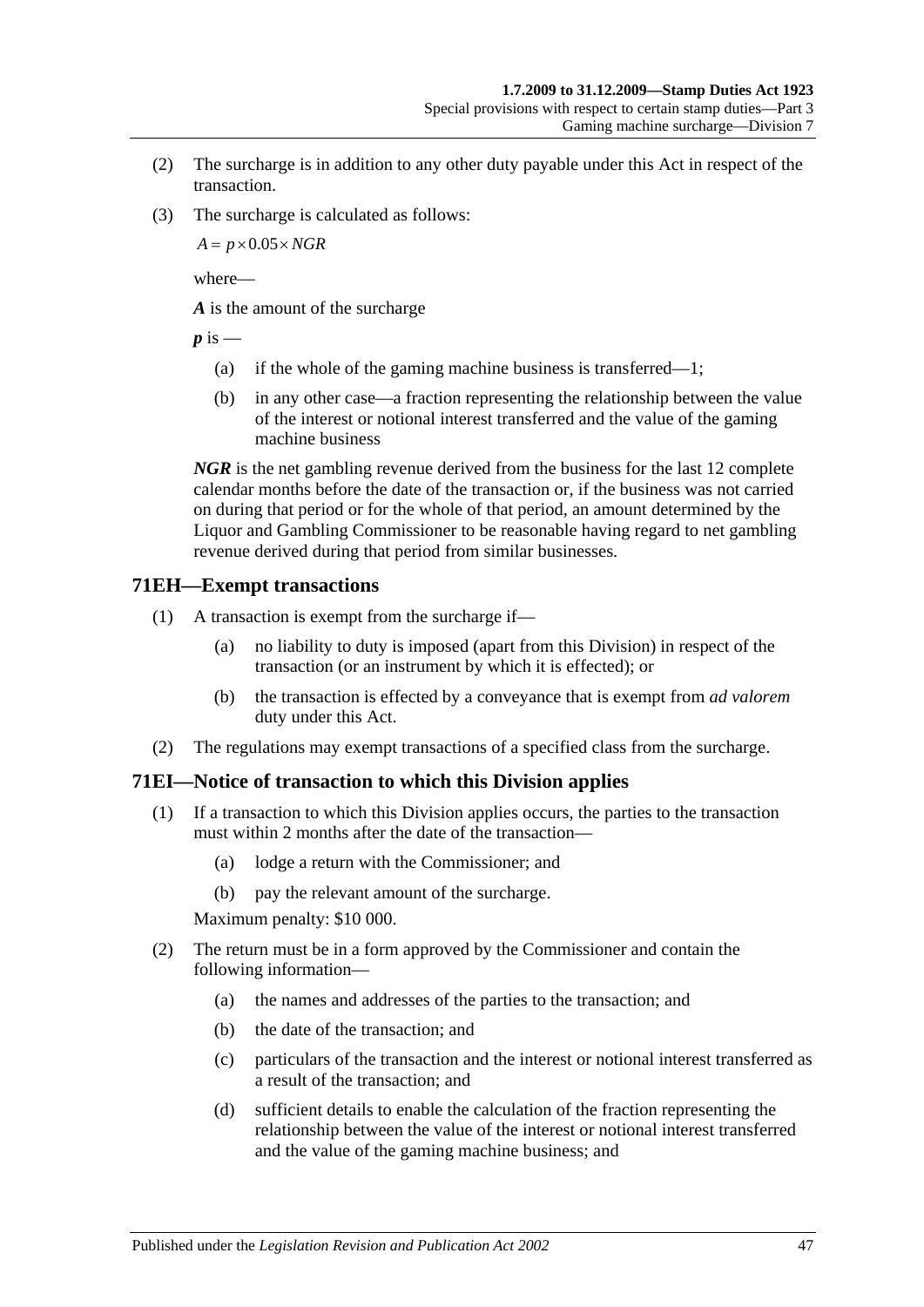(2) The surcharge is in addition to any other duty payable under this Act in respect of the transaction.

(3) The surcharge is calculated as follows:

$$A = p \times 0.05 \times NGR$$

where—

***A*** is the amount of the surcharge

***p*** is —

(a) if the whole of the gaming machine business is transferred—1;

(b) in any other case—a fraction representing the relationship between the value of the interest or notional interest transferred and the value of the gaming machine business

***NGR*** is the net gambling revenue derived from the business for the last 12 complete calendar months before the date of the transaction or, if the business was not carried on during that period or for the whole of that period, an amount determined by the Liquor and Gambling Commissioner to be reasonable having regard to net gambling revenue derived during that period from similar businesses.

## 71EH—Exempt transactions

(1) A transaction is exempt from the surcharge if—

(a) no liability to duty is imposed (apart from this Division) in respect of the transaction (or an instrument by which it is effected); or

(b) the transaction is effected by a conveyance that is exempt from *ad valorem* duty under this Act.

(2) The regulations may exempt transactions of a specified class from the surcharge.

## 71EI—Notice of transaction to which this Division applies

(1) If a transaction to which this Division applies occurs, the parties to the transaction must within 2 months after the date of the transaction—

(a) lodge a return with the Commissioner; and

(b) pay the relevant amount of the surcharge.

Maximum penalty: $10 000.

(2) The return must be in a form approved by the Commissioner and contain the following information—

(a) the names and addresses of the parties to the transaction; and

(b) the date of the transaction; and

(c) particulars of the transaction and the interest or notional interest transferred as a result of the transaction; and

(d) sufficient details to enable the calculation of the fraction representing the relationship between the value of the interest or notional interest transferred and the value of the gaming machine business; and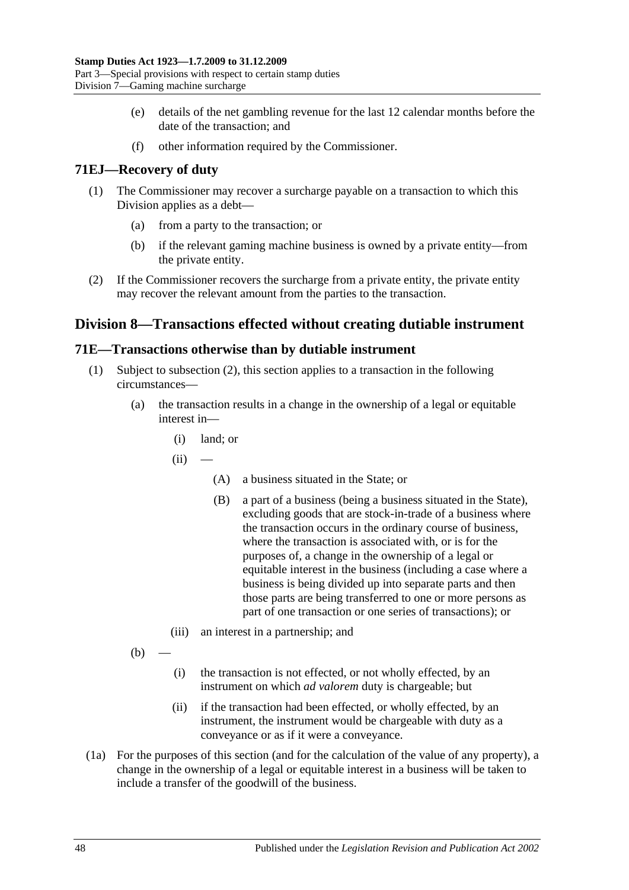(e) details of the net gambling revenue for the last 12 calendar months before the date of the transaction; and

(f) other information required by the Commissioner.

### 71EJ—Recovery of duty

(1) The Commissioner may recover a surcharge payable on a transaction to which this Division applies as a debt—

(a) from a party to the transaction; or

(b) if the relevant gaming machine business is owned by a private entity—from the private entity.

(2) If the Commissioner recovers the surcharge from a private entity, the private entity may recover the relevant amount from the parties to the transaction.

## Division 8—Transactions effected without creating dutiable instrument

### 71E—Transactions otherwise than by dutiable instrument

(1) Subject to subsection (2), this section applies to a transaction in the following circumstances—

(a) the transaction results in a change in the ownership of a legal or equitable interest in—

(i) land; or

(ii) —

(A) a business situated in the State; or

(B) a part of a business (being a business situated in the State), excluding goods that are stock-in-trade of a business where the transaction occurs in the ordinary course of business, where the transaction is associated with, or is for the purposes of, a change in the ownership of a legal or equitable interest in the business (including a case where a business is being divided up into separate parts and then those parts are being transferred to one or more persons as part of one transaction or one series of transactions); or

(iii) an interest in a partnership; and

(b) —

(i) the transaction is not effected, or not wholly effected, by an instrument on which *ad valorem* duty is chargeable; but

(ii) if the transaction had been effected, or wholly effected, by an instrument, the instrument would be chargeable with duty as a conveyance or as if it were a conveyance.

(1a) For the purposes of this section (and for the calculation of the value of any property), a change in the ownership of a legal or equitable interest in a business will be taken to include a transfer of the goodwill of the business.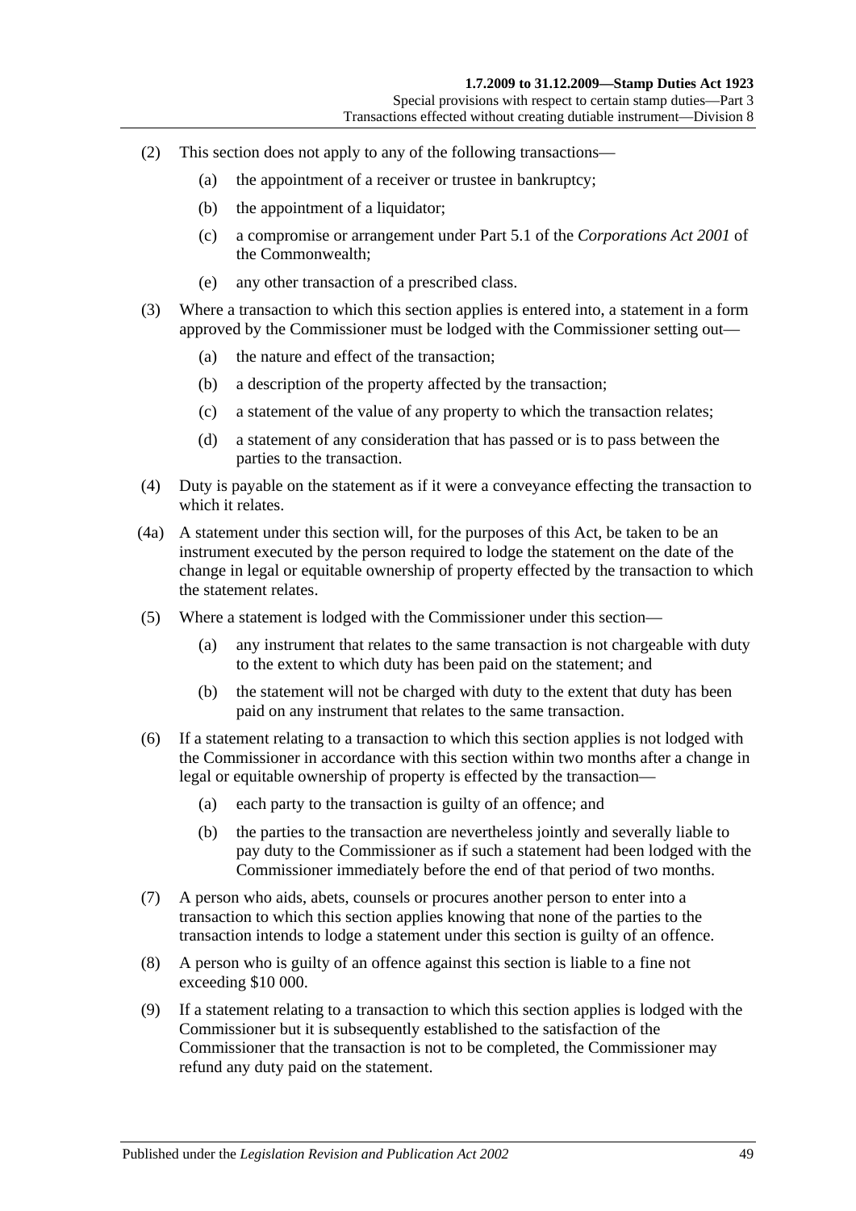(2) This section does not apply to any of the following transactions—

(a) the appointment of a receiver or trustee in bankruptcy;

(b) the appointment of a liquidator;

(c) a compromise or arrangement under Part 5.1 of the *Corporations Act 2001* of the Commonwealth;

(e) any other transaction of a prescribed class.

(3) Where a transaction to which this section applies is entered into, a statement in a form approved by the Commissioner must be lodged with the Commissioner setting out—

(a) the nature and effect of the transaction;

(b) a description of the property affected by the transaction;

(c) a statement of the value of any property to which the transaction relates;

(d) a statement of any consideration that has passed or is to pass between the parties to the transaction.

(4) Duty is payable on the statement as if it were a conveyance effecting the transaction to which it relates.

(4a) A statement under this section will, for the purposes of this Act, be taken to be an instrument executed by the person required to lodge the statement on the date of the change in legal or equitable ownership of property effected by the transaction to which the statement relates.

(5) Where a statement is lodged with the Commissioner under this section—

(a) any instrument that relates to the same transaction is not chargeable with duty to the extent to which duty has been paid on the statement; and

(b) the statement will not be charged with duty to the extent that duty has been paid on any instrument that relates to the same transaction.

(6) If a statement relating to a transaction to which this section applies is not lodged with the Commissioner in accordance with this section within two months after a change in legal or equitable ownership of property is effected by the transaction—

(a) each party to the transaction is guilty of an offence; and

(b) the parties to the transaction are nevertheless jointly and severally liable to pay duty to the Commissioner as if such a statement had been lodged with the Commissioner immediately before the end of that period of two months.

(7) A person who aids, abets, counsels or procures another person to enter into a transaction to which this section applies knowing that none of the parties to the transaction intends to lodge a statement under this section is guilty of an offence.

(8) A person who is guilty of an offence against this section is liable to a fine not exceeding $10 000.

(9) If a statement relating to a transaction to which this section applies is lodged with the Commissioner but it is subsequently established to the satisfaction of the Commissioner that the transaction is not to be completed, the Commissioner may refund any duty paid on the statement.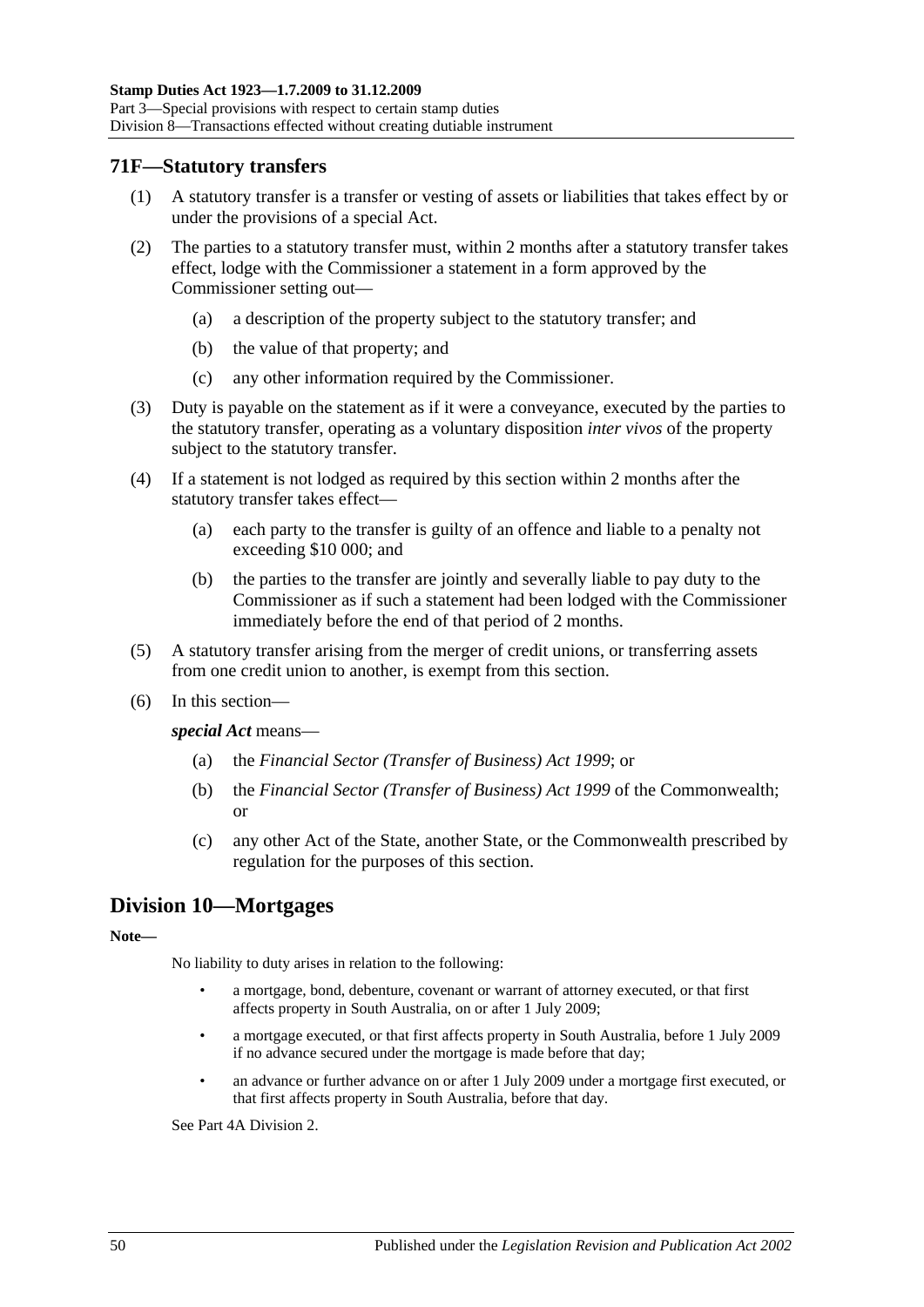## 71F—Statutory transfers

(1) A statutory transfer is a transfer or vesting of assets or liabilities that takes effect by or under the provisions of a special Act.

(2) The parties to a statutory transfer must, within 2 months after a statutory transfer takes effect, lodge with the Commissioner a statement in a form approved by the Commissioner setting out—

- (a) a description of the property subject to the statutory transfer; and
- (b) the value of that property; and
- (c) any other information required by the Commissioner.

(3) Duty is payable on the statement as if it were a conveyance, executed by the parties to the statutory transfer, operating as a voluntary disposition *inter vivos* of the property subject to the statutory transfer.

(4) If a statement is not lodged as required by this section within 2 months after the statutory transfer takes effect—

- (a) each party to the transfer is guilty of an offence and liable to a penalty not exceeding $10 000; and
- (b) the parties to the transfer are jointly and severally liable to pay duty to the Commissioner as if such a statement had been lodged with the Commissioner immediately before the end of that period of 2 months.

(5) A statutory transfer arising from the merger of credit unions, or transferring assets from one credit union to another, is exempt from this section.

(6) In this section—

***special Act*** means—

- (a) the *Financial Sector (Transfer of Business) Act 1999*; or
- (b) the *Financial Sector (Transfer of Business) Act 1999* of the Commonwealth; or
- (c) any other Act of the State, another State, or the Commonwealth prescribed by regulation for the purposes of this section.

# Division 10—Mortgages

**Note—**

No liability to duty arises in relation to the following:

- a mortgage, bond, debenture, covenant or warrant of attorney executed, or that first affects property in South Australia, on or after 1 July 2009;
- a mortgage executed, or that first affects property in South Australia, before 1 July 2009 if no advance secured under the mortgage is made before that day;
- an advance or further advance on or after 1 July 2009 under a mortgage first executed, or that first affects property in South Australia, before that day.

See Part 4A Division 2.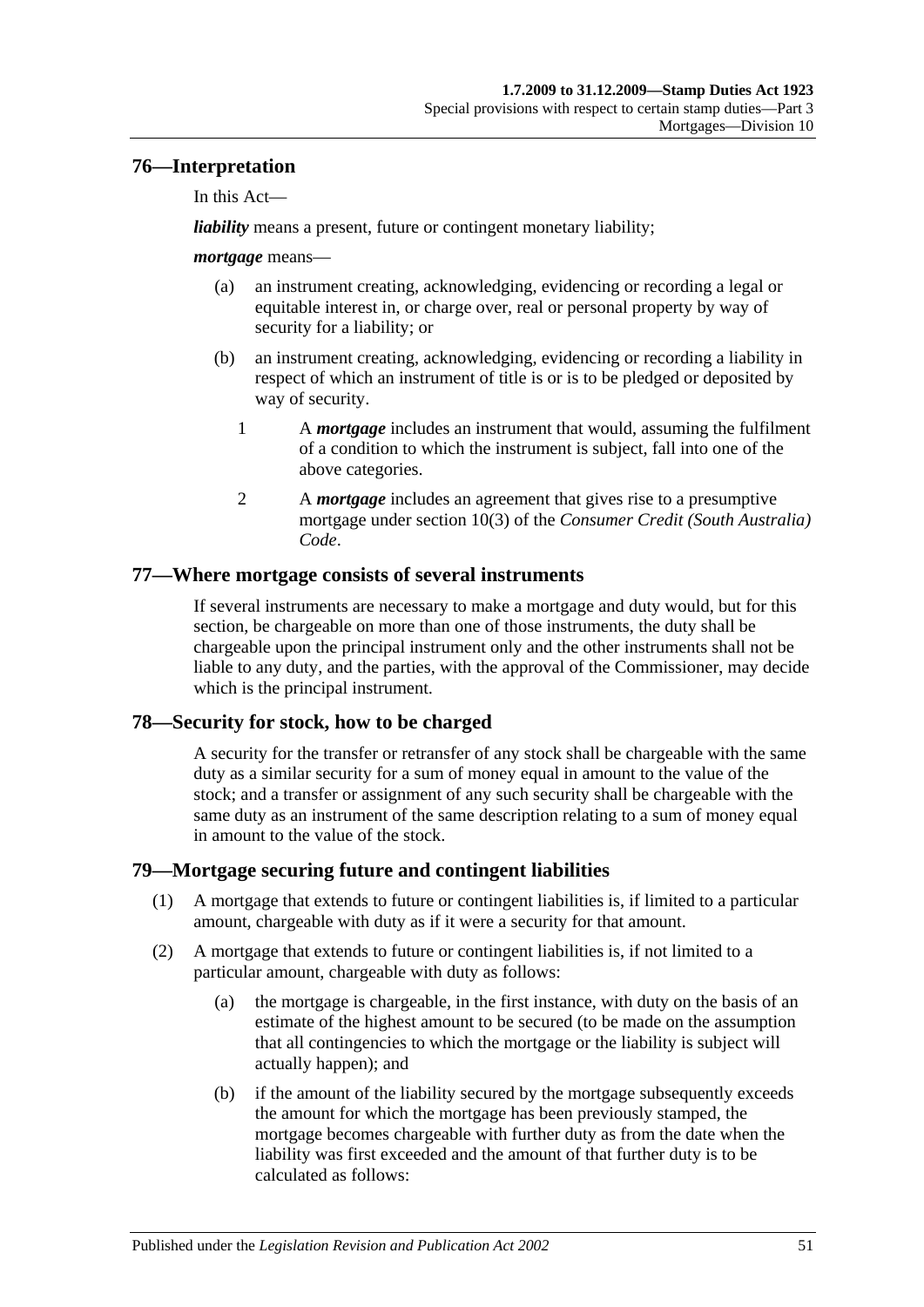## 76—Interpretation

In this Act—

***liability*** means a present, future or contingent monetary liability;

***mortgage*** means—

- (a) an instrument creating, acknowledging, evidencing or recording a legal or equitable interest in, or charge over, real or personal property by way of security for a liability; or
- (b) an instrument creating, acknowledging, evidencing or recording a liability in respect of which an instrument of title is or is to be pledged or deposited by way of security.
  - 1 A ***mortgage*** includes an instrument that would, assuming the fulfilment of a condition to which the instrument is subject, fall into one of the above categories.
  - 2 A ***mortgage*** includes an agreement that gives rise to a presumptive mortgage under section 10(3) of the *Consumer Credit (South Australia) Code*.

## 77—Where mortgage consists of several instruments

If several instruments are necessary to make a mortgage and duty would, but for this section, be chargeable on more than one of those instruments, the duty shall be chargeable upon the principal instrument only and the other instruments shall not be liable to any duty, and the parties, with the approval of the Commissioner, may decide which is the principal instrument.

## 78—Security for stock, how to be charged

A security for the transfer or retransfer of any stock shall be chargeable with the same duty as a similar security for a sum of money equal in amount to the value of the stock; and a transfer or assignment of any such security shall be chargeable with the same duty as an instrument of the same description relating to a sum of money equal in amount to the value of the stock.

## 79—Mortgage securing future and contingent liabilities

(1) A mortgage that extends to future or contingent liabilities is, if limited to a particular amount, chargeable with duty as if it were a security for that amount.

(2) A mortgage that extends to future or contingent liabilities is, if not limited to a particular amount, chargeable with duty as follows:

- (a) the mortgage is chargeable, in the first instance, with duty on the basis of an estimate of the highest amount to be secured (to be made on the assumption that all contingencies to which the mortgage or the liability is subject will actually happen); and
- (b) if the amount of the liability secured by the mortgage subsequently exceeds the amount for which the mortgage has been previously stamped, the mortgage becomes chargeable with further duty as from the date when the liability was first exceeded and the amount of that further duty is to be calculated as follows: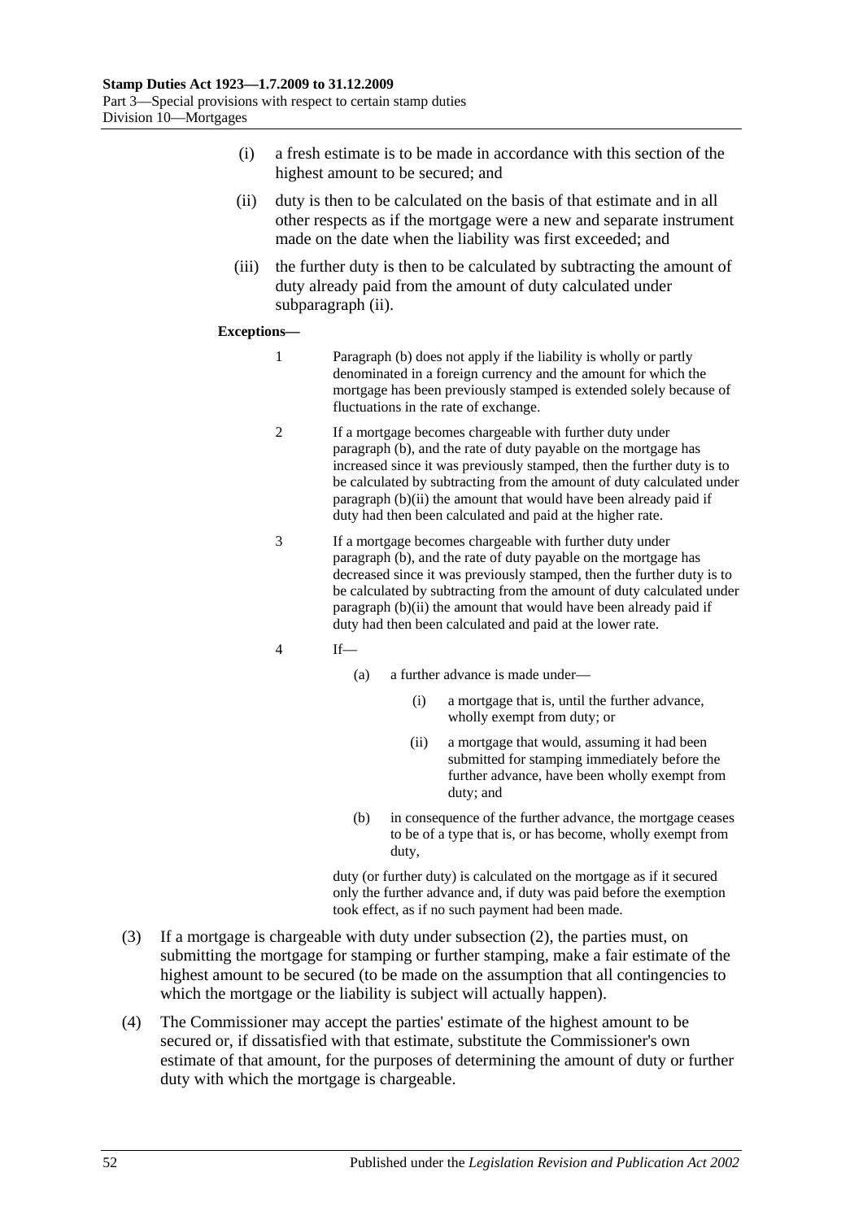(i) a fresh estimate is to be made in accordance with this section of the highest amount to be secured; and

(ii) duty is then to be calculated on the basis of that estimate and in all other respects as if the mortgage were a new and separate instrument made on the date when the liability was first exceeded; and

(iii) the further duty is then to be calculated by subtracting the amount of duty already paid from the amount of duty calculated under subparagraph (ii).

**Exceptions—**

1 Paragraph (b) does not apply if the liability is wholly or partly denominated in a foreign currency and the amount for which the mortgage has been previously stamped is extended solely because of fluctuations in the rate of exchange.

2 If a mortgage becomes chargeable with further duty under paragraph (b), and the rate of duty payable on the mortgage has increased since it was previously stamped, then the further duty is to be calculated by subtracting from the amount of duty calculated under paragraph (b)(ii) the amount that would have been already paid if duty had then been calculated and paid at the higher rate.

3 If a mortgage becomes chargeable with further duty under paragraph (b), and the rate of duty payable on the mortgage has decreased since it was previously stamped, then the further duty is to be calculated by subtracting from the amount of duty calculated under paragraph (b)(ii) the amount that would have been already paid if duty had then been calculated and paid at the lower rate.

4 If—

(a) a further advance is made under—

(i) a mortgage that is, until the further advance, wholly exempt from duty; or

(ii) a mortgage that would, assuming it had been submitted for stamping immediately before the further advance, have been wholly exempt from duty; and

(b) in consequence of the further advance, the mortgage ceases to be of a type that is, or has become, wholly exempt from duty,

duty (or further duty) is calculated on the mortgage as if it secured only the further advance and, if duty was paid before the exemption took effect, as if no such payment had been made.

(3) If a mortgage is chargeable with duty under subsection (2), the parties must, on submitting the mortgage for stamping or further stamping, make a fair estimate of the highest amount to be secured (to be made on the assumption that all contingencies to which the mortgage or the liability is subject will actually happen).

(4) The Commissioner may accept the parties' estimate of the highest amount to be secured or, if dissatisfied with that estimate, substitute the Commissioner's own estimate of that amount, for the purposes of determining the amount of duty or further duty with which the mortgage is chargeable.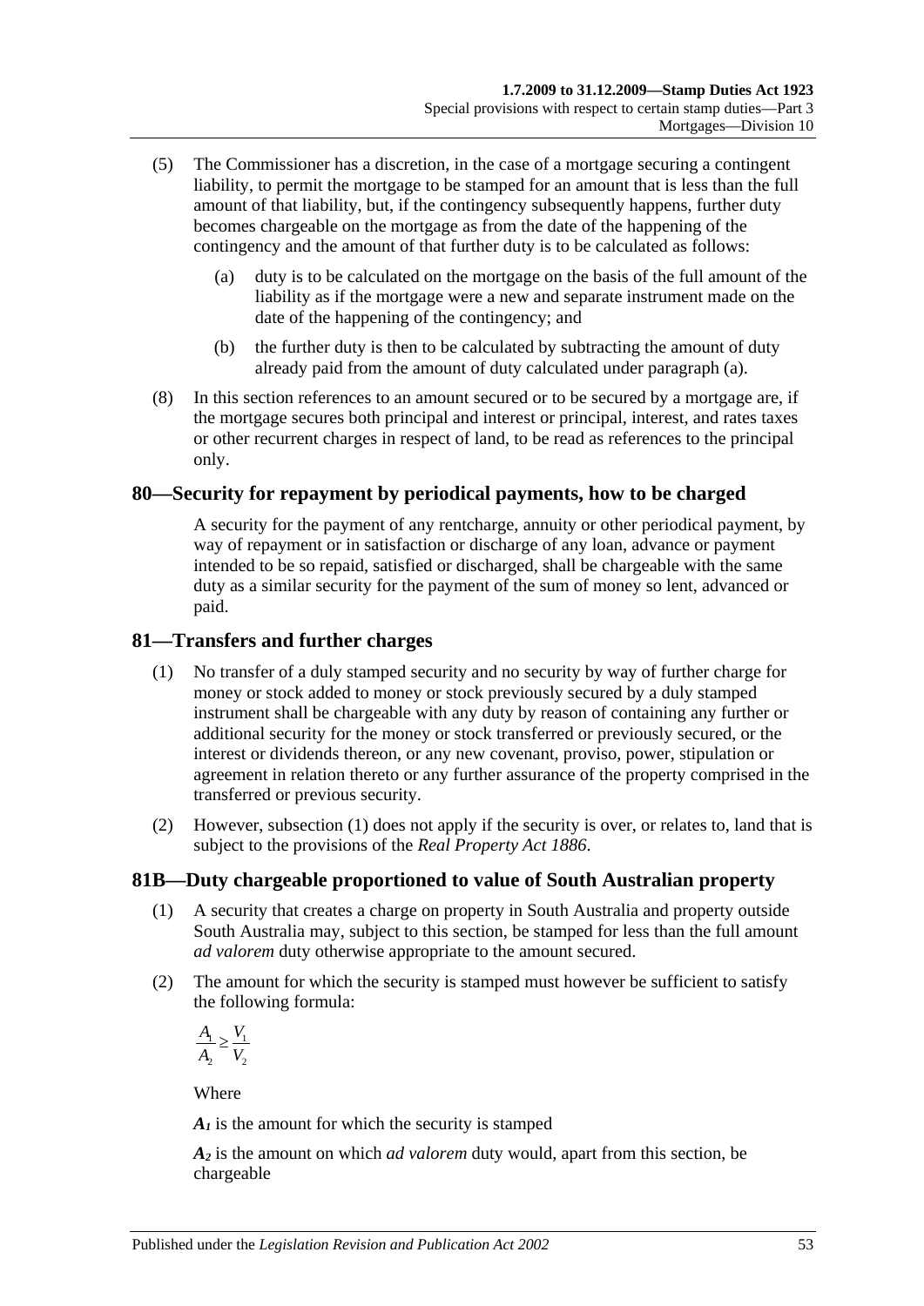(5) The Commissioner has a discretion, in the case of a mortgage securing a contingent liability, to permit the mortgage to be stamped for an amount that is less than the full amount of that liability, but, if the contingency subsequently happens, further duty becomes chargeable on the mortgage as from the date of the happening of the contingency and the amount of that further duty is to be calculated as follows:

(a) duty is to be calculated on the mortgage on the basis of the full amount of the liability as if the mortgage were a new and separate instrument made on the date of the happening of the contingency; and

(b) the further duty is then to be calculated by subtracting the amount of duty already paid from the amount of duty calculated under paragraph (a).

(8) In this section references to an amount secured or to be secured by a mortgage are, if the mortgage secures both principal and interest or principal, interest, and rates taxes or other recurrent charges in respect of land, to be read as references to the principal only.

## 80—Security for repayment by periodical payments, how to be charged

A security for the payment of any rentcharge, annuity or other periodical payment, by way of repayment or in satisfaction or discharge of any loan, advance or payment intended to be so repaid, satisfied or discharged, shall be chargeable with the same duty as a similar security for the payment of the sum of money so lent, advanced or paid.

## 81—Transfers and further charges

(1) No transfer of a duly stamped security and no security by way of further charge for money or stock added to money or stock previously secured by a duly stamped instrument shall be chargeable with any duty by reason of containing any further or additional security for the money or stock transferred or previously secured, or the interest or dividends thereon, or any new covenant, proviso, power, stipulation or agreement in relation thereto or any further assurance of the property comprised in the transferred or previous security.

(2) However, subsection (1) does not apply if the security is over, or relates to, land that is subject to the provisions of the *Real Property Act 1886*.

## 81B—Duty chargeable proportioned to value of South Australian property

(1) A security that creates a charge on property in South Australia and property outside South Australia may, subject to this section, be stamped for less than the full amount *ad valorem* duty otherwise appropriate to the amount secured.

(2) The amount for which the security is stamped must however be sufficient to satisfy the following formula:

$$\frac{A_1}{A_2} \geq \frac{V_1}{V_2}$$

Where

$A_1$ is the amount for which the security is stamped

$A_2$ is the amount on which *ad valorem* duty would, apart from this section, be chargeable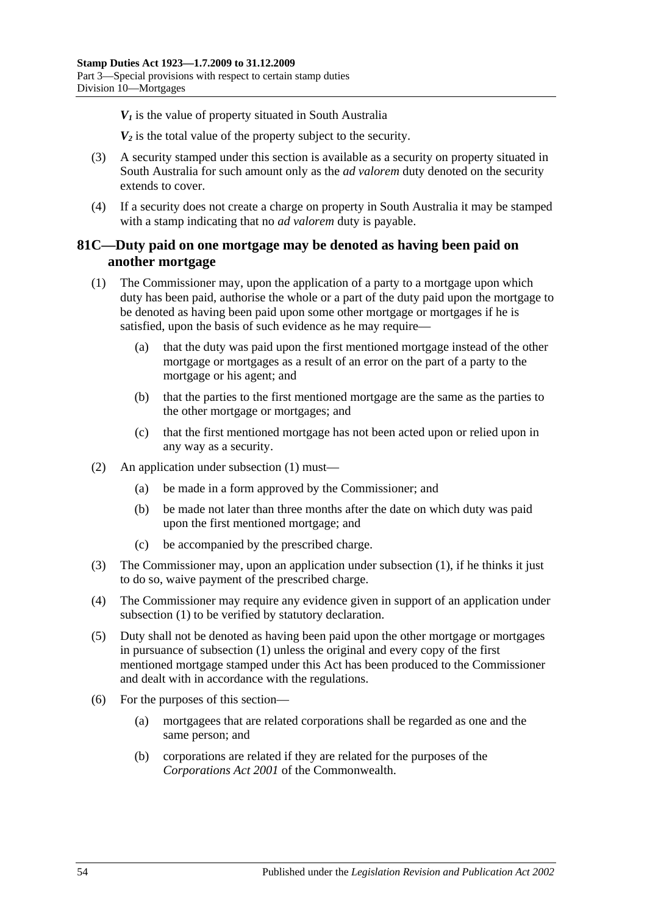$V_1$ is the value of property situated in South Australia

$V_2$ is the total value of the property subject to the security.

(3) A security stamped under this section is available as a security on property situated in South Australia for such amount only as the *ad valorem* duty denoted on the security extends to cover.

(4) If a security does not create a charge on property in South Australia it may be stamped with a stamp indicating that no *ad valorem* duty is payable.

## 81C—Duty paid on one mortgage may be denoted as having been paid on another mortgage

(1) The Commissioner may, upon the application of a party to a mortgage upon which duty has been paid, authorise the whole or a part of the duty paid upon the mortgage to be denoted as having been paid upon some other mortgage or mortgages if he is satisfied, upon the basis of such evidence as he may require—

(a) that the duty was paid upon the first mentioned mortgage instead of the other mortgage or mortgages as a result of an error on the part of a party to the mortgage or his agent; and

(b) that the parties to the first mentioned mortgage are the same as the parties to the other mortgage or mortgages; and

(c) that the first mentioned mortgage has not been acted upon or relied upon in any way as a security.

(2) An application under subsection (1) must—

(a) be made in a form approved by the Commissioner; and

(b) be made not later than three months after the date on which duty was paid upon the first mentioned mortgage; and

(c) be accompanied by the prescribed charge.

(3) The Commissioner may, upon an application under subsection (1), if he thinks it just to do so, waive payment of the prescribed charge.

(4) The Commissioner may require any evidence given in support of an application under subsection (1) to be verified by statutory declaration.

(5) Duty shall not be denoted as having been paid upon the other mortgage or mortgages in pursuance of subsection (1) unless the original and every copy of the first mentioned mortgage stamped under this Act has been produced to the Commissioner and dealt with in accordance with the regulations.

(6) For the purposes of this section—

(a) mortgagees that are related corporations shall be regarded as one and the same person; and

(b) corporations are related if they are related for the purposes of the *Corporations Act 2001* of the Commonwealth.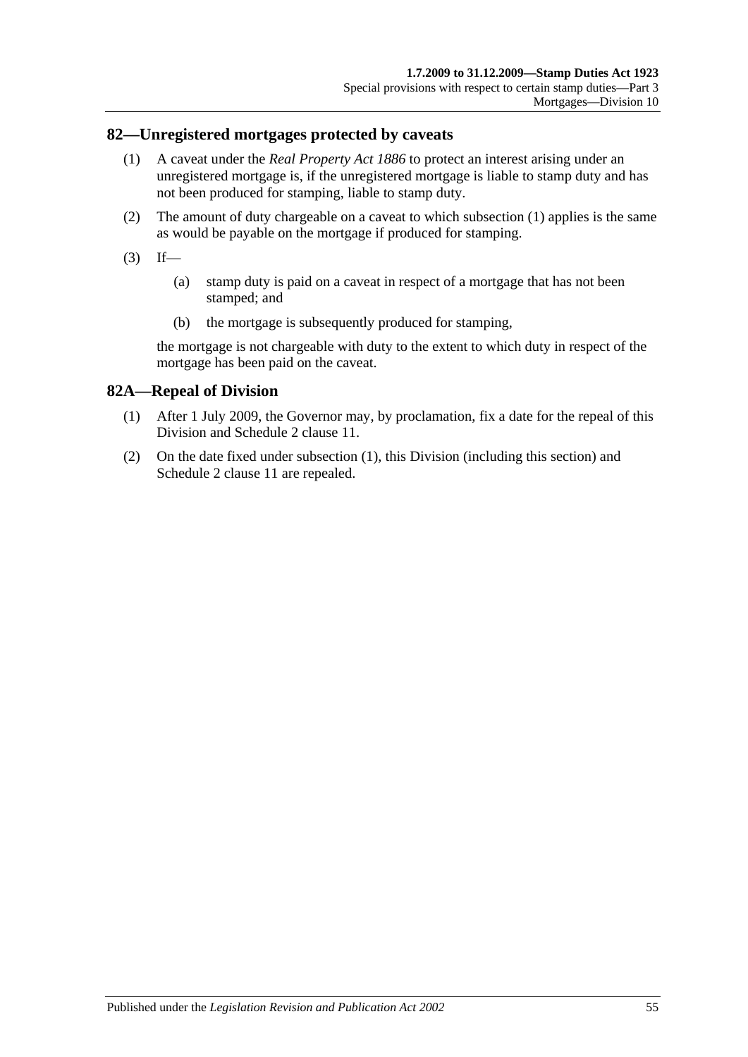## 82—Unregistered mortgages protected by caveats

(1) A caveat under the *Real Property Act 1886* to protect an interest arising under an unregistered mortgage is, if the unregistered mortgage is liable to stamp duty and has not been produced for stamping, liable to stamp duty.

(2) The amount of duty chargeable on a caveat to which subsection (1) applies is the same as would be payable on the mortgage if produced for stamping.

(3) If—

(a) stamp duty is paid on a caveat in respect of a mortgage that has not been stamped; and

(b) the mortgage is subsequently produced for stamping,

the mortgage is not chargeable with duty to the extent to which duty in respect of the mortgage has been paid on the caveat.

## 82A—Repeal of Division

(1) After 1 July 2009, the Governor may, by proclamation, fix a date for the repeal of this Division and Schedule 2 clause 11.

(2) On the date fixed under subsection (1), this Division (including this section) and Schedule 2 clause 11 are repealed.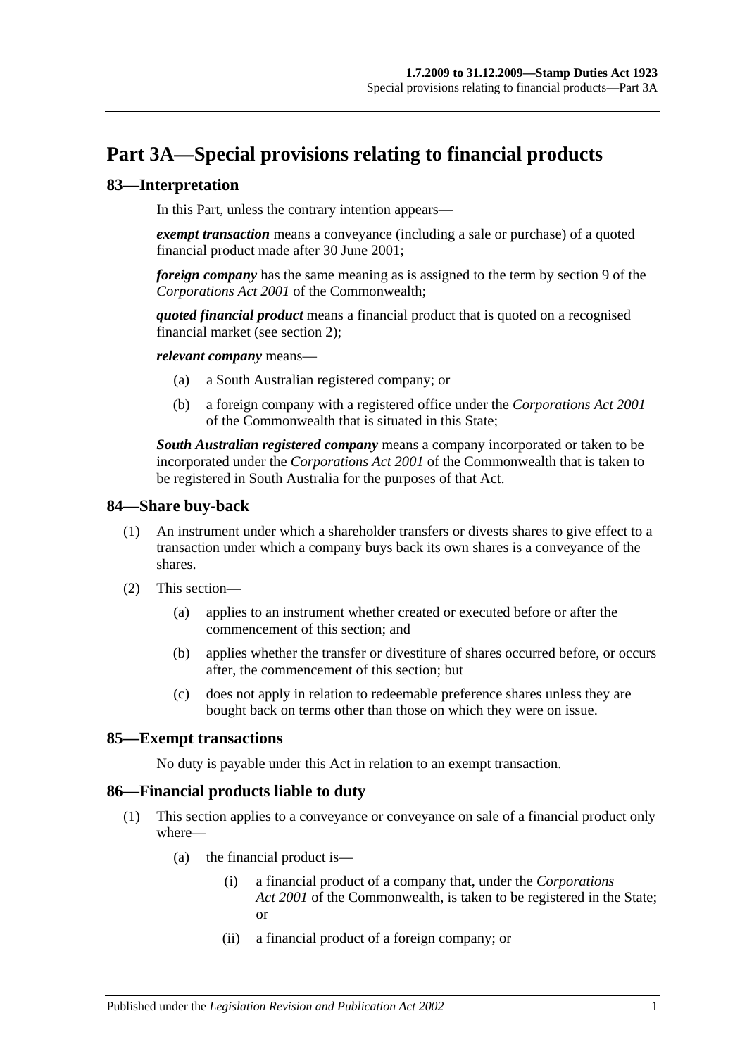# Part 3A—Special provisions relating to financial products

## 83—Interpretation

In this Part, unless the contrary intention appears—

***exempt transaction*** means a conveyance (including a sale or purchase) of a quoted financial product made after 30 June 2001;

***foreign company*** has the same meaning as is assigned to the term by section 9 of the *Corporations Act 2001* of the Commonwealth;

***quoted financial product*** means a financial product that is quoted on a recognised financial market (see section 2);

***relevant company*** means—

- (a) a South Australian registered company; or
- (b) a foreign company with a registered office under the *Corporations Act 2001* of the Commonwealth that is situated in this State;

***South Australian registered company*** means a company incorporated or taken to be incorporated under the *Corporations Act 2001* of the Commonwealth that is taken to be registered in South Australia for the purposes of that Act.

## 84—Share buy-back

(1) An instrument under which a shareholder transfers or divests shares to give effect to a transaction under which a company buys back its own shares is a conveyance of the shares.

(2) This section—

- (a) applies to an instrument whether created or executed before or after the commencement of this section; and
- (b) applies whether the transfer or divestiture of shares occurred before, or occurs after, the commencement of this section; but
- (c) does not apply in relation to redeemable preference shares unless they are bought back on terms other than those on which they were on issue.

## 85—Exempt transactions

No duty is payable under this Act in relation to an exempt transaction.

## 86—Financial products liable to duty

(1) This section applies to a conveyance or conveyance on sale of a financial product only where—

- (a) the financial product is—
  - (i) a financial product of a company that, under the *Corporations Act 2001* of the Commonwealth, is taken to be registered in the State; or
  - (ii) a financial product of a foreign company; or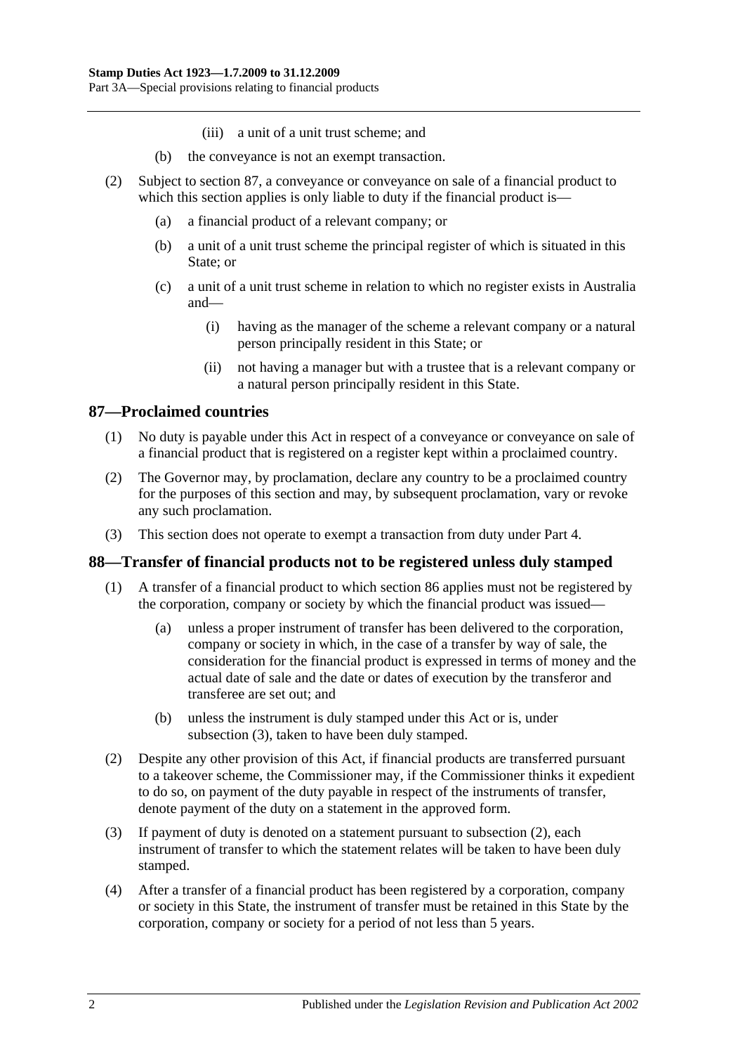(iii) a unit of a unit trust scheme; and

(b) the conveyance is not an exempt transaction.

(2) Subject to section 87, a conveyance or conveyance on sale of a financial product to which this section applies is only liable to duty if the financial product is—

(a) a financial product of a relevant company; or

(b) a unit of a unit trust scheme the principal register of which is situated in this State; or

(c) a unit of a unit trust scheme in relation to which no register exists in Australia and—

(i) having as the manager of the scheme a relevant company or a natural person principally resident in this State; or

(ii) not having a manager but with a trustee that is a relevant company or a natural person principally resident in this State.

## 87—Proclaimed countries

(1) No duty is payable under this Act in respect of a conveyance or conveyance on sale of a financial product that is registered on a register kept within a proclaimed country.

(2) The Governor may, by proclamation, declare any country to be a proclaimed country for the purposes of this section and may, by subsequent proclamation, vary or revoke any such proclamation.

(3) This section does not operate to exempt a transaction from duty under Part 4.

## 88—Transfer of financial products not to be registered unless duly stamped

(1) A transfer of a financial product to which section 86 applies must not be registered by the corporation, company or society by which the financial product was issued—

(a) unless a proper instrument of transfer has been delivered to the corporation, company or society in which, in the case of a transfer by way of sale, the consideration for the financial product is expressed in terms of money and the actual date of sale and the date or dates of execution by the transferor and transferee are set out; and

(b) unless the instrument is duly stamped under this Act or is, under subsection (3), taken to have been duly stamped.

(2) Despite any other provision of this Act, if financial products are transferred pursuant to a takeover scheme, the Commissioner may, if the Commissioner thinks it expedient to do so, on payment of the duty payable in respect of the instruments of transfer, denote payment of the duty on a statement in the approved form.

(3) If payment of duty is denoted on a statement pursuant to subsection (2), each instrument of transfer to which the statement relates will be taken to have been duly stamped.

(4) After a transfer of a financial product has been registered by a corporation, company or society in this State, the instrument of transfer must be retained in this State by the corporation, company or society for a period of not less than 5 years.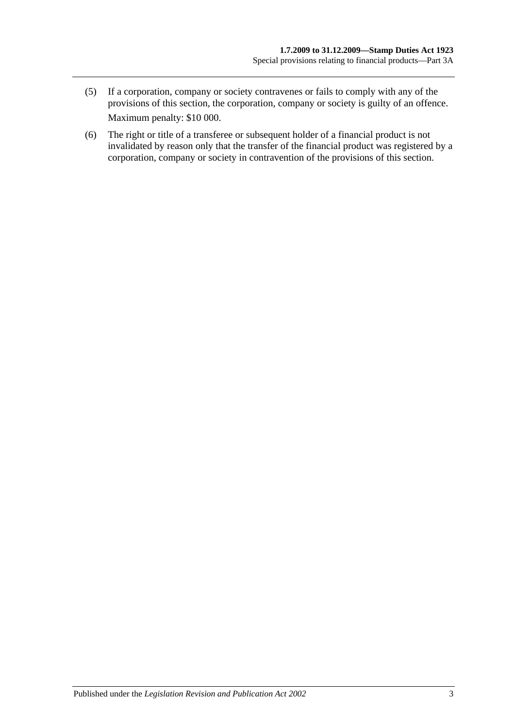(5) If a corporation, company or society contravenes or fails to comply with any of the provisions of this section, the corporation, company or society is guilty of an offence.

Maximum penalty: $10 000.

(6) The right or title of a transferee or subsequent holder of a financial product is not invalidated by reason only that the transfer of the financial product was registered by a corporation, company or society in contravention of the provisions of this section.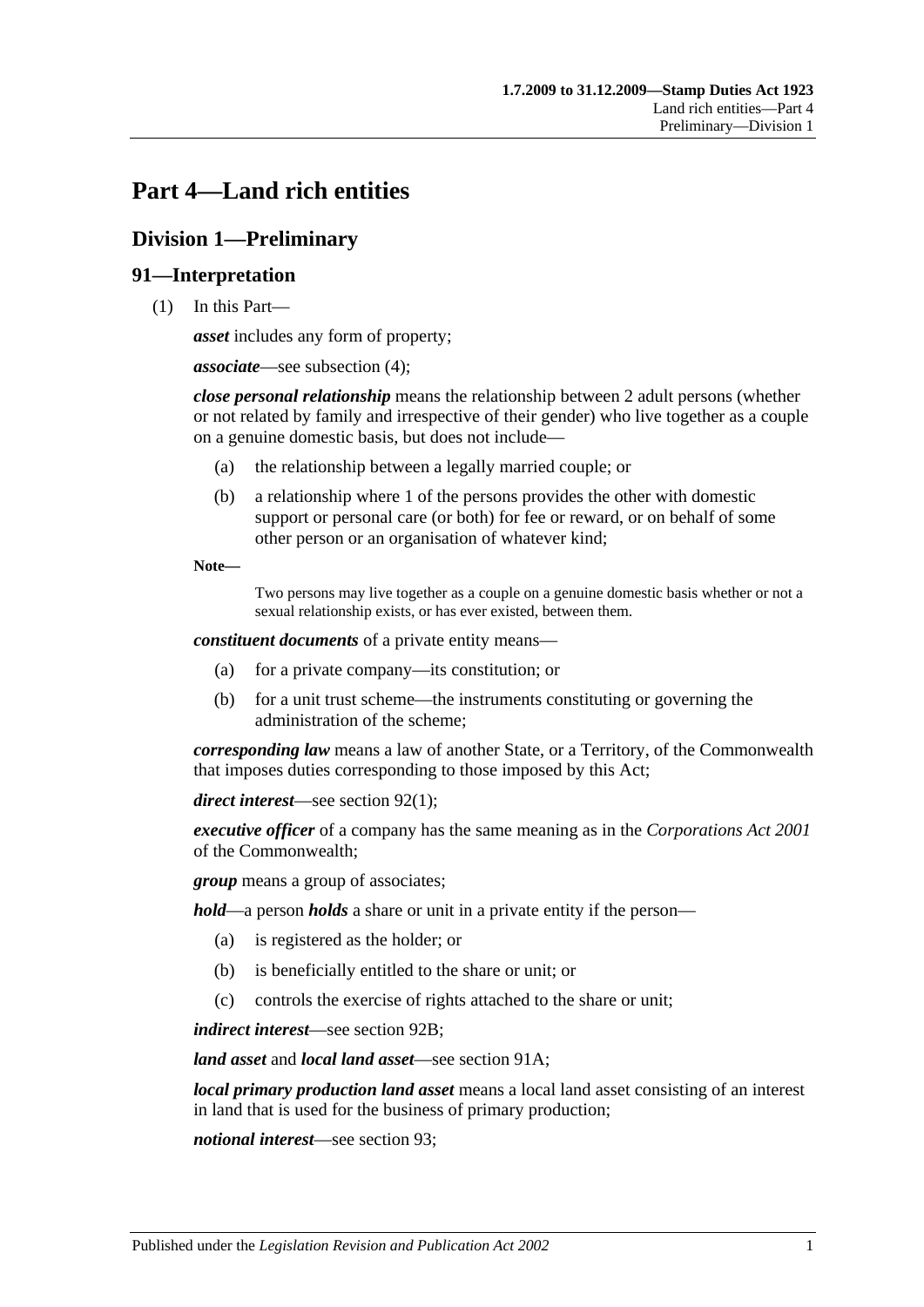# Part 4—Land rich entities

## Division 1—Preliminary

### 91—Interpretation

(1) In this Part—

***asset*** includes any form of property;

***associate***—see subsection (4);

***close personal relationship*** means the relationship between 2 adult persons (whether or not related by family and irrespective of their gender) who live together as a couple on a genuine domestic basis, but does not include—

- (a) the relationship between a legally married couple; or
- (b) a relationship where 1 of the persons provides the other with domestic support or personal care (or both) for fee or reward, or on behalf of some other person or an organisation of whatever kind;

**Note—**

Two persons may live together as a couple on a genuine domestic basis whether or not a sexual relationship exists, or has ever existed, between them.

***constituent documents*** of a private entity means—

- (a) for a private company—its constitution; or
- (b) for a unit trust scheme—the instruments constituting or governing the administration of the scheme;

***corresponding law*** means a law of another State, or a Territory, of the Commonwealth that imposes duties corresponding to those imposed by this Act;

***direct interest***—see section 92(1);

***executive officer*** of a company has the same meaning as in the *Corporations Act 2001* of the Commonwealth;

***group*** means a group of associates;

***hold***—a person ***holds*** a share or unit in a private entity if the person—

- (a) is registered as the holder; or
- (b) is beneficially entitled to the share or unit; or
- (c) controls the exercise of rights attached to the share or unit;

***indirect interest***—see section 92B;

***land asset*** and ***local land asset***—see section 91A;

***local primary production land asset*** means a local land asset consisting of an interest in land that is used for the business of primary production;

***notional interest***—see section 93;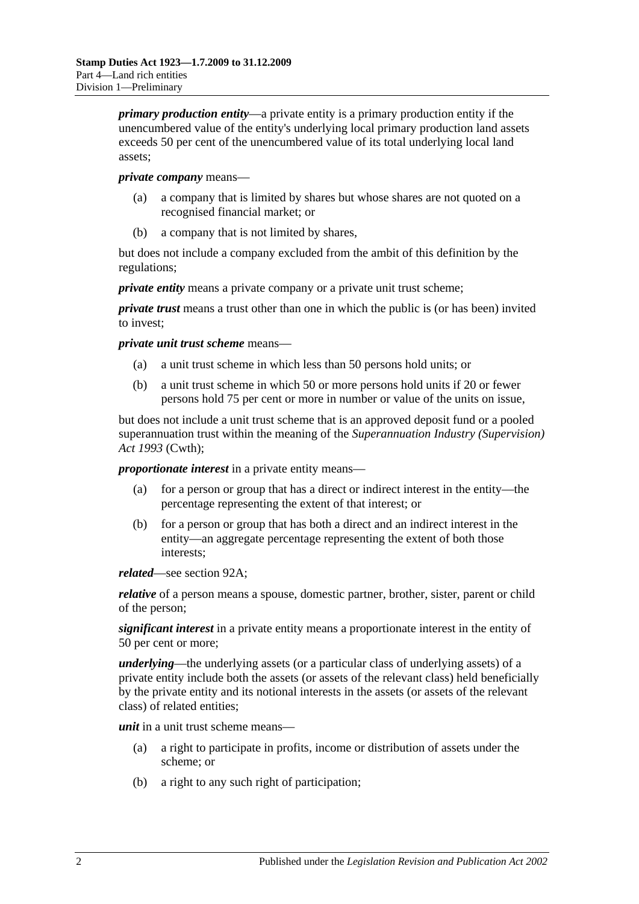***primary production entity***—a private entity is a primary production entity if the unencumbered value of the entity's underlying local primary production land assets exceeds 50 per cent of the unencumbered value of its total underlying local land assets;

***private company*** means—

- (a) a company that is limited by shares but whose shares are not quoted on a recognised financial market; or
- (b) a company that is not limited by shares,

but does not include a company excluded from the ambit of this definition by the regulations;

***private entity*** means a private company or a private unit trust scheme;

***private trust*** means a trust other than one in which the public is (or has been) invited to invest;

***private unit trust scheme*** means—

- (a) a unit trust scheme in which less than 50 persons hold units; or
- (b) a unit trust scheme in which 50 or more persons hold units if 20 or fewer persons hold 75 per cent or more in number or value of the units on issue,

but does not include a unit trust scheme that is an approved deposit fund or a pooled superannuation trust within the meaning of the *Superannuation Industry (Supervision) Act 1993* (Cwth);

***proportionate interest*** in a private entity means—

- (a) for a person or group that has a direct or indirect interest in the entity—the percentage representing the extent of that interest; or
- (b) for a person or group that has both a direct and an indirect interest in the entity—an aggregate percentage representing the extent of both those interests;

***related***—see section 92A;

***relative*** of a person means a spouse, domestic partner, brother, sister, parent or child of the person;

***significant interest*** in a private entity means a proportionate interest in the entity of 50 per cent or more;

***underlying***—the underlying assets (or a particular class of underlying assets) of a private entity include both the assets (or assets of the relevant class) held beneficially by the private entity and its notional interests in the assets (or assets of the relevant class) of related entities;

***unit*** in a unit trust scheme means—

- (a) a right to participate in profits, income or distribution of assets under the scheme; or
- (b) a right to any such right of participation;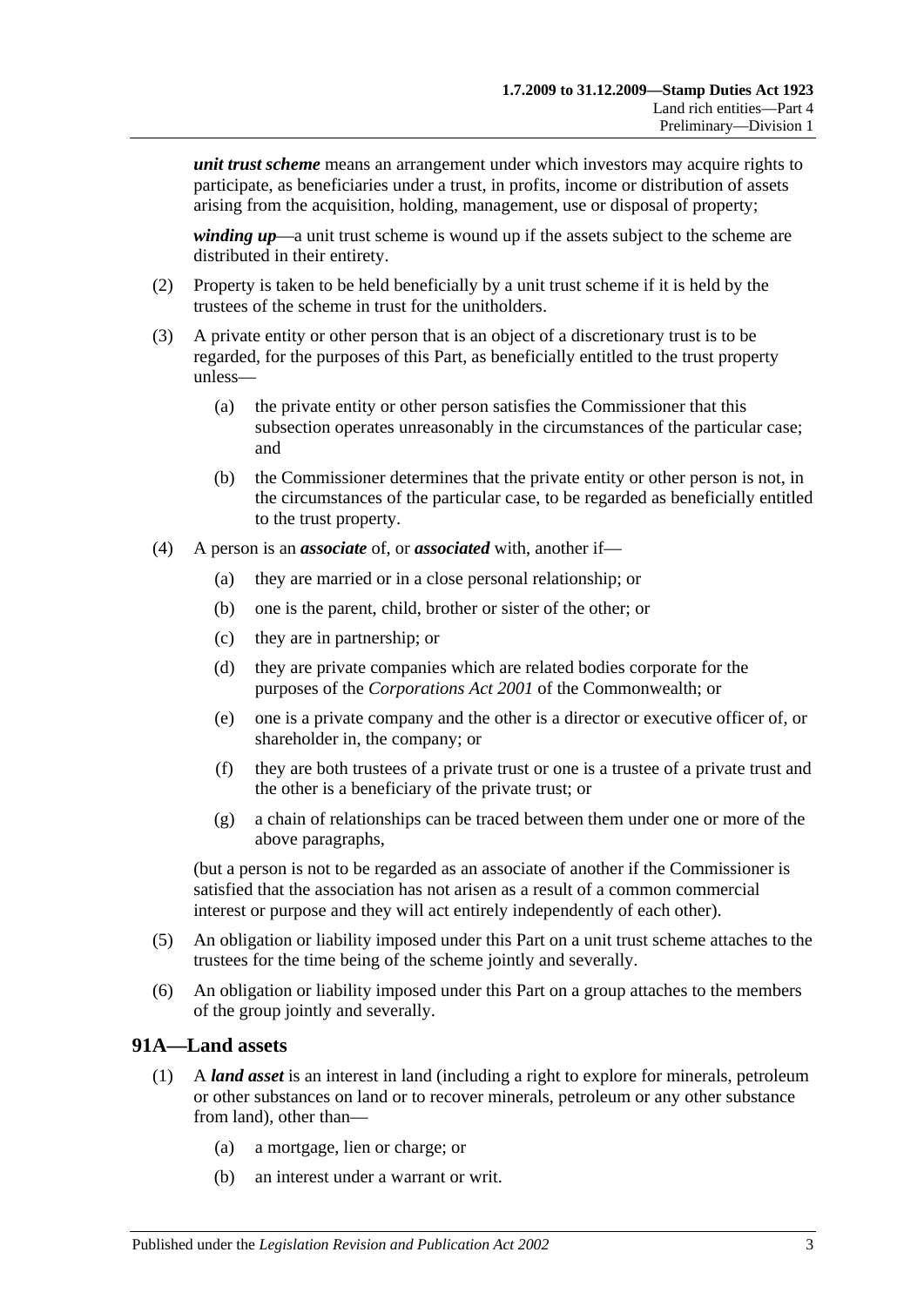***unit trust scheme*** means an arrangement under which investors may acquire rights to participate, as beneficiaries under a trust, in profits, income or distribution of assets arising from the acquisition, holding, management, use or disposal of property;

***winding up***—a unit trust scheme is wound up if the assets subject to the scheme are distributed in their entirety.

(2) Property is taken to be held beneficially by a unit trust scheme if it is held by the trustees of the scheme in trust for the unitholders.

(3) A private entity or other person that is an object of a discretionary trust is to be regarded, for the purposes of this Part, as beneficially entitled to the trust property unless—

(a) the private entity or other person satisfies the Commissioner that this subsection operates unreasonably in the circumstances of the particular case; and

(b) the Commissioner determines that the private entity or other person is not, in the circumstances of the particular case, to be regarded as beneficially entitled to the trust property.

(4) A person is an ***associate*** of, or ***associated*** with, another if—

(a) they are married or in a close personal relationship; or

(b) one is the parent, child, brother or sister of the other; or

(c) they are in partnership; or

(d) they are private companies which are related bodies corporate for the purposes of the *Corporations Act 2001* of the Commonwealth; or

(e) one is a private company and the other is a director or executive officer of, or shareholder in, the company; or

(f) they are both trustees of a private trust or one is a trustee of a private trust and the other is a beneficiary of the private trust; or

(g) a chain of relationships can be traced between them under one or more of the above paragraphs,

(but a person is not to be regarded as an associate of another if the Commissioner is satisfied that the association has not arisen as a result of a common commercial interest or purpose and they will act entirely independently of each other).

(5) An obligation or liability imposed under this Part on a unit trust scheme attaches to the trustees for the time being of the scheme jointly and severally.

(6) An obligation or liability imposed under this Part on a group attaches to the members of the group jointly and severally.

## 91A—Land assets

(1) A ***land asset*** is an interest in land (including a right to explore for minerals, petroleum or other substances on land or to recover minerals, petroleum or any other substance from land), other than—

(a) a mortgage, lien or charge; or

(b) an interest under a warrant or writ.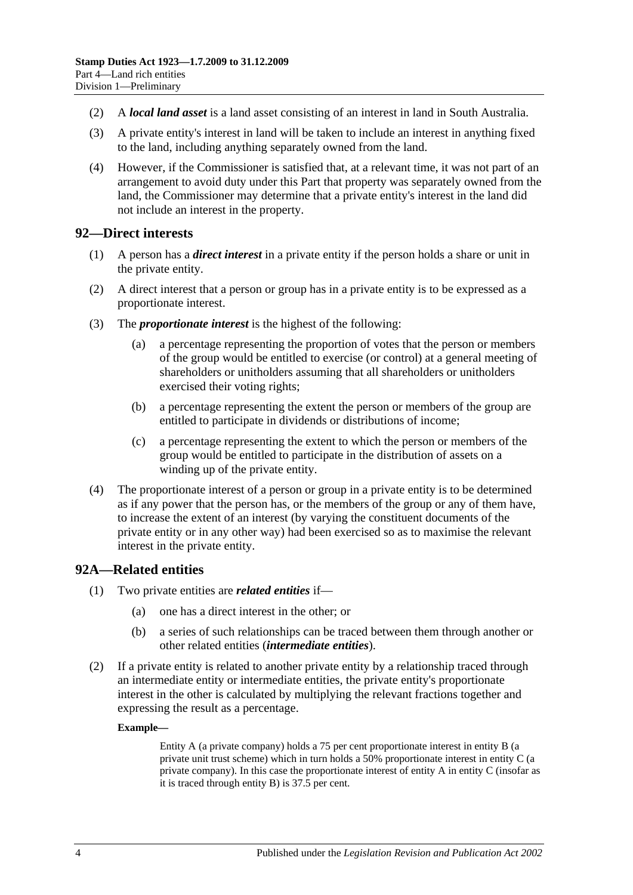(2) A ***local land asset*** is a land asset consisting of an interest in land in South Australia.

(3) A private entity's interest in land will be taken to include an interest in anything fixed to the land, including anything separately owned from the land.

(4) However, if the Commissioner is satisfied that, at a relevant time, it was not part of an arrangement to avoid duty under this Part that property was separately owned from the land, the Commissioner may determine that a private entity's interest in the land did not include an interest in the property.

## 92—Direct interests

(1) A person has a ***direct interest*** in a private entity if the person holds a share or unit in the private entity.

(2) A direct interest that a person or group has in a private entity is to be expressed as a proportionate interest.

(3) The ***proportionate interest*** is the highest of the following:

- (a) a percentage representing the proportion of votes that the person or members of the group would be entitled to exercise (or control) at a general meeting of shareholders or unitholders assuming that all shareholders or unitholders exercised their voting rights;
- (b) a percentage representing the extent the person or members of the group are entitled to participate in dividends or distributions of income;
- (c) a percentage representing the extent to which the person or members of the group would be entitled to participate in the distribution of assets on a winding up of the private entity.

(4) The proportionate interest of a person or group in a private entity is to be determined as if any power that the person has, or the members of the group or any of them have, to increase the extent of an interest (by varying the constituent documents of the private entity or in any other way) had been exercised so as to maximise the relevant interest in the private entity.

## 92A—Related entities

(1) Two private entities are ***related entities*** if—

- (a) one has a direct interest in the other; or
- (b) a series of such relationships can be traced between them through another or other related entities (***intermediate entities***).

(2) If a private entity is related to another private entity by a relationship traced through an intermediate entity or intermediate entities, the private entity's proportionate interest in the other is calculated by multiplying the relevant fractions together and expressing the result as a percentage.

**Example—**

Entity A (a private company) holds a 75 per cent proportionate interest in entity B (a private unit trust scheme) which in turn holds a 50% proportionate interest in entity C (a private company). In this case the proportionate interest of entity A in entity C (insofar as it is traced through entity B) is 37.5 per cent.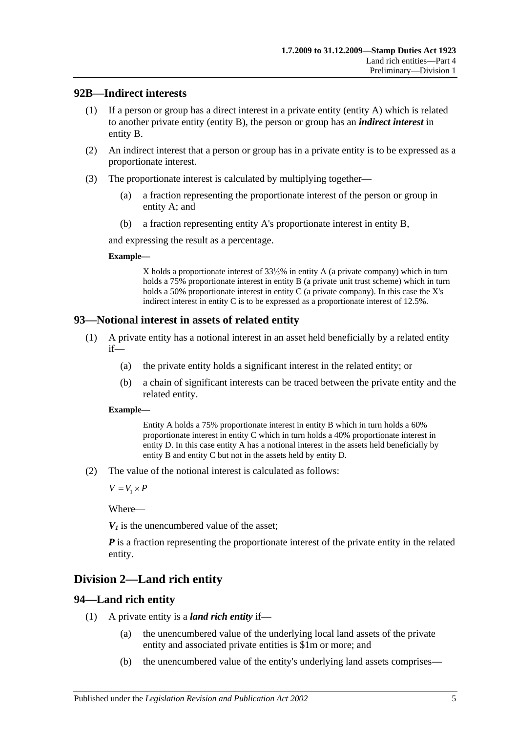## 92B—Indirect interests

(1) If a person or group has a direct interest in a private entity (entity A) which is related to another private entity (entity B), the person or group has an ***indirect interest*** in entity B.

(2) An indirect interest that a person or group has in a private entity is to be expressed as a proportionate interest.

(3) The proportionate interest is calculated by multiplying together—

(a) a fraction representing the proportionate interest of the person or group in entity A; and

(b) a fraction representing entity A's proportionate interest in entity B,

and expressing the result as a percentage.

**Example—**

X holds a proportionate interest of 33⅓% in entity A (a private company) which in turn holds a 75% proportionate interest in entity B (a private unit trust scheme) which in turn holds a 50% proportionate interest in entity C (a private company). In this case the X's indirect interest in entity C is to be expressed as a proportionate interest of 12.5%.

## 93—Notional interest in assets of related entity

(1) A private entity has a notional interest in an asset held beneficially by a related entity if—

(a) the private entity holds a significant interest in the related entity; or

(b) a chain of significant interests can be traced between the private entity and the related entity.

**Example—**

Entity A holds a 75% proportionate interest in entity B which in turn holds a 60% proportionate interest in entity C which in turn holds a 40% proportionate interest in entity D. In this case entity A has a notional interest in the assets held beneficially by entity B and entity C but not in the assets held by entity D.

(2) The value of the notional interest is calculated as follows:

$$V = V_1 \times P$$

Where—

$V_1$ is the unencumbered value of the asset;

$P$ is a fraction representing the proportionate interest of the private entity in the related entity.

# Division 2—Land rich entity

## 94—Land rich entity

(1) A private entity is a ***land rich entity*** if—

(a) the unencumbered value of the underlying local land assets of the private entity and associated private entities is \$1m or more; and

(b) the unencumbered value of the entity's underlying land assets comprises—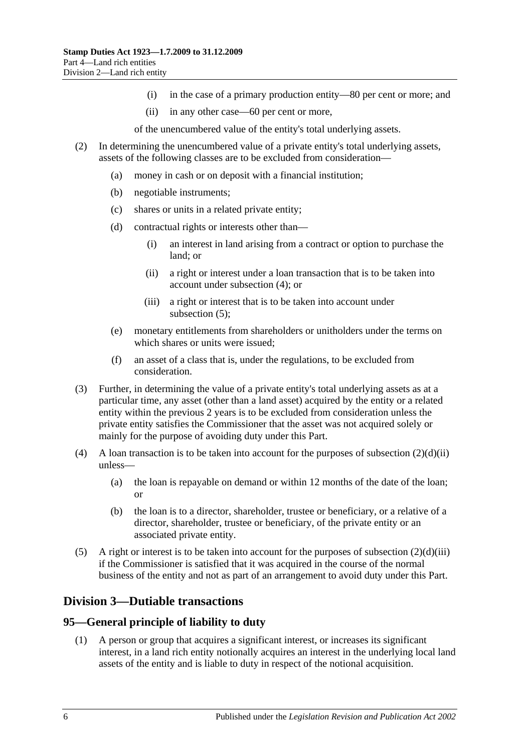(i) in the case of a primary production entity—80 per cent or more; and

(ii) in any other case—60 per cent or more,

of the unencumbered value of the entity's total underlying assets.

(2) In determining the unencumbered value of a private entity's total underlying assets, assets of the following classes are to be excluded from consideration—

(a) money in cash or on deposit with a financial institution;

(b) negotiable instruments;

(c) shares or units in a related private entity;

(d) contractual rights or interests other than—

(i) an interest in land arising from a contract or option to purchase the land; or

(ii) a right or interest under a loan transaction that is to be taken into account under subsection (4); or

(iii) a right or interest that is to be taken into account under subsection (5);

(e) monetary entitlements from shareholders or unitholders under the terms on which shares or units were issued;

(f) an asset of a class that is, under the regulations, to be excluded from consideration.

(3) Further, in determining the value of a private entity's total underlying assets as at a particular time, any asset (other than a land asset) acquired by the entity or a related entity within the previous 2 years is to be excluded from consideration unless the private entity satisfies the Commissioner that the asset was not acquired solely or mainly for the purpose of avoiding duty under this Part.

(4) A loan transaction is to be taken into account for the purposes of subsection (2)(d)(ii) unless—

(a) the loan is repayable on demand or within 12 months of the date of the loan; or

(b) the loan is to a director, shareholder, trustee or beneficiary, or a relative of a director, shareholder, trustee or beneficiary, of the private entity or an associated private entity.

(5) A right or interest is to be taken into account for the purposes of subsection (2)(d)(iii) if the Commissioner is satisfied that it was acquired in the course of the normal business of the entity and not as part of an arrangement to avoid duty under this Part.

## Division 3—Dutiable transactions

### 95—General principle of liability to duty

(1) A person or group that acquires a significant interest, or increases its significant interest, in a land rich entity notionally acquires an interest in the underlying local land assets of the entity and is liable to duty in respect of the notional acquisition.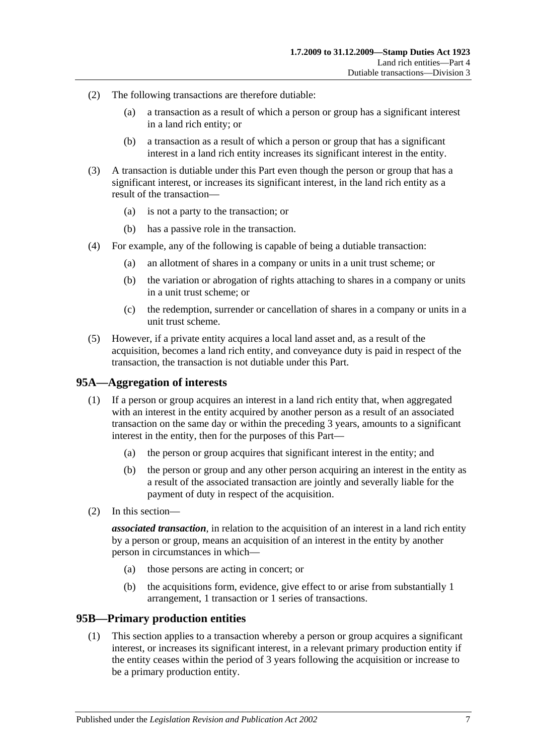(2) The following transactions are therefore dutiable:

(a) a transaction as a result of which a person or group has a significant interest in a land rich entity; or

(b) a transaction as a result of which a person or group that has a significant interest in a land rich entity increases its significant interest in the entity.

(3) A transaction is dutiable under this Part even though the person or group that has a significant interest, or increases its significant interest, in the land rich entity as a result of the transaction—

(a) is not a party to the transaction; or

(b) has a passive role in the transaction.

(4) For example, any of the following is capable of being a dutiable transaction:

(a) an allotment of shares in a company or units in a unit trust scheme; or

(b) the variation or abrogation of rights attaching to shares in a company or units in a unit trust scheme; or

(c) the redemption, surrender or cancellation of shares in a company or units in a unit trust scheme.

(5) However, if a private entity acquires a local land asset and, as a result of the acquisition, becomes a land rich entity, and conveyance duty is paid in respect of the transaction, the transaction is not dutiable under this Part.

## 95A—Aggregation of interests

(1) If a person or group acquires an interest in a land rich entity that, when aggregated with an interest in the entity acquired by another person as a result of an associated transaction on the same day or within the preceding 3 years, amounts to a significant interest in the entity, then for the purposes of this Part—

(a) the person or group acquires that significant interest in the entity; and

(b) the person or group and any other person acquiring an interest in the entity as a result of the associated transaction are jointly and severally liable for the payment of duty in respect of the acquisition.

(2) In this section—

***associated transaction***, in relation to the acquisition of an interest in a land rich entity by a person or group, means an acquisition of an interest in the entity by another person in circumstances in which—

(a) those persons are acting in concert; or

(b) the acquisitions form, evidence, give effect to or arise from substantially 1 arrangement, 1 transaction or 1 series of transactions.

## 95B—Primary production entities

(1) This section applies to a transaction whereby a person or group acquires a significant interest, or increases its significant interest, in a relevant primary production entity if the entity ceases within the period of 3 years following the acquisition or increase to be a primary production entity.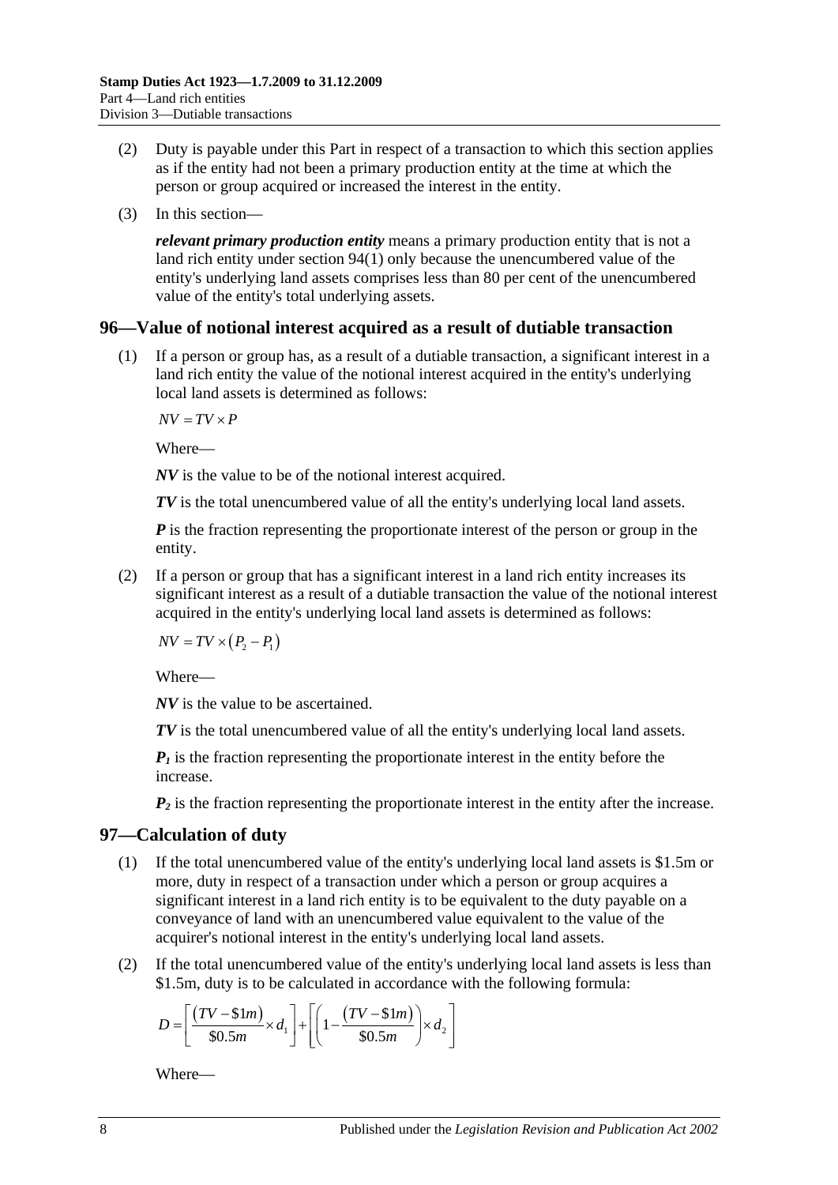(2) Duty is payable under this Part in respect of a transaction to which this section applies as if the entity had not been a primary production entity at the time at which the person or group acquired or increased the interest in the entity.

(3) In this section—

***relevant primary production entity*** means a primary production entity that is not a land rich entity under section 94(1) only because the unencumbered value of the entity's underlying land assets comprises less than 80 per cent of the unencumbered value of the entity's total underlying assets.

## 96—Value of notional interest acquired as a result of dutiable transaction

(1) If a person or group has, as a result of a dutiable transaction, a significant interest in a land rich entity the value of the notional interest acquired in the entity's underlying local land assets is determined as follows:

$$NV = TV \times P$$

Where—

***NV*** is the value to be of the notional interest acquired.

***TV*** is the total unencumbered value of all the entity's underlying local land assets.

***P*** is the fraction representing the proportionate interest of the person or group in the entity.

(2) If a person or group that has a significant interest in a land rich entity increases its significant interest as a result of a dutiable transaction the value of the notional interest acquired in the entity's underlying local land assets is determined as follows:

$$NV = TV \times (P_2 - P_1)$$

Where—

***NV*** is the value to be ascertained.

***TV*** is the total unencumbered value of all the entity's underlying local land assets.

$P_1$ is the fraction representing the proportionate interest in the entity before the increase.

$P_2$ is the fraction representing the proportionate interest in the entity after the increase.

## 97—Calculation of duty

(1) If the total unencumbered value of the entity's underlying local land assets is \$1.5m or more, duty in respect of a transaction under which a person or group acquires a significant interest in a land rich entity is to be equivalent to the duty payable on a conveyance of land with an unencumbered value equivalent to the value of the acquirer's notional interest in the entity's underlying local land assets.

(2) If the total unencumbered value of the entity's underlying local land assets is less than \$1.5m, duty is to be calculated in accordance with the following formula:

$$D = \left[\frac{(TV - \$1m)}{\$0.5m} \times d_1\right] + \left[\left(1 - \frac{(TV - \$1m)}{\$0.5m}\right) \times d_2\right]$$

Where—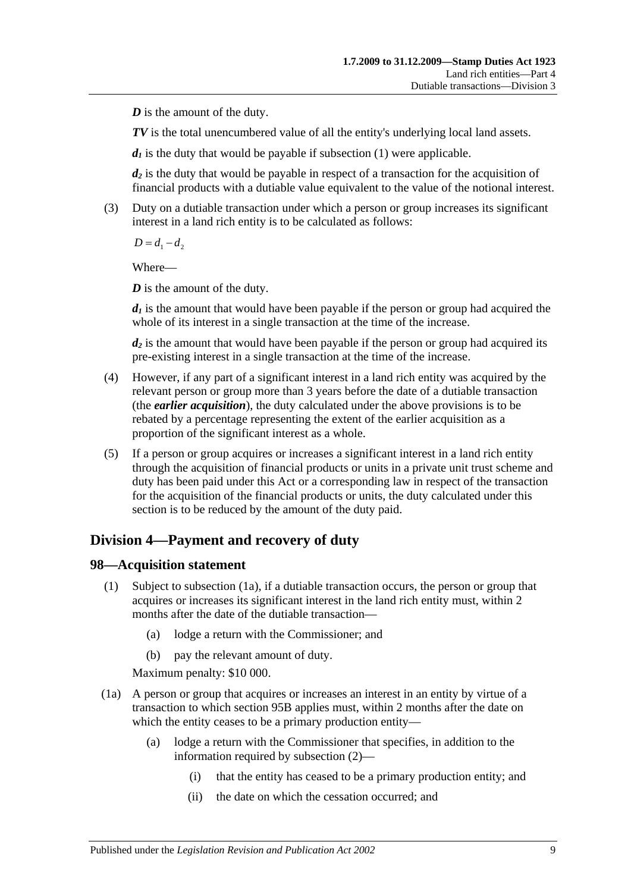***D*** is the amount of the duty.

***TV*** is the total unencumbered value of all the entity's underlying local land assets.

$d_1$ is the duty that would be payable if subsection (1) were applicable.

$d_2$ is the duty that would be payable in respect of a transaction for the acquisition of financial products with a dutiable value equivalent to the value of the notional interest.

(3) Duty on a dutiable transaction under which a person or group increases its significant interest in a land rich entity is to be calculated as follows:

$$D = d_1 - d_2$$

Where—

***D*** is the amount of the duty.

$d_1$ is the amount that would have been payable if the person or group had acquired the whole of its interest in a single transaction at the time of the increase.

$d_2$ is the amount that would have been payable if the person or group had acquired its pre-existing interest in a single transaction at the time of the increase.

(4) However, if any part of a significant interest in a land rich entity was acquired by the relevant person or group more than 3 years before the date of a dutiable transaction (the ***earlier acquisition***), the duty calculated under the above provisions is to be rebated by a percentage representing the extent of the earlier acquisition as a proportion of the significant interest as a whole.

(5) If a person or group acquires or increases a significant interest in a land rich entity through the acquisition of financial products or units in a private unit trust scheme and duty has been paid under this Act or a corresponding law in respect of the transaction for the acquisition of the financial products or units, the duty calculated under this section is to be reduced by the amount of the duty paid.

## Division 4—Payment and recovery of duty

### 98—Acquisition statement

(1) Subject to subsection (1a), if a dutiable transaction occurs, the person or group that acquires or increases its significant interest in the land rich entity must, within 2 months after the date of the dutiable transaction—

(a) lodge a return with the Commissioner; and

(b) pay the relevant amount of duty.

Maximum penalty: $10 000.

(1a) A person or group that acquires or increases an interest in an entity by virtue of a transaction to which section 95B applies must, within 2 months after the date on which the entity ceases to be a primary production entity—

(a) lodge a return with the Commissioner that specifies, in addition to the information required by subsection (2)—

(i) that the entity has ceased to be a primary production entity; and

(ii) the date on which the cessation occurred; and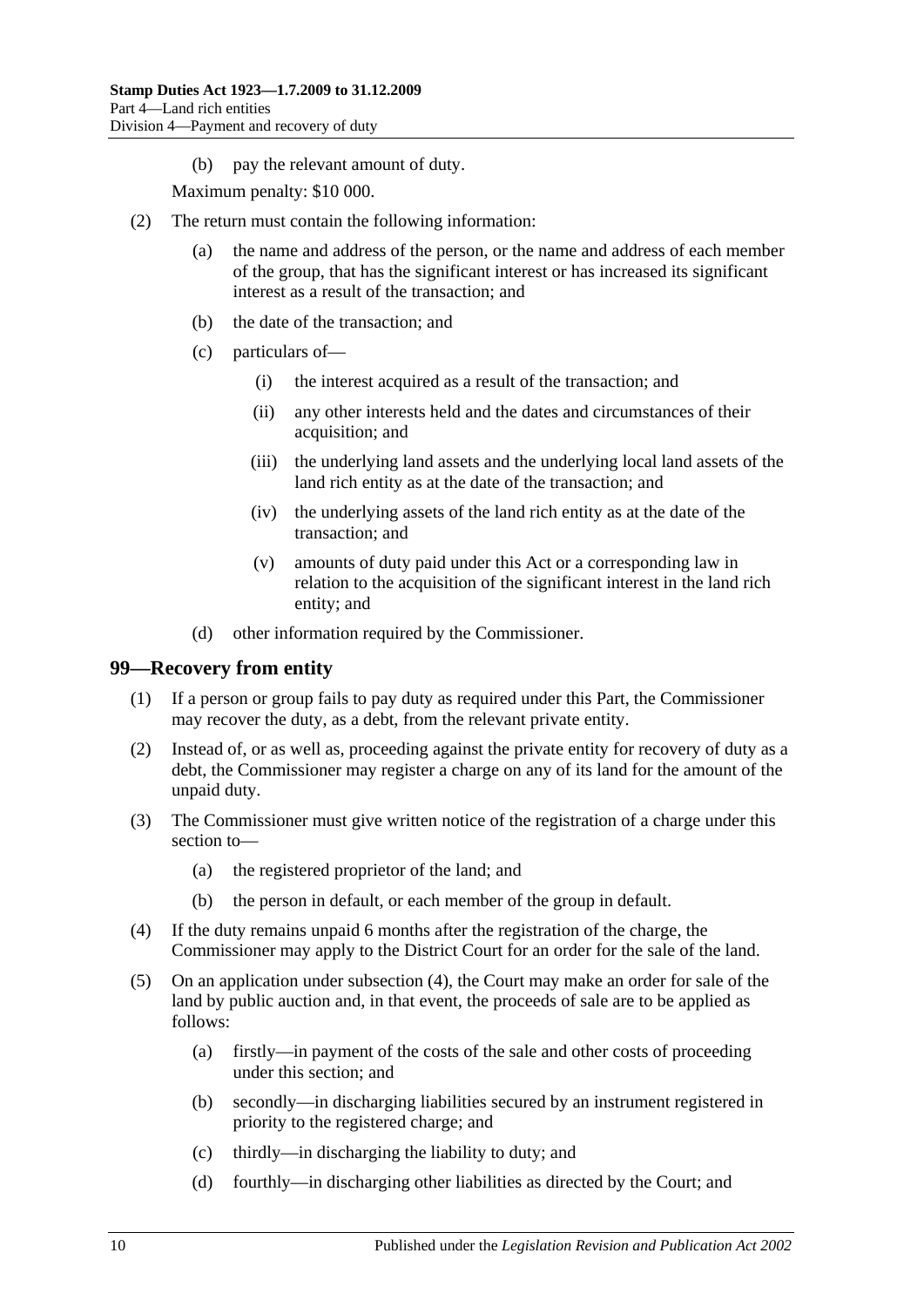(b) pay the relevant amount of duty.

Maximum penalty: $10 000.

(2) The return must contain the following information:

(a) the name and address of the person, or the name and address of each member of the group, that has the significant interest or has increased its significant interest as a result of the transaction; and

(b) the date of the transaction; and

(c) particulars of—

(i) the interest acquired as a result of the transaction; and

(ii) any other interests held and the dates and circumstances of their acquisition; and

(iii) the underlying land assets and the underlying local land assets of the land rich entity as at the date of the transaction; and

(iv) the underlying assets of the land rich entity as at the date of the transaction; and

(v) amounts of duty paid under this Act or a corresponding law in relation to the acquisition of the significant interest in the land rich entity; and

(d) other information required by the Commissioner.

## 99—Recovery from entity

(1) If a person or group fails to pay duty as required under this Part, the Commissioner may recover the duty, as a debt, from the relevant private entity.

(2) Instead of, or as well as, proceeding against the private entity for recovery of duty as a debt, the Commissioner may register a charge on any of its land for the amount of the unpaid duty.

(3) The Commissioner must give written notice of the registration of a charge under this section to—

(a) the registered proprietor of the land; and

(b) the person in default, or each member of the group in default.

(4) If the duty remains unpaid 6 months after the registration of the charge, the Commissioner may apply to the District Court for an order for the sale of the land.

(5) On an application under subsection (4), the Court may make an order for sale of the land by public auction and, in that event, the proceeds of sale are to be applied as follows:

(a) firstly—in payment of the costs of the sale and other costs of proceeding under this section; and

(b) secondly—in discharging liabilities secured by an instrument registered in priority to the registered charge; and

(c) thirdly—in discharging the liability to duty; and

(d) fourthly—in discharging other liabilities as directed by the Court; and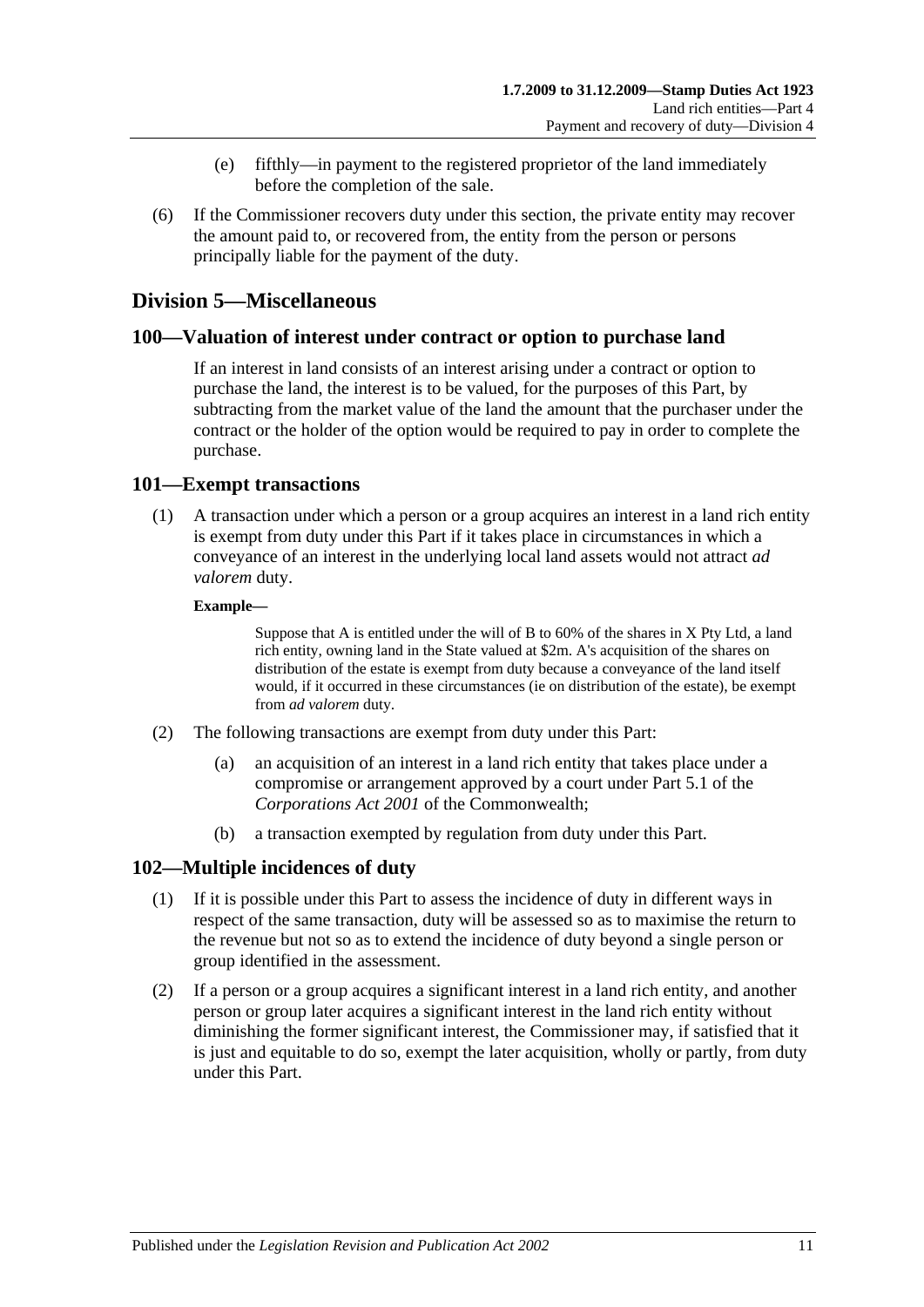(e) fifthly—in payment to the registered proprietor of the land immediately before the completion of the sale.

(6) If the Commissioner recovers duty under this section, the private entity may recover the amount paid to, or recovered from, the entity from the person or persons principally liable for the payment of the duty.

## Division 5—Miscellaneous

### 100—Valuation of interest under contract or option to purchase land

If an interest in land consists of an interest arising under a contract or option to purchase the land, the interest is to be valued, for the purposes of this Part, by subtracting from the market value of the land the amount that the purchaser under the contract or the holder of the option would be required to pay in order to complete the purchase.

### 101—Exempt transactions

(1) A transaction under which a person or a group acquires an interest in a land rich entity is exempt from duty under this Part if it takes place in circumstances in which a conveyance of an interest in the underlying local land assets would not attract *ad valorem* duty.

**Example—**

Suppose that A is entitled under the will of B to 60% of the shares in X Pty Ltd, a land rich entity, owning land in the State valued at $2m. A's acquisition of the shares on distribution of the estate is exempt from duty because a conveyance of the land itself would, if it occurred in these circumstances (ie on distribution of the estate), be exempt from *ad valorem* duty.

(2) The following transactions are exempt from duty under this Part:

(a) an acquisition of an interest in a land rich entity that takes place under a compromise or arrangement approved by a court under Part 5.1 of the *Corporations Act 2001* of the Commonwealth;

(b) a transaction exempted by regulation from duty under this Part.

### 102—Multiple incidences of duty

(1) If it is possible under this Part to assess the incidence of duty in different ways in respect of the same transaction, duty will be assessed so as to maximise the return to the revenue but not so as to extend the incidence of duty beyond a single person or group identified in the assessment.

(2) If a person or a group acquires a significant interest in a land rich entity, and another person or group later acquires a significant interest in the land rich entity without diminishing the former significant interest, the Commissioner may, if satisfied that it is just and equitable to do so, exempt the later acquisition, wholly or partly, from duty under this Part.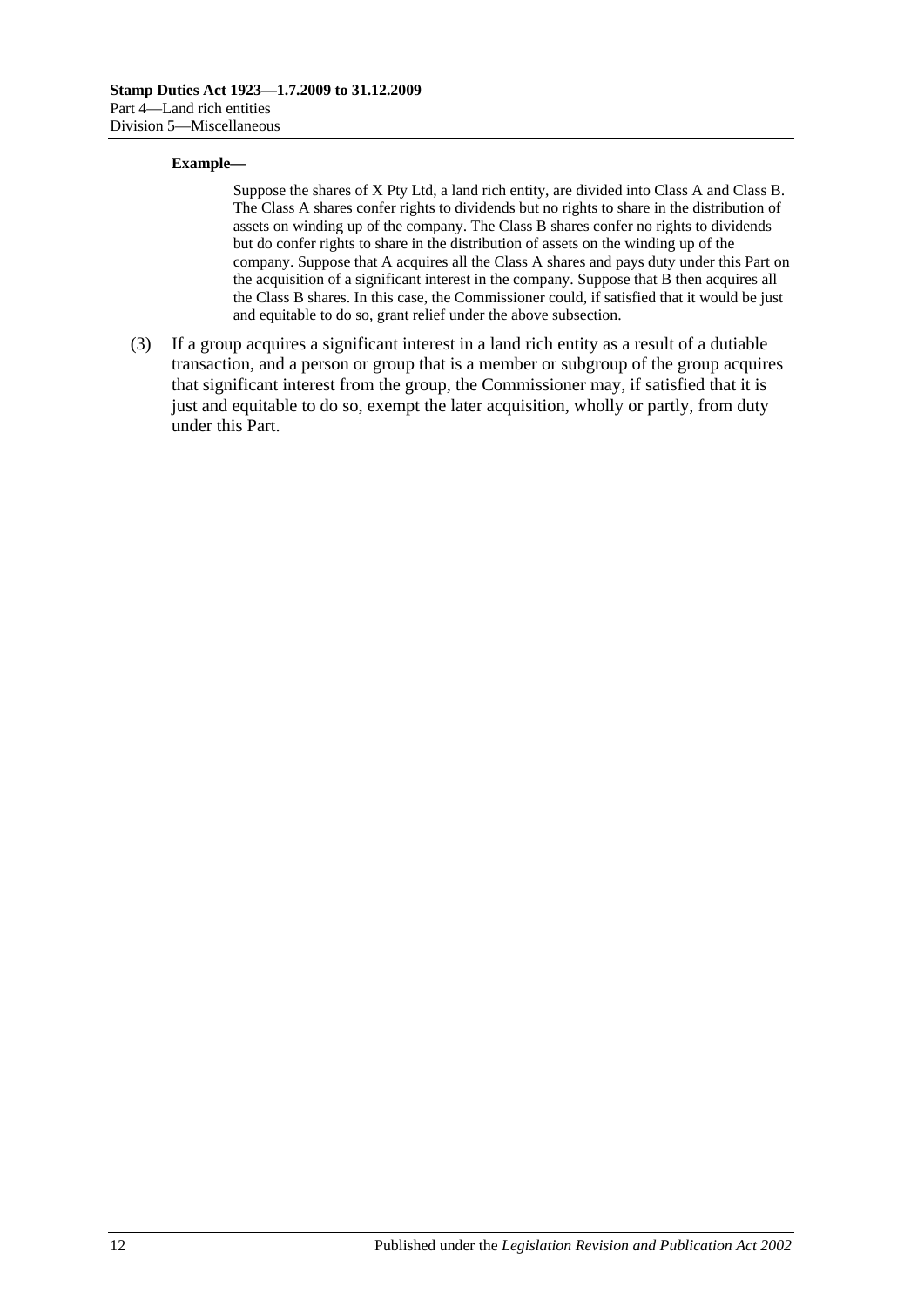**Example—**

Suppose the shares of X Pty Ltd, a land rich entity, are divided into Class A and Class B. The Class A shares confer rights to dividends but no rights to share in the distribution of assets on winding up of the company. The Class B shares confer no rights to dividends but do confer rights to share in the distribution of assets on the winding up of the company. Suppose that A acquires all the Class A shares and pays duty under this Part on the acquisition of a significant interest in the company. Suppose that B then acquires all the Class B shares. In this case, the Commissioner could, if satisfied that it would be just and equitable to do so, grant relief under the above subsection.

(3) If a group acquires a significant interest in a land rich entity as a result of a dutiable transaction, and a person or group that is a member or subgroup of the group acquires that significant interest from the group, the Commissioner may, if satisfied that it is just and equitable to do so, exempt the later acquisition, wholly or partly, from duty under this Part.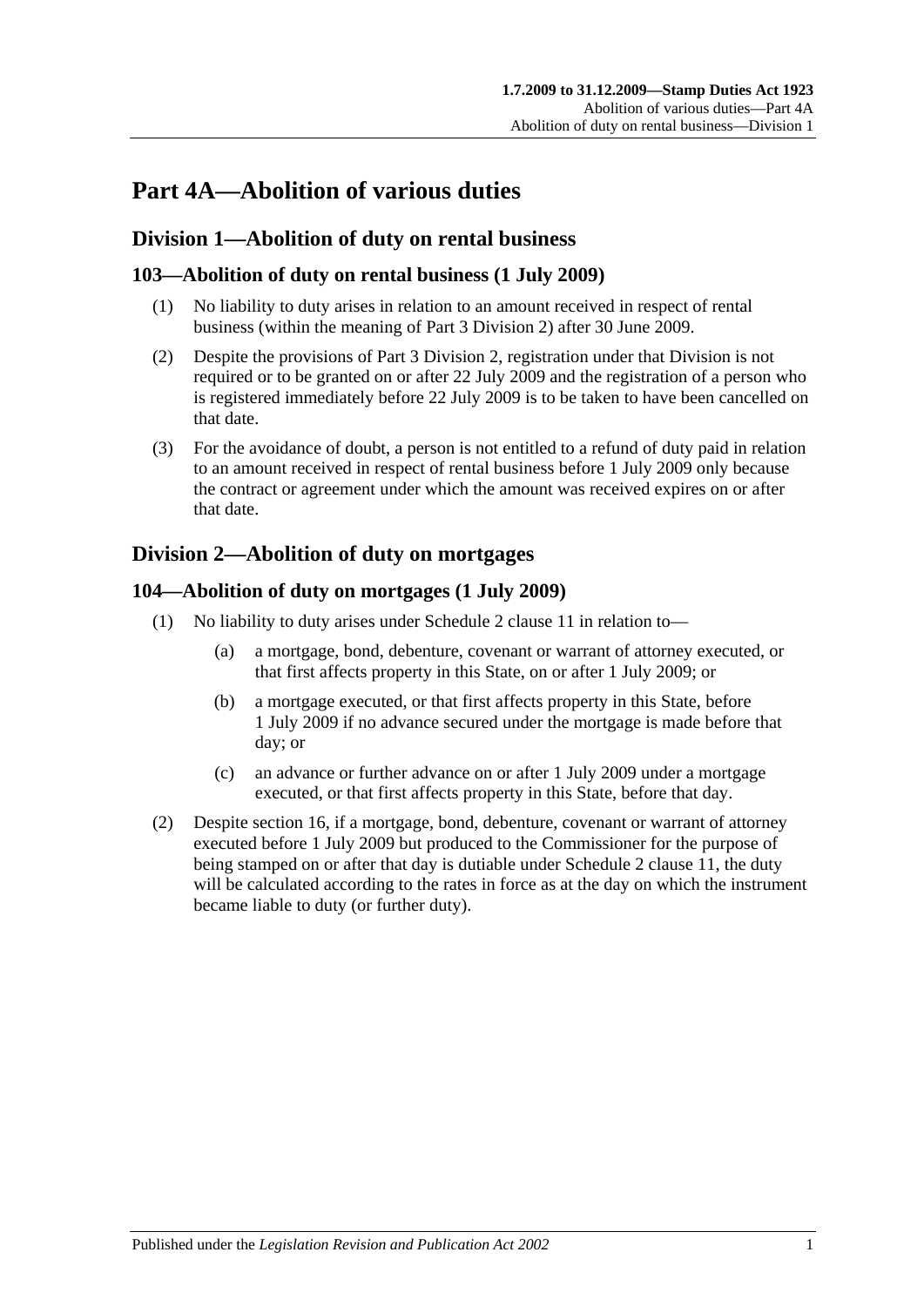# Part 4A—Abolition of various duties

## Division 1—Abolition of duty on rental business

### 103—Abolition of duty on rental business (1 July 2009)

(1) No liability to duty arises in relation to an amount received in respect of rental business (within the meaning of Part 3 Division 2) after 30 June 2009.

(2) Despite the provisions of Part 3 Division 2, registration under that Division is not required or to be granted on or after 22 July 2009 and the registration of a person who is registered immediately before 22 July 2009 is to be taken to have been cancelled on that date.

(3) For the avoidance of doubt, a person is not entitled to a refund of duty paid in relation to an amount received in respect of rental business before 1 July 2009 only because the contract or agreement under which the amount was received expires on or after that date.

## Division 2—Abolition of duty on mortgages

### 104—Abolition of duty on mortgages (1 July 2009)

(1) No liability to duty arises under Schedule 2 clause 11 in relation to—

- (a) a mortgage, bond, debenture, covenant or warrant of attorney executed, or that first affects property in this State, on or after 1 July 2009; or
- (b) a mortgage executed, or that first affects property in this State, before 1 July 2009 if no advance secured under the mortgage is made before that day; or
- (c) an advance or further advance on or after 1 July 2009 under a mortgage executed, or that first affects property in this State, before that day.

(2) Despite section 16, if a mortgage, bond, debenture, covenant or warrant of attorney executed before 1 July 2009 but produced to the Commissioner for the purpose of being stamped on or after that day is dutiable under Schedule 2 clause 11, the duty will be calculated according to the rates in force as at the day on which the instrument became liable to duty (or further duty).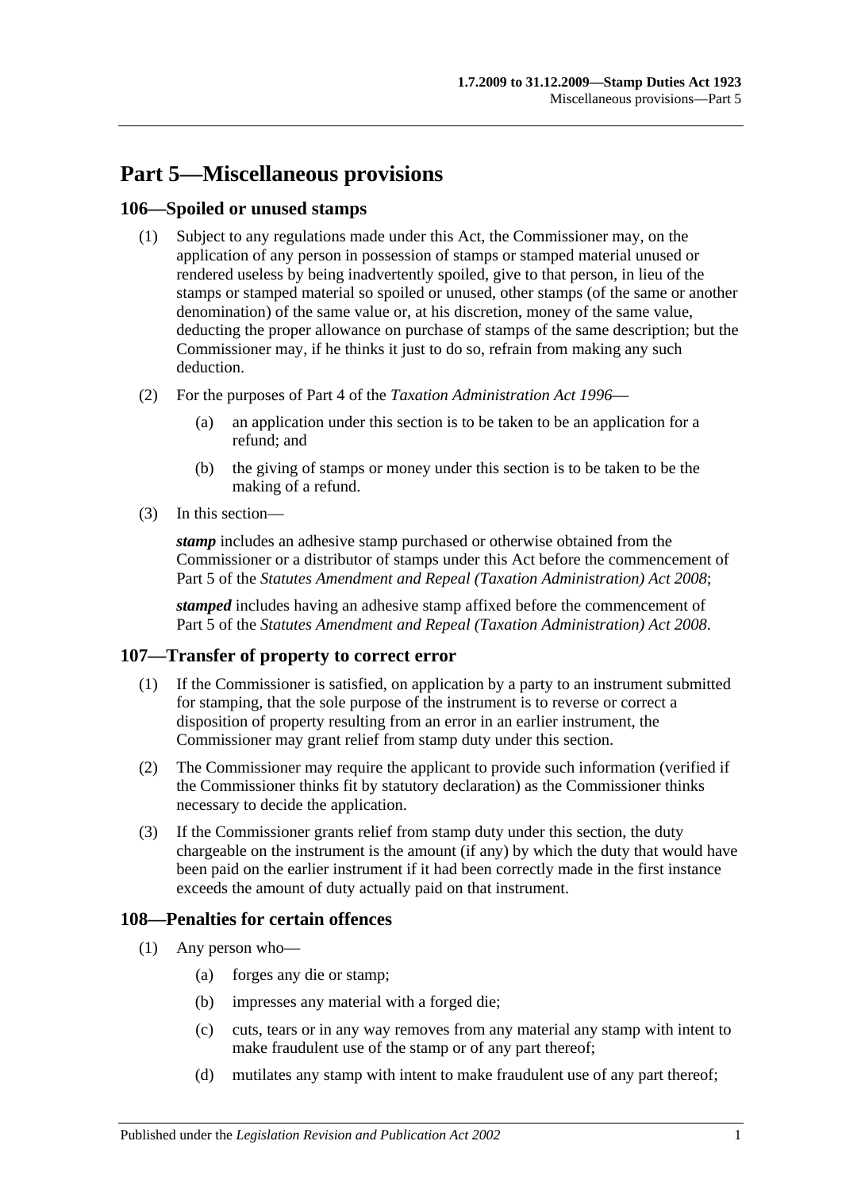# Part 5—Miscellaneous provisions

## 106—Spoiled or unused stamps

(1) Subject to any regulations made under this Act, the Commissioner may, on the application of any person in possession of stamps or stamped material unused or rendered useless by being inadvertently spoiled, give to that person, in lieu of the stamps or stamped material so spoiled or unused, other stamps (of the same or another denomination) of the same value or, at his discretion, money of the same value, deducting the proper allowance on purchase of stamps of the same description; but the Commissioner may, if he thinks it just to do so, refrain from making any such deduction.

(2) For the purposes of Part 4 of the *Taxation Administration Act 1996*—

- (a) an application under this section is to be taken to be an application for a refund; and
- (b) the giving of stamps or money under this section is to be taken to be the making of a refund.

(3) In this section—

***stamp*** includes an adhesive stamp purchased or otherwise obtained from the Commissioner or a distributor of stamps under this Act before the commencement of Part 5 of the *Statutes Amendment and Repeal (Taxation Administration) Act 2008*;

***stamped*** includes having an adhesive stamp affixed before the commencement of Part 5 of the *Statutes Amendment and Repeal (Taxation Administration) Act 2008*.

## 107—Transfer of property to correct error

(1) If the Commissioner is satisfied, on application by a party to an instrument submitted for stamping, that the sole purpose of the instrument is to reverse or correct a disposition of property resulting from an error in an earlier instrument, the Commissioner may grant relief from stamp duty under this section.

(2) The Commissioner may require the applicant to provide such information (verified if the Commissioner thinks fit by statutory declaration) as the Commissioner thinks necessary to decide the application.

(3) If the Commissioner grants relief from stamp duty under this section, the duty chargeable on the instrument is the amount (if any) by which the duty that would have been paid on the earlier instrument if it had been correctly made in the first instance exceeds the amount of duty actually paid on that instrument.

## 108—Penalties for certain offences

(1) Any person who—

- (a) forges any die or stamp;
- (b) impresses any material with a forged die;
- (c) cuts, tears or in any way removes from any material any stamp with intent to make fraudulent use of the stamp or of any part thereof;
- (d) mutilates any stamp with intent to make fraudulent use of any part thereof;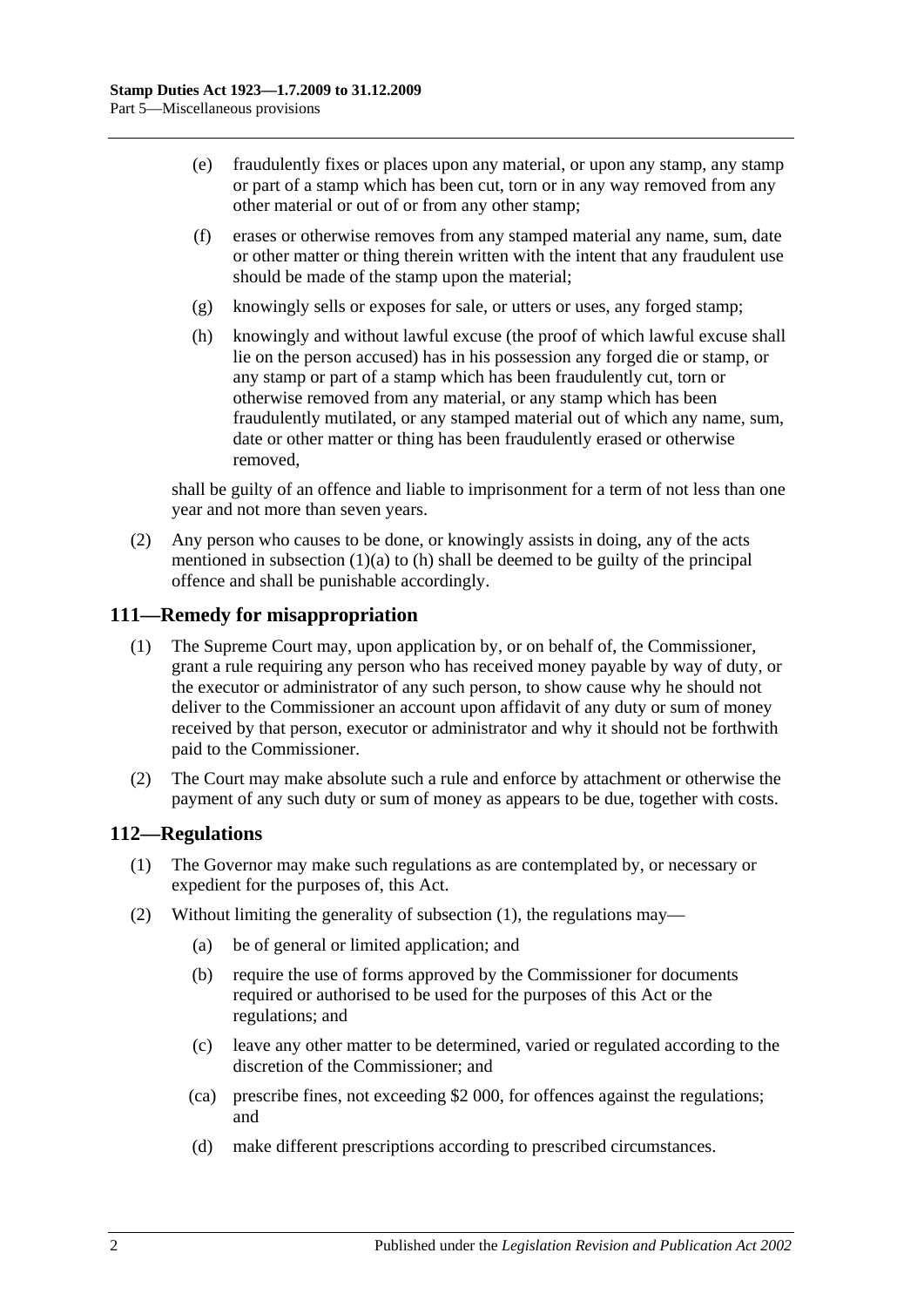(e) fraudulently fixes or places upon any material, or upon any stamp, any stamp or part of a stamp which has been cut, torn or in any way removed from any other material or out of or from any other stamp;

(f) erases or otherwise removes from any stamped material any name, sum, date or other matter or thing therein written with the intent that any fraudulent use should be made of the stamp upon the material;

(g) knowingly sells or exposes for sale, or utters or uses, any forged stamp;

(h) knowingly and without lawful excuse (the proof of which lawful excuse shall lie on the person accused) has in his possession any forged die or stamp, or any stamp or part of a stamp which has been fraudulently cut, torn or otherwise removed from any material, or any stamp which has been fraudulently mutilated, or any stamped material out of which any name, sum, date or other matter or thing has been fraudulently erased or otherwise removed,

shall be guilty of an offence and liable to imprisonment for a term of not less than one year and not more than seven years.

(2) Any person who causes to be done, or knowingly assists in doing, any of the acts mentioned in subsection (1)(a) to (h) shall be deemed to be guilty of the principal offence and shall be punishable accordingly.

## 111—Remedy for misappropriation

(1) The Supreme Court may, upon application by, or on behalf of, the Commissioner, grant a rule requiring any person who has received money payable by way of duty, or the executor or administrator of any such person, to show cause why he should not deliver to the Commissioner an account upon affidavit of any duty or sum of money received by that person, executor or administrator and why it should not be forthwith paid to the Commissioner.

(2) The Court may make absolute such a rule and enforce by attachment or otherwise the payment of any such duty or sum of money as appears to be due, together with costs.

## 112—Regulations

(1) The Governor may make such regulations as are contemplated by, or necessary or expedient for the purposes of, this Act.

(2) Without limiting the generality of subsection (1), the regulations may—

(a) be of general or limited application; and

(b) require the use of forms approved by the Commissioner for documents required or authorised to be used for the purposes of this Act or the regulations; and

(c) leave any other matter to be determined, varied or regulated according to the discretion of the Commissioner; and

(ca) prescribe fines, not exceeding $2 000, for offences against the regulations; and

(d) make different prescriptions according to prescribed circumstances.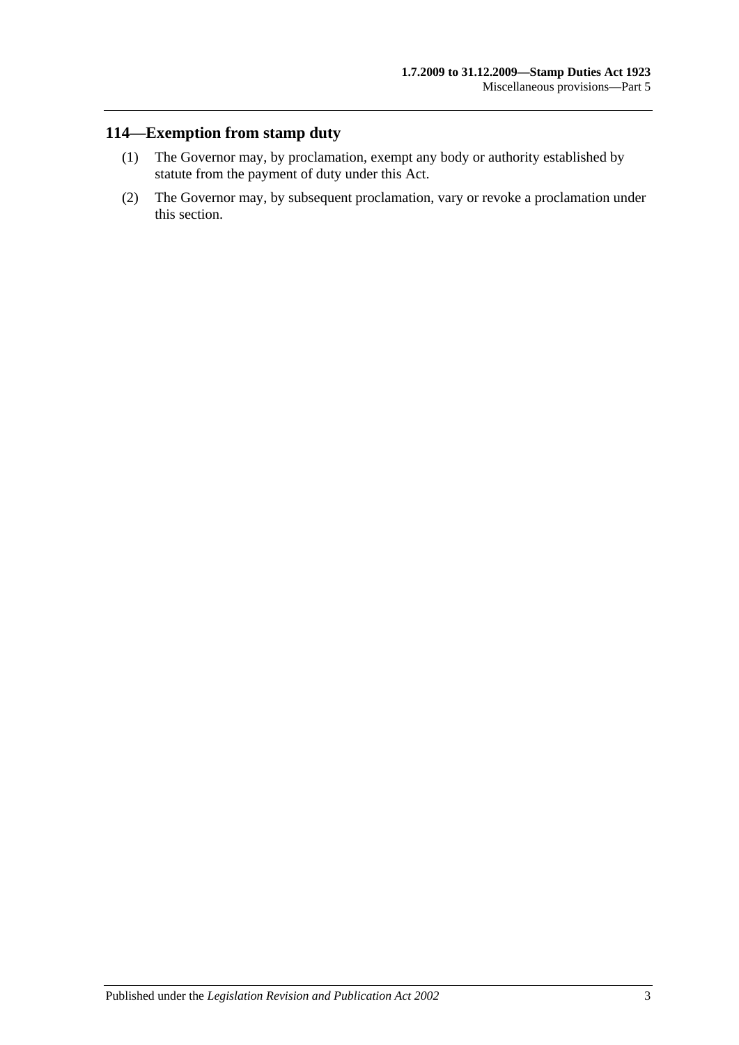## 114—Exemption from stamp duty

(1) The Governor may, by proclamation, exempt any body or authority established by statute from the payment of duty under this Act.

(2) The Governor may, by subsequent proclamation, vary or revoke a proclamation under this section.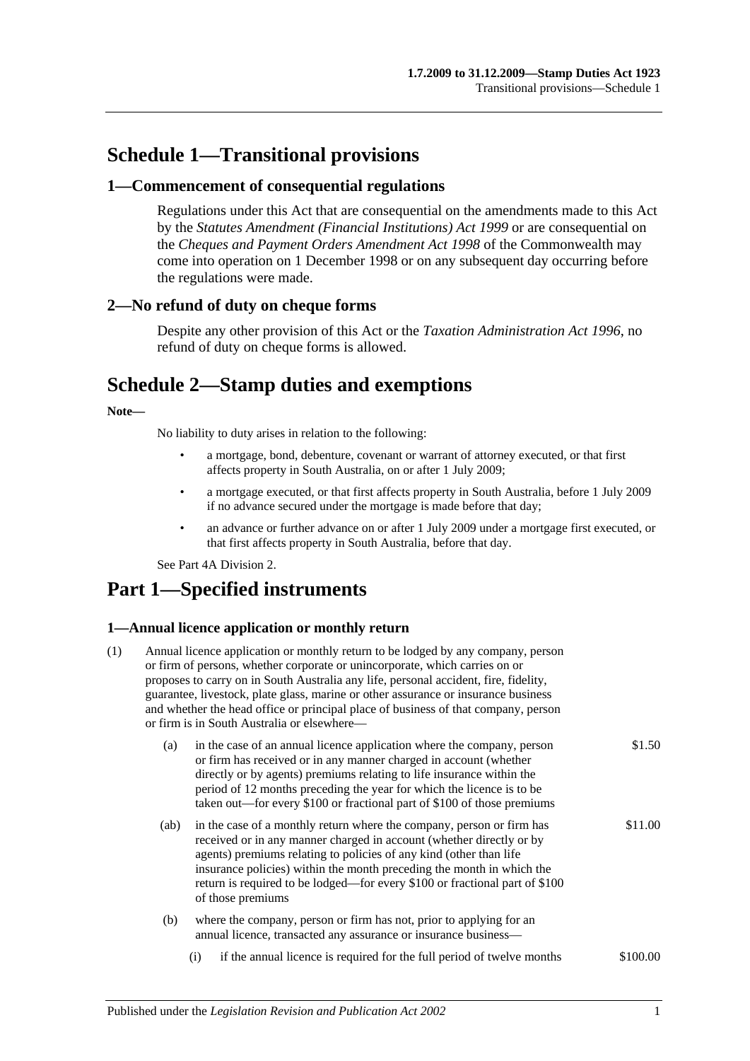# Schedule 1—Transitional provisions

## 1—Commencement of consequential regulations

Regulations under this Act that are consequential on the amendments made to this Act by the *Statutes Amendment (Financial Institutions) Act 1999* or are consequential on the *Cheques and Payment Orders Amendment Act 1998* of the Commonwealth may come into operation on 1 December 1998 or on any subsequent day occurring before the regulations were made.

## 2—No refund of duty on cheque forms

Despite any other provision of this Act or the *Taxation Administration Act 1996*, no refund of duty on cheque forms is allowed.

# Schedule 2—Stamp duties and exemptions

**Note—**

No liability to duty arises in relation to the following:

- a mortgage, bond, debenture, covenant or warrant of attorney executed, or that first affects property in South Australia, on or after 1 July 2009;
- a mortgage executed, or that first affects property in South Australia, before 1 July 2009 if no advance secured under the mortgage is made before that day;
- an advance or further advance on or after 1 July 2009 under a mortgage first executed, or that first affects property in South Australia, before that day.

See Part 4A Division 2.

# Part 1—Specified instruments

### 1—Annual licence application or monthly return

(1) Annual licence application or monthly return to be lodged by any company, person or firm of persons, whether corporate or unincorporate, which carries on or proposes to carry on in South Australia any life, personal accident, fire, fidelity, guarantee, livestock, plate glass, marine or other assurance or insurance business and whether the head office or principal place of business of that company, person or firm is in South Australia or elsewhere—

| | |
|---|---|
| (a) in the case of an annual licence application where the company, person or firm has received or in any manner charged in account (whether directly or by agents) premiums relating to life insurance within the period of 12 months preceding the year for which the licence is to be taken out—for every \$100 or fractional part of \$100 of those premiums | \$1.50 |
| (ab) in the case of a monthly return where the company, person or firm has received or in any manner charged in account (whether directly or by agents) premiums relating to policies of any kind (other than life insurance policies) within the month preceding the month in which the return is required to be lodged—for every \$100 or fractional part of \$100 of those premiums | \$11.00 |
| (b) where the company, person or firm has not, prior to applying for an annual licence, transacted any assurance or insurance business— | |
| (i) if the annual licence is required for the full period of twelve months | \$100.00 |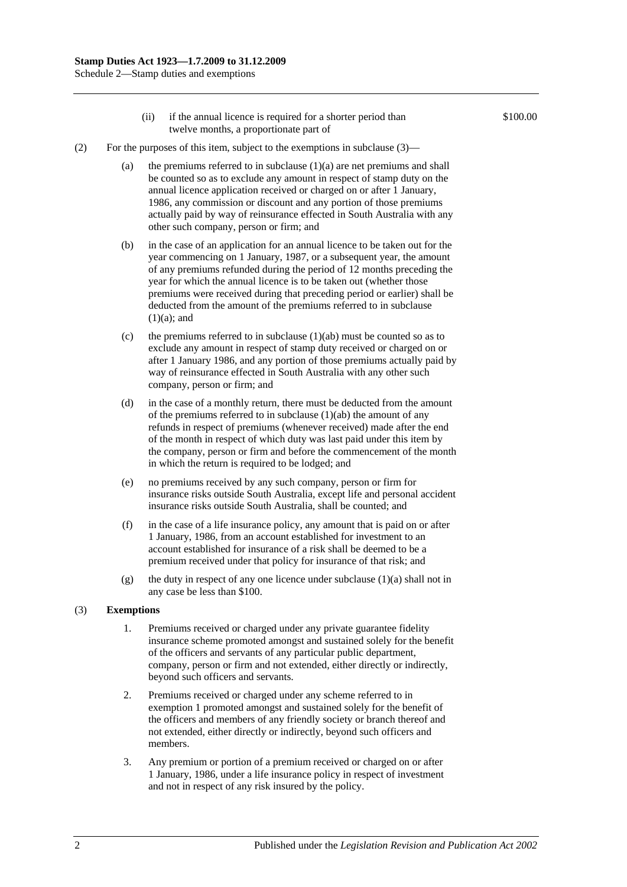(ii) if the annual licence is required for a shorter period than twelve months, a proportionate part of $100.00

(2) For the purposes of this item, subject to the exemptions in subclause (3)—

(a) the premiums referred to in subclause (1)(a) are net premiums and shall be counted so as to exclude any amount in respect of stamp duty on the annual licence application received or charged on or after 1 January, 1986, any commission or discount and any portion of those premiums actually paid by way of reinsurance effected in South Australia with any other such company, person or firm; and

(b) in the case of an application for an annual licence to be taken out for the year commencing on 1 January, 1987, or a subsequent year, the amount of any premiums refunded during the period of 12 months preceding the year for which the annual licence is to be taken out (whether those premiums were received during that preceding period or earlier) shall be deducted from the amount of the premiums referred to in subclause (1)(a); and

(c) the premiums referred to in subclause (1)(ab) must be counted so as to exclude any amount in respect of stamp duty received or charged on or after 1 January 1986, and any portion of those premiums actually paid by way of reinsurance effected in South Australia with any other such company, person or firm; and

(d) in the case of a monthly return, there must be deducted from the amount of the premiums referred to in subclause (1)(ab) the amount of any refunds in respect of premiums (whenever received) made after the end of the month in respect of which duty was last paid under this item by the company, person or firm and before the commencement of the month in which the return is required to be lodged; and

(e) no premiums received by any such company, person or firm for insurance risks outside South Australia, except life and personal accident insurance risks outside South Australia, shall be counted; and

(f) in the case of a life insurance policy, any amount that is paid on or after 1 January, 1986, from an account established for investment to an account established for insurance of a risk shall be deemed to be a premium received under that policy for insurance of that risk; and

(g) the duty in respect of any one licence under subclause (1)(a) shall not in any case be less than $100.

(3) **Exemptions**

1. Premiums received or charged under any private guarantee fidelity insurance scheme promoted amongst and sustained solely for the benefit of the officers and servants of any particular public department, company, person or firm and not extended, either directly or indirectly, beyond such officers and servants.

2. Premiums received or charged under any scheme referred to in exemption 1 promoted amongst and sustained solely for the benefit of the officers and members of any friendly society or branch thereof and not extended, either directly or indirectly, beyond such officers and members.

3. Any premium or portion of a premium received or charged on or after 1 January, 1986, under a life insurance policy in respect of investment and not in respect of any risk insured by the policy.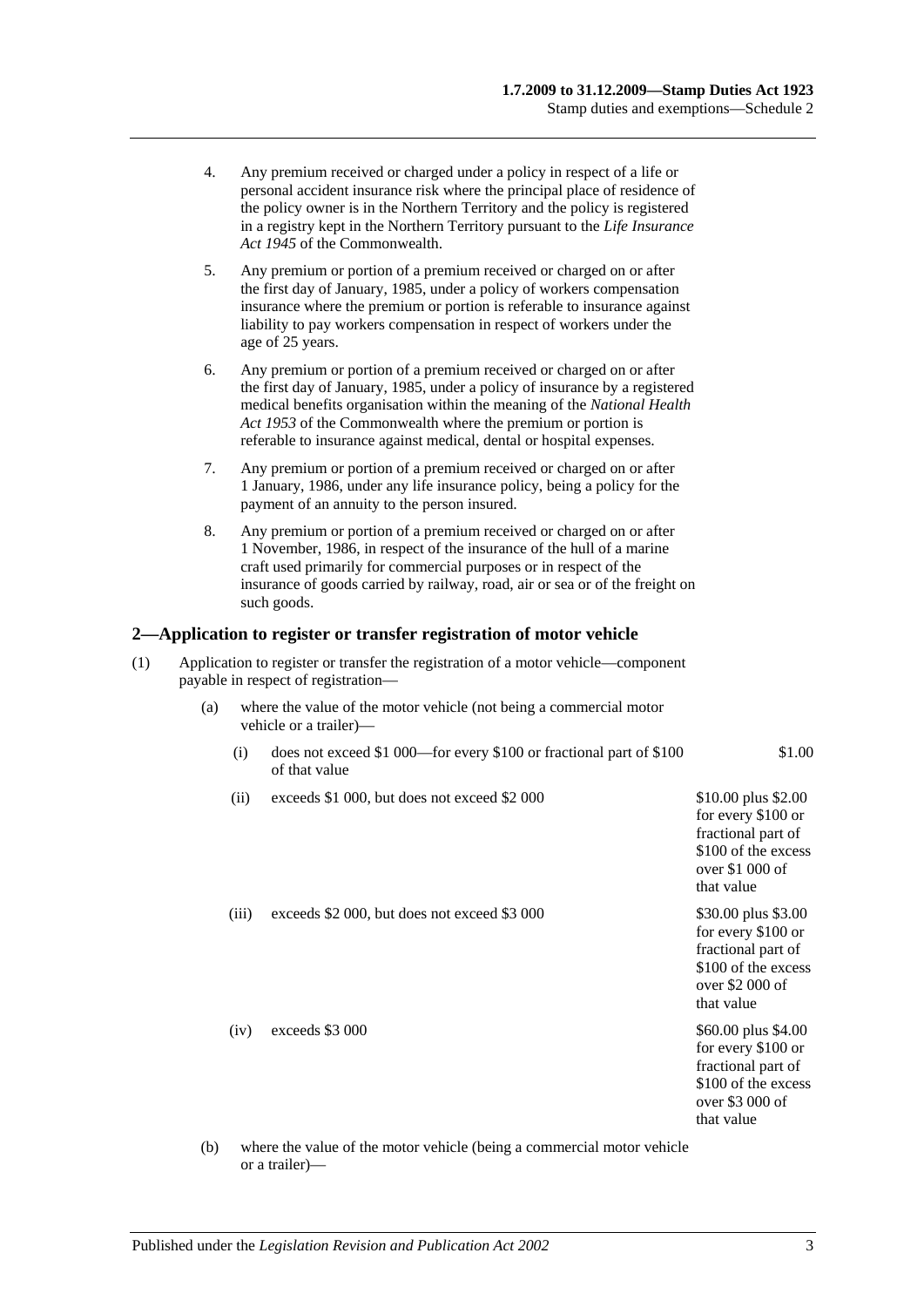4. Any premium received or charged under a policy in respect of a life or personal accident insurance risk where the principal place of residence of the policy owner is in the Northern Territory and the policy is registered in a registry kept in the Northern Territory pursuant to the *Life Insurance Act 1945* of the Commonwealth.

5. Any premium or portion of a premium received or charged on or after the first day of January, 1985, under a policy of workers compensation insurance where the premium or portion is referable to insurance against liability to pay workers compensation in respect of workers under the age of 25 years.

6. Any premium or portion of a premium received or charged on or after the first day of January, 1985, under a policy of insurance by a registered medical benefits organisation within the meaning of the *National Health Act 1953* of the Commonwealth where the premium or portion is referable to insurance against medical, dental or hospital expenses.

7. Any premium or portion of a premium received or charged on or after 1 January, 1986, under any life insurance policy, being a policy for the payment of an annuity to the person insured.

8. Any premium or portion of a premium received or charged on or after 1 November, 1986, in respect of the insurance of the hull of a marine craft used primarily for commercial purposes or in respect of the insurance of goods carried by railway, road, air or sea or of the freight on such goods.

## 2—Application to register or transfer registration of motor vehicle

(1) Application to register or transfer the registration of a motor vehicle—component payable in respect of registration—

(a) where the value of the motor vehicle (not being a commercial motor vehicle or a trailer)—

| | | |
|---|---|---|
| (i) | does not exceed $1 000—for every $100 or fractional part of $100 of that value | $1.00 |
| (ii) | exceeds $1 000, but does not exceed $2 000 | $10.00 plus $2.00 for every $100 or fractional part of $100 of the excess over $1 000 of that value |
| (iii) | exceeds $2 000, but does not exceed $3 000 | $30.00 plus $3.00 for every $100 or fractional part of $100 of the excess over $2 000 of that value |
| (iv) | exceeds $3 000 | $60.00 plus $4.00 for every $100 or fractional part of $100 of the excess over $3 000 of that value |

(b) where the value of the motor vehicle (being a commercial motor vehicle or a trailer)—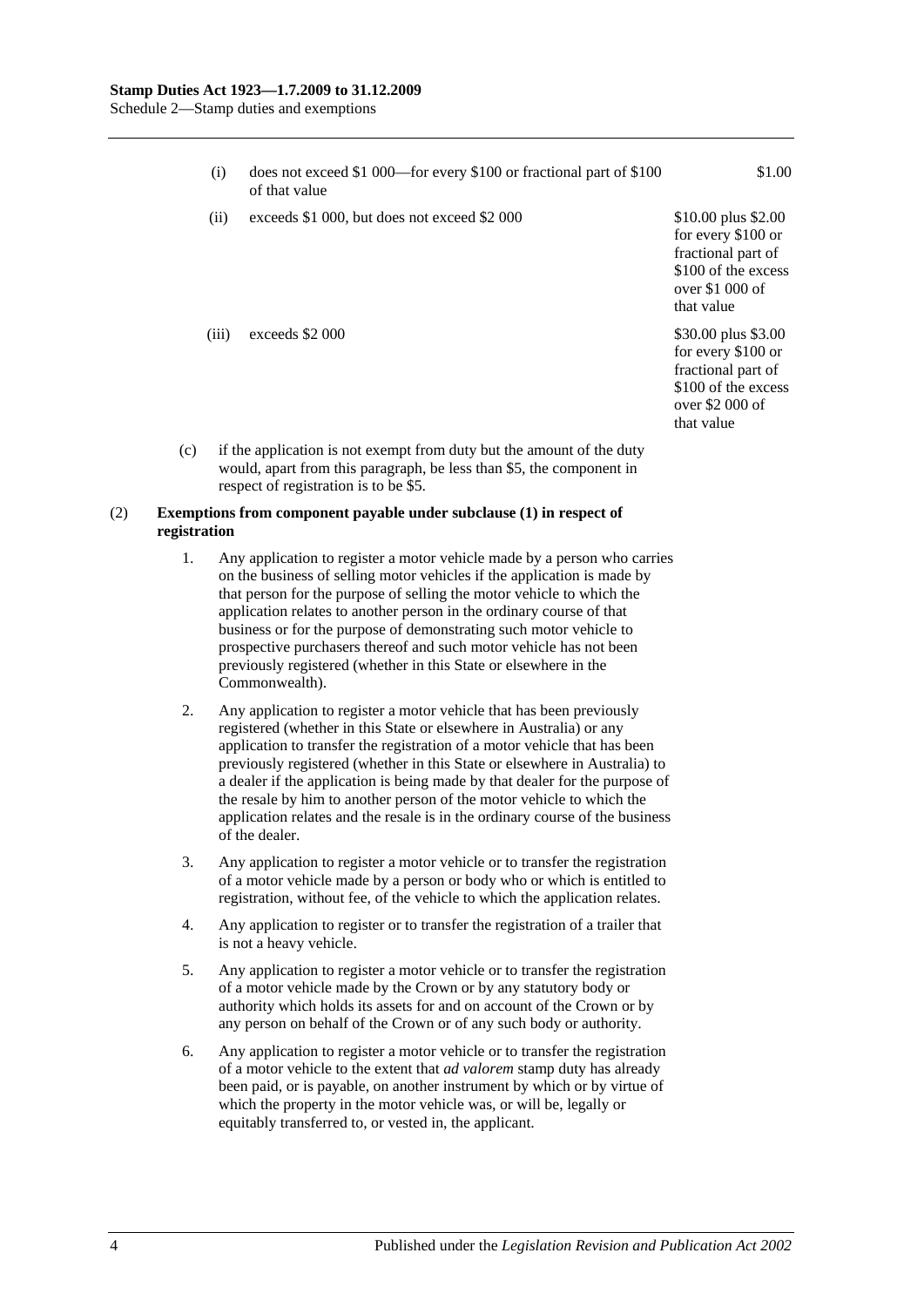| | | |
|---|---|---|
| (i) | does not exceed \$1 000—for every \$100 or fractional part of \$100 of that value | \$1.00 |
| (ii) | exceeds \$1 000, but does not exceed \$2 000 | \$10.00 plus \$2.00 for every \$100 or fractional part of \$100 of the excess over \$1 000 of that value |
| (iii) | exceeds \$2 000 | \$30.00 plus \$3.00 for every \$100 or fractional part of \$100 of the excess over \$2 000 of that value |

(c) if the application is not exempt from duty but the amount of the duty would, apart from this paragraph, be less than \$5, the component in respect of registration is to be \$5.

(2) **Exemptions from component payable under subclause (1) in respect of registration**

1. Any application to register a motor vehicle made by a person who carries on the business of selling motor vehicles if the application is made by that person for the purpose of selling the motor vehicle to which the application relates to another person in the ordinary course of that business or for the purpose of demonstrating such motor vehicle to prospective purchasers thereof and such motor vehicle has not been previously registered (whether in this State or elsewhere in the Commonwealth).

2. Any application to register a motor vehicle that has been previously registered (whether in this State or elsewhere in Australia) or any application to transfer the registration of a motor vehicle that has been previously registered (whether in this State or elsewhere in Australia) to a dealer if the application is being made by that dealer for the purpose of the resale by him to another person of the motor vehicle to which the application relates and the resale is in the ordinary course of the business of the dealer.

3. Any application to register a motor vehicle or to transfer the registration of a motor vehicle made by a person or body who or which is entitled to registration, without fee, of the vehicle to which the application relates.

4. Any application to register or to transfer the registration of a trailer that is not a heavy vehicle.

5. Any application to register a motor vehicle or to transfer the registration of a motor vehicle made by the Crown or by any statutory body or authority which holds its assets for and on account of the Crown or by any person on behalf of the Crown or of any such body or authority.

6. Any application to register a motor vehicle or to transfer the registration of a motor vehicle to the extent that *ad valorem* stamp duty has already been paid, or is payable, on another instrument by which or by virtue of which the property in the motor vehicle was, or will be, legally or equitably transferred to, or vested in, the applicant.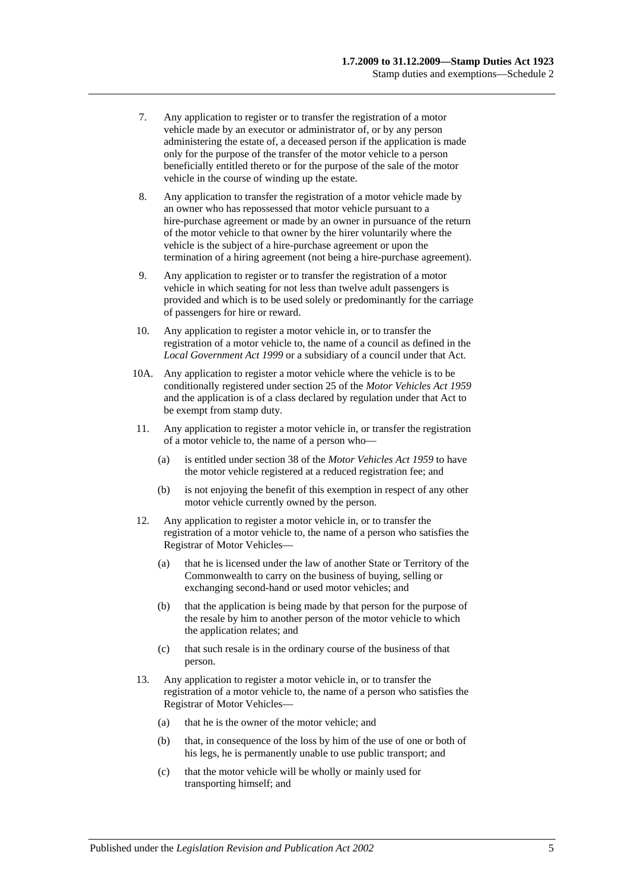7. Any application to register or to transfer the registration of a motor vehicle made by an executor or administrator of, or by any person administering the estate of, a deceased person if the application is made only for the purpose of the transfer of the motor vehicle to a person beneficially entitled thereto or for the purpose of the sale of the motor vehicle in the course of winding up the estate.

8. Any application to transfer the registration of a motor vehicle made by an owner who has repossessed that motor vehicle pursuant to a hire-purchase agreement or made by an owner in pursuance of the return of the motor vehicle to that owner by the hirer voluntarily where the vehicle is the subject of a hire-purchase agreement or upon the termination of a hiring agreement (not being a hire-purchase agreement).

9. Any application to register or to transfer the registration of a motor vehicle in which seating for not less than twelve adult passengers is provided and which is to be used solely or predominantly for the carriage of passengers for hire or reward.

10. Any application to register a motor vehicle in, or to transfer the registration of a motor vehicle to, the name of a council as defined in the *Local Government Act 1999* or a subsidiary of a council under that Act.

10A. Any application to register a motor vehicle where the vehicle is to be conditionally registered under section 25 of the *Motor Vehicles Act 1959* and the application is of a class declared by regulation under that Act to be exempt from stamp duty.

11. Any application to register a motor vehicle in, or transfer the registration of a motor vehicle to, the name of a person who—

    (a) is entitled under section 38 of the *Motor Vehicles Act 1959* to have the motor vehicle registered at a reduced registration fee; and

    (b) is not enjoying the benefit of this exemption in respect of any other motor vehicle currently owned by the person.

12. Any application to register a motor vehicle in, or to transfer the registration of a motor vehicle to, the name of a person who satisfies the Registrar of Motor Vehicles—

    (a) that he is licensed under the law of another State or Territory of the Commonwealth to carry on the business of buying, selling or exchanging second-hand or used motor vehicles; and

    (b) that the application is being made by that person for the purpose of the resale by him to another person of the motor vehicle to which the application relates; and

    (c) that such resale is in the ordinary course of the business of that person.

13. Any application to register a motor vehicle in, or to transfer the registration of a motor vehicle to, the name of a person who satisfies the Registrar of Motor Vehicles—

    (a) that he is the owner of the motor vehicle; and

    (b) that, in consequence of the loss by him of the use of one or both of his legs, he is permanently unable to use public transport; and

    (c) that the motor vehicle will be wholly or mainly used for transporting himself; and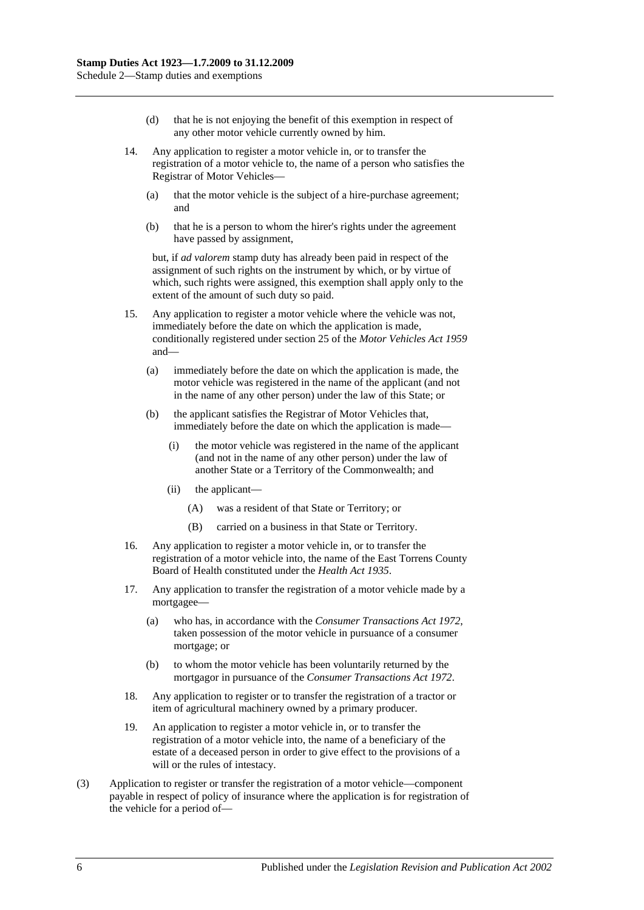(d) that he is not enjoying the benefit of this exemption in respect of any other motor vehicle currently owned by him.

14. Any application to register a motor vehicle in, or to transfer the registration of a motor vehicle to, the name of a person who satisfies the Registrar of Motor Vehicles—

   (a) that the motor vehicle is the subject of a hire-purchase agreement; and

   (b) that he is a person to whom the hirer's rights under the agreement have passed by assignment,

   but, if *ad valorem* stamp duty has already been paid in respect of the assignment of such rights on the instrument by which, or by virtue of which, such rights were assigned, this exemption shall apply only to the extent of the amount of such duty so paid.

15. Any application to register a motor vehicle where the vehicle was not, immediately before the date on which the application is made, conditionally registered under section 25 of the *Motor Vehicles Act 1959* and—

   (a) immediately before the date on which the application is made, the motor vehicle was registered in the name of the applicant (and not in the name of any other person) under the law of this State; or

   (b) the applicant satisfies the Registrar of Motor Vehicles that, immediately before the date on which the application is made—

      (i) the motor vehicle was registered in the name of the applicant (and not in the name of any other person) under the law of another State or a Territory of the Commonwealth; and

      (ii) the applicant—

         (A) was a resident of that State or Territory; or

         (B) carried on a business in that State or Territory.

16. Any application to register a motor vehicle in, or to transfer the registration of a motor vehicle into, the name of the East Torrens County Board of Health constituted under the *Health Act 1935*.

17. Any application to transfer the registration of a motor vehicle made by a mortgagee—

   (a) who has, in accordance with the *Consumer Transactions Act 1972*, taken possession of the motor vehicle in pursuance of a consumer mortgage; or

   (b) to whom the motor vehicle has been voluntarily returned by the mortgagor in pursuance of the *Consumer Transactions Act 1972*.

18. Any application to register or to transfer the registration of a tractor or item of agricultural machinery owned by a primary producer.

19. An application to register a motor vehicle in, or to transfer the registration of a motor vehicle into, the name of a beneficiary of the estate of a deceased person in order to give effect to the provisions of a will or the rules of intestacy.

(3) Application to register or transfer the registration of a motor vehicle—component payable in respect of policy of insurance where the application is for registration of the vehicle for a period of—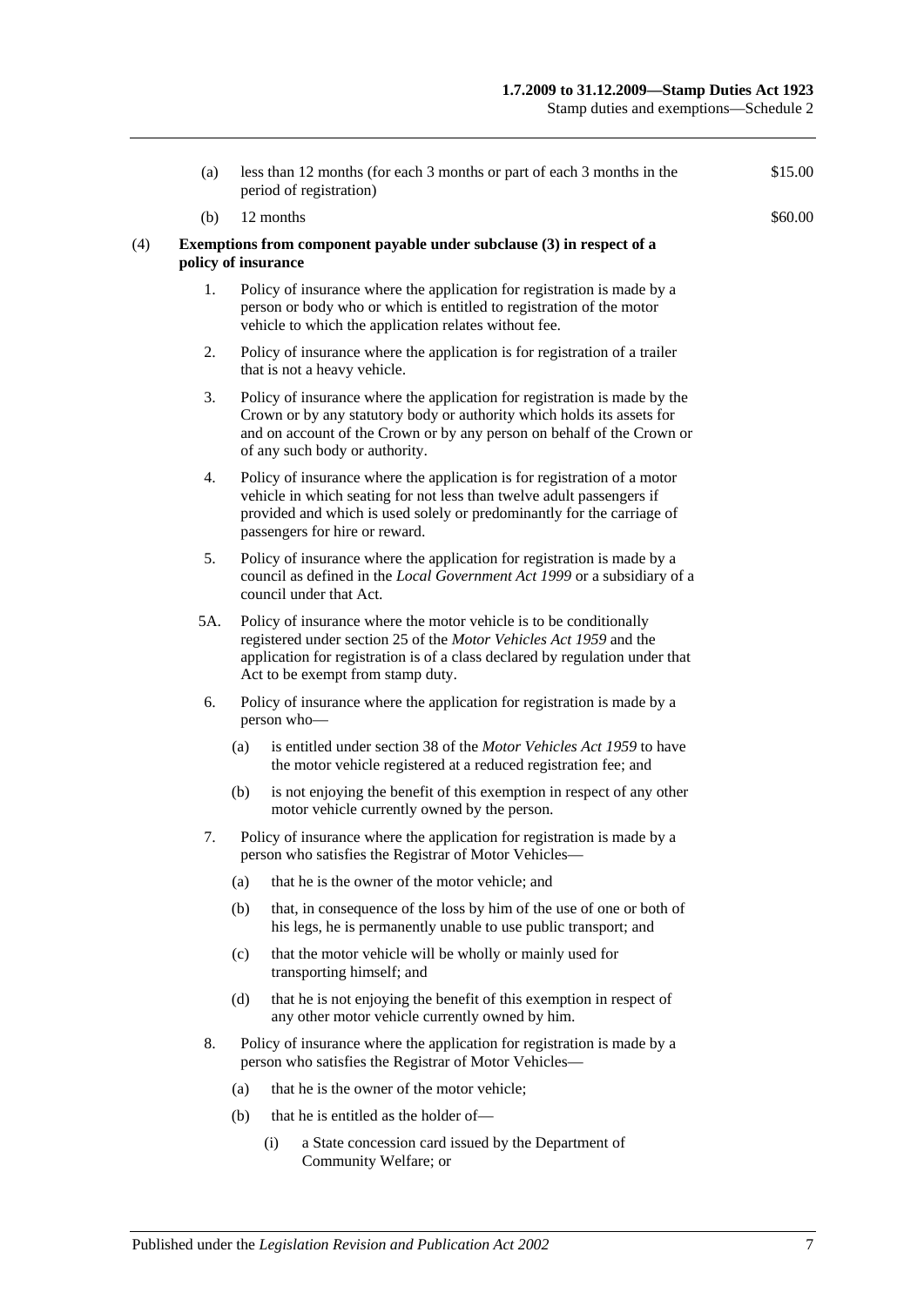(a) less than 12 months (for each 3 months or part of each 3 months in the period of registration) $15.00

(b) 12 months $60.00

(4) **Exemptions from component payable under subclause (3) in respect of a policy of insurance**

1. Policy of insurance where the application for registration is made by a person or body who or which is entitled to registration of the motor vehicle to which the application relates without fee.

2. Policy of insurance where the application is for registration of a trailer that is not a heavy vehicle.

3. Policy of insurance where the application for registration is made by the Crown or by any statutory body or authority which holds its assets for and on account of the Crown or by any person on behalf of the Crown or of any such body or authority.

4. Policy of insurance where the application is for registration of a motor vehicle in which seating for not less than twelve adult passengers if provided and which is used solely or predominantly for the carriage of passengers for hire or reward.

5. Policy of insurance where the application for registration is made by a council as defined in the *Local Government Act 1999* or a subsidiary of a council under that Act.

5A. Policy of insurance where the motor vehicle is to be conditionally registered under section 25 of the *Motor Vehicles Act 1959* and the application for registration is of a class declared by regulation under that Act to be exempt from stamp duty.

6. Policy of insurance where the application for registration is made by a person who—

   (a) is entitled under section 38 of the *Motor Vehicles Act 1959* to have the motor vehicle registered at a reduced registration fee; and

   (b) is not enjoying the benefit of this exemption in respect of any other motor vehicle currently owned by the person.

7. Policy of insurance where the application for registration is made by a person who satisfies the Registrar of Motor Vehicles—

   (a) that he is the owner of the motor vehicle; and

   (b) that, in consequence of the loss by him of the use of one or both of his legs, he is permanently unable to use public transport; and

   (c) that the motor vehicle will be wholly or mainly used for transporting himself; and

   (d) that he is not enjoying the benefit of this exemption in respect of any other motor vehicle currently owned by him.

8. Policy of insurance where the application for registration is made by a person who satisfies the Registrar of Motor Vehicles—

   (a) that he is the owner of the motor vehicle;

   (b) that he is entitled as the holder of—

      (i) a State concession card issued by the Department of Community Welfare; or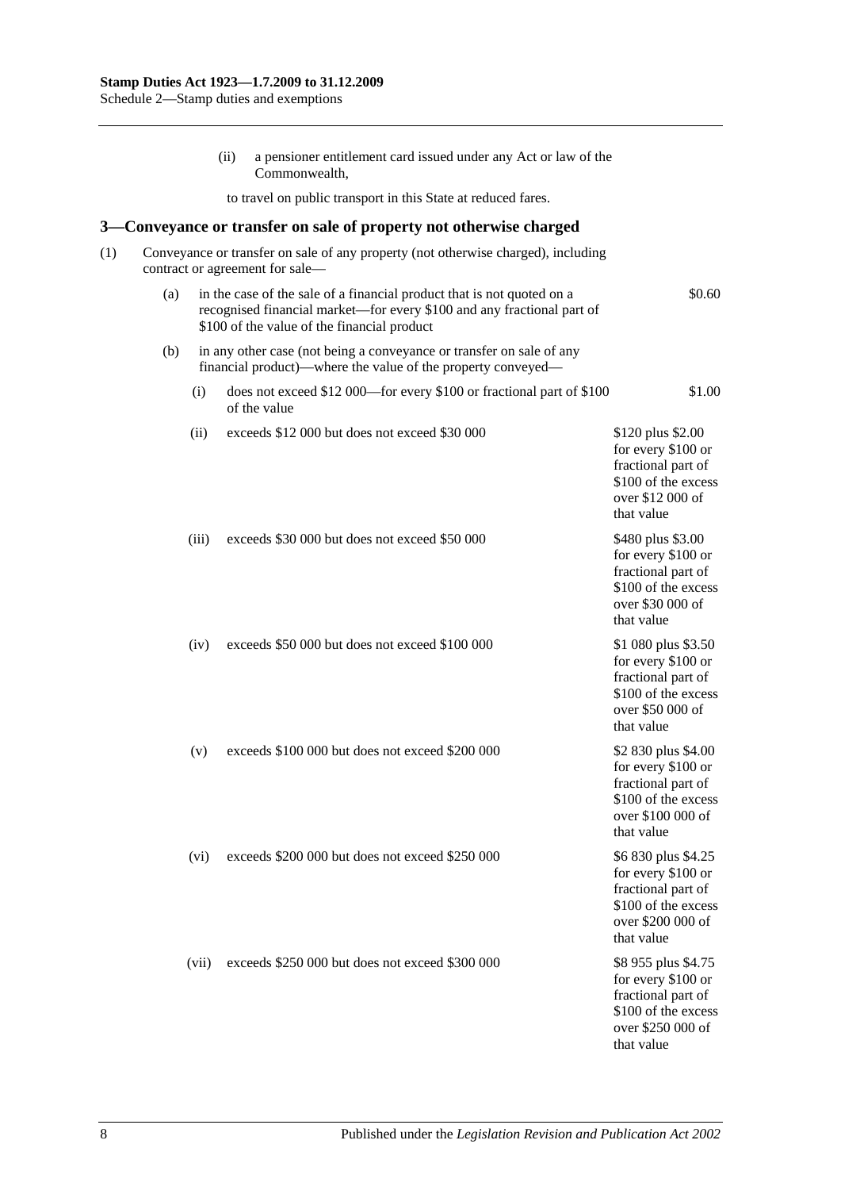(ii) a pensioner entitlement card issued under any Act or law of the Commonwealth,

to travel on public transport in this State at reduced fares.

## 3—Conveyance or transfer on sale of property not otherwise charged

(1) Conveyance or transfer on sale of any property (not otherwise charged), including contract or agreement for sale—

| | | |
|---|---|---|
| (a) | in the case of the sale of a financial product that is not quoted on a recognised financial market—for every $100 and any fractional part of $100 of the value of the financial product | $0.60 |
| (b) | in any other case (not being a conveyance or transfer on sale of any financial product)—where the value of the property conveyed— | |
| (i) | does not exceed $12 000—for every $100 or fractional part of $100 of the value | $1.00 |
| (ii) | exceeds $12 000 but does not exceed $30 000 | $120 plus $2.00 for every $100 or fractional part of $100 of the excess over $12 000 of that value |
| (iii) | exceeds $30 000 but does not exceed $50 000 | $480 plus $3.00 for every $100 or fractional part of $100 of the excess over $30 000 of that value |
| (iv) | exceeds $50 000 but does not exceed $100 000 | $1 080 plus $3.50 for every $100 or fractional part of $100 of the excess over $50 000 of that value |
| (v) | exceeds $100 000 but does not exceed $200 000 | $2 830 plus $4.00 for every $100 or fractional part of $100 of the excess over $100 000 of that value |
| (vi) | exceeds $200 000 but does not exceed $250 000 | $6 830 plus $4.25 for every $100 or fractional part of $100 of the excess over $200 000 of that value |
| (vii) | exceeds $250 000 but does not exceed $300 000 | $8 955 plus $4.75 for every $100 or fractional part of $100 of the excess over $250 000 of that value |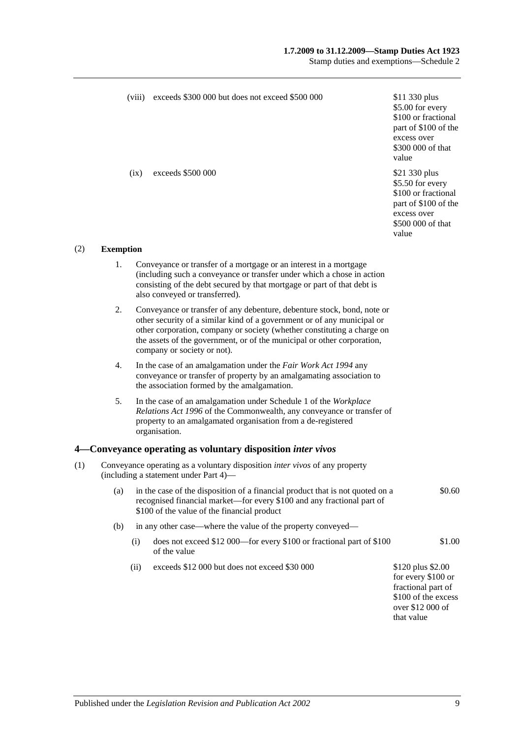| | | |
|---|---|---|
| (viii) | exceeds \$300 000 but does not exceed \$500 000 | \$11 330 plus \$5.00 for every \$100 or fractional part of \$100 of the excess over \$300 000 of that value |
| (ix) | exceeds \$500 000 | \$21 330 plus \$5.50 for every \$100 or fractional part of \$100 of the excess over \$500 000 of that value |

(2) **Exemption**

1. Conveyance or transfer of a mortgage or an interest in a mortgage (including such a conveyance or transfer under which a chose in action consisting of the debt secured by that mortgage or part of that debt is also conveyed or transferred).

2. Conveyance or transfer of any debenture, debenture stock, bond, note or other security of a similar kind of a government or of any municipal or other corporation, company or society (whether constituting a charge on the assets of the government, or of the municipal or other corporation, company or society or not).

4. In the case of an amalgamation under the *Fair Work Act 1994* any conveyance or transfer of property by an amalgamating association to the association formed by the amalgamation.

5. In the case of an amalgamation under Schedule 1 of the *Workplace Relations Act 1996* of the Commonwealth, any conveyance or transfer of property to an amalgamated organisation from a de-registered organisation.

## 4—Conveyance operating as voluntary disposition *inter vivos*

(1) Conveyance operating as a voluntary disposition *inter vivos* of any property (including a statement under Part 4)—

| | | |
|---|---|---|
| (a) | in the case of the disposition of a financial product that is not quoted on a recognised financial market—for every \$100 and any fractional part of \$100 of the value of the financial product | \$0.60 |
| (b) | in any other case—where the value of the property conveyed— | |
| (i) | does not exceed \$12 000—for every \$100 or fractional part of \$100 of the value | \$1.00 |
| (ii) | exceeds \$12 000 but does not exceed \$30 000 | \$120 plus \$2.00 for every \$100 or fractional part of \$100 of the excess over \$12 000 of that value |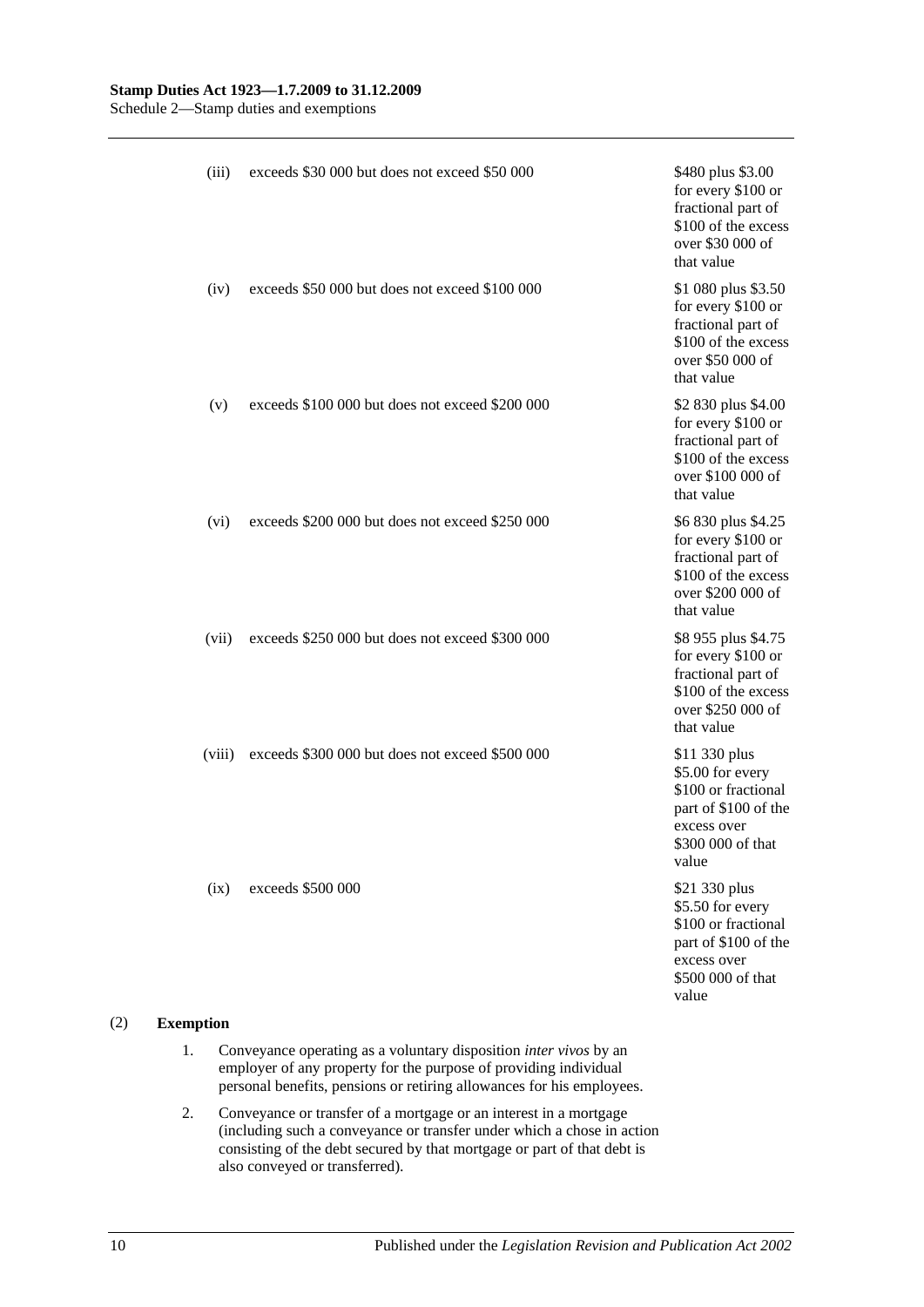| | | |
|---|---|---|
| (iii) | exceeds \$30 000 but does not exceed \$50 000 | \$480 plus \$3.00 for every \$100 or fractional part of \$100 of the excess over \$30 000 of that value |
| (iv) | exceeds \$50 000 but does not exceed \$100 000 | \$1 080 plus \$3.50 for every \$100 or fractional part of \$100 of the excess over \$50 000 of that value |
| (v) | exceeds \$100 000 but does not exceed \$200 000 | \$2 830 plus \$4.00 for every \$100 or fractional part of \$100 of the excess over \$100 000 of that value |
| (vi) | exceeds \$200 000 but does not exceed \$250 000 | \$6 830 plus \$4.25 for every \$100 or fractional part of \$100 of the excess over \$200 000 of that value |
| (vii) | exceeds \$250 000 but does not exceed \$300 000 | \$8 955 plus \$4.75 for every \$100 or fractional part of \$100 of the excess over \$250 000 of that value |
| (viii) | exceeds \$300 000 but does not exceed \$500 000 | \$11 330 plus \$5.00 for every \$100 or fractional part of \$100 of the excess over \$300 000 of that value |
| (ix) | exceeds \$500 000 | \$21 330 plus \$5.50 for every \$100 or fractional part of \$100 of the excess over \$500 000 of that value |

(2) **Exemption**

1. Conveyance operating as a voluntary disposition *inter vivos* by an employer of any property for the purpose of providing individual personal benefits, pensions or retiring allowances for his employees.

2. Conveyance or transfer of a mortgage or an interest in a mortgage (including such a conveyance or transfer under which a chose in action consisting of the debt secured by that mortgage or part of that debt is also conveyed or transferred).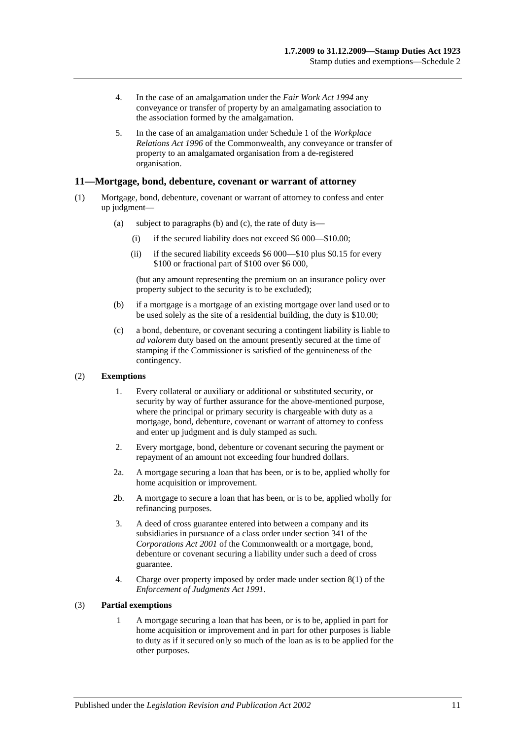4. In the case of an amalgamation under the *Fair Work Act 1994* any conveyance or transfer of property by an amalgamating association to the association formed by the amalgamation.

5. In the case of an amalgamation under Schedule 1 of the *Workplace Relations Act 1996* of the Commonwealth, any conveyance or transfer of property to an amalgamated organisation from a de-registered organisation.

## 11—Mortgage, bond, debenture, covenant or warrant of attorney

(1) Mortgage, bond, debenture, covenant or warrant of attorney to confess and enter up judgment—

  (a) subject to paragraphs (b) and (c), the rate of duty is—

    (i) if the secured liability does not exceed $6 000—$10.00;

    (ii) if the secured liability exceeds $6 000—$10 plus $0.15 for every $100 or fractional part of $100 over $6 000,

  (but any amount representing the premium on an insurance policy over property subject to the security is to be excluded);

  (b) if a mortgage is a mortgage of an existing mortgage over land used or to be used solely as the site of a residential building, the duty is $10.00;

  (c) a bond, debenture, or covenant securing a contingent liability is liable to *ad valorem* duty based on the amount presently secured at the time of stamping if the Commissioner is satisfied of the genuineness of the contingency.

(2) **Exemptions**

  1. Every collateral or auxiliary or additional or substituted security, or security by way of further assurance for the above-mentioned purpose, where the principal or primary security is chargeable with duty as a mortgage, bond, debenture, covenant or warrant of attorney to confess and enter up judgment and is duly stamped as such.

  2. Every mortgage, bond, debenture or covenant securing the payment or repayment of an amount not exceeding four hundred dollars.

  2a. A mortgage securing a loan that has been, or is to be, applied wholly for home acquisition or improvement.

  2b. A mortgage to secure a loan that has been, or is to be, applied wholly for refinancing purposes.

  3. A deed of cross guarantee entered into between a company and its subsidiaries in pursuance of a class order under section 341 of the *Corporations Act 2001* of the Commonwealth or a mortgage, bond, debenture or covenant securing a liability under such a deed of cross guarantee.

  4. Charge over property imposed by order made under section 8(1) of the *Enforcement of Judgments Act 1991*.

(3) **Partial exemptions**

  1 A mortgage securing a loan that has been, or is to be, applied in part for home acquisition or improvement and in part for other purposes is liable to duty as if it secured only so much of the loan as is to be applied for the other purposes.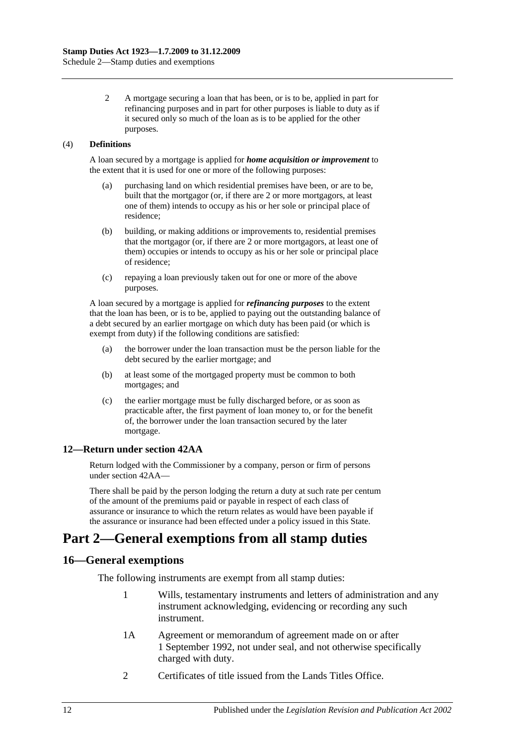2 A mortgage securing a loan that has been, or is to be, applied in part for refinancing purposes and in part for other purposes is liable to duty as if it secured only so much of the loan as is to be applied for the other purposes.

(4) **Definitions**

A loan secured by a mortgage is applied for ***home acquisition or improvement*** to the extent that it is used for one or more of the following purposes:

(a) purchasing land on which residential premises have been, or are to be, built that the mortgagor (or, if there are 2 or more mortgagors, at least one of them) intends to occupy as his or her sole or principal place of residence;

(b) building, or making additions or improvements to, residential premises that the mortgagor (or, if there are 2 or more mortgagors, at least one of them) occupies or intends to occupy as his or her sole or principal place of residence;

(c) repaying a loan previously taken out for one or more of the above purposes.

A loan secured by a mortgage is applied for ***refinancing purposes*** to the extent that the loan has been, or is to be, applied to paying out the outstanding balance of a debt secured by an earlier mortgage on which duty has been paid (or which is exempt from duty) if the following conditions are satisfied:

(a) the borrower under the loan transaction must be the person liable for the debt secured by the earlier mortgage; and

(b) at least some of the mortgaged property must be common to both mortgages; and

(c) the earlier mortgage must be fully discharged before, or as soon as practicable after, the first payment of loan money to, or for the benefit of, the borrower under the loan transaction secured by the later mortgage.

### 12—Return under section 42AA

Return lodged with the Commissioner by a company, person or firm of persons under section 42AA—

There shall be paid by the person lodging the return a duty at such rate per centum of the amount of the premiums paid or payable in respect of each class of assurance or insurance to which the return relates as would have been payable if the assurance or insurance had been effected under a policy issued in this State.

# Part 2—General exemptions from all stamp duties

### 16—General exemptions

The following instruments are exempt from all stamp duties:

1 Wills, testamentary instruments and letters of administration and any instrument acknowledging, evidencing or recording any such instrument.

1A Agreement or memorandum of agreement made on or after 1 September 1992, not under seal, and not otherwise specifically charged with duty.

2 Certificates of title issued from the Lands Titles Office.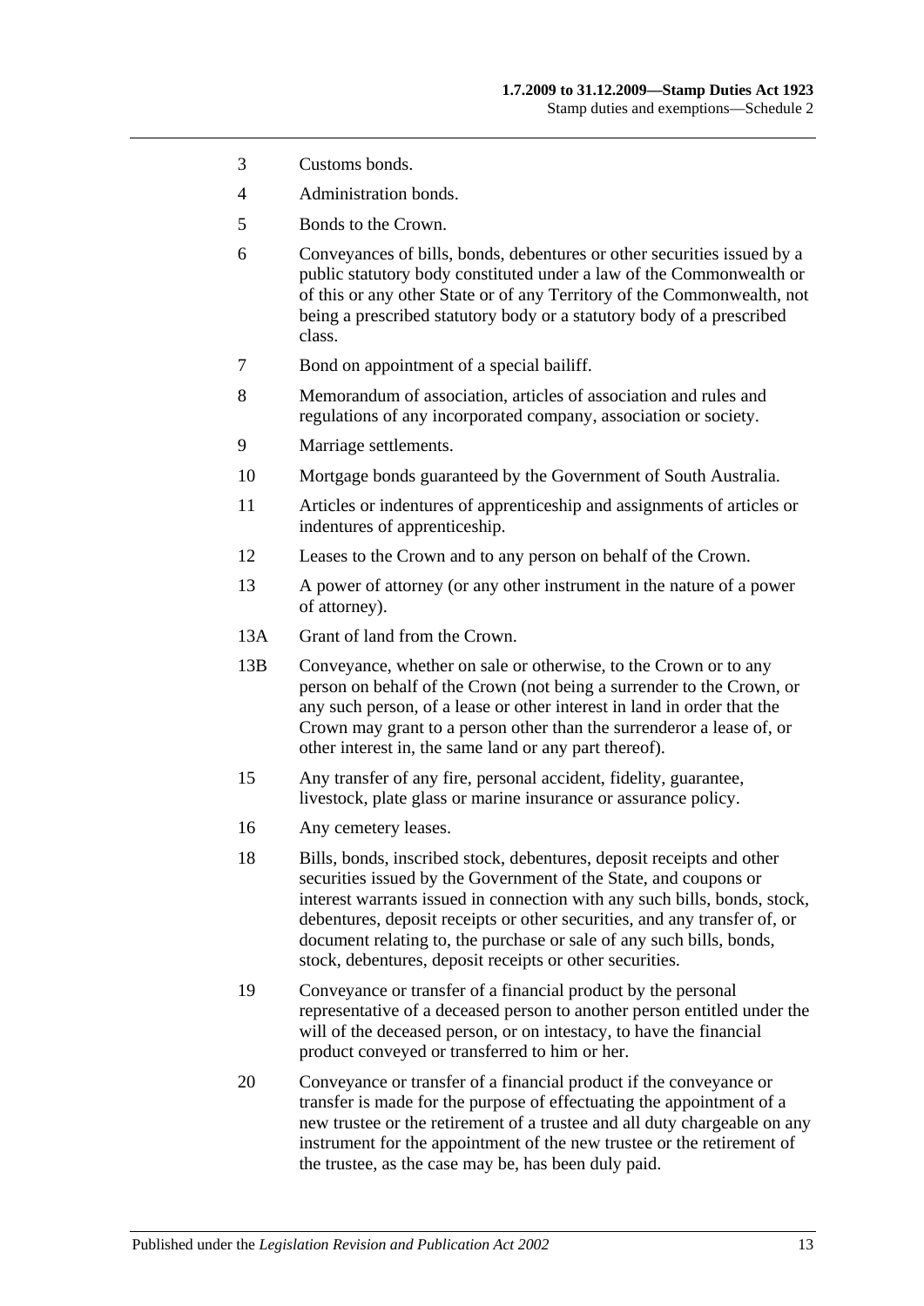| | |
|---|---|
| 3 | Customs bonds. |
| 4 | Administration bonds. |
| 5 | Bonds to the Crown. |
| 6 | Conveyances of bills, bonds, debentures or other securities issued by a public statutory body constituted under a law of the Commonwealth or of this or any other State or of any Territory of the Commonwealth, not being a prescribed statutory body or a statutory body of a prescribed class. |
| 7 | Bond on appointment of a special bailiff. |
| 8 | Memorandum of association, articles of association and rules and regulations of any incorporated company, association or society. |
| 9 | Marriage settlements. |
| 10 | Mortgage bonds guaranteed by the Government of South Australia. |
| 11 | Articles or indentures of apprenticeship and assignments of articles or indentures of apprenticeship. |
| 12 | Leases to the Crown and to any person on behalf of the Crown. |
| 13 | A power of attorney (or any other instrument in the nature of a power of attorney). |
| 13A | Grant of land from the Crown. |
| 13B | Conveyance, whether on sale or otherwise, to the Crown or to any person on behalf of the Crown (not being a surrender to the Crown, or any such person, of a lease or other interest in land in order that the Crown may grant to a person other than the surrenderor a lease of, or other interest in, the same land or any part thereof). |
| 15 | Any transfer of any fire, personal accident, fidelity, guarantee, livestock, plate glass or marine insurance or assurance policy. |
| 16 | Any cemetery leases. |
| 18 | Bills, bonds, inscribed stock, debentures, deposit receipts and other securities issued by the Government of the State, and coupons or interest warrants issued in connection with any such bills, bonds, stock, debentures, deposit receipts or other securities, and any transfer of, or document relating to, the purchase or sale of any such bills, bonds, stock, debentures, deposit receipts or other securities. |
| 19 | Conveyance or transfer of a financial product by the personal representative of a deceased person to another person entitled under the will of the deceased person, or on intestacy, to have the financial product conveyed or transferred to him or her. |
| 20 | Conveyance or transfer of a financial product if the conveyance or transfer is made for the purpose of effectuating the appointment of a new trustee or the retirement of a trustee and all duty chargeable on any instrument for the appointment of the new trustee or the retirement of the trustee, as the case may be, has been duly paid. |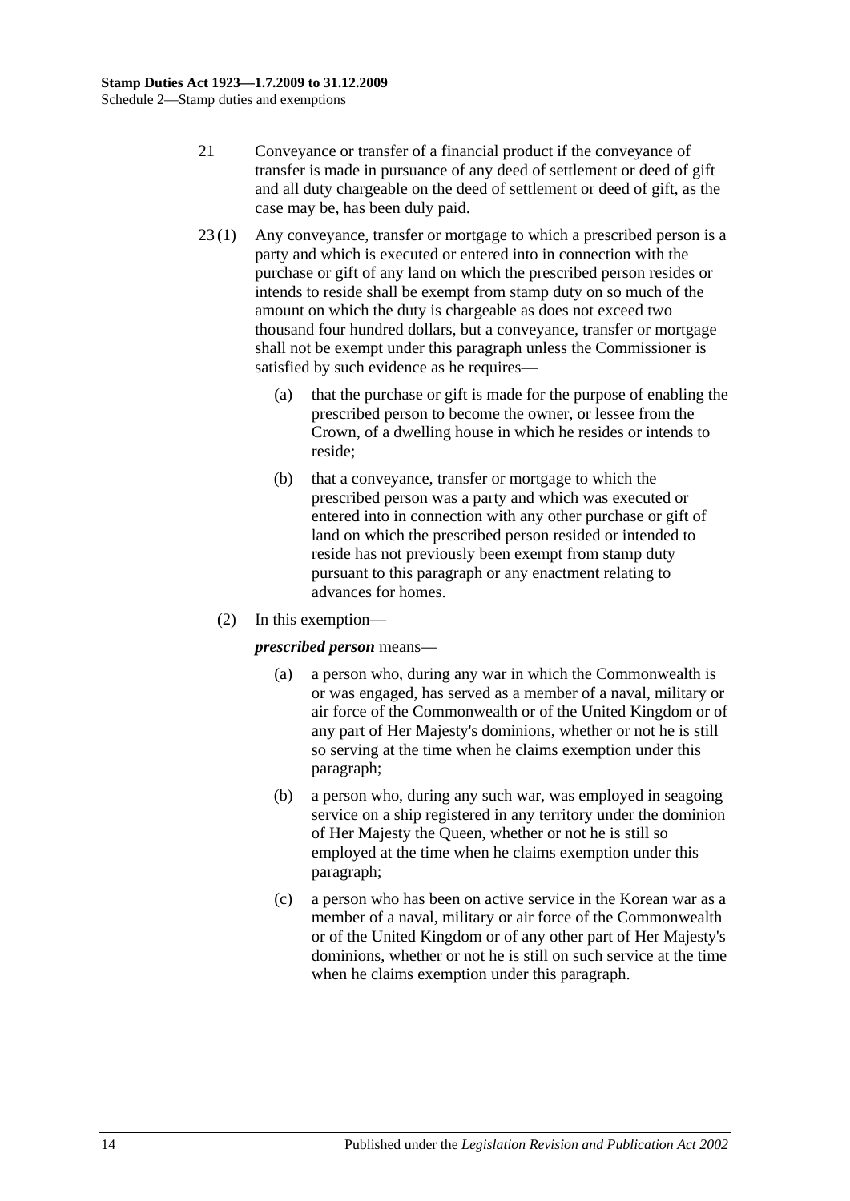21 Conveyance or transfer of a financial product if the conveyance of transfer is made in pursuance of any deed of settlement or deed of gift and all duty chargeable on the deed of settlement or deed of gift, as the case may be, has been duly paid.

23 (1) Any conveyance, transfer or mortgage to which a prescribed person is a party and which is executed or entered into in connection with the purchase or gift of any land on which the prescribed person resides or intends to reside shall be exempt from stamp duty on so much of the amount on which the duty is chargeable as does not exceed two thousand four hundred dollars, but a conveyance, transfer or mortgage shall not be exempt under this paragraph unless the Commissioner is satisfied by such evidence as he requires—

(a) that the purchase or gift is made for the purpose of enabling the prescribed person to become the owner, or lessee from the Crown, of a dwelling house in which he resides or intends to reside;

(b) that a conveyance, transfer or mortgage to which the prescribed person was a party and which was executed or entered into in connection with any other purchase or gift of land on which the prescribed person resided or intended to reside has not previously been exempt from stamp duty pursuant to this paragraph or any enactment relating to advances for homes.

(2) In this exemption—

***prescribed person*** means—

(a) a person who, during any war in which the Commonwealth is or was engaged, has served as a member of a naval, military or air force of the Commonwealth or of the United Kingdom or of any part of Her Majesty's dominions, whether or not he is still so serving at the time when he claims exemption under this paragraph;

(b) a person who, during any such war, was employed in seagoing service on a ship registered in any territory under the dominion of Her Majesty the Queen, whether or not he is still so employed at the time when he claims exemption under this paragraph;

(c) a person who has been on active service in the Korean war as a member of a naval, military or air force of the Commonwealth or of the United Kingdom or of any other part of Her Majesty's dominions, whether or not he is still on such service at the time when he claims exemption under this paragraph.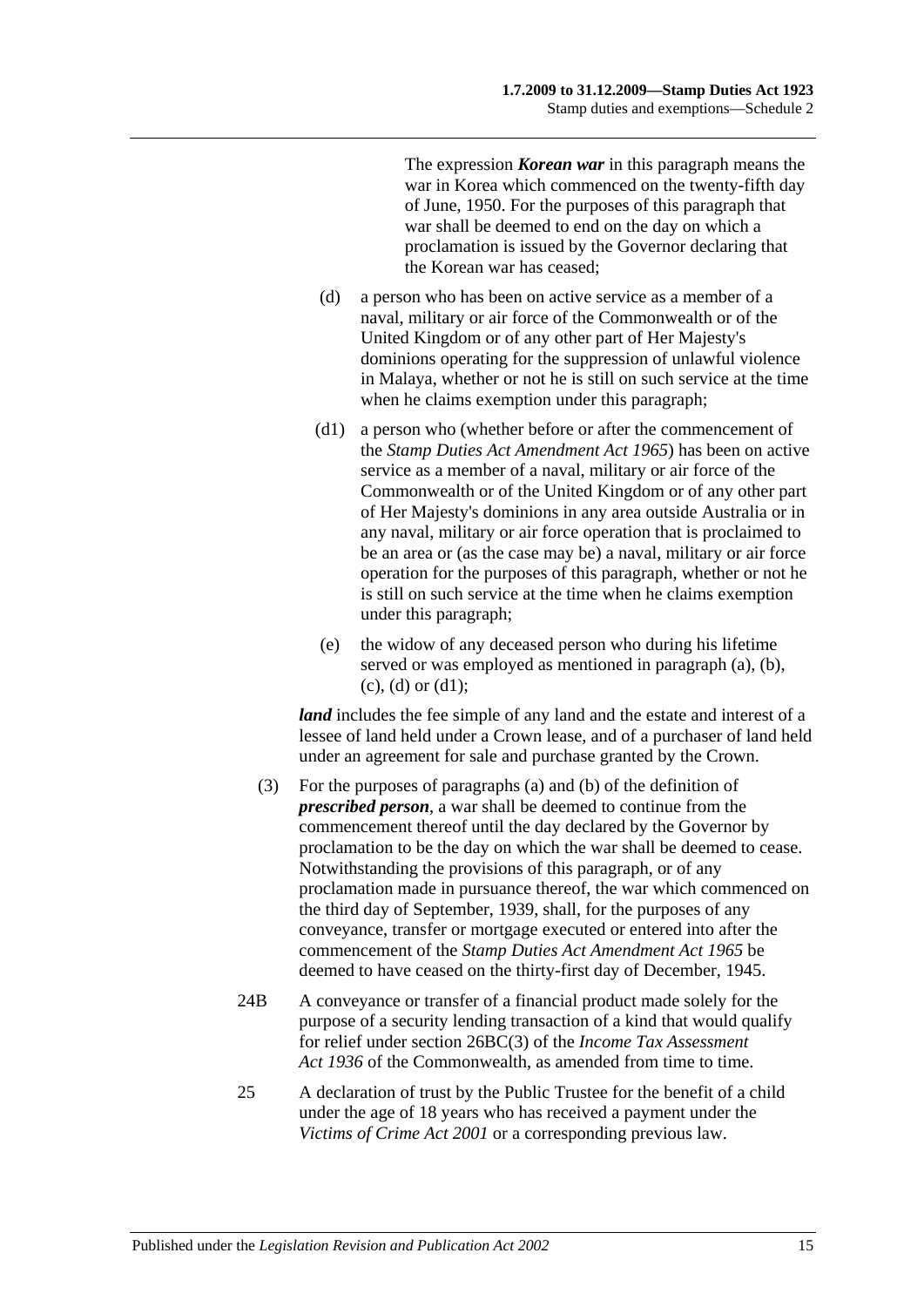The expression ***Korean war*** in this paragraph means the war in Korea which commenced on the twenty-fifth day of June, 1950. For the purposes of this paragraph that war shall be deemed to end on the day on which a proclamation is issued by the Governor declaring that the Korean war has ceased;

(d) a person who has been on active service as a member of a naval, military or air force of the Commonwealth or of the United Kingdom or of any other part of Her Majesty's dominions operating for the suppression of unlawful violence in Malaya, whether or not he is still on such service at the time when he claims exemption under this paragraph;

(d1) a person who (whether before or after the commencement of the *Stamp Duties Act Amendment Act 1965*) has been on active service as a member of a naval, military or air force of the Commonwealth or of the United Kingdom or of any other part of Her Majesty's dominions in any area outside Australia or in any naval, military or air force operation that is proclaimed to be an area or (as the case may be) a naval, military or air force operation for the purposes of this paragraph, whether or not he is still on such service at the time when he claims exemption under this paragraph;

(e) the widow of any deceased person who during his lifetime served or was employed as mentioned in paragraph (a), (b), (c), (d) or (d1);

***land*** includes the fee simple of any land and the estate and interest of a lessee of land held under a Crown lease, and of a purchaser of land held under an agreement for sale and purchase granted by the Crown.

(3) For the purposes of paragraphs (a) and (b) of the definition of ***prescribed person***, a war shall be deemed to continue from the commencement thereof until the day declared by the Governor by proclamation to be the day on which the war shall be deemed to cease. Notwithstanding the provisions of this paragraph, or of any proclamation made in pursuance thereof, the war which commenced on the third day of September, 1939, shall, for the purposes of any conveyance, transfer or mortgage executed or entered into after the commencement of the *Stamp Duties Act Amendment Act 1965* be deemed to have ceased on the thirty-first day of December, 1945.

24B A conveyance or transfer of a financial product made solely for the purpose of a security lending transaction of a kind that would qualify for relief under section 26BC(3) of the *Income Tax Assessment Act 1936* of the Commonwealth, as amended from time to time.

25 A declaration of trust by the Public Trustee for the benefit of a child under the age of 18 years who has received a payment under the *Victims of Crime Act 2001* or a corresponding previous law.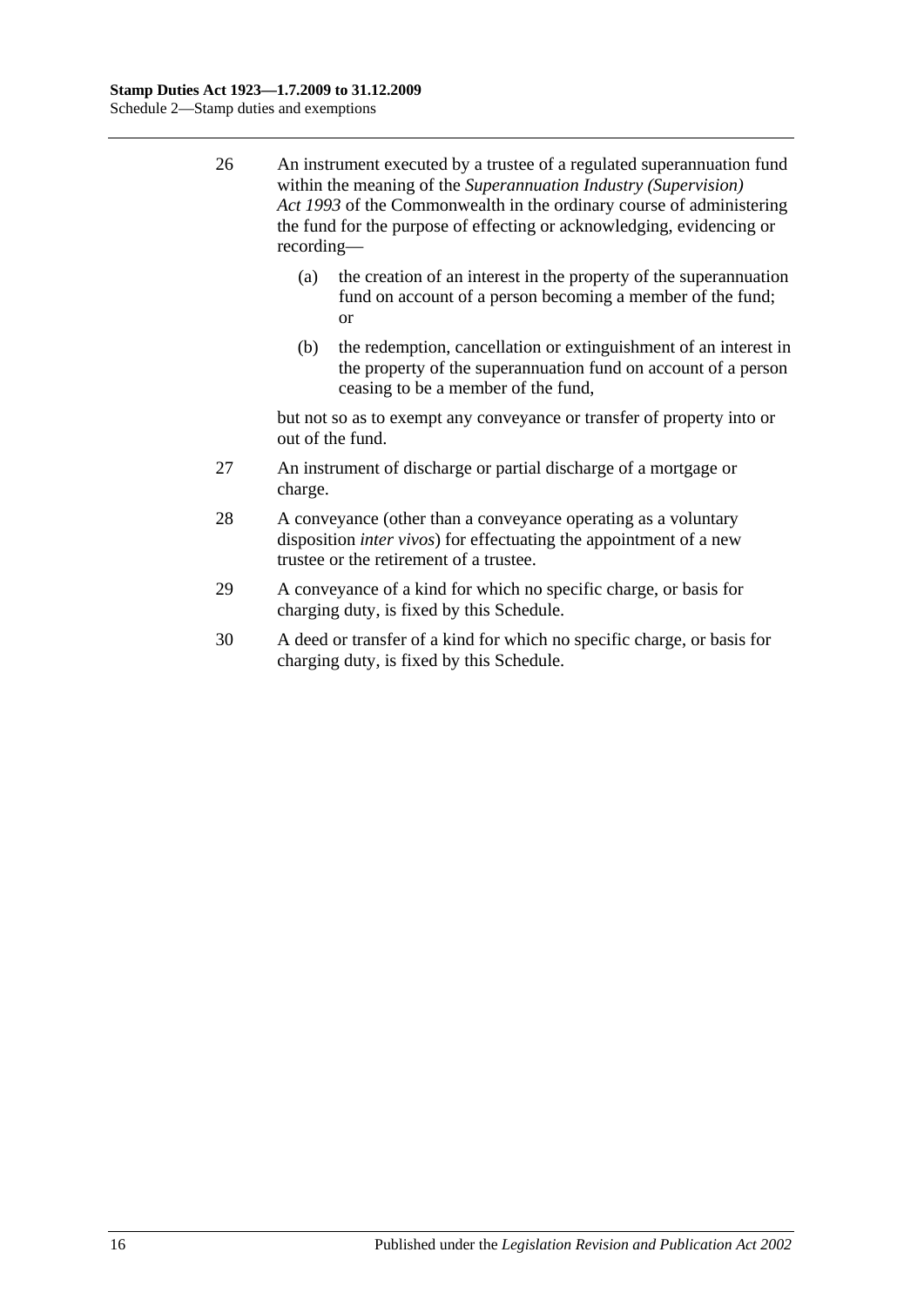26 An instrument executed by a trustee of a regulated superannuation fund within the meaning of the *Superannuation Industry (Supervision) Act 1993* of the Commonwealth in the ordinary course of administering the fund for the purpose of effecting or acknowledging, evidencing or recording—

(a) the creation of an interest in the property of the superannuation fund on account of a person becoming a member of the fund; or

(b) the redemption, cancellation or extinguishment of an interest in the property of the superannuation fund on account of a person ceasing to be a member of the fund,

but not so as to exempt any conveyance or transfer of property into or out of the fund.

27 An instrument of discharge or partial discharge of a mortgage or charge.

28 A conveyance (other than a conveyance operating as a voluntary disposition *inter vivos*) for effectuating the appointment of a new trustee or the retirement of a trustee.

29 A conveyance of a kind for which no specific charge, or basis for charging duty, is fixed by this Schedule.

30 A deed or transfer of a kind for which no specific charge, or basis for charging duty, is fixed by this Schedule.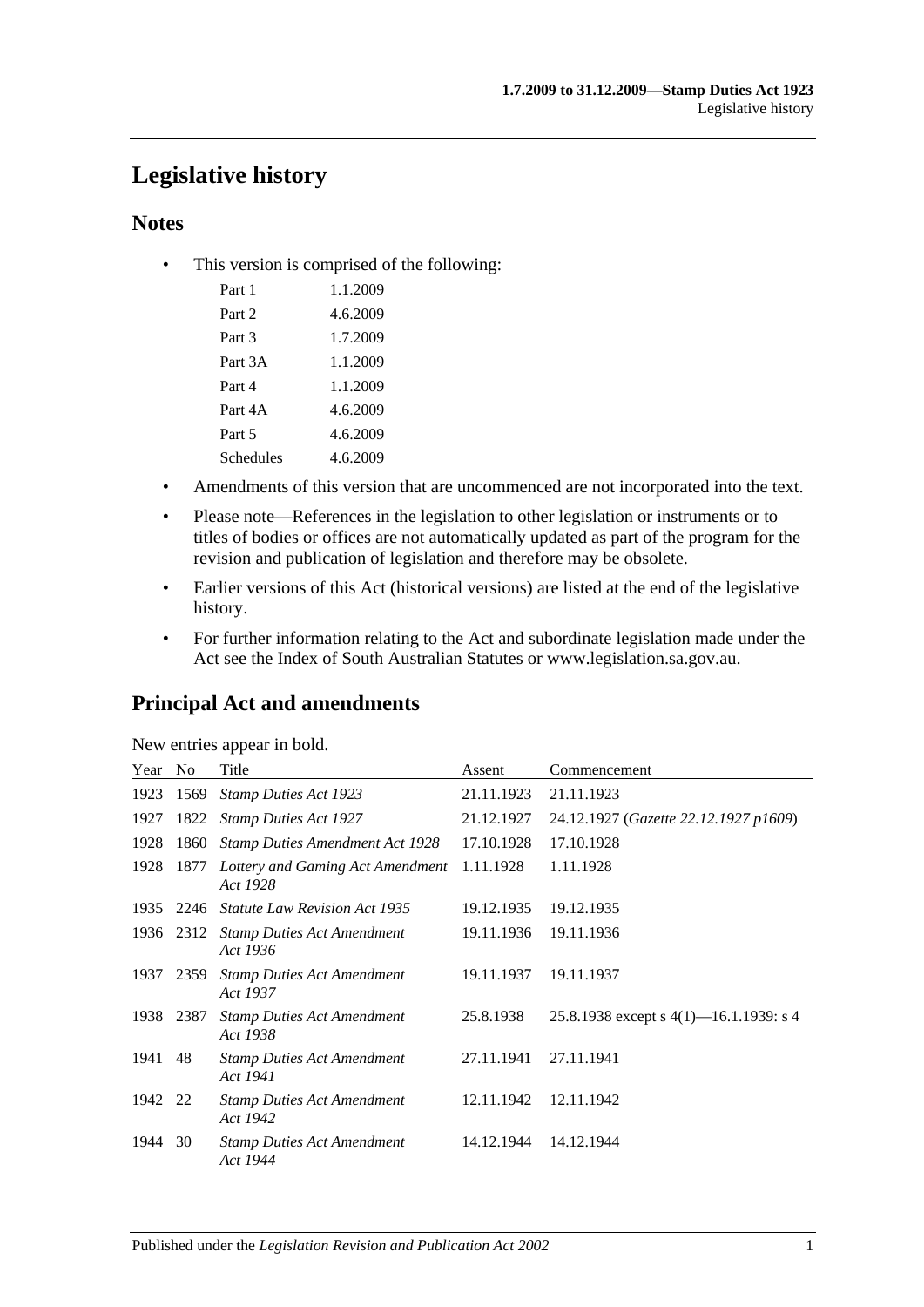# Legislative history

## Notes

- This version is comprised of the following:

| | |
|---|---|
| Part 1 | 1.1.2009 |
| Part 2 | 4.6.2009 |
| Part 3 | 1.7.2009 |
| Part 3A | 1.1.2009 |
| Part 4 | 1.1.2009 |
| Part 4A | 4.6.2009 |
| Part 5 | 4.6.2009 |
| Schedules | 4.6.2009 |

- Amendments of this version that are uncommenced are not incorporated into the text.
- Please note—References in the legislation to other legislation or instruments or to titles of bodies or offices are not automatically updated as part of the program for the revision and publication of legislation and therefore may be obsolete.
- Earlier versions of this Act (historical versions) are listed at the end of the legislative history.
- For further information relating to the Act and subordinate legislation made under the Act see the Index of South Australian Statutes or www.legislation.sa.gov.au.

## Principal Act and amendments

New entries appear in bold.

| Year | No | Title | Assent | Commencement |
|---|---|---|---|---|
| 1923 | 1569 | *Stamp Duties Act 1923* | 21.11.1923 | 21.11.1923 |
| 1927 | 1822 | *Stamp Duties Act 1927* | 21.12.1927 | 24.12.1927 (*Gazette 22.12.1927 p1609*) |
| 1928 | 1860 | *Stamp Duties Amendment Act 1928* | 17.10.1928 | 17.10.1928 |
| 1928 | 1877 | *Lottery and Gaming Act Amendment Act 1928* | 1.11.1928 | 1.11.1928 |
| 1935 | 2246 | *Statute Law Revision Act 1935* | 19.12.1935 | 19.12.1935 |
| 1936 | 2312 | *Stamp Duties Act Amendment Act 1936* | 19.11.1936 | 19.11.1936 |
| 1937 | 2359 | *Stamp Duties Act Amendment Act 1937* | 19.11.1937 | 19.11.1937 |
| 1938 | 2387 | *Stamp Duties Act Amendment Act 1938* | 25.8.1938 | 25.8.1938 except s 4(1)—16.1.1939: s 4 |
| 1941 | 48 | *Stamp Duties Act Amendment Act 1941* | 27.11.1941 | 27.11.1941 |
| 1942 | 22 | *Stamp Duties Act Amendment Act 1942* | 12.11.1942 | 12.11.1942 |
| 1944 | 30 | *Stamp Duties Act Amendment Act 1944* | 14.12.1944 | 14.12.1944 |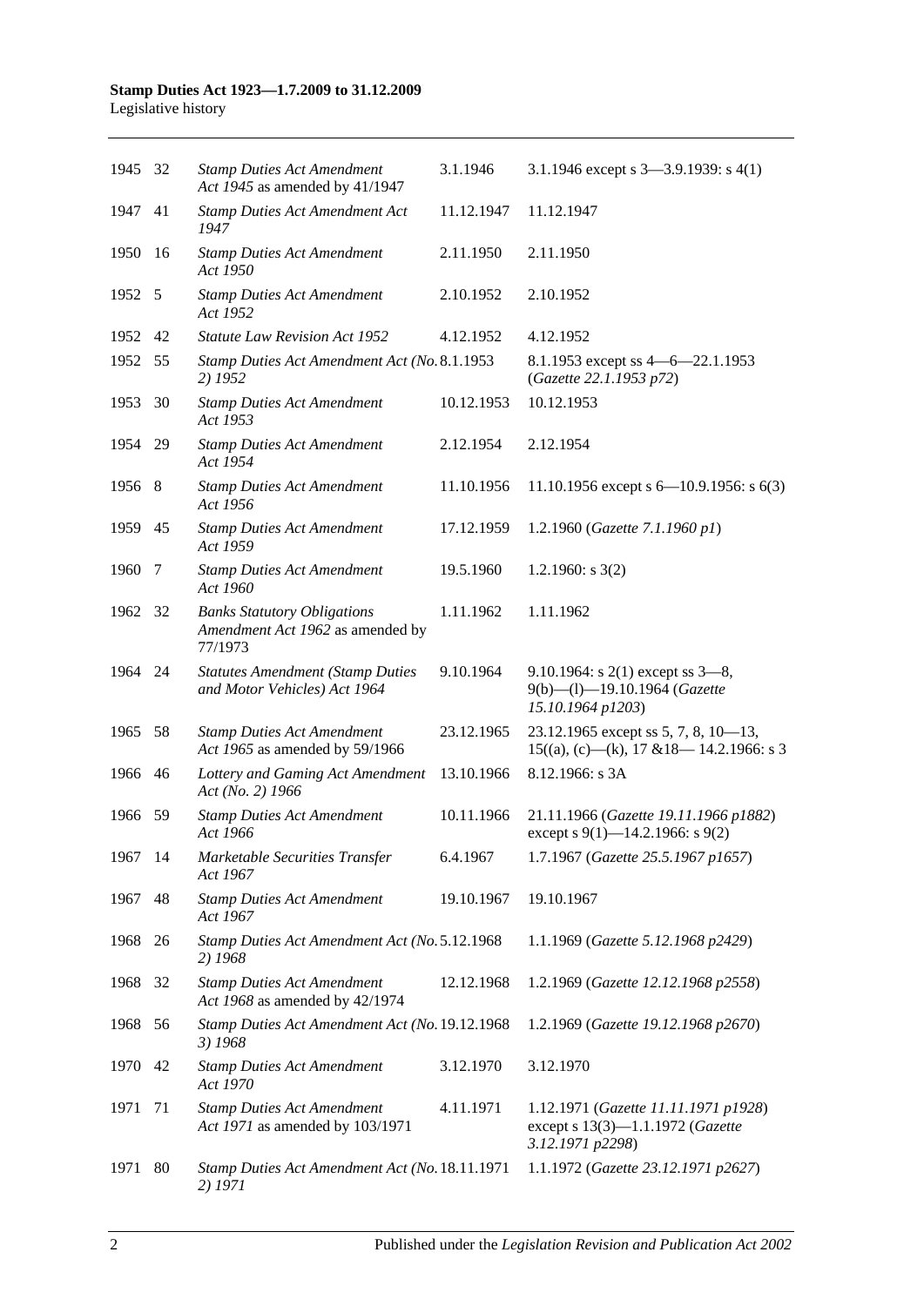| 1945 | 32 | *Stamp Duties Act Amendment Act 1945* as amended by 41/1947 | 3.1.1946 | 3.1.1946 except s 3—3.9.1939: s 4(1) |
|---|---|---|---|---|
| 1947 | 41 | *Stamp Duties Act Amendment Act 1947* | 11.12.1947 | 11.12.1947 |
| 1950 | 16 | *Stamp Duties Act Amendment Act 1950* | 2.11.1950 | 2.11.1950 |
| 1952 | 5 | *Stamp Duties Act Amendment Act 1952* | 2.10.1952 | 2.10.1952 |
| 1952 | 42 | *Statute Law Revision Act 1952* | 4.12.1952 | 4.12.1952 |
| 1952 | 55 | *Stamp Duties Act Amendment Act (No. 2) 1952* | 8.1.1953 | 8.1.1953 except ss 4—6—22.1.1953 (*Gazette 22.1.1953 p72*) |
| 1953 | 30 | *Stamp Duties Act Amendment Act 1953* | 10.12.1953 | 10.12.1953 |
| 1954 | 29 | *Stamp Duties Act Amendment Act 1954* | 2.12.1954 | 2.12.1954 |
| 1956 | 8 | *Stamp Duties Act Amendment Act 1956* | 11.10.1956 | 11.10.1956 except s 6—10.9.1956: s 6(3) |
| 1959 | 45 | *Stamp Duties Act Amendment Act 1959* | 17.12.1959 | 1.2.1960 (*Gazette 7.1.1960 p1*) |
| 1960 | 7 | *Stamp Duties Act Amendment Act 1960* | 19.5.1960 | 1.2.1960: s 3(2) |
| 1962 | 32 | *Banks Statutory Obligations Amendment Act 1962* as amended by 77/1973 | 1.11.1962 | 1.11.1962 |
| 1964 | 24 | *Statutes Amendment (Stamp Duties and Motor Vehicles) Act 1964* | 9.10.1964 | 9.10.1964: s 2(1) except ss 3—8, 9(b)—(l)—19.10.1964 (*Gazette 15.10.1964 p1203*) |
| 1965 | 58 | *Stamp Duties Act Amendment Act 1965* as amended by 59/1966 | 23.12.1965 | 23.12.1965 except ss 5, 7, 8, 10—13, 15((a), (c)—(k), 17 &18— 14.2.1966: s 3 |
| 1966 | 46 | *Lottery and Gaming Act Amendment Act (No. 2) 1966* | 13.10.1966 | 8.12.1966: s 3A |
| 1966 | 59 | *Stamp Duties Act Amendment Act 1966* | 10.11.1966 | 21.11.1966 (*Gazette 19.11.1966 p1882*) except s 9(1)—14.2.1966: s 9(2) |
| 1967 | 14 | *Marketable Securities Transfer Act 1967* | 6.4.1967 | 1.7.1967 (*Gazette 25.5.1967 p1657*) |
| 1967 | 48 | *Stamp Duties Act Amendment Act 1967* | 19.10.1967 | 19.10.1967 |
| 1968 | 26 | *Stamp Duties Act Amendment Act (No. 2) 1968* | 5.12.1968 | 1.1.1969 (*Gazette 5.12.1968 p2429*) |
| 1968 | 32 | *Stamp Duties Act Amendment Act 1968* as amended by 42/1974 | 12.12.1968 | 1.2.1969 (*Gazette 12.12.1968 p2558*) |
| 1968 | 56 | *Stamp Duties Act Amendment Act (No. 3) 1968* | 19.12.1968 | 1.2.1969 (*Gazette 19.12.1968 p2670*) |
| 1970 | 42 | *Stamp Duties Act Amendment Act 1970* | 3.12.1970 | 3.12.1970 |
| 1971 | 71 | *Stamp Duties Act Amendment Act 1971* as amended by 103/1971 | 4.11.1971 | 1.12.1971 (*Gazette 11.11.1971 p1928*) except s 13(3)—1.1.1972 (*Gazette 3.12.1971 p2298*) |
| 1971 | 80 | *Stamp Duties Act Amendment Act (No. 2) 1971* | 18.11.1971 | 1.1.1972 (*Gazette 23.12.1971 p2627*) |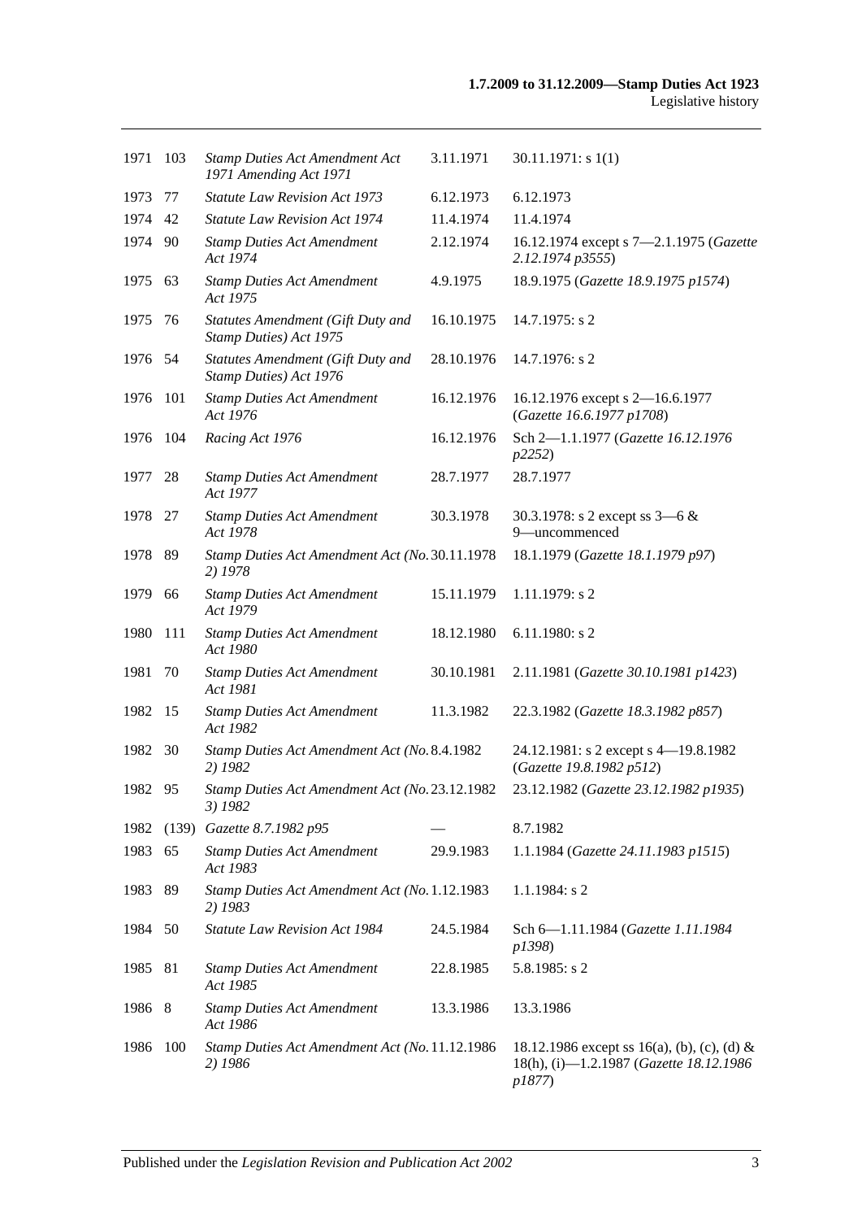| 1971 | 103 | *Stamp Duties Act Amendment Act 1971 Amending Act 1971* | 3.11.1971 | 30.11.1971: s 1(1) |
|---|---|---|---|---|
| 1973 | 77 | *Statute Law Revision Act 1973* | 6.12.1973 | 6.12.1973 |
| 1974 | 42 | *Statute Law Revision Act 1974* | 11.4.1974 | 11.4.1974 |
| 1974 | 90 | *Stamp Duties Act Amendment Act 1974* | 2.12.1974 | 16.12.1974 except s 7—2.1.1975 (*Gazette 2.12.1974 p3555*) |
| 1975 | 63 | *Stamp Duties Act Amendment Act 1975* | 4.9.1975 | 18.9.1975 (*Gazette 18.9.1975 p1574*) |
| 1975 | 76 | *Statutes Amendment (Gift Duty and Stamp Duties) Act 1975* | 16.10.1975 | 14.7.1975: s 2 |
| 1976 | 54 | *Statutes Amendment (Gift Duty and Stamp Duties) Act 1976* | 28.10.1976 | 14.7.1976: s 2 |
| 1976 | 101 | *Stamp Duties Act Amendment Act 1976* | 16.12.1976 | 16.12.1976 except s 2—16.6.1977 (*Gazette 16.6.1977 p1708*) |
| 1976 | 104 | *Racing Act 1976* | 16.12.1976 | Sch 2—1.1.1977 (*Gazette 16.12.1976 p2252*) |
| 1977 | 28 | *Stamp Duties Act Amendment Act 1977* | 28.7.1977 | 28.7.1977 |
| 1978 | 27 | *Stamp Duties Act Amendment Act 1978* | 30.3.1978 | 30.3.1978: s 2 except ss 3—6 & 9—uncommenced |
| 1978 | 89 | *Stamp Duties Act Amendment Act (No. 2) 1978* | 30.11.1978 | 18.1.1979 (*Gazette 18.1.1979 p97*) |
| 1979 | 66 | *Stamp Duties Act Amendment Act 1979* | 15.11.1979 | 1.11.1979: s 2 |
| 1980 | 111 | *Stamp Duties Act Amendment Act 1980* | 18.12.1980 | 6.11.1980: s 2 |
| 1981 | 70 | *Stamp Duties Act Amendment Act 1981* | 30.10.1981 | 2.11.1981 (*Gazette 30.10.1981 p1423*) |
| 1982 | 15 | *Stamp Duties Act Amendment Act 1982* | 11.3.1982 | 22.3.1982 (*Gazette 18.3.1982 p857*) |
| 1982 | 30 | *Stamp Duties Act Amendment Act (No. 2) 1982* | 8.4.1982 | 24.12.1981: s 2 except s 4—19.8.1982 (*Gazette 19.8.1982 p512*) |
| 1982 | 95 | *Stamp Duties Act Amendment Act (No. 3) 1982* | 23.12.1982 | 23.12.1982 (*Gazette 23.12.1982 p1935*) |
| 1982 | (139) | *Gazette 8.7.1982 p95* | — | 8.7.1982 |
| 1983 | 65 | *Stamp Duties Act Amendment Act 1983* | 29.9.1983 | 1.1.1984 (*Gazette 24.11.1983 p1515*) |
| 1983 | 89 | *Stamp Duties Act Amendment Act (No. 2) 1983* | 1.12.1983 | 1.1.1984: s 2 |
| 1984 | 50 | *Statute Law Revision Act 1984* | 24.5.1984 | Sch 6—1.11.1984 (*Gazette 1.11.1984 p1398*) |
| 1985 | 81 | *Stamp Duties Act Amendment Act 1985* | 22.8.1985 | 5.8.1985: s 2 |
| 1986 | 8 | *Stamp Duties Act Amendment Act 1986* | 13.3.1986 | 13.3.1986 |
| 1986 | 100 | *Stamp Duties Act Amendment Act (No. 2) 1986* | 11.12.1986 | 18.12.1986 except ss 16(a), (b), (c), (d) & 18(h), (i)—1.2.1987 (*Gazette 18.12.1986 p1877*) |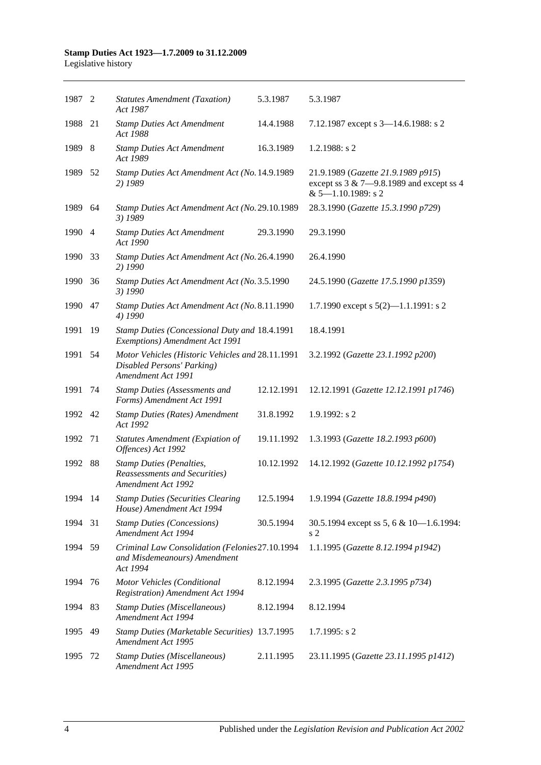| | | | | |
|---|---|---|---|---|
| 1987 | 2 | *Statutes Amendment (Taxation) Act 1987* | 5.3.1987 | 5.3.1987 |
| 1988 | 21 | *Stamp Duties Act Amendment Act 1988* | 14.4.1988 | 7.12.1987 except s 3—14.6.1988: s 2 |
| 1989 | 8 | *Stamp Duties Act Amendment Act 1989* | 16.3.1989 | 1.2.1988: s 2 |
| 1989 | 52 | *Stamp Duties Act Amendment Act (No. 2) 1989* | 14.9.1989 | 21.9.1989 (*Gazette 21.9.1989 p915*) except ss 3 & 7—9.8.1989 and except ss 4 & 5—1.10.1989: s 2 |
| 1989 | 64 | *Stamp Duties Act Amendment Act (No. 3) 1989* | 29.10.1989 | 28.3.1990 (*Gazette 15.3.1990 p729*) |
| 1990 | 4 | *Stamp Duties Act Amendment Act 1990* | 29.3.1990 | 29.3.1990 |
| 1990 | 33 | *Stamp Duties Act Amendment Act (No. 2) 1990* | 26.4.1990 | 26.4.1990 |
| 1990 | 36 | *Stamp Duties Act Amendment Act (No. 3) 1990* | 3.5.1990 | 24.5.1990 (*Gazette 17.5.1990 p1359*) |
| 1990 | 47 | *Stamp Duties Act Amendment Act (No. 4) 1990* | 8.11.1990 | 1.7.1990 except s 5(2)—1.1.1991: s 2 |
| 1991 | 19 | *Stamp Duties (Concessional Duty and Exemptions) Amendment Act 1991* | 18.4.1991 | 18.4.1991 |
| 1991 | 54 | *Motor Vehicles (Historic Vehicles and Disabled Persons' Parking) Amendment Act 1991* | 28.11.1991 | 3.2.1992 (*Gazette 23.1.1992 p200*) |
| 1991 | 74 | *Stamp Duties (Assessments and Forms) Amendment Act 1991* | 12.12.1991 | 12.12.1991 (*Gazette 12.12.1991 p1746*) |
| 1992 | 42 | *Stamp Duties (Rates) Amendment Act 1992* | 31.8.1992 | 1.9.1992: s 2 |
| 1992 | 71 | *Statutes Amendment (Expiation of Offences) Act 1992* | 19.11.1992 | 1.3.1993 (*Gazette 18.2.1993 p600*) |
| 1992 | 88 | *Stamp Duties (Penalties, Reassessments and Securities) Amendment Act 1992* | 10.12.1992 | 14.12.1992 (*Gazette 10.12.1992 p1754*) |
| 1994 | 14 | *Stamp Duties (Securities Clearing House) Amendment Act 1994* | 12.5.1994 | 1.9.1994 (*Gazette 18.8.1994 p490*) |
| 1994 | 31 | *Stamp Duties (Concessions) Amendment Act 1994* | 30.5.1994 | 30.5.1994 except ss 5, 6 & 10—1.6.1994: s 2 |
| 1994 | 59 | *Criminal Law Consolidation (Felonies and Misdemeanours) Amendment Act 1994* | 27.10.1994 | 1.1.1995 (*Gazette 8.12.1994 p1942*) |
| 1994 | 76 | *Motor Vehicles (Conditional Registration) Amendment Act 1994* | 8.12.1994 | 2.3.1995 (*Gazette 2.3.1995 p734*) |
| 1994 | 83 | *Stamp Duties (Miscellaneous) Amendment Act 1994* | 8.12.1994 | 8.12.1994 |
| 1995 | 49 | *Stamp Duties (Marketable Securities) Amendment Act 1995* | 13.7.1995 | 1.7.1995: s 2 |
| 1995 | 72 | *Stamp Duties (Miscellaneous) Amendment Act 1995* | 2.11.1995 | 23.11.1995 (*Gazette 23.11.1995 p1412*) |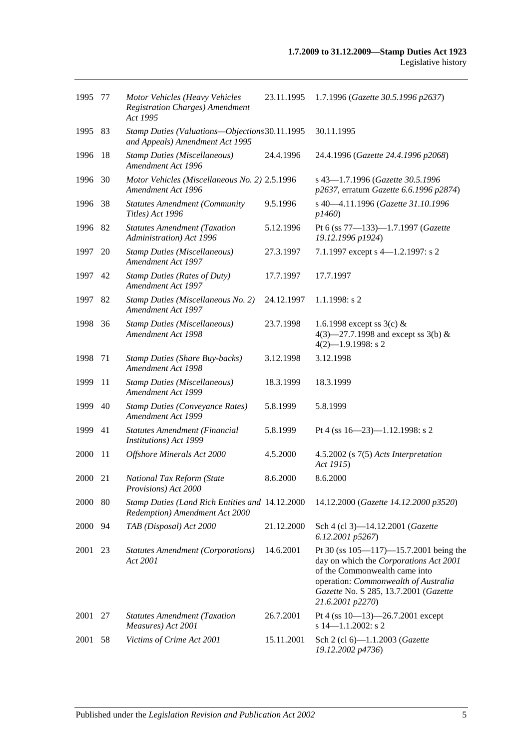| | | | | |
|---|---|---|---|---|
| 1995 | 77 | *Motor Vehicles (Heavy Vehicles Registration Charges) Amendment Act 1995* | 23.11.1995 | 1.7.1996 (*Gazette 30.5.1996 p2637*) |
| 1995 | 83 | *Stamp Duties (Valuations—Objections and Appeals) Amendment Act 1995* | 30.11.1995 | 30.11.1995 |
| 1996 | 18 | *Stamp Duties (Miscellaneous) Amendment Act 1996* | 24.4.1996 | 24.4.1996 (*Gazette 24.4.1996 p2068*) |
| 1996 | 30 | *Motor Vehicles (Miscellaneous No. 2) Amendment Act 1996* | 2.5.1996 | s 43—1.7.1996 (*Gazette 30.5.1996 p2637*, erratum *Gazette 6.6.1996 p2874*) |
| 1996 | 38 | *Statutes Amendment (Community Titles) Act 1996* | 9.5.1996 | s 40—4.11.1996 (*Gazette 31.10.1996 p1460*) |
| 1996 | 82 | *Statutes Amendment (Taxation Administration) Act 1996* | 5.12.1996 | Pt 6 (ss 77—133)—1.7.1997 (*Gazette 19.12.1996 p1924*) |
| 1997 | 20 | *Stamp Duties (Miscellaneous) Amendment Act 1997* | 27.3.1997 | 7.1.1997 except s 4—1.2.1997: s 2 |
| 1997 | 42 | *Stamp Duties (Rates of Duty) Amendment Act 1997* | 17.7.1997 | 17.7.1997 |
| 1997 | 82 | *Stamp Duties (Miscellaneous No. 2) Amendment Act 1997* | 24.12.1997 | 1.1.1998: s 2 |
| 1998 | 36 | *Stamp Duties (Miscellaneous) Amendment Act 1998* | 23.7.1998 | 1.6.1998 except ss 3(c) & 4(3)—27.7.1998 and except ss 3(b) & 4(2)—1.9.1998: s 2 |
| 1998 | 71 | *Stamp Duties (Share Buy-backs) Amendment Act 1998* | 3.12.1998 | 3.12.1998 |
| 1999 | 11 | *Stamp Duties (Miscellaneous) Amendment Act 1999* | 18.3.1999 | 18.3.1999 |
| 1999 | 40 | *Stamp Duties (Conveyance Rates) Amendment Act 1999* | 5.8.1999 | 5.8.1999 |
| 1999 | 41 | *Statutes Amendment (Financial Institutions) Act 1999* | 5.8.1999 | Pt 4 (ss 16—23)—1.12.1998: s 2 |
| 2000 | 11 | *Offshore Minerals Act 2000* | 4.5.2000 | 4.5.2002 (s 7(5) *Acts Interpretation Act 1915*) |
| 2000 | 21 | *National Tax Reform (State Provisions) Act 2000* | 8.6.2000 | 8.6.2000 |
| 2000 | 80 | *Stamp Duties (Land Rich Entities and Redemption) Amendment Act 2000* | 14.12.2000 | 14.12.2000 (*Gazette 14.12.2000 p3520*) |
| 2000 | 94 | *TAB (Disposal) Act 2000* | 21.12.2000 | Sch 4 (cl 3)—14.12.2001 (*Gazette 6.12.2001 p5267*) |
| 2001 | 23 | *Statutes Amendment (Corporations) Act 2001* | 14.6.2001 | Pt 30 (ss 105—117)—15.7.2001 being the day on which the *Corporations Act 2001* of the Commonwealth came into operation: *Commonwealth of Australia Gazette* No. S 285, 13.7.2001 (*Gazette 21.6.2001 p2270*) |
| 2001 | 27 | *Statutes Amendment (Taxation Measures) Act 2001* | 26.7.2001 | Pt 4 (ss 10—13)—26.7.2001 except s 14—1.1.2002: s 2 |
| 2001 | 58 | *Victims of Crime Act 2001* | 15.11.2001 | Sch 2 (cl 6)—1.1.2003 (*Gazette 19.12.2002 p4736*) |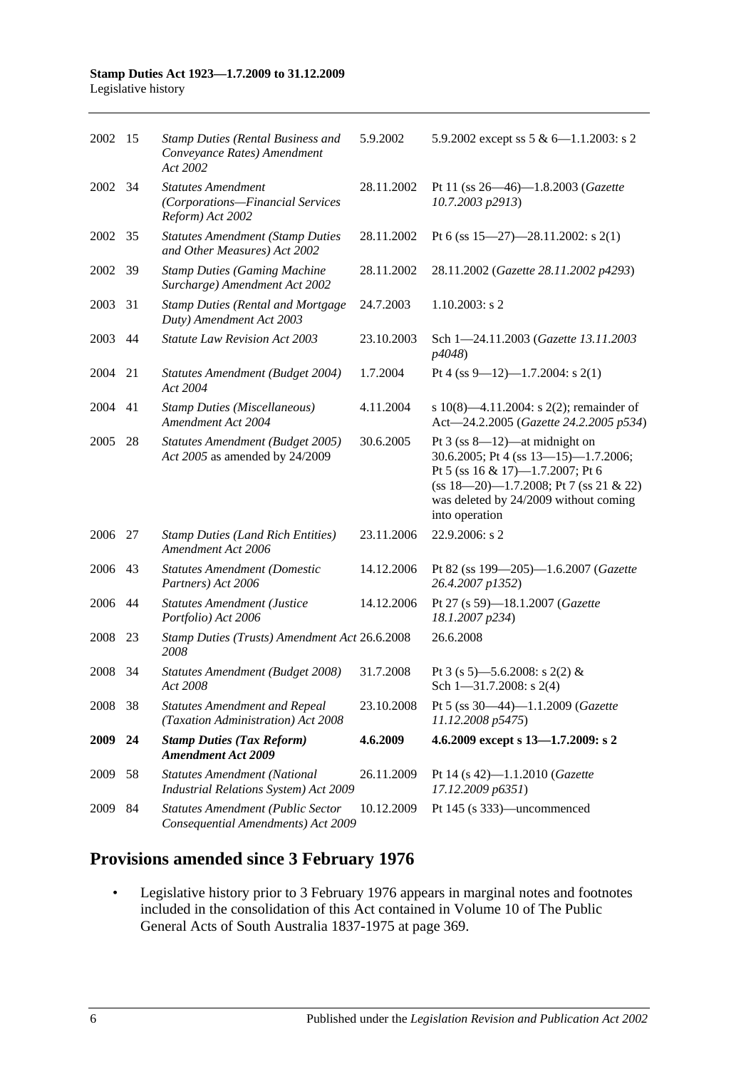| | | | | |
|---|---|---|---|---|
| 2002 | 15 | *Stamp Duties (Rental Business and Conveyance Rates) Amendment Act 2002* | 5.9.2002 | 5.9.2002 except ss 5 & 6—1.1.2003: s 2 |
| 2002 | 34 | *Statutes Amendment (Corporations—Financial Services Reform) Act 2002* | 28.11.2002 | Pt 11 (ss 26—46)—1.8.2003 (*Gazette 10.7.2003 p2913*) |
| 2002 | 35 | *Statutes Amendment (Stamp Duties and Other Measures) Act 2002* | 28.11.2002 | Pt 6 (ss 15—27)—28.11.2002: s 2(1) |
| 2002 | 39 | *Stamp Duties (Gaming Machine Surcharge) Amendment Act 2002* | 28.11.2002 | 28.11.2002 (*Gazette 28.11.2002 p4293*) |
| 2003 | 31 | *Stamp Duties (Rental and Mortgage Duty) Amendment Act 2003* | 24.7.2003 | 1.10.2003: s 2 |
| 2003 | 44 | *Statute Law Revision Act 2003* | 23.10.2003 | Sch 1—24.11.2003 (*Gazette 13.11.2003 p4048*) |
| 2004 | 21 | *Statutes Amendment (Budget 2004) Act 2004* | 1.7.2004 | Pt 4 (ss 9—12)—1.7.2004: s 2(1) |
| 2004 | 41 | *Stamp Duties (Miscellaneous) Amendment Act 2004* | 4.11.2004 | s 10(8)—4.11.2004: s 2(2); remainder of Act—24.2.2005 (*Gazette 24.2.2005 p534*) |
| 2005 | 28 | *Statutes Amendment (Budget 2005) Act 2005* as amended by 24/2009 | 30.6.2005 | Pt 3 (ss 8—12)—at midnight on 30.6.2005; Pt 4 (ss 13—15)—1.7.2006; Pt 5 (ss 16 & 17)—1.7.2007; Pt 6 (ss 18—20)—1.7.2008; Pt 7 (ss 21 & 22) was deleted by 24/2009 without coming into operation |
| 2006 | 27 | *Stamp Duties (Land Rich Entities) Amendment Act 2006* | 23.11.2006 | 22.9.2006: s 2 |
| 2006 | 43 | *Statutes Amendment (Domestic Partners) Act 2006* | 14.12.2006 | Pt 82 (ss 199—205)—1.6.2007 (*Gazette 26.4.2007 p1352*) |
| 2006 | 44 | *Statutes Amendment (Justice Portfolio) Act 2006* | 14.12.2006 | Pt 27 (s 59)—18.1.2007 (*Gazette 18.1.2007 p234*) |
| 2008 | 23 | *Stamp Duties (Trusts) Amendment Act 2008* | 26.6.2008 | 26.6.2008 |
| 2008 | 34 | *Statutes Amendment (Budget 2008) Act 2008* | 31.7.2008 | Pt 3 (s 5)—5.6.2008: s 2(2) & Sch 1—31.7.2008: s 2(4) |
| 2008 | 38 | *Statutes Amendment and Repeal (Taxation Administration) Act 2008* | 23.10.2008 | Pt 5 (ss 30—44)—1.1.2009 (*Gazette 11.12.2008 p5475*) |
| **2009** | **24** | ***Stamp Duties (Tax Reform) Amendment Act 2009*** | **4.6.2009** | **4.6.2009 except s 13—1.7.2009: s 2** |
| 2009 | 58 | *Statutes Amendment (National Industrial Relations System) Act 2009* | 26.11.2009 | Pt 14 (s 42)—1.1.2010 (*Gazette 17.12.2009 p6351*) |
| 2009 | 84 | *Statutes Amendment (Public Sector Consequential Amendments) Act 2009* | 10.12.2009 | Pt 145 (s 333)—uncommenced |

## Provisions amended since 3 February 1976

- Legislative history prior to 3 February 1976 appears in marginal notes and footnotes included in the consolidation of this Act contained in Volume 10 of The Public General Acts of South Australia 1837-1975 at page 369.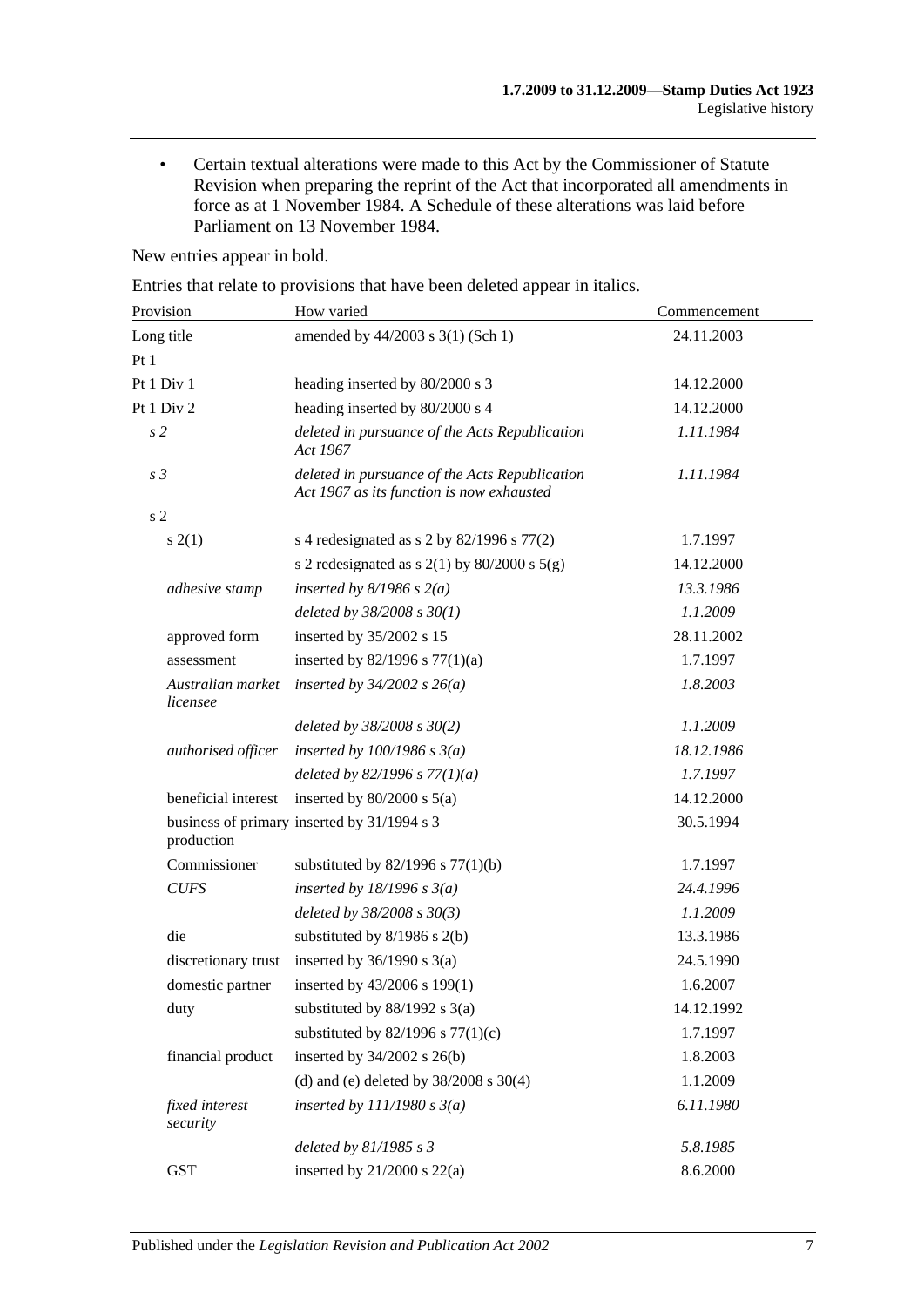- Certain textual alterations were made to this Act by the Commissioner of Statute Revision when preparing the reprint of the Act that incorporated all amendments in force as at 1 November 1984. A Schedule of these alterations was laid before Parliament on 13 November 1984.

New entries appear in bold.

Entries that relate to provisions that have been deleted appear in italics.

| Provision | How varied | Commencement |
|---|---|---|
| Long title | amended by 44/2003 s 3(1) (Sch 1) | 24.11.2003 |
| Pt 1 | | |
| Pt 1 Div 1 | heading inserted by 80/2000 s 3 | 14.12.2000 |
| Pt 1 Div 2 | heading inserted by 80/2000 s 4 | 14.12.2000 |
| *s 2* | *deleted in pursuance of the Acts Republication Act 1967* | *1.11.1984* |
| *s 3* | *deleted in pursuance of the Acts Republication Act 1967 as its function is now exhausted* | *1.11.1984* |
| s 2 | | |
| s 2(1) | s 4 redesignated as s 2 by 82/1996 s 77(2) | 1.7.1997 |
| | s 2 redesignated as s 2(1) by 80/2000 s 5(g) | 14.12.2000 |
| *adhesive stamp* | *inserted by 8/1986 s 2(a)* | *13.3.1986* |
| | *deleted by 38/2008 s 30(1)* | *1.1.2009* |
| approved form | inserted by 35/2002 s 15 | 28.11.2002 |
| assessment | inserted by 82/1996 s 77(1)(a) | 1.7.1997 |
| *Australian market licensee* | *inserted by 34/2002 s 26(a)* | *1.8.2003* |
| | *deleted by 38/2008 s 30(2)* | *1.1.2009* |
| *authorised officer* | *inserted by 100/1986 s 3(a)* | *18.12.1986* |
| | *deleted by 82/1996 s 77(1)(a)* | *1.7.1997* |
| beneficial interest | inserted by 80/2000 s 5(a) | 14.12.2000 |
| business of primary production | inserted by 31/1994 s 3 | 30.5.1994 |
| Commissioner | substituted by 82/1996 s 77(1)(b) | 1.7.1997 |
| *CUFS* | *inserted by 18/1996 s 3(a)* | *24.4.1996* |
| | *deleted by 38/2008 s 30(3)* | *1.1.2009* |
| die | substituted by 8/1986 s 2(b) | 13.3.1986 |
| discretionary trust | inserted by 36/1990 s 3(a) | 24.5.1990 |
| domestic partner | inserted by 43/2006 s 199(1) | 1.6.2007 |
| duty | substituted by 88/1992 s 3(a) | 14.12.1992 |
| | substituted by 82/1996 s 77(1)(c) | 1.7.1997 |
| financial product | inserted by 34/2002 s 26(b) | 1.8.2003 |
| | (d) and (e) deleted by 38/2008 s 30(4) | 1.1.2009 |
| *fixed interest security* | *inserted by 111/1980 s 3(a)* | *6.11.1980* |
| | *deleted by 81/1985 s 3* | *5.8.1985* |
| GST | inserted by 21/2000 s 22(a) | 8.6.2000 |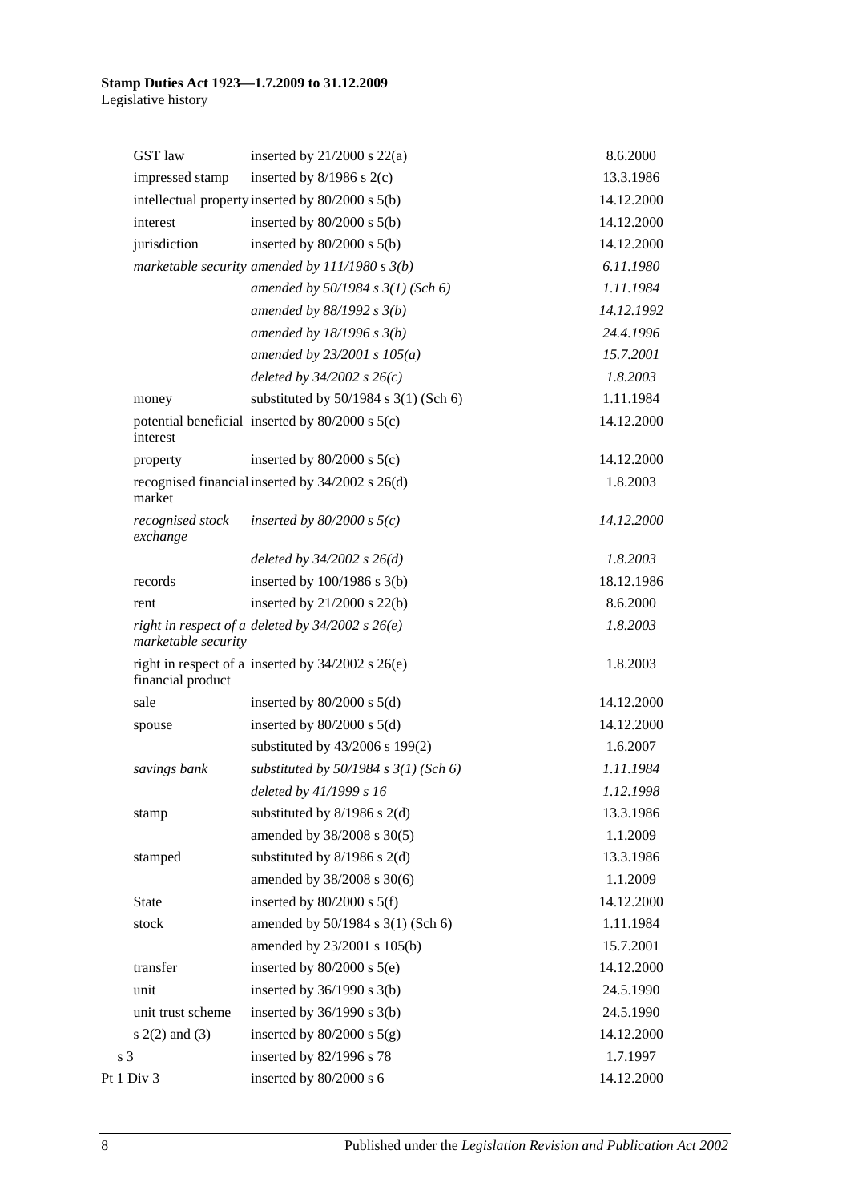| | | |
|---|---|---|
| GST law | inserted by 21/2000 s 22(a) | 8.6.2000 |
| impressed stamp | inserted by 8/1986 s 2(c) | 13.3.1986 |
| intellectual property | inserted by 80/2000 s 5(b) | 14.12.2000 |
| interest | inserted by 80/2000 s 5(b) | 14.12.2000 |
| jurisdiction | inserted by 80/2000 s 5(b) | 14.12.2000 |
| *marketable security* | *amended by 111/1980 s 3(b)* | *6.11.1980* |
| | *amended by 50/1984 s 3(1) (Sch 6)* | *1.11.1984* |
| | *amended by 88/1992 s 3(b)* | *14.12.1992* |
| | *amended by 18/1996 s 3(b)* | *24.4.1996* |
| | *amended by 23/2001 s 105(a)* | *15.7.2001* |
| | *deleted by 34/2002 s 26(c)* | *1.8.2003* |
| money | substituted by 50/1984 s 3(1) (Sch 6) | 1.11.1984 |
| potential beneficial interest | inserted by 80/2000 s 5(c) | 14.12.2000 |
| property | inserted by 80/2000 s 5(c) | 14.12.2000 |
| recognised financial market | inserted by 34/2002 s 26(d) | 1.8.2003 |
| *recognised stock exchange* | *inserted by 80/2000 s 5(c)* | *14.12.2000* |
| | *deleted by 34/2002 s 26(d)* | *1.8.2003* |
| records | inserted by 100/1986 s 3(b) | 18.12.1986 |
| rent | inserted by 21/2000 s 22(b) | 8.6.2000 |
| *right in respect of a marketable security* | *deleted by 34/2002 s 26(e)* | *1.8.2003* |
| right in respect of a financial product | inserted by 34/2002 s 26(e) | 1.8.2003 |
| sale | inserted by 80/2000 s 5(d) | 14.12.2000 |
| spouse | inserted by 80/2000 s 5(d) | 14.12.2000 |
| | substituted by 43/2006 s 199(2) | 1.6.2007 |
| *savings bank* | *substituted by 50/1984 s 3(1) (Sch 6)* | *1.11.1984* |
| | *deleted by 41/1999 s 16* | *1.12.1998* |
| stamp | substituted by 8/1986 s 2(d) | 13.3.1986 |
| | amended by 38/2008 s 30(5) | 1.1.2009 |
| stamped | substituted by 8/1986 s 2(d) | 13.3.1986 |
| | amended by 38/2008 s 30(6) | 1.1.2009 |
| State | inserted by 80/2000 s 5(f) | 14.12.2000 |
| stock | amended by 50/1984 s 3(1) (Sch 6) | 1.11.1984 |
| | amended by 23/2001 s 105(b) | 15.7.2001 |
| transfer | inserted by 80/2000 s 5(e) | 14.12.2000 |
| unit | inserted by 36/1990 s 3(b) | 24.5.1990 |
| unit trust scheme | inserted by 36/1990 s 3(b) | 24.5.1990 |
| s 2(2) and (3) | inserted by 80/2000 s 5(g) | 14.12.2000 |
| s 3 | inserted by 82/1996 s 78 | 1.7.1997 |
| Pt 1 Div 3 | inserted by 80/2000 s 6 | 14.12.2000 |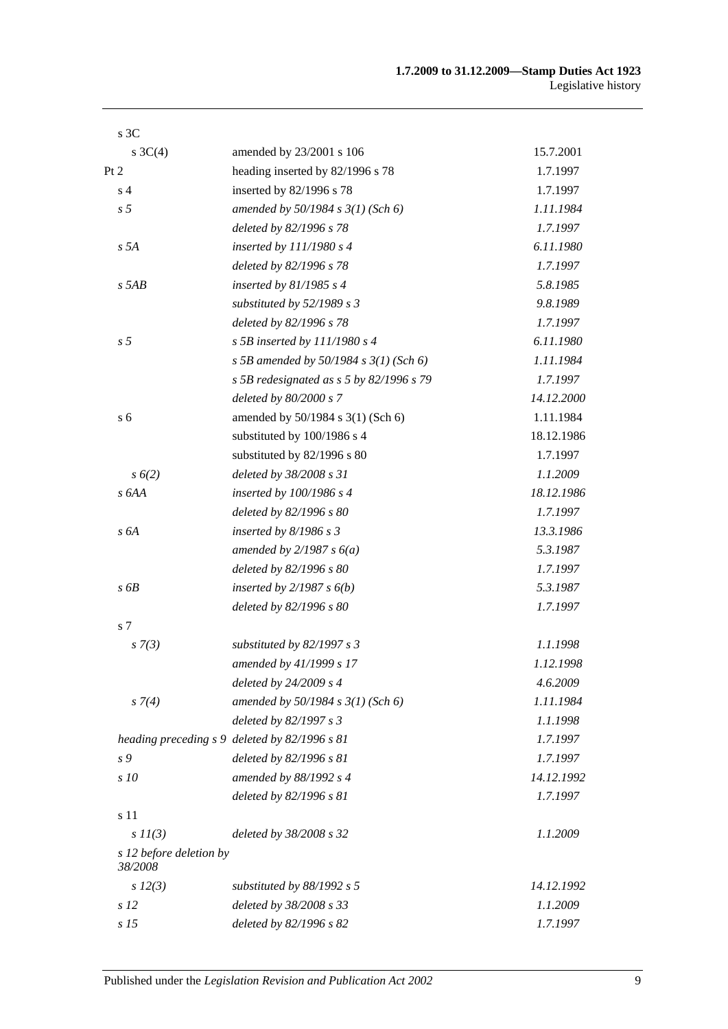| | | |
|---|---|---|
| s 3C | | |
| s 3C(4) | amended by 23/2001 s 106 | 15.7.2001 |
| Pt 2 | heading inserted by 82/1996 s 78 | 1.7.1997 |
| s 4 | inserted by 82/1996 s 78 | 1.7.1997 |
| *s 5* | *amended by 50/1984 s 3(1) (Sch 6)* | *1.11.1984* |
| | *deleted by 82/1996 s 78* | *1.7.1997* |
| *s 5A* | *inserted by 111/1980 s 4* | *6.11.1980* |
| | *deleted by 82/1996 s 78* | *1.7.1997* |
| *s 5AB* | *inserted by 81/1985 s 4* | *5.8.1985* |
| | *substituted by 52/1989 s 3* | *9.8.1989* |
| | *deleted by 82/1996 s 78* | *1.7.1997* |
| *s 5* | *s 5B inserted by 111/1980 s 4* | *6.11.1980* |
| | *s 5B amended by 50/1984 s 3(1) (Sch 6)* | *1.11.1984* |
| | *s 5B redesignated as s 5 by 82/1996 s 79* | *1.7.1997* |
| | *deleted by 80/2000 s 7* | *14.12.2000* |
| s 6 | amended by 50/1984 s 3(1) (Sch 6) | 1.11.1984 |
| | substituted by 100/1986 s 4 | 18.12.1986 |
| | substituted by 82/1996 s 80 | 1.7.1997 |
| *s 6(2)* | *deleted by 38/2008 s 31* | *1.1.2009* |
| *s 6AA* | *inserted by 100/1986 s 4* | *18.12.1986* |
| | *deleted by 82/1996 s 80* | *1.7.1997* |
| *s 6A* | *inserted by 8/1986 s 3* | *13.3.1986* |
| | *amended by 2/1987 s 6(a)* | *5.3.1987* |
| | *deleted by 82/1996 s 80* | *1.7.1997* |
| *s 6B* | *inserted by 2/1987 s 6(b)* | *5.3.1987* |
| | *deleted by 82/1996 s 80* | *1.7.1997* |
| s 7 | | |
| *s 7(3)* | *substituted by 82/1997 s 3* | *1.1.1998* |
| | *amended by 41/1999 s 17* | *1.12.1998* |
| | *deleted by 24/2009 s 4* | *4.6.2009* |
| *s 7(4)* | *amended by 50/1984 s 3(1) (Sch 6)* | *1.11.1984* |
| | *deleted by 82/1997 s 3* | *1.1.1998* |
| *heading preceding s 9* | *deleted by 82/1996 s 81* | *1.7.1997* |
| *s 9* | *deleted by 82/1996 s 81* | *1.7.1997* |
| *s 10* | *amended by 88/1992 s 4* | *14.12.1992* |
| | *deleted by 82/1996 s 81* | *1.7.1997* |
| s 11 | | |
| *s 11(3)* | *deleted by 38/2008 s 32* | *1.1.2009* |
| *s 12 before deletion by 38/2008* | | |
| *s 12(3)* | *substituted by 88/1992 s 5* | *14.12.1992* |
| *s 12* | *deleted by 38/2008 s 33* | *1.1.2009* |
| *s 15* | *deleted by 82/1996 s 82* | *1.7.1997* |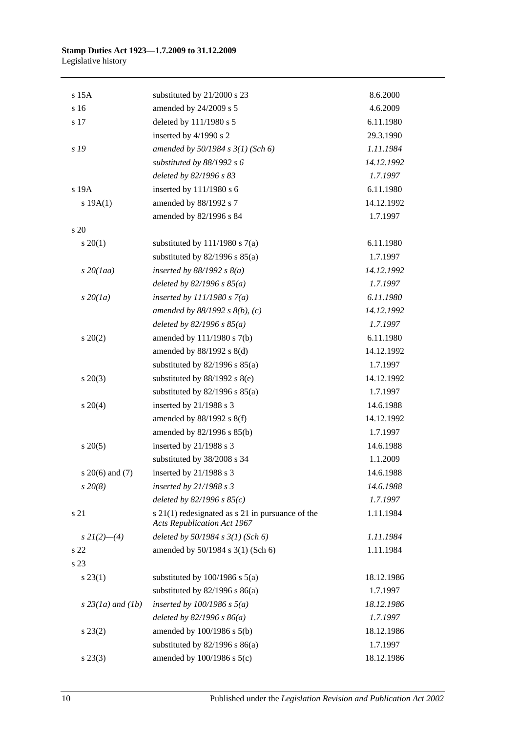| | | |
|---|---|---|
| s 15A | substituted by 21/2000 s 23 | 8.6.2000 |
| s 16 | amended by 24/2009 s 5 | 4.6.2009 |
| s 17 | deleted by 111/1980 s 5 | 6.11.1980 |
| | inserted by 4/1990 s 2 | 29.3.1990 |
| *s 19* | *amended by 50/1984 s 3(1) (Sch 6)* | *1.11.1984* |
| | *substituted by 88/1992 s 6* | *14.12.1992* |
| | *deleted by 82/1996 s 83* | *1.7.1997* |
| s 19A | inserted by 111/1980 s 6 | 6.11.1980 |
| s 19A(1) | amended by 88/1992 s 7 | 14.12.1992 |
| | amended by 82/1996 s 84 | 1.7.1997 |
| s 20 | | |
| s 20(1) | substituted by 111/1980 s 7(a) | 6.11.1980 |
| | substituted by 82/1996 s 85(a) | 1.7.1997 |
| *s 20(1aa)* | *inserted by 88/1992 s 8(a)* | *14.12.1992* |
| | *deleted by 82/1996 s 85(a)* | *1.7.1997* |
| *s 20(1a)* | *inserted by 111/1980 s 7(a)* | *6.11.1980* |
| | *amended by 88/1992 s 8(b), (c)* | *14.12.1992* |
| | *deleted by 82/1996 s 85(a)* | *1.7.1997* |
| s 20(2) | amended by 111/1980 s 7(b) | 6.11.1980 |
| | amended by 88/1992 s 8(d) | 14.12.1992 |
| | substituted by 82/1996 s 85(a) | 1.7.1997 |
| s 20(3) | substituted by 88/1992 s 8(e) | 14.12.1992 |
| | substituted by 82/1996 s 85(a) | 1.7.1997 |
| s 20(4) | inserted by 21/1988 s 3 | 14.6.1988 |
| | amended by 88/1992 s 8(f) | 14.12.1992 |
| | amended by 82/1996 s 85(b) | 1.7.1997 |
| s 20(5) | inserted by 21/1988 s 3 | 14.6.1988 |
| | substituted by 38/2008 s 34 | 1.1.2009 |
| s 20(6) and (7) | inserted by 21/1988 s 3 | 14.6.1988 |
| *s 20(8)* | *inserted by 21/1988 s 3* | *14.6.1988* |
| | *deleted by 82/1996 s 85(c)* | *1.7.1997* |
| s 21 | s 21(1) redesignated as s 21 in pursuance of the *Acts Republication Act 1967* | 1.11.1984 |
| *s 21(2)—(4)* | *deleted by 50/1984 s 3(1) (Sch 6)* | *1.11.1984* |
| s 22 | amended by 50/1984 s 3(1) (Sch 6) | 1.11.1984 |
| s 23 | | |
| s 23(1) | substituted by 100/1986 s 5(a) | 18.12.1986 |
| | substituted by 82/1996 s 86(a) | 1.7.1997 |
| *s 23(1a) and (1b)* | *inserted by 100/1986 s 5(a)* | *18.12.1986* |
| | *deleted by 82/1996 s 86(a)* | *1.7.1997* |
| s 23(2) | amended by 100/1986 s 5(b) | 18.12.1986 |
| | substituted by 82/1996 s 86(a) | 1.7.1997 |
| s 23(3) | amended by 100/1986 s 5(c) | 18.12.1986 |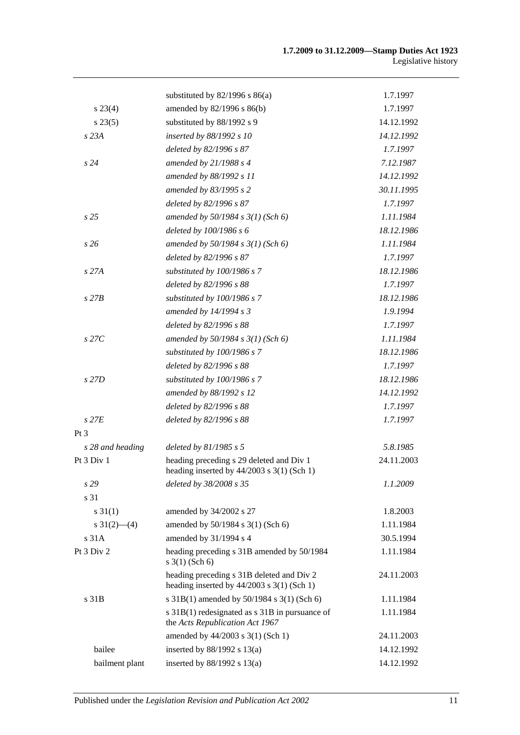| | | |
|---|---|---|
| | substituted by 82/1996 s 86(a) | 1.7.1997 |
| s 23(4) | amended by 82/1996 s 86(b) | 1.7.1997 |
| s 23(5) | substituted by 88/1992 s 9 | 14.12.1992 |
| *s 23A* | *inserted by 88/1992 s 10* | *14.12.1992* |
| | *deleted by 82/1996 s 87* | *1.7.1997* |
| *s 24* | *amended by 21/1988 s 4* | *7.12.1987* |
| | *amended by 88/1992 s 11* | *14.12.1992* |
| | *amended by 83/1995 s 2* | *30.11.1995* |
| | *deleted by 82/1996 s 87* | *1.7.1997* |
| *s 25* | *amended by 50/1984 s 3(1) (Sch 6)* | *1.11.1984* |
| | *deleted by 100/1986 s 6* | *18.12.1986* |
| *s 26* | *amended by 50/1984 s 3(1) (Sch 6)* | *1.11.1984* |
| | *deleted by 82/1996 s 87* | *1.7.1997* |
| *s 27A* | *substituted by 100/1986 s 7* | *18.12.1986* |
| | *deleted by 82/1996 s 88* | *1.7.1997* |
| *s 27B* | *substituted by 100/1986 s 7* | *18.12.1986* |
| | *amended by 14/1994 s 3* | *1.9.1994* |
| | *deleted by 82/1996 s 88* | *1.7.1997* |
| *s 27C* | *amended by 50/1984 s 3(1) (Sch 6)* | *1.11.1984* |
| | *substituted by 100/1986 s 7* | *18.12.1986* |
| | *deleted by 82/1996 s 88* | *1.7.1997* |
| *s 27D* | *substituted by 100/1986 s 7* | *18.12.1986* |
| | *amended by 88/1992 s 12* | *14.12.1992* |
| | *deleted by 82/1996 s 88* | *1.7.1997* |
| *s 27E* | *deleted by 82/1996 s 88* | *1.7.1997* |
| Pt 3 | | |
| *s 28 and heading* | *deleted by 81/1985 s 5* | *5.8.1985* |
| Pt 3 Div 1 | heading preceding s 29 deleted and Div 1 heading inserted by 44/2003 s 3(1) (Sch 1) | 24.11.2003 |
| *s 29* | *deleted by 38/2008 s 35* | *1.1.2009* |
| s 31 | | |
| s 31(1) | amended by 34/2002 s 27 | 1.8.2003 |
| s 31(2)—(4) | amended by 50/1984 s 3(1) (Sch 6) | 1.11.1984 |
| s 31A | amended by 31/1994 s 4 | 30.5.1994 |
| Pt 3 Div 2 | heading preceding s 31B amended by 50/1984 s 3(1) (Sch 6) | 1.11.1984 |
| | heading preceding s 31B deleted and Div 2 heading inserted by 44/2003 s 3(1) (Sch 1) | 24.11.2003 |
| s 31B | s 31B(1) amended by 50/1984 s 3(1) (Sch 6) | 1.11.1984 |
| | s 31B(1) redesignated as s 31B in pursuance of the *Acts Republication Act 1967* | 1.11.1984 |
| | amended by 44/2003 s 3(1) (Sch 1) | 24.11.2003 |
| bailee | inserted by 88/1992 s 13(a) | 14.12.1992 |
| bailment plant | inserted by 88/1992 s 13(a) | 14.12.1992 |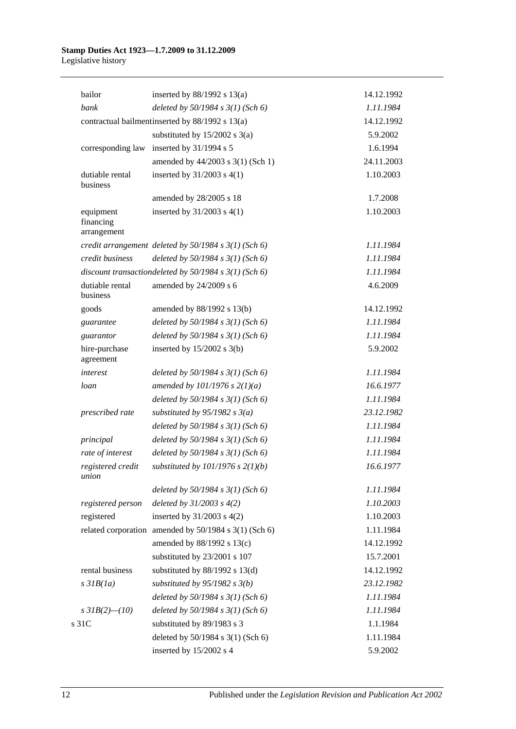| | | |
|---|---|---|
| bailor | inserted by 88/1992 s 13(a) | 14.12.1992 |
| *bank* | *deleted by 50/1984 s 3(1) (Sch 6)* | *1.11.1984* |
| contractual bailment | inserted by 88/1992 s 13(a) | 14.12.1992 |
| | substituted by 15/2002 s 3(a) | 5.9.2002 |
| corresponding law | inserted by 31/1994 s 5 | 1.6.1994 |
| | amended by 44/2003 s 3(1) (Sch 1) | 24.11.2003 |
| dutiable rental business | inserted by 31/2003 s 4(1) | 1.10.2003 |
| | amended by 28/2005 s 18 | 1.7.2008 |
| equipment financing arrangement | inserted by 31/2003 s 4(1) | 1.10.2003 |
| *credit arrangement* | *deleted by 50/1984 s 3(1) (Sch 6)* | *1.11.1984* |
| *credit business* | *deleted by 50/1984 s 3(1) (Sch 6)* | *1.11.1984* |
| *discount transaction* | *deleted by 50/1984 s 3(1) (Sch 6)* | *1.11.1984* |
| dutiable rental business | amended by 24/2009 s 6 | 4.6.2009 |
| goods | amended by 88/1992 s 13(b) | 14.12.1992 |
| *guarantee* | *deleted by 50/1984 s 3(1) (Sch 6)* | *1.11.1984* |
| *guarantor* | *deleted by 50/1984 s 3(1) (Sch 6)* | *1.11.1984* |
| hire-purchase agreement | inserted by 15/2002 s 3(b) | 5.9.2002 |
| *interest* | *deleted by 50/1984 s 3(1) (Sch 6)* | *1.11.1984* |
| *loan* | *amended by 101/1976 s 2(1)(a)* | *16.6.1977* |
| | *deleted by 50/1984 s 3(1) (Sch 6)* | *1.11.1984* |
| *prescribed rate* | *substituted by 95/1982 s 3(a)* | *23.12.1982* |
| | *deleted by 50/1984 s 3(1) (Sch 6)* | *1.11.1984* |
| *principal* | *deleted by 50/1984 s 3(1) (Sch 6)* | *1.11.1984* |
| *rate of interest* | *deleted by 50/1984 s 3(1) (Sch 6)* | *1.11.1984* |
| *registered credit union* | *substituted by 101/1976 s 2(1)(b)* | *16.6.1977* |
| | *deleted by 50/1984 s 3(1) (Sch 6)* | *1.11.1984* |
| *registered person* | *deleted by 31/2003 s 4(2)* | *1.10.2003* |
| registered | inserted by 31/2003 s 4(2) | 1.10.2003 |
| related corporation | amended by 50/1984 s 3(1) (Sch 6) | 1.11.1984 |
| | amended by 88/1992 s 13(c) | 14.12.1992 |
| | substituted by 23/2001 s 107 | 15.7.2001 |
| rental business | substituted by 88/1992 s 13(d) | 14.12.1992 |
| *s 31B(1a)* | *substituted by 95/1982 s 3(b)* | *23.12.1982* |
| | *deleted by 50/1984 s 3(1) (Sch 6)* | *1.11.1984* |
| *s 31B(2)—(10)* | *deleted by 50/1984 s 3(1) (Sch 6)* | *1.11.1984* |
| s 31C | substituted by 89/1983 s 3 | 1.1.1984 |
| | deleted by 50/1984 s 3(1) (Sch 6) | 1.11.1984 |
| | inserted by 15/2002 s 4 | 5.9.2002 |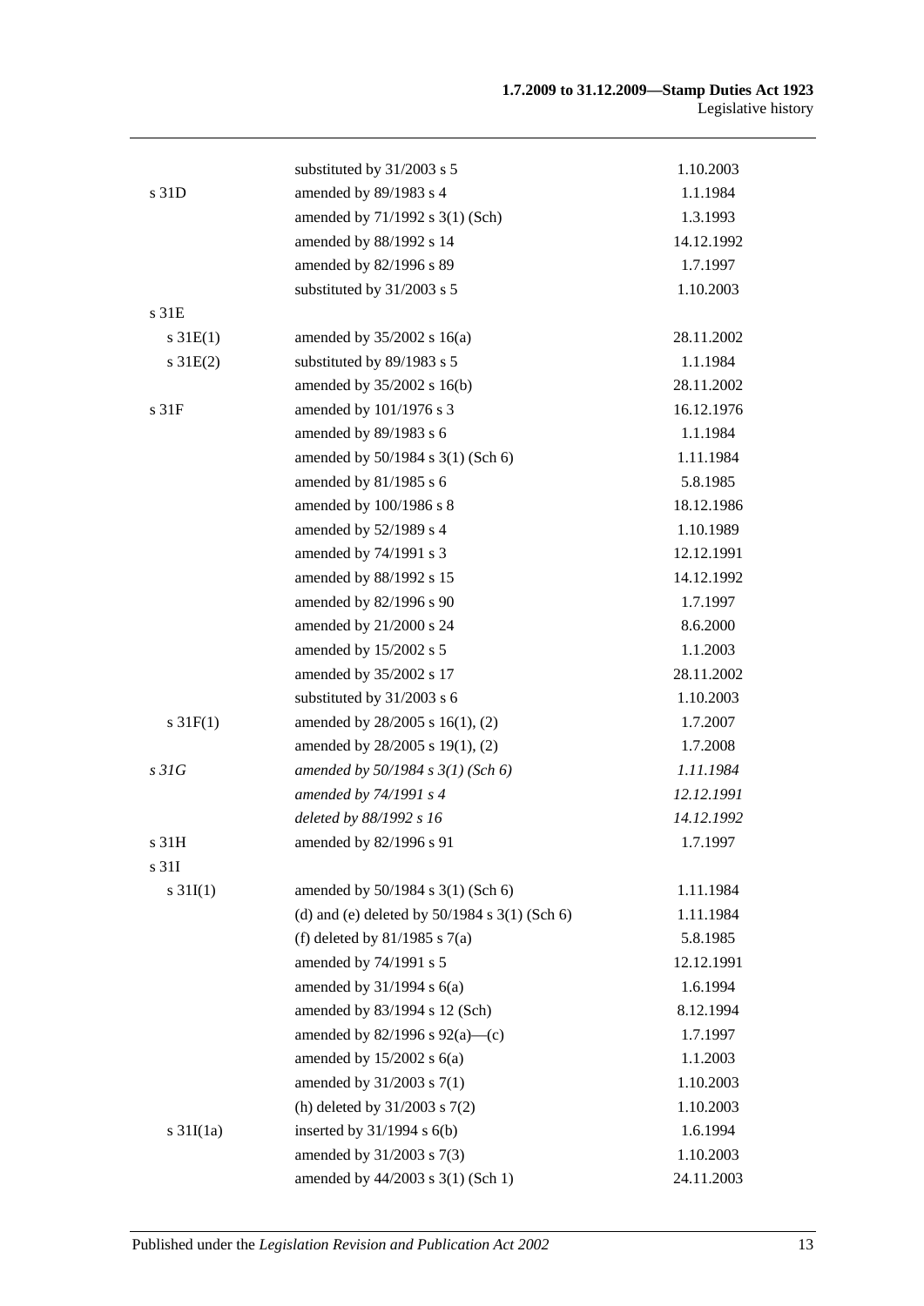| | | |
|---|---|---|
| | substituted by 31/2003 s 5 | 1.10.2003 |
| s 31D | amended by 89/1983 s 4 | 1.1.1984 |
| | amended by 71/1992 s 3(1) (Sch) | 1.3.1993 |
| | amended by 88/1992 s 14 | 14.12.1992 |
| | amended by 82/1996 s 89 | 1.7.1997 |
| | substituted by 31/2003 s 5 | 1.10.2003 |
| s 31E | | |
| s 31E(1) | amended by 35/2002 s 16(a) | 28.11.2002 |
| s 31E(2) | substituted by 89/1983 s 5 | 1.1.1984 |
| | amended by 35/2002 s 16(b) | 28.11.2002 |
| s 31F | amended by 101/1976 s 3 | 16.12.1976 |
| | amended by 89/1983 s 6 | 1.1.1984 |
| | amended by 50/1984 s 3(1) (Sch 6) | 1.11.1984 |
| | amended by 81/1985 s 6 | 5.8.1985 |
| | amended by 100/1986 s 8 | 18.12.1986 |
| | amended by 52/1989 s 4 | 1.10.1989 |
| | amended by 74/1991 s 3 | 12.12.1991 |
| | amended by 88/1992 s 15 | 14.12.1992 |
| | amended by 82/1996 s 90 | 1.7.1997 |
| | amended by 21/2000 s 24 | 8.6.2000 |
| | amended by 15/2002 s 5 | 1.1.2003 |
| | amended by 35/2002 s 17 | 28.11.2002 |
| | substituted by 31/2003 s 6 | 1.10.2003 |
| s 31F(1) | amended by 28/2005 s 16(1), (2) | 1.7.2007 |
| | amended by 28/2005 s 19(1), (2) | 1.7.2008 |
| *s 31G* | *amended by 50/1984 s 3(1) (Sch 6)* | *1.11.1984* |
| | *amended by 74/1991 s 4* | *12.12.1991* |
| | *deleted by 88/1992 s 16* | *14.12.1992* |
| s 31H | amended by 82/1996 s 91 | 1.7.1997 |
| s 31I | | |
| s 31I(1) | amended by 50/1984 s 3(1) (Sch 6) | 1.11.1984 |
| | (d) and (e) deleted by 50/1984 s 3(1) (Sch 6) | 1.11.1984 |
| | (f) deleted by 81/1985 s 7(a) | 5.8.1985 |
| | amended by 74/1991 s 5 | 12.12.1991 |
| | amended by 31/1994 s 6(a) | 1.6.1994 |
| | amended by 83/1994 s 12 (Sch) | 8.12.1994 |
| | amended by 82/1996 s 92(a)—(c) | 1.7.1997 |
| | amended by 15/2002 s 6(a) | 1.1.2003 |
| | amended by 31/2003 s 7(1) | 1.10.2003 |
| | (h) deleted by 31/2003 s 7(2) | 1.10.2003 |
| s 31I(1a) | inserted by 31/1994 s 6(b) | 1.6.1994 |
| | amended by 31/2003 s 7(3) | 1.10.2003 |
| | amended by 44/2003 s 3(1) (Sch 1) | 24.11.2003 |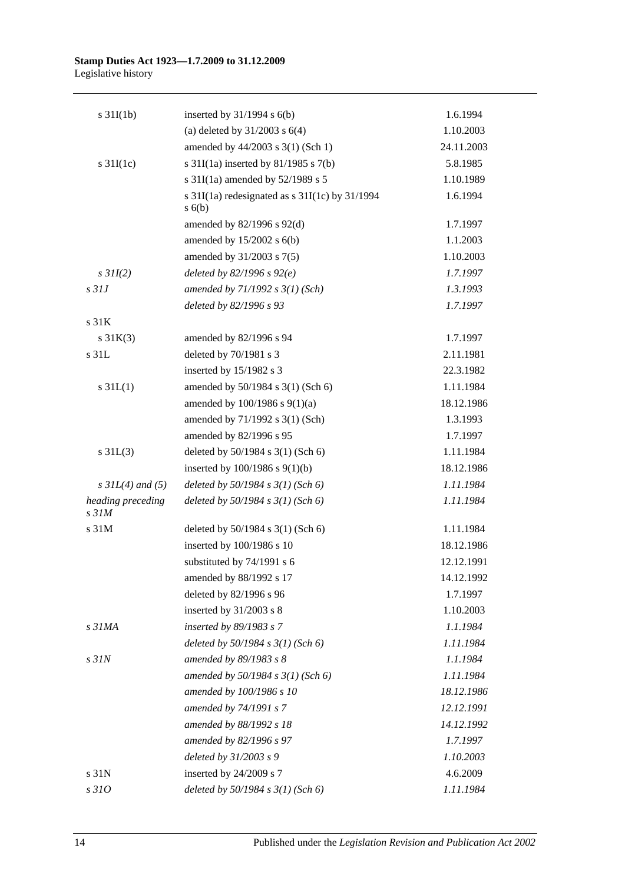| | | |
|---|---|---|
| s 31I(1b) | inserted by 31/1994 s 6(b) | 1.6.1994 |
| | (a) deleted by 31/2003 s 6(4) | 1.10.2003 |
| | amended by 44/2003 s 3(1) (Sch 1) | 24.11.2003 |
| s 31I(1c) | s 31I(1a) inserted by 81/1985 s 7(b) | 5.8.1985 |
| | s 31I(1a) amended by 52/1989 s 5 | 1.10.1989 |
| | s 31I(1a) redesignated as s 31I(1c) by 31/1994 s 6(b) | 1.6.1994 |
| | amended by 82/1996 s 92(d) | 1.7.1997 |
| | amended by 15/2002 s 6(b) | 1.1.2003 |
| | amended by 31/2003 s 7(5) | 1.10.2003 |
| *s 31I(2)* | *deleted by 82/1996 s 92(e)* | *1.7.1997* |
| *s 31J* | *amended by 71/1992 s 3(1) (Sch)* | *1.3.1993* |
| | *deleted by 82/1996 s 93* | *1.7.1997* |
| s 31K | | |
| s 31K(3) | amended by 82/1996 s 94 | 1.7.1997 |
| s 31L | deleted by 70/1981 s 3 | 2.11.1981 |
| | inserted by 15/1982 s 3 | 22.3.1982 |
| s 31L(1) | amended by 50/1984 s 3(1) (Sch 6) | 1.11.1984 |
| | amended by 100/1986 s 9(1)(a) | 18.12.1986 |
| | amended by 71/1992 s 3(1) (Sch) | 1.3.1993 |
| | amended by 82/1996 s 95 | 1.7.1997 |
| s 31L(3) | deleted by 50/1984 s 3(1) (Sch 6) | 1.11.1984 |
| | inserted by 100/1986 s 9(1)(b) | 18.12.1986 |
| *s 31L(4) and (5)* | *deleted by 50/1984 s 3(1) (Sch 6)* | *1.11.1984* |
| *heading preceding s 31M* | *deleted by 50/1984 s 3(1) (Sch 6)* | *1.11.1984* |
| s 31M | deleted by 50/1984 s 3(1) (Sch 6) | 1.11.1984 |
| | inserted by 100/1986 s 10 | 18.12.1986 |
| | substituted by 74/1991 s 6 | 12.12.1991 |
| | amended by 88/1992 s 17 | 14.12.1992 |
| | deleted by 82/1996 s 96 | 1.7.1997 |
| | inserted by 31/2003 s 8 | 1.10.2003 |
| *s 31MA* | *inserted by 89/1983 s 7* | *1.1.1984* |
| | *deleted by 50/1984 s 3(1) (Sch 6)* | *1.11.1984* |
| *s 31N* | *amended by 89/1983 s 8* | *1.1.1984* |
| | *amended by 50/1984 s 3(1) (Sch 6)* | *1.11.1984* |
| | *amended by 100/1986 s 10* | *18.12.1986* |
| | *amended by 74/1991 s 7* | *12.12.1991* |
| | *amended by 88/1992 s 18* | *14.12.1992* |
| | *amended by 82/1996 s 97* | *1.7.1997* |
| | *deleted by 31/2003 s 9* | *1.10.2003* |
| s 31N | inserted by 24/2009 s 7 | 4.6.2009 |
| *s 31O* | *deleted by 50/1984 s 3(1) (Sch 6)* | *1.11.1984* |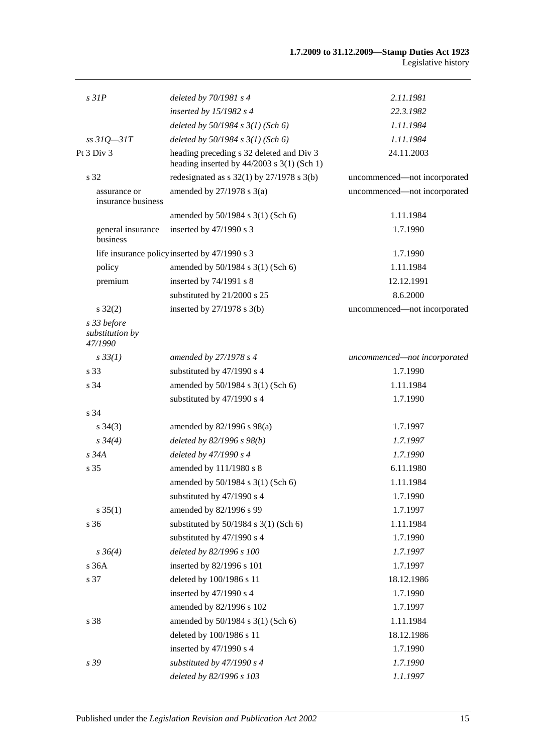| | | |
|---|---|---|
| *s 31P* | *deleted by 70/1981 s 4* | *2.11.1981* |
| | *inserted by 15/1982 s 4* | *22.3.1982* |
| | *deleted by 50/1984 s 3(1) (Sch 6)* | *1.11.1984* |
| *ss 31Q—31T* | *deleted by 50/1984 s 3(1) (Sch 6)* | *1.11.1984* |
| Pt 3 Div 3 | heading preceding s 32 deleted and Div 3 heading inserted by 44/2003 s 3(1) (Sch 1) | 24.11.2003 |
| s 32 | redesignated as s 32(1) by 27/1978 s 3(b) | uncommenced—not incorporated |
| assurance or insurance business | amended by 27/1978 s 3(a) | uncommenced—not incorporated |
| | amended by 50/1984 s 3(1) (Sch 6) | 1.11.1984 |
| general insurance business | inserted by 47/1990 s 3 | 1.7.1990 |
| life insurance policy | inserted by 47/1990 s 3 | 1.7.1990 |
| policy | amended by 50/1984 s 3(1) (Sch 6) | 1.11.1984 |
| premium | inserted by 74/1991 s 8 | 12.12.1991 |
| | substituted by 21/2000 s 25 | 8.6.2000 |
| s 32(2) | inserted by 27/1978 s 3(b) | uncommenced—not incorporated |
| *s 33 before substitution by 47/1990* | | |
| *s 33(1)* | *amended by 27/1978 s 4* | *uncommenced—not incorporated* |
| s 33 | substituted by 47/1990 s 4 | 1.7.1990 |
| s 34 | amended by 50/1984 s 3(1) (Sch 6) | 1.11.1984 |
| | substituted by 47/1990 s 4 | 1.7.1990 |
| s 34 | | |
| s 34(3) | amended by 82/1996 s 98(a) | 1.7.1997 |
| *s 34(4)* | *deleted by 82/1996 s 98(b)* | *1.7.1997* |
| *s 34A* | *deleted by 47/1990 s 4* | *1.7.1990* |
| s 35 | amended by 111/1980 s 8 | 6.11.1980 |
| | amended by 50/1984 s 3(1) (Sch 6) | 1.11.1984 |
| | substituted by 47/1990 s 4 | 1.7.1990 |
| s 35(1) | amended by 82/1996 s 99 | 1.7.1997 |
| s 36 | substituted by 50/1984 s 3(1) (Sch 6) | 1.11.1984 |
| | substituted by 47/1990 s 4 | 1.7.1990 |
| *s 36(4)* | *deleted by 82/1996 s 100* | *1.7.1997* |
| s 36A | inserted by 82/1996 s 101 | 1.7.1997 |
| s 37 | deleted by 100/1986 s 11 | 18.12.1986 |
| | inserted by 47/1990 s 4 | 1.7.1990 |
| | amended by 82/1996 s 102 | 1.7.1997 |
| s 38 | amended by 50/1984 s 3(1) (Sch 6) | 1.11.1984 |
| | deleted by 100/1986 s 11 | 18.12.1986 |
| | inserted by 47/1990 s 4 | 1.7.1990 |
| *s 39* | *substituted by 47/1990 s 4* | *1.7.1990* |
| | *deleted by 82/1996 s 103* | *1.1.1997* |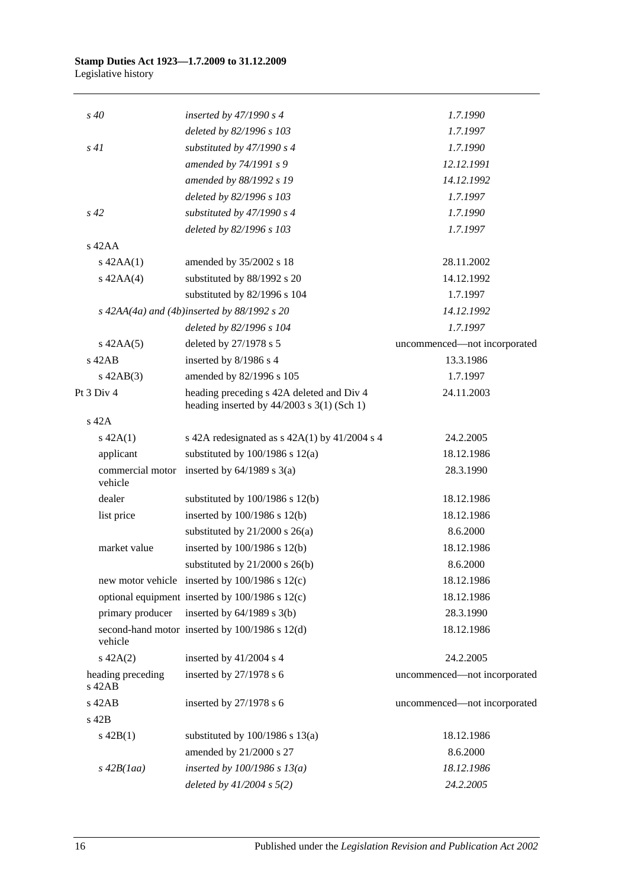| | | |
|---|---|---|
| *s 40* | *inserted by 47/1990 s 4* | *1.7.1990* |
| | *deleted by 82/1996 s 103* | *1.7.1997* |
| *s 41* | *substituted by 47/1990 s 4* | *1.7.1990* |
| | *amended by 74/1991 s 9* | *12.12.1991* |
| | *amended by 88/1992 s 19* | *14.12.1992* |
| | *deleted by 82/1996 s 103* | *1.7.1997* |
| *s 42* | *substituted by 47/1990 s 4* | *1.7.1990* |
| | *deleted by 82/1996 s 103* | *1.7.1997* |
| s 42AA | | |
| s 42AA(1) | amended by 35/2002 s 18 | 28.11.2002 |
| s 42AA(4) | substituted by 88/1992 s 20 | 14.12.1992 |
| | substituted by 82/1996 s 104 | 1.7.1997 |
| *s 42AA(4a) and (4b)* | *inserted by 88/1992 s 20* | *14.12.1992* |
| | *deleted by 82/1996 s 104* | *1.7.1997* |
| s 42AA(5) | deleted by 27/1978 s 5 | uncommenced—not incorporated |
| s 42AB | inserted by 8/1986 s 4 | 13.3.1986 |
| s 42AB(3) | amended by 82/1996 s 105 | 1.7.1997 |
| Pt 3 Div 4 | heading preceding s 42A deleted and Div 4 heading inserted by 44/2003 s 3(1) (Sch 1) | 24.11.2003 |
| s 42A | | |
| s 42A(1) | s 42A redesignated as s 42A(1) by 41/2004 s 4 | 24.2.2005 |
| applicant | substituted by 100/1986 s 12(a) | 18.12.1986 |
| commercial motor vehicle | inserted by 64/1989 s 3(a) | 28.3.1990 |
| dealer | substituted by 100/1986 s 12(b) | 18.12.1986 |
| list price | inserted by 100/1986 s 12(b) | 18.12.1986 |
| | substituted by 21/2000 s 26(a) | 8.6.2000 |
| market value | inserted by 100/1986 s 12(b) | 18.12.1986 |
| | substituted by 21/2000 s 26(b) | 8.6.2000 |
| new motor vehicle | inserted by 100/1986 s 12(c) | 18.12.1986 |
| optional equipment | inserted by 100/1986 s 12(c) | 18.12.1986 |
| primary producer | inserted by 64/1989 s 3(b) | 28.3.1990 |
| second-hand motor vehicle | inserted by 100/1986 s 12(d) | 18.12.1986 |
| s 42A(2) | inserted by 41/2004 s 4 | 24.2.2005 |
| heading preceding s 42AB | inserted by 27/1978 s 6 | uncommenced—not incorporated |
| s 42AB | inserted by 27/1978 s 6 | uncommenced—not incorporated |
| s 42B | | |
| s 42B(1) | substituted by 100/1986 s 13(a) | 18.12.1986 |
| | amended by 21/2000 s 27 | 8.6.2000 |
| *s 42B(1aa)* | *inserted by 100/1986 s 13(a)* | *18.12.1986* |
| | *deleted by 41/2004 s 5(2)* | *24.2.2005* |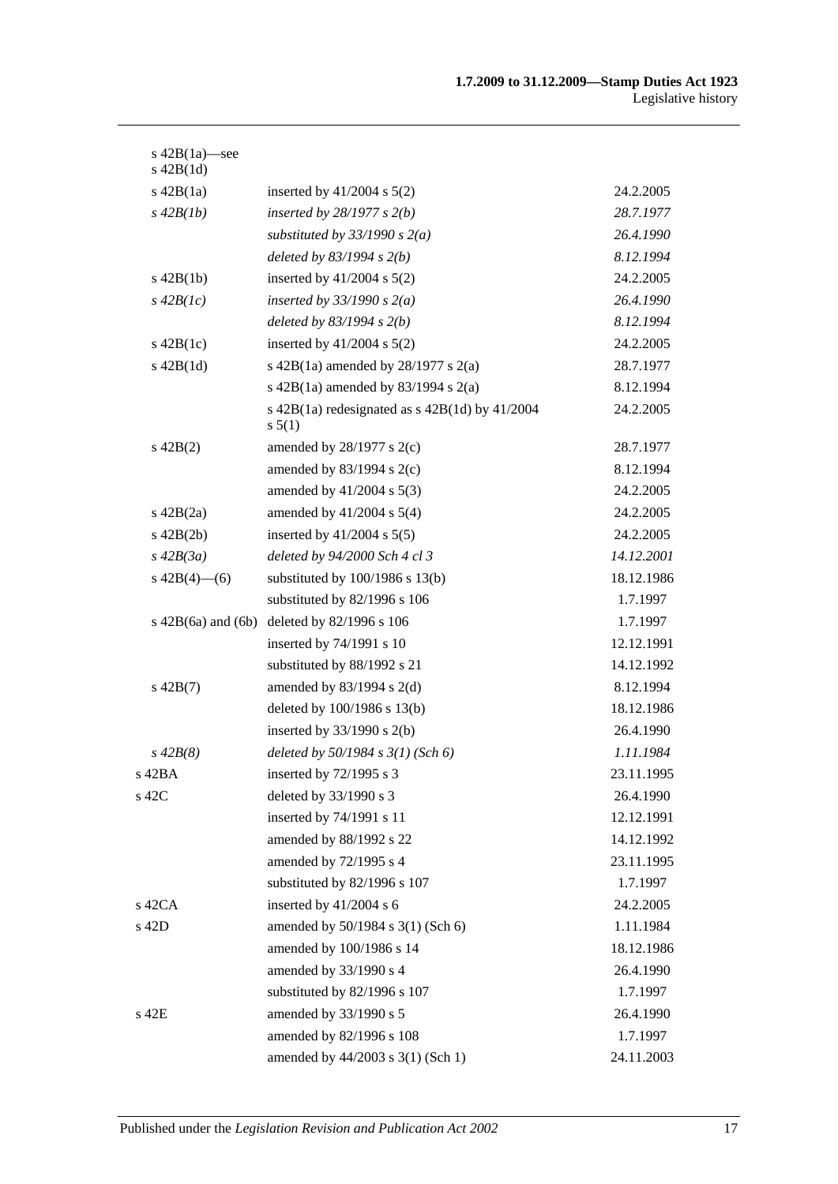| | | |
|---|---|---|
| s 42B(1a)—see s 42B(1d) | | |
| s 42B(1a) | inserted by 41/2004 s 5(2) | 24.2.2005 |
| *s 42B(1b)* | *inserted by 28/1977 s 2(b)* | *28.7.1977* |
| | *substituted by 33/1990 s 2(a)* | *26.4.1990* |
| | *deleted by 83/1994 s 2(b)* | *8.12.1994* |
| s 42B(1b) | inserted by 41/2004 s 5(2) | 24.2.2005 |
| *s 42B(1c)* | *inserted by 33/1990 s 2(a)* | *26.4.1990* |
| | *deleted by 83/1994 s 2(b)* | *8.12.1994* |
| s 42B(1c) | inserted by 41/2004 s 5(2) | 24.2.2005 |
| s 42B(1d) | s 42B(1a) amended by 28/1977 s 2(a) | 28.7.1977 |
| | s 42B(1a) amended by 83/1994 s 2(a) | 8.12.1994 |
| | s 42B(1a) redesignated as s 42B(1d) by 41/2004 s 5(1) | 24.2.2005 |
| s 42B(2) | amended by 28/1977 s 2(c) | 28.7.1977 |
| | amended by 83/1994 s 2(c) | 8.12.1994 |
| | amended by 41/2004 s 5(3) | 24.2.2005 |
| s 42B(2a) | amended by 41/2004 s 5(4) | 24.2.2005 |
| s 42B(2b) | inserted by 41/2004 s 5(5) | 24.2.2005 |
| *s 42B(3a)* | *deleted by 94/2000 Sch 4 cl 3* | *14.12.2001* |
| s 42B(4)—(6) | substituted by 100/1986 s 13(b) | 18.12.1986 |
| | substituted by 82/1996 s 106 | 1.7.1997 |
| s 42B(6a) and (6b) | deleted by 82/1996 s 106 | 1.7.1997 |
| | inserted by 74/1991 s 10 | 12.12.1991 |
| | substituted by 88/1992 s 21 | 14.12.1992 |
| s 42B(7) | amended by 83/1994 s 2(d) | 8.12.1994 |
| | deleted by 100/1986 s 13(b) | 18.12.1986 |
| | inserted by 33/1990 s 2(b) | 26.4.1990 |
| *s 42B(8)* | *deleted by 50/1984 s 3(1) (Sch 6)* | *1.11.1984* |
| s 42BA | inserted by 72/1995 s 3 | 23.11.1995 |
| s 42C | deleted by 33/1990 s 3 | 26.4.1990 |
| | inserted by 74/1991 s 11 | 12.12.1991 |
| | amended by 88/1992 s 22 | 14.12.1992 |
| | amended by 72/1995 s 4 | 23.11.1995 |
| | substituted by 82/1996 s 107 | 1.7.1997 |
| s 42CA | inserted by 41/2004 s 6 | 24.2.2005 |
| s 42D | amended by 50/1984 s 3(1) (Sch 6) | 1.11.1984 |
| | amended by 100/1986 s 14 | 18.12.1986 |
| | amended by 33/1990 s 4 | 26.4.1990 |
| | substituted by 82/1996 s 107 | 1.7.1997 |
| s 42E | amended by 33/1990 s 5 | 26.4.1990 |
| | amended by 82/1996 s 108 | 1.7.1997 |
| | amended by 44/2003 s 3(1) (Sch 1) | 24.11.2003 |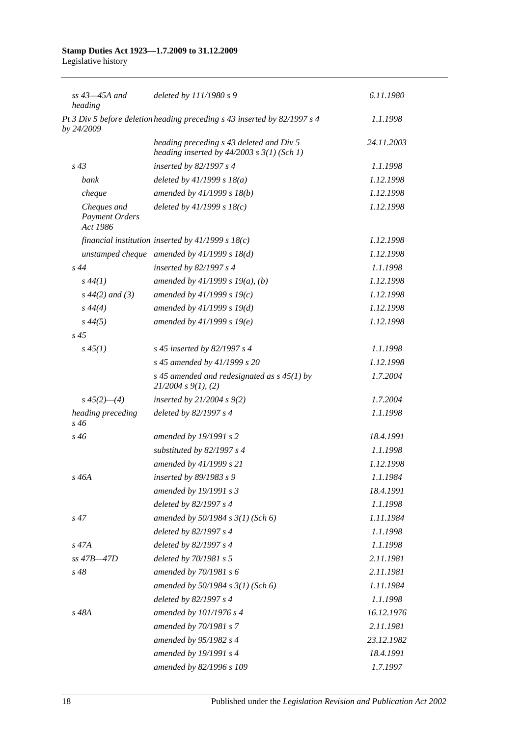| | | |
|---|---|---|
| *ss 43—45A and heading* | *deleted by 111/1980 s 9* | *6.11.1980* |
| *Pt 3 Div 5 before deletion by 24/2009* | *heading preceding s 43 inserted by 82/1997 s 4* | *1.1.1998* |
| | *heading preceding s 43 deleted and Div 5 heading inserted by 44/2003 s 3(1) (Sch 1)* | *24.11.2003* |
| *s 43* | *inserted by 82/1997 s 4* | *1.1.1998* |
| *bank* | *deleted by 41/1999 s 18(a)* | *1.12.1998* |
| *cheque* | *amended by 41/1999 s 18(b)* | *1.12.1998* |
| *Cheques and Payment Orders Act 1986* | *deleted by 41/1999 s 18(c)* | *1.12.1998* |
| *financial institution* | *inserted by 41/1999 s 18(c)* | *1.12.1998* |
| *unstamped cheque* | *amended by 41/1999 s 18(d)* | *1.12.1998* |
| *s 44* | *inserted by 82/1997 s 4* | *1.1.1998* |
| *s 44(1)* | *amended by 41/1999 s 19(a), (b)* | *1.12.1998* |
| *s 44(2) and (3)* | *amended by 41/1999 s 19(c)* | *1.12.1998* |
| *s 44(4)* | *amended by 41/1999 s 19(d)* | *1.12.1998* |
| *s 44(5)* | *amended by 41/1999 s 19(e)* | *1.12.1998* |
| *s 45* | | |
| *s 45(1)* | *s 45 inserted by 82/1997 s 4* | *1.1.1998* |
| | *s 45 amended by 41/1999 s 20* | *1.12.1998* |
| | *s 45 amended and redesignated as s 45(1) by 21/2004 s 9(1), (2)* | *1.7.2004* |
| *s 45(2)—(4)* | *inserted by 21/2004 s 9(2)* | *1.7.2004* |
| *heading preceding s 46* | *deleted by 82/1997 s 4* | *1.1.1998* |
| *s 46* | *amended by 19/1991 s 2* | *18.4.1991* |
| | *substituted by 82/1997 s 4* | *1.1.1998* |
| | *amended by 41/1999 s 21* | *1.12.1998* |
| *s 46A* | *inserted by 89/1983 s 9* | *1.1.1984* |
| | *amended by 19/1991 s 3* | *18.4.1991* |
| | *deleted by 82/1997 s 4* | *1.1.1998* |
| *s 47* | *amended by 50/1984 s 3(1) (Sch 6)* | *1.11.1984* |
| | *deleted by 82/1997 s 4* | *1.1.1998* |
| *s 47A* | *deleted by 82/1997 s 4* | *1.1.1998* |
| *ss 47B—47D* | *deleted by 70/1981 s 5* | *2.11.1981* |
| *s 48* | *amended by 70/1981 s 6* | *2.11.1981* |
| | *amended by 50/1984 s 3(1) (Sch 6)* | *1.11.1984* |
| | *deleted by 82/1997 s 4* | *1.1.1998* |
| *s 48A* | *amended by 101/1976 s 4* | *16.12.1976* |
| | *amended by 70/1981 s 7* | *2.11.1981* |
| | *amended by 95/1982 s 4* | *23.12.1982* |
| | *amended by 19/1991 s 4* | *18.4.1991* |
| | *amended by 82/1996 s 109* | *1.7.1997* |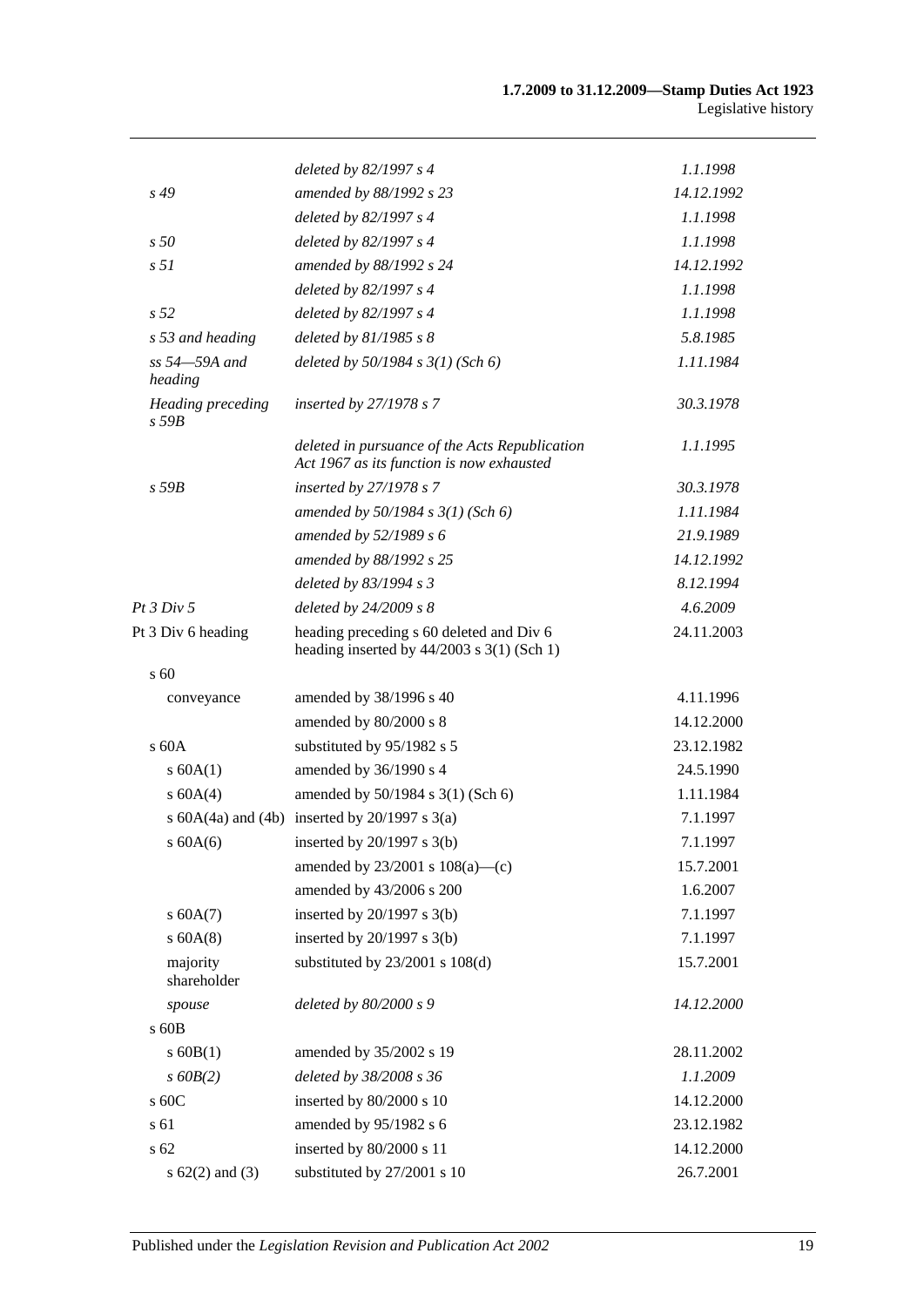| | | |
|---|---|---|
| | *deleted by 82/1997 s 4* | *1.1.1998* |
| *s 49* | *amended by 88/1992 s 23* | *14.12.1992* |
| | *deleted by 82/1997 s 4* | *1.1.1998* |
| *s 50* | *deleted by 82/1997 s 4* | *1.1.1998* |
| *s 51* | *amended by 88/1992 s 24* | *14.12.1992* |
| | *deleted by 82/1997 s 4* | *1.1.1998* |
| *s 52* | *deleted by 82/1997 s 4* | *1.1.1998* |
| *s 53 and heading* | *deleted by 81/1985 s 8* | *5.8.1985* |
| *ss 54—59A and heading* | *deleted by 50/1984 s 3(1) (Sch 6)* | *1.11.1984* |
| *Heading preceding s 59B* | *inserted by 27/1978 s 7* | *30.3.1978* |
| | *deleted in pursuance of the Acts Republication Act 1967 as its function is now exhausted* | *1.1.1995* |
| *s 59B* | *inserted by 27/1978 s 7* | *30.3.1978* |
| | *amended by 50/1984 s 3(1) (Sch 6)* | *1.11.1984* |
| | *amended by 52/1989 s 6* | *21.9.1989* |
| | *amended by 88/1992 s 25* | *14.12.1992* |
| | *deleted by 83/1994 s 3* | *8.12.1994* |
| *Pt 3 Div 5* | *deleted by 24/2009 s 8* | *4.6.2009* |
| Pt 3 Div 6 heading | heading preceding s 60 deleted and Div 6 heading inserted by 44/2003 s 3(1) (Sch 1) | 24.11.2003 |
| s 60 | | |
| conveyance | amended by 38/1996 s 40 | 4.11.1996 |
| | amended by 80/2000 s 8 | 14.12.2000 |
| s 60A | substituted by 95/1982 s 5 | 23.12.1982 |
| s 60A(1) | amended by 36/1990 s 4 | 24.5.1990 |
| s 60A(4) | amended by 50/1984 s 3(1) (Sch 6) | 1.11.1984 |
| s 60A(4a) and (4b) | inserted by 20/1997 s 3(a) | 7.1.1997 |
| s 60A(6) | inserted by 20/1997 s 3(b) | 7.1.1997 |
| | amended by 23/2001 s 108(a)—(c) | 15.7.2001 |
| | amended by 43/2006 s 200 | 1.6.2007 |
| s 60A(7) | inserted by 20/1997 s 3(b) | 7.1.1997 |
| s 60A(8) | inserted by 20/1997 s 3(b) | 7.1.1997 |
| majority shareholder | substituted by 23/2001 s 108(d) | 15.7.2001 |
| *spouse* | *deleted by 80/2000 s 9* | *14.12.2000* |
| s 60B | | |
| s 60B(1) | amended by 35/2002 s 19 | 28.11.2002 |
| *s 60B(2)* | *deleted by 38/2008 s 36* | *1.1.2009* |
| s 60C | inserted by 80/2000 s 10 | 14.12.2000 |
| s 61 | amended by 95/1982 s 6 | 23.12.1982 |
| s 62 | inserted by 80/2000 s 11 | 14.12.2000 |
| s 62(2) and (3) | substituted by 27/2001 s 10 | 26.7.2001 |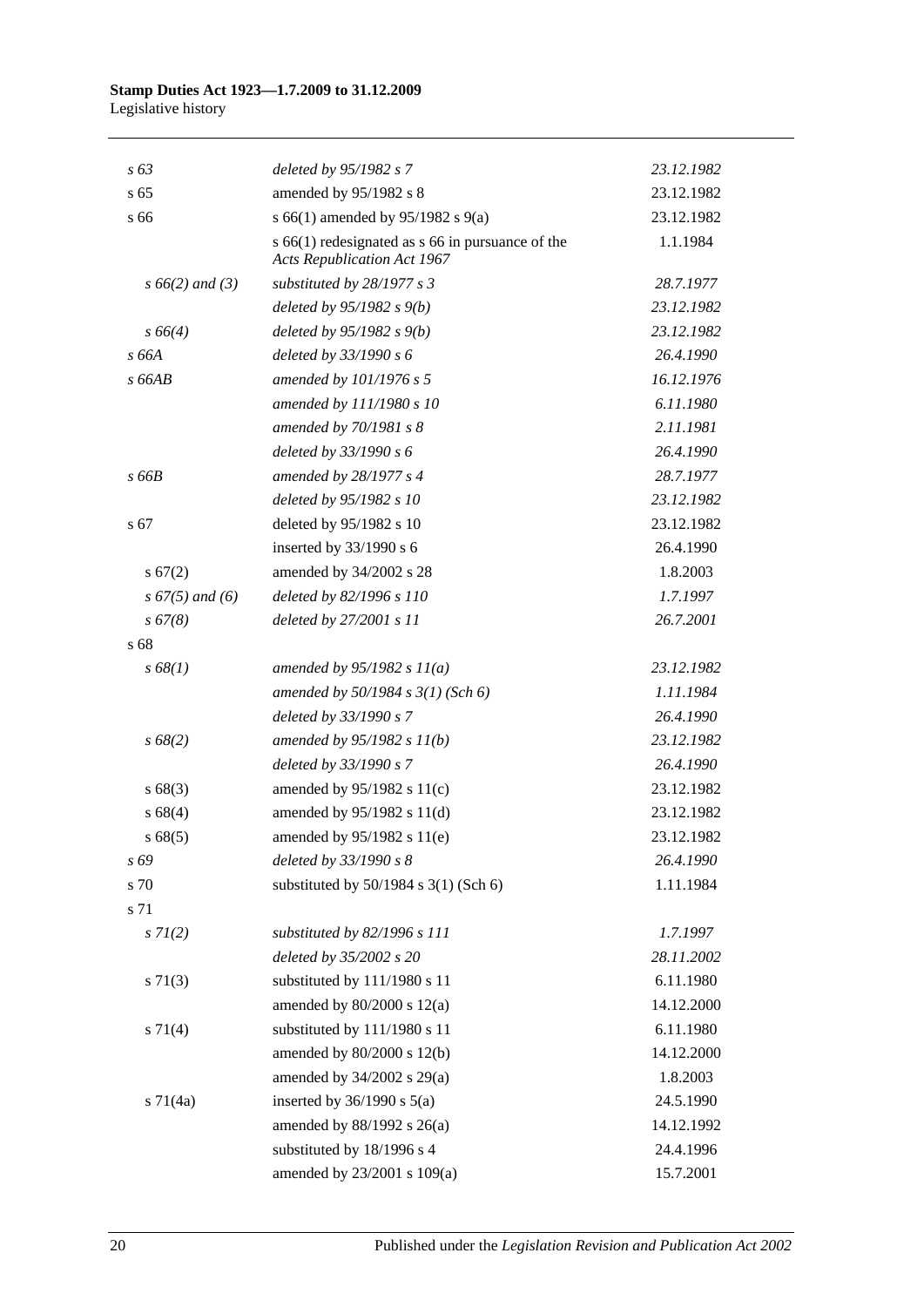| | | |
|---|---|---|
| *s 63* | *deleted by 95/1982 s 7* | *23.12.1982* |
| s 65 | amended by 95/1982 s 8 | 23.12.1982 |
| s 66 | s 66(1) amended by 95/1982 s 9(a) | 23.12.1982 |
| | s 66(1) redesignated as s 66 in pursuance of the *Acts Republication Act 1967* | 1.1.1984 |
| *s 66(2) and (3)* | *substituted by 28/1977 s 3* | *28.7.1977* |
| | *deleted by 95/1982 s 9(b)* | *23.12.1982* |
| *s 66(4)* | *deleted by 95/1982 s 9(b)* | *23.12.1982* |
| *s 66A* | *deleted by 33/1990 s 6* | *26.4.1990* |
| *s 66AB* | *amended by 101/1976 s 5* | *16.12.1976* |
| | *amended by 111/1980 s 10* | *6.11.1980* |
| | *amended by 70/1981 s 8* | *2.11.1981* |
| | *deleted by 33/1990 s 6* | *26.4.1990* |
| *s 66B* | *amended by 28/1977 s 4* | *28.7.1977* |
| | *deleted by 95/1982 s 10* | *23.12.1982* |
| s 67 | deleted by 95/1982 s 10 | 23.12.1982 |
| | inserted by 33/1990 s 6 | 26.4.1990 |
| s 67(2) | amended by 34/2002 s 28 | 1.8.2003 |
| *s 67(5) and (6)* | *deleted by 82/1996 s 110* | *1.7.1997* |
| *s 67(8)* | *deleted by 27/2001 s 11* | *26.7.2001* |
| s 68 | | |
| *s 68(1)* | *amended by 95/1982 s 11(a)* | *23.12.1982* |
| | *amended by 50/1984 s 3(1) (Sch 6)* | *1.11.1984* |
| | *deleted by 33/1990 s 7* | *26.4.1990* |
| *s 68(2)* | *amended by 95/1982 s 11(b)* | *23.12.1982* |
| | *deleted by 33/1990 s 7* | *26.4.1990* |
| s 68(3) | amended by 95/1982 s 11(c) | 23.12.1982 |
| s 68(4) | amended by 95/1982 s 11(d) | 23.12.1982 |
| s 68(5) | amended by 95/1982 s 11(e) | 23.12.1982 |
| *s 69* | *deleted by 33/1990 s 8* | *26.4.1990* |
| s 70 | substituted by 50/1984 s 3(1) (Sch 6) | 1.11.1984 |
| s 71 | | |
| *s 71(2)* | *substituted by 82/1996 s 111* | *1.7.1997* |
| | *deleted by 35/2002 s 20* | *28.11.2002* |
| s 71(3) | substituted by 111/1980 s 11 | 6.11.1980 |
| | amended by 80/2000 s 12(a) | 14.12.2000 |
| s 71(4) | substituted by 111/1980 s 11 | 6.11.1980 |
| | amended by 80/2000 s 12(b) | 14.12.2000 |
| | amended by 34/2002 s 29(a) | 1.8.2003 |
| s 71(4a) | inserted by 36/1990 s 5(a) | 24.5.1990 |
| | amended by 88/1992 s 26(a) | 14.12.1992 |
| | substituted by 18/1996 s 4 | 24.4.1996 |
| | amended by 23/2001 s 109(a) | 15.7.2001 |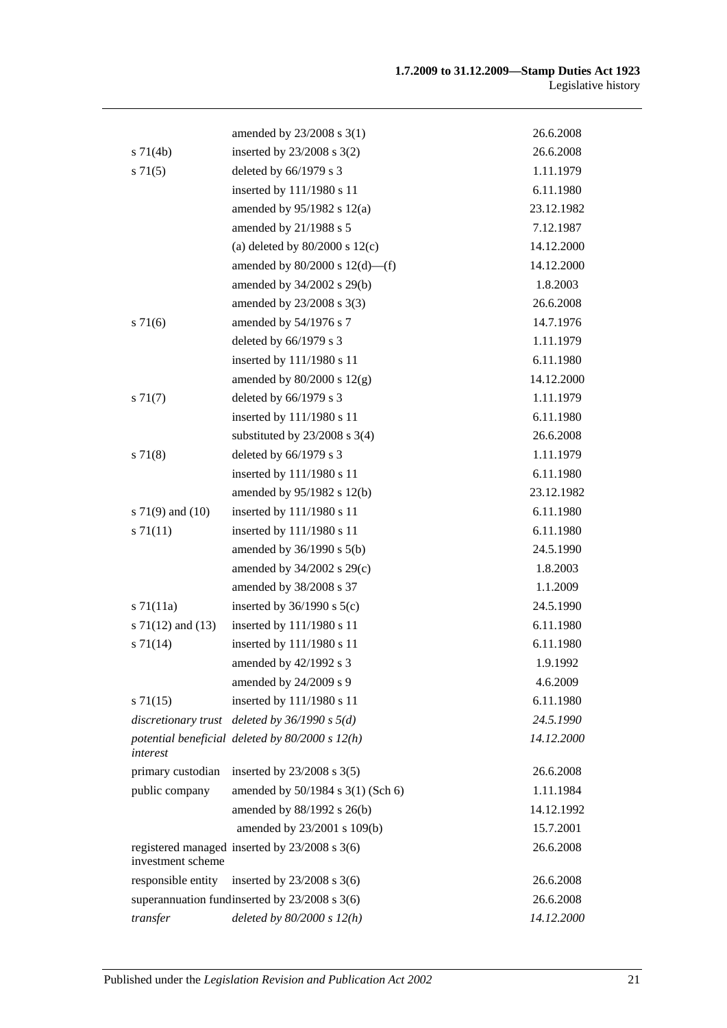| | | |
|---|---|---|
| | amended by 23/2008 s 3(1) | 26.6.2008 |
| s 71(4b) | inserted by 23/2008 s 3(2) | 26.6.2008 |
| s 71(5) | deleted by 66/1979 s 3 | 1.11.1979 |
| | inserted by 111/1980 s 11 | 6.11.1980 |
| | amended by 95/1982 s 12(a) | 23.12.1982 |
| | amended by 21/1988 s 5 | 7.12.1987 |
| | (a) deleted by 80/2000 s 12(c) | 14.12.2000 |
| | amended by 80/2000 s 12(d)—(f) | 14.12.2000 |
| | amended by 34/2002 s 29(b) | 1.8.2003 |
| | amended by 23/2008 s 3(3) | 26.6.2008 |
| s 71(6) | amended by 54/1976 s 7 | 14.7.1976 |
| | deleted by 66/1979 s 3 | 1.11.1979 |
| | inserted by 111/1980 s 11 | 6.11.1980 |
| | amended by 80/2000 s 12(g) | 14.12.2000 |
| s 71(7) | deleted by 66/1979 s 3 | 1.11.1979 |
| | inserted by 111/1980 s 11 | 6.11.1980 |
| | substituted by 23/2008 s 3(4) | 26.6.2008 |
| s 71(8) | deleted by 66/1979 s 3 | 1.11.1979 |
| | inserted by 111/1980 s 11 | 6.11.1980 |
| | amended by 95/1982 s 12(b) | 23.12.1982 |
| s 71(9) and (10) | inserted by 111/1980 s 11 | 6.11.1980 |
| s 71(11) | inserted by 111/1980 s 11 | 6.11.1980 |
| | amended by 36/1990 s 5(b) | 24.5.1990 |
| | amended by 34/2002 s 29(c) | 1.8.2003 |
| | amended by 38/2008 s 37 | 1.1.2009 |
| s 71(11a) | inserted by 36/1990 s 5(c) | 24.5.1990 |
| s 71(12) and (13) | inserted by 111/1980 s 11 | 6.11.1980 |
| s 71(14) | inserted by 111/1980 s 11 | 6.11.1980 |
| | amended by 42/1992 s 3 | 1.9.1992 |
| | amended by 24/2009 s 9 | 4.6.2009 |
| s 71(15) | inserted by 111/1980 s 11 | 6.11.1980 |
| *discretionary trust* | *deleted by 36/1990 s 5(d)* | *24.5.1990* |
| *potential beneficial interest* | *deleted by 80/2000 s 12(h)* | *14.12.2000* |
| primary custodian | inserted by 23/2008 s 3(5) | 26.6.2008 |
| public company | amended by 50/1984 s 3(1) (Sch 6) | 1.11.1984 |
| | amended by 88/1992 s 26(b) | 14.12.1992 |
| | amended by 23/2001 s 109(b) | 15.7.2001 |
| registered managed investment scheme | inserted by 23/2008 s 3(6) | 26.6.2008 |
| responsible entity | inserted by 23/2008 s 3(6) | 26.6.2008 |
| superannuation fund | inserted by 23/2008 s 3(6) | 26.6.2008 |
| *transfer* | *deleted by 80/2000 s 12(h)* | *14.12.2000* |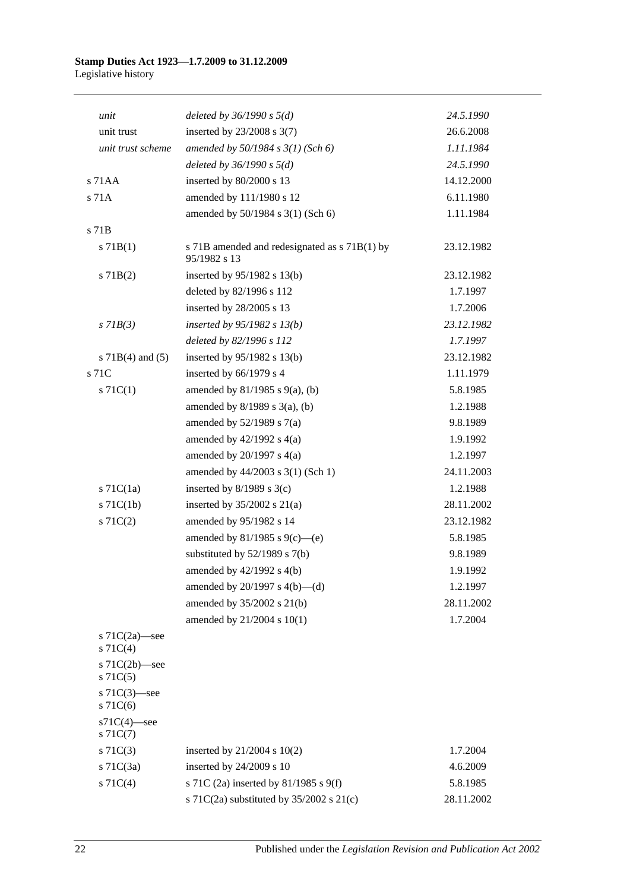| | | |
|---|---|---|
| *unit* | *deleted by 36/1990 s 5(d)* | *24.5.1990* |
| unit trust | inserted by 23/2008 s 3(7) | 26.6.2008 |
| *unit trust scheme* | *amended by 50/1984 s 3(1) (Sch 6)* | *1.11.1984* |
| | *deleted by 36/1990 s 5(d)* | *24.5.1990* |
| s 71AA | inserted by 80/2000 s 13 | 14.12.2000 |
| s 71A | amended by 111/1980 s 12 | 6.11.1980 |
| | amended by 50/1984 s 3(1) (Sch 6) | 1.11.1984 |
| s 71B | | |
| s 71B(1) | s 71B amended and redesignated as s 71B(1) by 95/1982 s 13 | 23.12.1982 |
| s 71B(2) | inserted by 95/1982 s 13(b) | 23.12.1982 |
| | deleted by 82/1996 s 112 | 1.7.1997 |
| | inserted by 28/2005 s 13 | 1.7.2006 |
| *s 71B(3)* | *inserted by 95/1982 s 13(b)* | *23.12.1982* |
| | *deleted by 82/1996 s 112* | *1.7.1997* |
| s 71B(4) and (5) | inserted by 95/1982 s 13(b) | 23.12.1982 |
| s 71C | inserted by 66/1979 s 4 | 1.11.1979 |
| s 71C(1) | amended by 81/1985 s 9(a), (b) | 5.8.1985 |
| | amended by 8/1989 s 3(a), (b) | 1.2.1988 |
| | amended by 52/1989 s 7(a) | 9.8.1989 |
| | amended by 42/1992 s 4(a) | 1.9.1992 |
| | amended by 20/1997 s 4(a) | 1.2.1997 |
| | amended by 44/2003 s 3(1) (Sch 1) | 24.11.2003 |
| s 71C(1a) | inserted by 8/1989 s 3(c) | 1.2.1988 |
| s 71C(1b) | inserted by 35/2002 s 21(a) | 28.11.2002 |
| s 71C(2) | amended by 95/1982 s 14 | 23.12.1982 |
| | amended by 81/1985 s 9(c)—(e) | 5.8.1985 |
| | substituted by 52/1989 s 7(b) | 9.8.1989 |
| | amended by 42/1992 s 4(b) | 1.9.1992 |
| | amended by 20/1997 s 4(b)—(d) | 1.2.1997 |
| | amended by 35/2002 s 21(b) | 28.11.2002 |
| | amended by 21/2004 s 10(1) | 1.7.2004 |
| s 71C(2a)—see s 71C(4) | | |
| s 71C(2b)—see s 71C(5) | | |
| s 71C(3)—see s 71C(6) | | |
| s71C(4)—see s 71C(7) | | |
| s 71C(3) | inserted by 21/2004 s 10(2) | 1.7.2004 |
| s 71C(3a) | inserted by 24/2009 s 10 | 4.6.2009 |
| s 71C(4) | s 71C (2a) inserted by 81/1985 s 9(f) | 5.8.1985 |
| | s 71C(2a) substituted by 35/2002 s 21(c) | 28.11.2002 |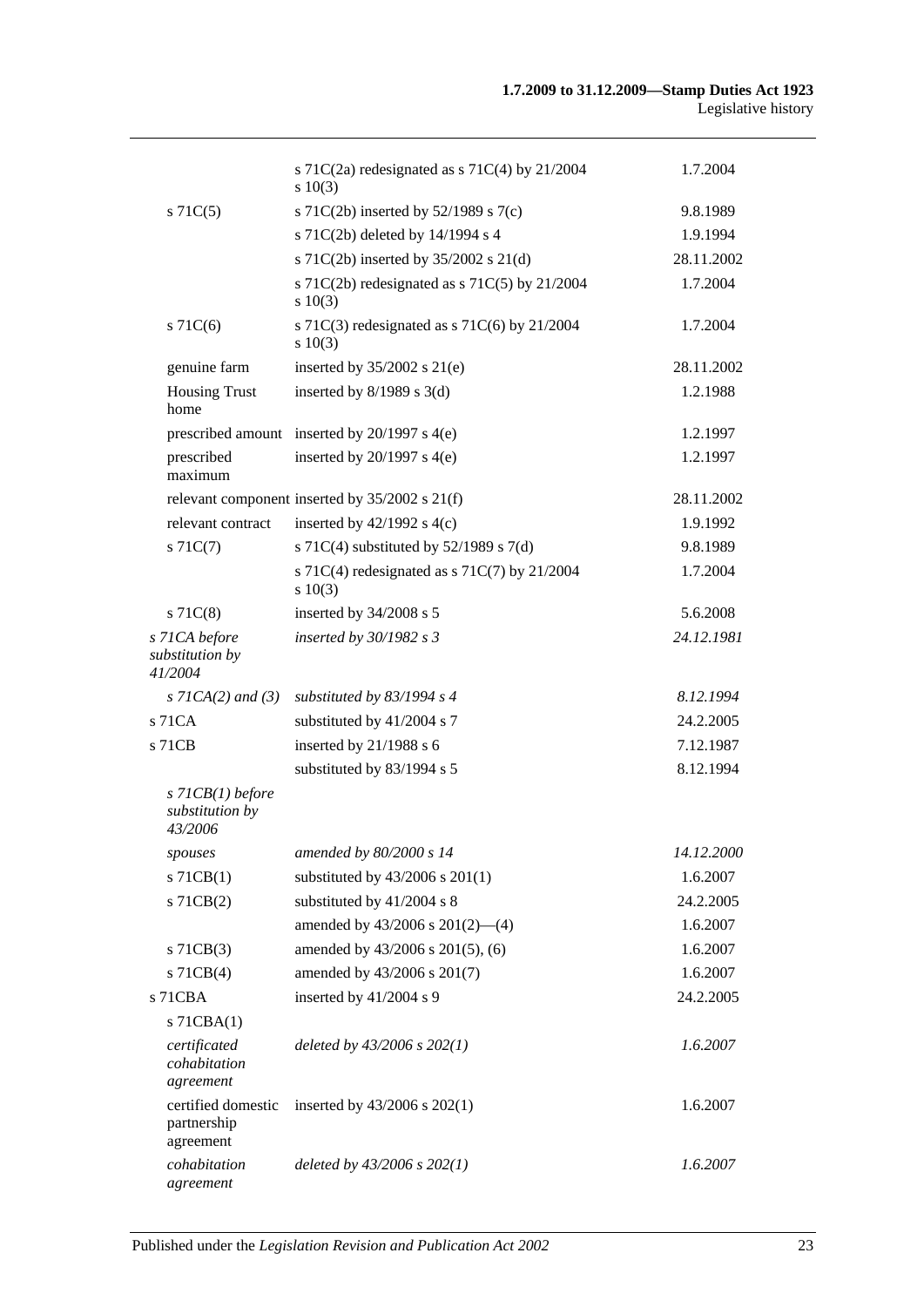| | | |
|---|---|---|
| | s 71C(2a) redesignated as s 71C(4) by 21/2004 s 10(3) | 1.7.2004 |
| s 71C(5) | s 71C(2b) inserted by 52/1989 s 7(c) | 9.8.1989 |
| | s 71C(2b) deleted by 14/1994 s 4 | 1.9.1994 |
| | s 71C(2b) inserted by 35/2002 s 21(d) | 28.11.2002 |
| | s 71C(2b) redesignated as s 71C(5) by 21/2004 s 10(3) | 1.7.2004 |
| s 71C(6) | s 71C(3) redesignated as s 71C(6) by 21/2004 s 10(3) | 1.7.2004 |
| genuine farm | inserted by 35/2002 s 21(e) | 28.11.2002 |
| Housing Trust home | inserted by 8/1989 s 3(d) | 1.2.1988 |
| prescribed amount | inserted by 20/1997 s 4(e) | 1.2.1997 |
| prescribed maximum | inserted by 20/1997 s 4(e) | 1.2.1997 |
| relevant component | inserted by 35/2002 s 21(f) | 28.11.2002 |
| relevant contract | inserted by 42/1992 s 4(c) | 1.9.1992 |
| s 71C(7) | s 71C(4) substituted by 52/1989 s 7(d) | 9.8.1989 |
| | s 71C(4) redesignated as s 71C(7) by 21/2004 s 10(3) | 1.7.2004 |
| s 71C(8) | inserted by 34/2008 s 5 | 5.6.2008 |
| *s 71CA before substitution by 41/2004* | *inserted by 30/1982 s 3* | *24.12.1981* |
| *s 71CA(2) and (3)* | *substituted by 83/1994 s 4* | *8.12.1994* |
| s 71CA | substituted by 41/2004 s 7 | 24.2.2005 |
| s 71CB | inserted by 21/1988 s 6 | 7.12.1987 |
| | substituted by 83/1994 s 5 | 8.12.1994 |
| *s 71CB(1) before substitution by 43/2006* | | |
| *spouses* | *amended by 80/2000 s 14* | *14.12.2000* |
| s 71CB(1) | substituted by 43/2006 s 201(1) | 1.6.2007 |
| s 71CB(2) | substituted by 41/2004 s 8 | 24.2.2005 |
| | amended by 43/2006 s 201(2)—(4) | 1.6.2007 |
| s 71CB(3) | amended by 43/2006 s 201(5), (6) | 1.6.2007 |
| s 71CB(4) | amended by 43/2006 s 201(7) | 1.6.2007 |
| s 71CBA | inserted by 41/2004 s 9 | 24.2.2005 |
| s 71CBA(1) | | |
| *certificated cohabitation agreement* | *deleted by 43/2006 s 202(1)* | *1.6.2007* |
| certified domestic partnership agreement | inserted by 43/2006 s 202(1) | 1.6.2007 |
| *cohabitation agreement* | *deleted by 43/2006 s 202(1)* | *1.6.2007* |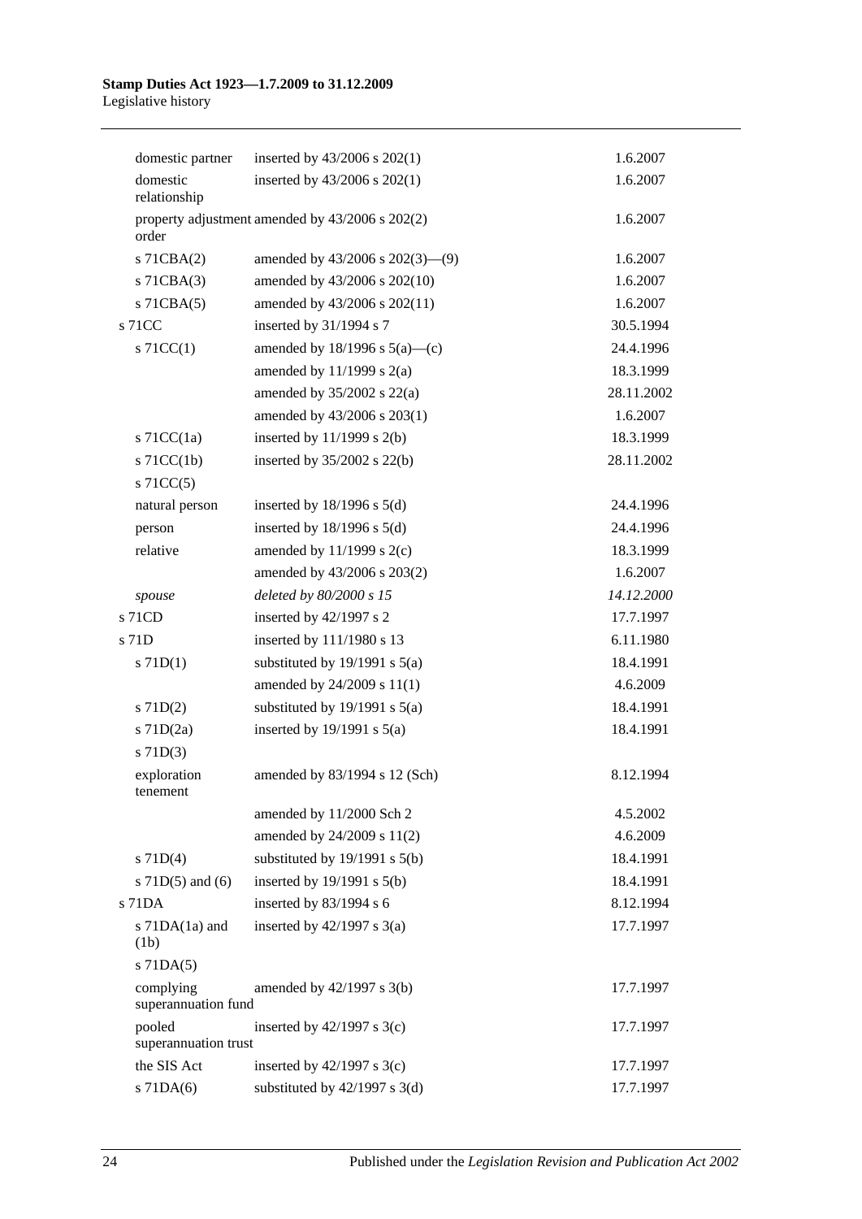| | | |
|---|---|---|
| domestic partner | inserted by 43/2006 s 202(1) | 1.6.2007 |
| domestic relationship | inserted by 43/2006 s 202(1) | 1.6.2007 |
| property adjustment order | amended by 43/2006 s 202(2) | 1.6.2007 |
| s 71CBA(2) | amended by 43/2006 s 202(3)—(9) | 1.6.2007 |
| s 71CBA(3) | amended by 43/2006 s 202(10) | 1.6.2007 |
| s 71CBA(5) | amended by 43/2006 s 202(11) | 1.6.2007 |
| s 71CC | inserted by 31/1994 s 7 | 30.5.1994 |
| s 71CC(1) | amended by 18/1996 s 5(a)—(c) | 24.4.1996 |
| | amended by 11/1999 s 2(a) | 18.3.1999 |
| | amended by 35/2002 s 22(a) | 28.11.2002 |
| | amended by 43/2006 s 203(1) | 1.6.2007 |
| s 71CC(1a) | inserted by 11/1999 s 2(b) | 18.3.1999 |
| s 71CC(1b) | inserted by 35/2002 s 22(b) | 28.11.2002 |
| s 71CC(5) | | |
| natural person | inserted by 18/1996 s 5(d) | 24.4.1996 |
| person | inserted by 18/1996 s 5(d) | 24.4.1996 |
| relative | amended by 11/1999 s 2(c) | 18.3.1999 |
| | amended by 43/2006 s 203(2) | 1.6.2007 |
| *spouse* | *deleted by 80/2000 s 15* | *14.12.2000* |
| s 71CD | inserted by 42/1997 s 2 | 17.7.1997 |
| s 71D | inserted by 111/1980 s 13 | 6.11.1980 |
| s 71D(1) | substituted by 19/1991 s 5(a) | 18.4.1991 |
| | amended by 24/2009 s 11(1) | 4.6.2009 |
| s 71D(2) | substituted by 19/1991 s 5(a) | 18.4.1991 |
| s 71D(2a) | inserted by 19/1991 s 5(a) | 18.4.1991 |
| s 71D(3) | | |
| exploration tenement | amended by 83/1994 s 12 (Sch) | 8.12.1994 |
| | amended by 11/2000 Sch 2 | 4.5.2002 |
| | amended by 24/2009 s 11(2) | 4.6.2009 |
| s 71D(4) | substituted by 19/1991 s 5(b) | 18.4.1991 |
| s 71D(5) and (6) | inserted by 19/1991 s 5(b) | 18.4.1991 |
| s 71DA | inserted by 83/1994 s 6 | 8.12.1994 |
| s 71DA(1a) and (1b) | inserted by 42/1997 s 3(a) | 17.7.1997 |
| s 71DA(5) | | |
| complying superannuation fund | amended by 42/1997 s 3(b) | 17.7.1997 |
| pooled superannuation trust | inserted by 42/1997 s 3(c) | 17.7.1997 |
| the SIS Act | inserted by 42/1997 s 3(c) | 17.7.1997 |
| s 71DA(6) | substituted by 42/1997 s 3(d) | 17.7.1997 |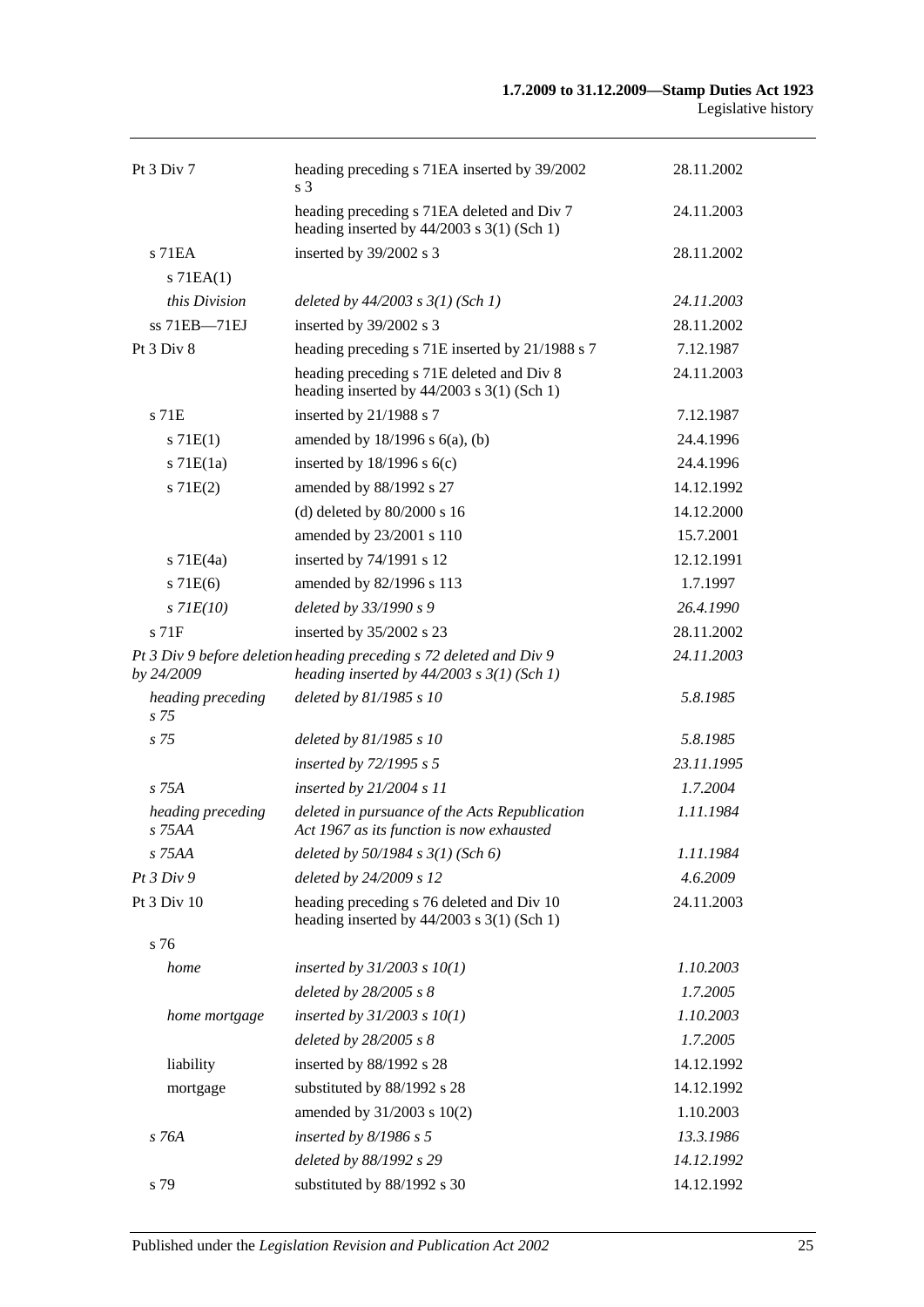| | | |
|---|---|---|
| Pt 3 Div 7 | heading preceding s 71EA inserted by 39/2002 s 3 | 28.11.2002 |
| | heading preceding s 71EA deleted and Div 7 heading inserted by 44/2003 s 3(1) (Sch 1) | 24.11.2003 |
| s 71EA | inserted by 39/2002 s 3 | 28.11.2002 |
| s 71EA(1) | | |
| *this Division* | *deleted by 44/2003 s 3(1) (Sch 1)* | *24.11.2003* |
| ss 71EB—71EJ | inserted by 39/2002 s 3 | 28.11.2002 |
| Pt 3 Div 8 | heading preceding s 71E inserted by 21/1988 s 7 | 7.12.1987 |
| | heading preceding s 71E deleted and Div 8 heading inserted by 44/2003 s 3(1) (Sch 1) | 24.11.2003 |
| s 71E | inserted by 21/1988 s 7 | 7.12.1987 |
| s 71E(1) | amended by 18/1996 s 6(a), (b) | 24.4.1996 |
| s 71E(1a) | inserted by 18/1996 s 6(c) | 24.4.1996 |
| s 71E(2) | amended by 88/1992 s 27 | 14.12.1992 |
| | (d) deleted by 80/2000 s 16 | 14.12.2000 |
| | amended by 23/2001 s 110 | 15.7.2001 |
| s 71E(4a) | inserted by 74/1991 s 12 | 12.12.1991 |
| s 71E(6) | amended by 82/1996 s 113 | 1.7.1997 |
| *s 71E(10)* | *deleted by 33/1990 s 9* | *26.4.1990* |
| s 71F | inserted by 35/2002 s 23 | 28.11.2002 |
| *Pt 3 Div 9 before deletion by 24/2009* | *heading preceding s 72 deleted and Div 9 heading inserted by 44/2003 s 3(1) (Sch 1)* | *24.11.2003* |
| *heading preceding s 75* | *deleted by 81/1985 s 10* | *5.8.1985* |
| *s 75* | *deleted by 81/1985 s 10* | *5.8.1985* |
| | *inserted by 72/1995 s 5* | *23.11.1995* |
| *s 75A* | *inserted by 21/2004 s 11* | *1.7.2004* |
| *heading preceding s 75AA* | *deleted in pursuance of the Acts Republication Act 1967 as its function is now exhausted* | *1.11.1984* |
| *s 75AA* | *deleted by 50/1984 s 3(1) (Sch 6)* | *1.11.1984* |
| *Pt 3 Div 9* | *deleted by 24/2009 s 12* | *4.6.2009* |
| Pt 3 Div 10 | heading preceding s 76 deleted and Div 10 heading inserted by 44/2003 s 3(1) (Sch 1) | 24.11.2003 |
| s 76 | | |
| *home* | *inserted by 31/2003 s 10(1)* | *1.10.2003* |
| | *deleted by 28/2005 s 8* | *1.7.2005* |
| *home mortgage* | *inserted by 31/2003 s 10(1)* | *1.10.2003* |
| | *deleted by 28/2005 s 8* | *1.7.2005* |
| liability | inserted by 88/1992 s 28 | 14.12.1992 |
| mortgage | substituted by 88/1992 s 28 | 14.12.1992 |
| | amended by 31/2003 s 10(2) | 1.10.2003 |
| *s 76A* | *inserted by 8/1986 s 5* | *13.3.1986* |
| | *deleted by 88/1992 s 29* | *14.12.1992* |
| s 79 | substituted by 88/1992 s 30 | 14.12.1992 |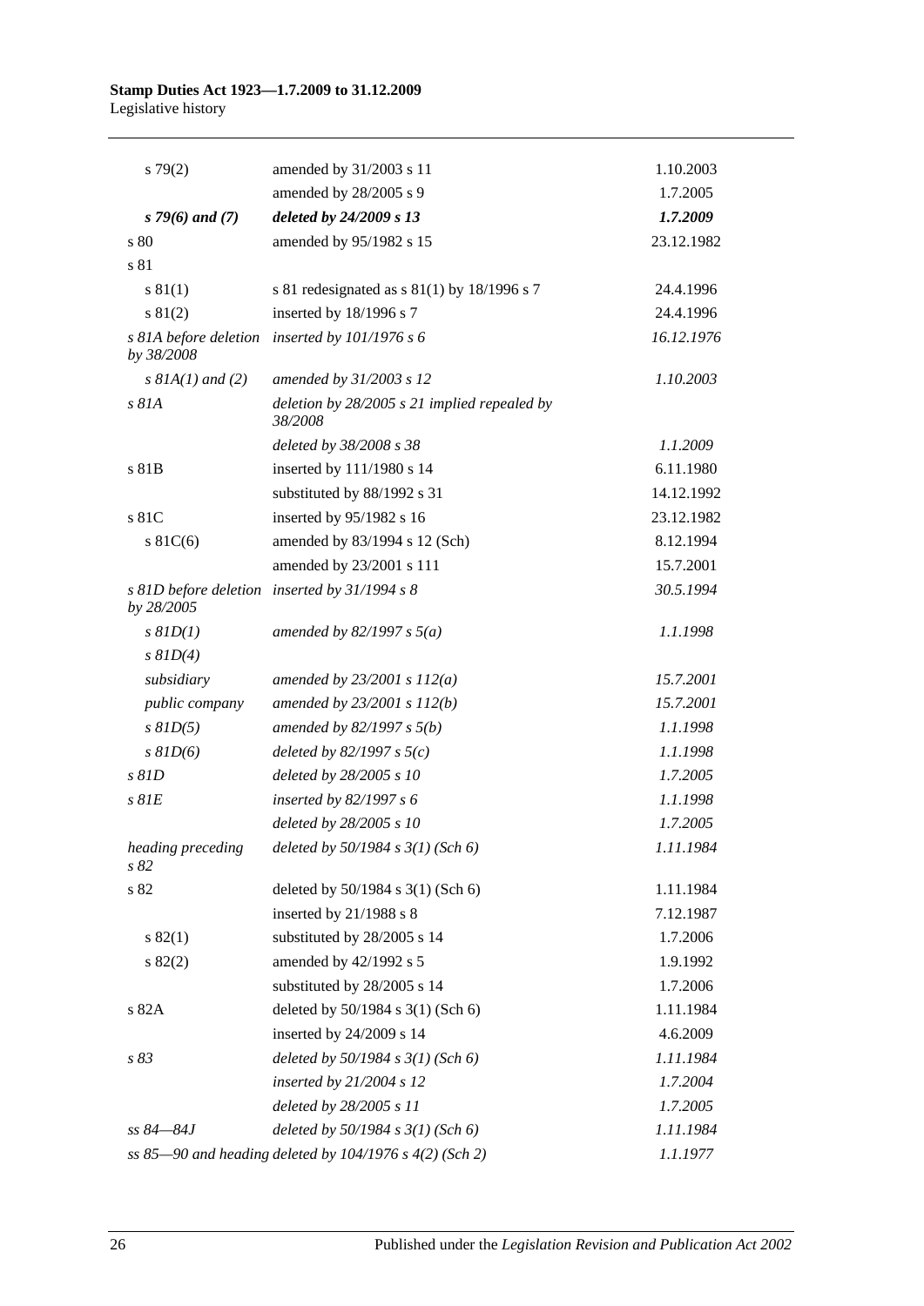| | | |
|---|---|---|
| s 79(2) | amended by 31/2003 s 11 | 1.10.2003 |
| | amended by 28/2005 s 9 | 1.7.2005 |
| ***s 79(6) and (7)*** | ***deleted by 24/2009 s 13*** | ***1.7.2009*** |
| s 80 | amended by 95/1982 s 15 | 23.12.1982 |
| s 81 | | |
| s 81(1) | s 81 redesignated as s 81(1) by 18/1996 s 7 | 24.4.1996 |
| s 81(2) | inserted by 18/1996 s 7 | 24.4.1996 |
| *s 81A before deletion by 38/2008* | *inserted by 101/1976 s 6* | *16.12.1976* |
| *s 81A(1) and (2)* | *amended by 31/2003 s 12* | *1.10.2003* |
| *s 81A* | *deletion by 28/2005 s 21 implied repealed by 38/2008* | |
| | *deleted by 38/2008 s 38* | *1.1.2009* |
| s 81B | inserted by 111/1980 s 14 | 6.11.1980 |
| | substituted by 88/1992 s 31 | 14.12.1992 |
| s 81C | inserted by 95/1982 s 16 | 23.12.1982 |
| s 81C(6) | amended by 83/1994 s 12 (Sch) | 8.12.1994 |
| | amended by 23/2001 s 111 | 15.7.2001 |
| *s 81D before deletion by 28/2005* | *inserted by 31/1994 s 8* | *30.5.1994* |
| *s 81D(1)* | *amended by 82/1997 s 5(a)* | *1.1.1998* |
| *s 81D(4)* | | |
| *subsidiary* | *amended by 23/2001 s 112(a)* | *15.7.2001* |
| *public company* | *amended by 23/2001 s 112(b)* | *15.7.2001* |
| *s 81D(5)* | *amended by 82/1997 s 5(b)* | *1.1.1998* |
| *s 81D(6)* | *deleted by 82/1997 s 5(c)* | *1.1.1998* |
| *s 81D* | *deleted by 28/2005 s 10* | *1.7.2005* |
| *s 81E* | *inserted by 82/1997 s 6* | *1.1.1998* |
| | *deleted by 28/2005 s 10* | *1.7.2005* |
| *heading preceding s 82* | *deleted by 50/1984 s 3(1) (Sch 6)* | *1.11.1984* |
| s 82 | deleted by 50/1984 s 3(1) (Sch 6) | 1.11.1984 |
| | inserted by 21/1988 s 8 | 7.12.1987 |
| s 82(1) | substituted by 28/2005 s 14 | 1.7.2006 |
| s 82(2) | amended by 42/1992 s 5 | 1.9.1992 |
| | substituted by 28/2005 s 14 | 1.7.2006 |
| s 82A | deleted by 50/1984 s 3(1) (Sch 6) | 1.11.1984 |
| | inserted by 24/2009 s 14 | 4.6.2009 |
| *s 83* | *deleted by 50/1984 s 3(1) (Sch 6)* | *1.11.1984* |
| | *inserted by 21/2004 s 12* | *1.7.2004* |
| | *deleted by 28/2005 s 11* | *1.7.2005* |
| *ss 84—84J* | *deleted by 50/1984 s 3(1) (Sch 6)* | *1.11.1984* |
| *ss 85—90 and heading deleted by 104/1976 s 4(2) (Sch 2)* | | *1.1.1977* |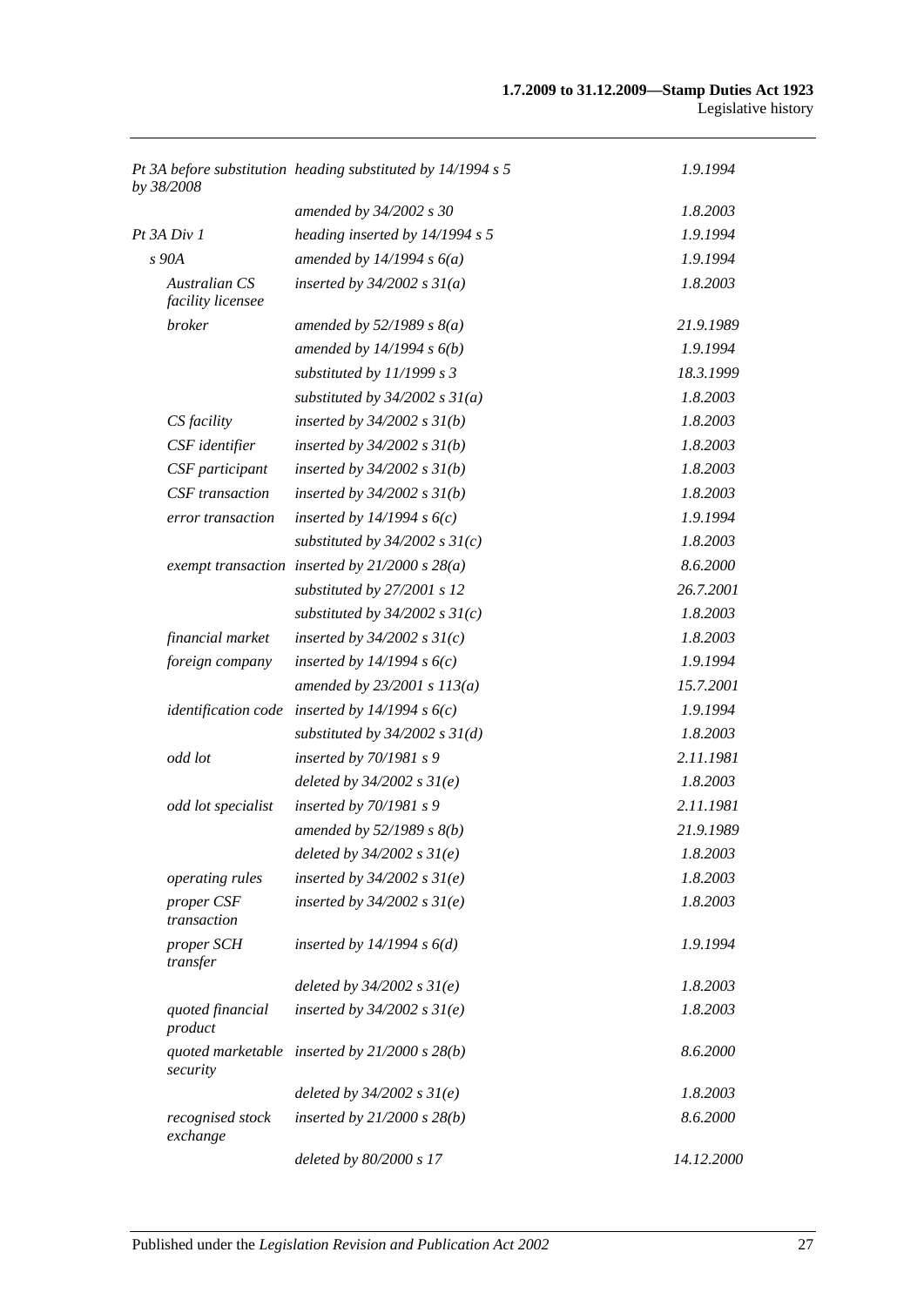| | | |
|---|---|---|
| *Pt 3A before substitution by 38/2008* | *heading substituted by 14/1994 s 5* | *1.9.1994* |
| | *amended by 34/2002 s 30* | *1.8.2003* |
| *Pt 3A Div 1* | *heading inserted by 14/1994 s 5* | *1.9.1994* |
| *s 90A* | *amended by 14/1994 s 6(a)* | *1.9.1994* |
| *Australian CS facility licensee* | *inserted by 34/2002 s 31(a)* | *1.8.2003* |
| *broker* | *amended by 52/1989 s 8(a)* | *21.9.1989* |
| | *amended by 14/1994 s 6(b)* | *1.9.1994* |
| | *substituted by 11/1999 s 3* | *18.3.1999* |
| | *substituted by 34/2002 s 31(a)* | *1.8.2003* |
| *CS facility* | *inserted by 34/2002 s 31(b)* | *1.8.2003* |
| *CSF identifier* | *inserted by 34/2002 s 31(b)* | *1.8.2003* |
| *CSF participant* | *inserted by 34/2002 s 31(b)* | *1.8.2003* |
| *CSF transaction* | *inserted by 34/2002 s 31(b)* | *1.8.2003* |
| *error transaction* | *inserted by 14/1994 s 6(c)* | *1.9.1994* |
| | *substituted by 34/2002 s 31(c)* | *1.8.2003* |
| *exempt transaction* | *inserted by 21/2000 s 28(a)* | *8.6.2000* |
| | *substituted by 27/2001 s 12* | *26.7.2001* |
| | *substituted by 34/2002 s 31(c)* | *1.8.2003* |
| *financial market* | *inserted by 34/2002 s 31(c)* | *1.8.2003* |
| *foreign company* | *inserted by 14/1994 s 6(c)* | *1.9.1994* |
| | *amended by 23/2001 s 113(a)* | *15.7.2001* |
| *identification code* | *inserted by 14/1994 s 6(c)* | *1.9.1994* |
| | *substituted by 34/2002 s 31(d)* | *1.8.2003* |
| *odd lot* | *inserted by 70/1981 s 9* | *2.11.1981* |
| | *deleted by 34/2002 s 31(e)* | *1.8.2003* |
| *odd lot specialist* | *inserted by 70/1981 s 9* | *2.11.1981* |
| | *amended by 52/1989 s 8(b)* | *21.9.1989* |
| | *deleted by 34/2002 s 31(e)* | *1.8.2003* |
| *operating rules* | *inserted by 34/2002 s 31(e)* | *1.8.2003* |
| *proper CSF transaction* | *inserted by 34/2002 s 31(e)* | *1.8.2003* |
| *proper SCH transfer* | *inserted by 14/1994 s 6(d)* | *1.9.1994* |
| | *deleted by 34/2002 s 31(e)* | *1.8.2003* |
| *quoted financial product* | *inserted by 34/2002 s 31(e)* | *1.8.2003* |
| *quoted marketable security* | *inserted by 21/2000 s 28(b)* | *8.6.2000* |
| | *deleted by 34/2002 s 31(e)* | *1.8.2003* |
| *recognised stock exchange* | *inserted by 21/2000 s 28(b)* | *8.6.2000* |
| | *deleted by 80/2000 s 17* | *14.12.2000* |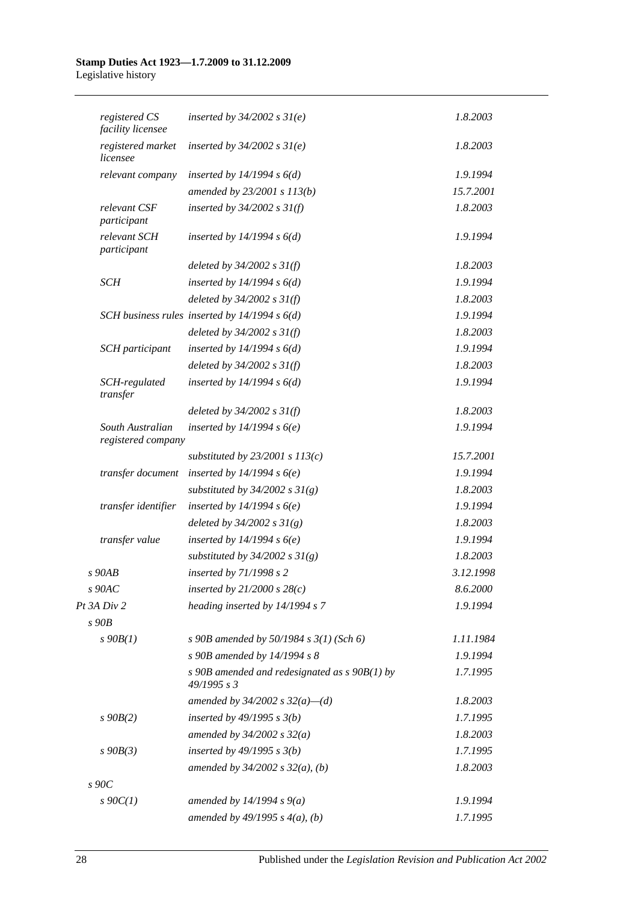| | | |
|---|---|---|
| *registered CS facility licensee* | *inserted by 34/2002 s 31(e)* | *1.8.2003* |
| *registered market licensee* | *inserted by 34/2002 s 31(e)* | *1.8.2003* |
| *relevant company* | *inserted by 14/1994 s 6(d)* | *1.9.1994* |
| | *amended by 23/2001 s 113(b)* | *15.7.2001* |
| *relevant CSF participant* | *inserted by 34/2002 s 31(f)* | *1.8.2003* |
| *relevant SCH participant* | *inserted by 14/1994 s 6(d)* | *1.9.1994* |
| | *deleted by 34/2002 s 31(f)* | *1.8.2003* |
| *SCH* | *inserted by 14/1994 s 6(d)* | *1.9.1994* |
| | *deleted by 34/2002 s 31(f)* | *1.8.2003* |
| *SCH business rules* | *inserted by 14/1994 s 6(d)* | *1.9.1994* |
| | *deleted by 34/2002 s 31(f)* | *1.8.2003* |
| *SCH participant* | *inserted by 14/1994 s 6(d)* | *1.9.1994* |
| | *deleted by 34/2002 s 31(f)* | *1.8.2003* |
| *SCH-regulated transfer* | *inserted by 14/1994 s 6(d)* | *1.9.1994* |
| | *deleted by 34/2002 s 31(f)* | *1.8.2003* |
| *South Australian registered company* | *inserted by 14/1994 s 6(e)* | *1.9.1994* |
| | *substituted by 23/2001 s 113(c)* | *15.7.2001* |
| *transfer document* | *inserted by 14/1994 s 6(e)* | *1.9.1994* |
| | *substituted by 34/2002 s 31(g)* | *1.8.2003* |
| *transfer identifier* | *inserted by 14/1994 s 6(e)* | *1.9.1994* |
| | *deleted by 34/2002 s 31(g)* | *1.8.2003* |
| *transfer value* | *inserted by 14/1994 s 6(e)* | *1.9.1994* |
| | *substituted by 34/2002 s 31(g)* | *1.8.2003* |
| *s 90AB* | *inserted by 71/1998 s 2* | *3.12.1998* |
| *s 90AC* | *inserted by 21/2000 s 28(c)* | *8.6.2000* |
| *Pt 3A Div 2* | *heading inserted by 14/1994 s 7* | *1.9.1994* |
| *s 90B* | | |
| *s 90B(1)* | *s 90B amended by 50/1984 s 3(1) (Sch 6)* | *1.11.1984* |
| | *s 90B amended by 14/1994 s 8* | *1.9.1994* |
| | *s 90B amended and redesignated as s 90B(1) by 49/1995 s 3* | *1.7.1995* |
| | *amended by 34/2002 s 32(a)—(d)* | *1.8.2003* |
| *s 90B(2)* | *inserted by 49/1995 s 3(b)* | *1.7.1995* |
| | *amended by 34/2002 s 32(a)* | *1.8.2003* |
| *s 90B(3)* | *inserted by 49/1995 s 3(b)* | *1.7.1995* |
| | *amended by 34/2002 s 32(a), (b)* | *1.8.2003* |
| *s 90C* | | |
| *s 90C(1)* | *amended by 14/1994 s 9(a)* | *1.9.1994* |
| | *amended by 49/1995 s 4(a), (b)* | *1.7.1995* |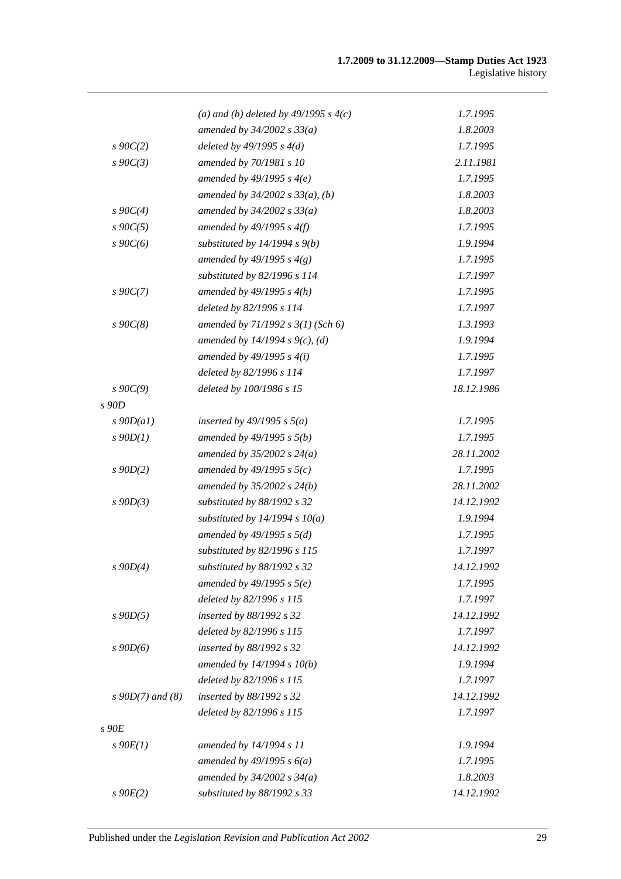| | | |
|---|---|---|
| | *(a) and (b) deleted by 49/1995 s 4(c)* | *1.7.1995* |
| | *amended by 34/2002 s 33(a)* | *1.8.2003* |
| *s 90C(2)* | *deleted by 49/1995 s 4(d)* | *1.7.1995* |
| *s 90C(3)* | *amended by 70/1981 s 10* | *2.11.1981* |
| | *amended by 49/1995 s 4(e)* | *1.7.1995* |
| | *amended by 34/2002 s 33(a), (b)* | *1.8.2003* |
| *s 90C(4)* | *amended by 34/2002 s 33(a)* | *1.8.2003* |
| *s 90C(5)* | *amended by 49/1995 s 4(f)* | *1.7.1995* |
| *s 90C(6)* | *substituted by 14/1994 s 9(b)* | *1.9.1994* |
| | *amended by 49/1995 s 4(g)* | *1.7.1995* |
| | *substituted by 82/1996 s 114* | *1.7.1997* |
| *s 90C(7)* | *amended by 49/1995 s 4(h)* | *1.7.1995* |
| | *deleted by 82/1996 s 114* | *1.7.1997* |
| *s 90C(8)* | *amended by 71/1992 s 3(1) (Sch 6)* | *1.3.1993* |
| | *amended by 14/1994 s 9(c), (d)* | *1.9.1994* |
| | *amended by 49/1995 s 4(i)* | *1.7.1995* |
| | *deleted by 82/1996 s 114* | *1.7.1997* |
| *s 90C(9)* | *deleted by 100/1986 s 15* | *18.12.1986* |
| *s 90D* | | |
| *s 90D(a1)* | *inserted by 49/1995 s 5(a)* | *1.7.1995* |
| *s 90D(1)* | *amended by 49/1995 s 5(b)* | *1.7.1995* |
| | *amended by 35/2002 s 24(a)* | *28.11.2002* |
| *s 90D(2)* | *amended by 49/1995 s 5(c)* | *1.7.1995* |
| | *amended by 35/2002 s 24(b)* | *28.11.2002* |
| *s 90D(3)* | *substituted by 88/1992 s 32* | *14.12.1992* |
| | *substituted by 14/1994 s 10(a)* | *1.9.1994* |
| | *amended by 49/1995 s 5(d)* | *1.7.1995* |
| | *substituted by 82/1996 s 115* | *1.7.1997* |
| *s 90D(4)* | *substituted by 88/1992 s 32* | *14.12.1992* |
| | *amended by 49/1995 s 5(e)* | *1.7.1995* |
| | *deleted by 82/1996 s 115* | *1.7.1997* |
| *s 90D(5)* | *inserted by 88/1992 s 32* | *14.12.1992* |
| | *deleted by 82/1996 s 115* | *1.7.1997* |
| *s 90D(6)* | *inserted by 88/1992 s 32* | *14.12.1992* |
| | *amended by 14/1994 s 10(b)* | *1.9.1994* |
| | *deleted by 82/1996 s 115* | *1.7.1997* |
| *s 90D(7) and (8)* | *inserted by 88/1992 s 32* | *14.12.1992* |
| | *deleted by 82/1996 s 115* | *1.7.1997* |
| *s 90E* | | |
| *s 90E(1)* | *amended by 14/1994 s 11* | *1.9.1994* |
| | *amended by 49/1995 s 6(a)* | *1.7.1995* |
| | *amended by 34/2002 s 34(a)* | *1.8.2003* |
| *s 90E(2)* | *substituted by 88/1992 s 33* | *14.12.1992* |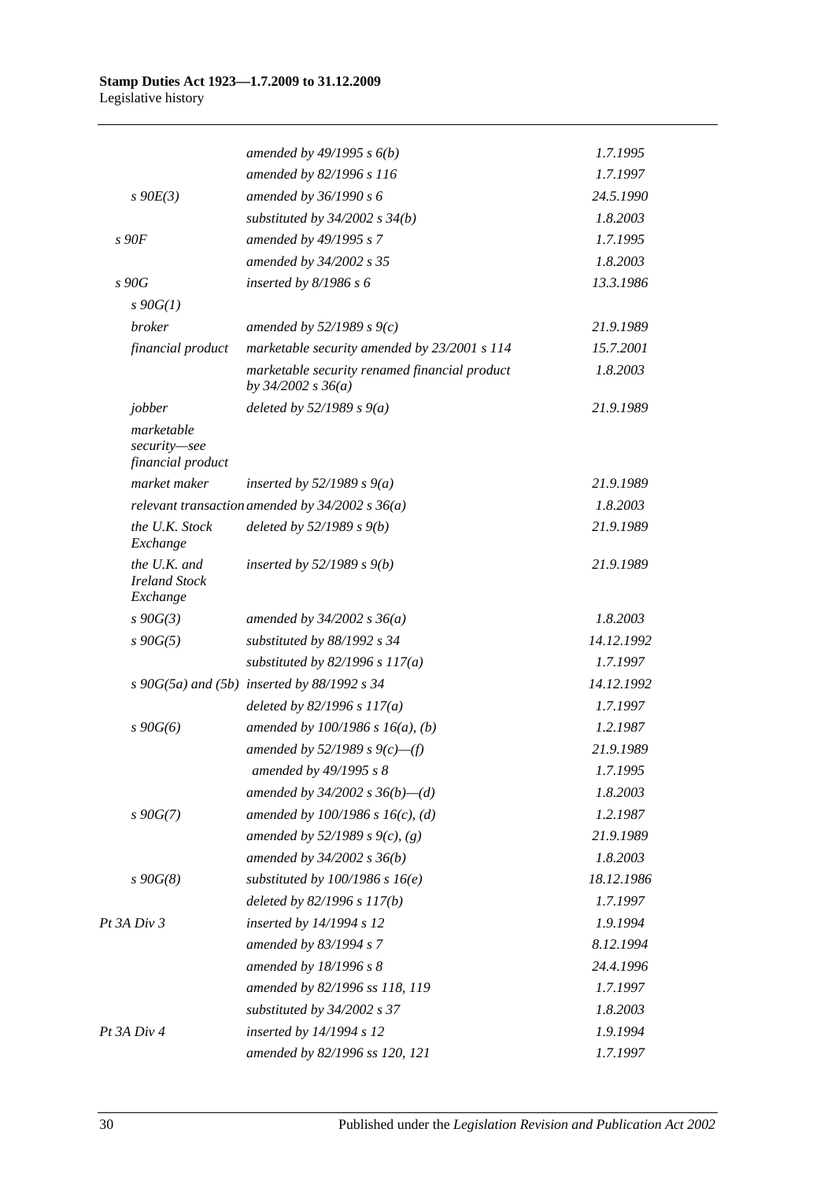| | | |
|---|---|---|
| | *amended by 49/1995 s 6(b)* | *1.7.1995* |
| | *amended by 82/1996 s 116* | *1.7.1997* |
| *s 90E(3)* | *amended by 36/1990 s 6* | *24.5.1990* |
| | *substituted by 34/2002 s 34(b)* | *1.8.2003* |
| *s 90F* | *amended by 49/1995 s 7* | *1.7.1995* |
| | *amended by 34/2002 s 35* | *1.8.2003* |
| *s 90G* | *inserted by 8/1986 s 6* | *13.3.1986* |
| *s 90G(1)* | | |
| *broker* | *amended by 52/1989 s 9(c)* | *21.9.1989* |
| *financial product* | *marketable security amended by 23/2001 s 114* | *15.7.2001* |
| | *marketable security renamed financial product by 34/2002 s 36(a)* | *1.8.2003* |
| *jobber* | *deleted by 52/1989 s 9(a)* | *21.9.1989* |
| *marketable security—see financial product* | | |
| *market maker* | *inserted by 52/1989 s 9(a)* | *21.9.1989* |
| *relevant transaction* | *amended by 34/2002 s 36(a)* | *1.8.2003* |
| *the U.K. Stock Exchange* | *deleted by 52/1989 s 9(b)* | *21.9.1989* |
| *the U.K. and Ireland Stock Exchange* | *inserted by 52/1989 s 9(b)* | *21.9.1989* |
| *s 90G(3)* | *amended by 34/2002 s 36(a)* | *1.8.2003* |
| *s 90G(5)* | *substituted by 88/1992 s 34* | *14.12.1992* |
| | *substituted by 82/1996 s 117(a)* | *1.7.1997* |
| *s 90G(5a) and (5b)* | *inserted by 88/1992 s 34* | *14.12.1992* |
| | *deleted by 82/1996 s 117(a)* | *1.7.1997* |
| *s 90G(6)* | *amended by 100/1986 s 16(a), (b)* | *1.2.1987* |
| | *amended by 52/1989 s 9(c)—(f)* | *21.9.1989* |
| | *amended by 49/1995 s 8* | *1.7.1995* |
| | *amended by 34/2002 s 36(b)—(d)* | *1.8.2003* |
| *s 90G(7)* | *amended by 100/1986 s 16(c), (d)* | *1.2.1987* |
| | *amended by 52/1989 s 9(c), (g)* | *21.9.1989* |
| | *amended by 34/2002 s 36(b)* | *1.8.2003* |
| *s 90G(8)* | *substituted by 100/1986 s 16(e)* | *18.12.1986* |
| | *deleted by 82/1996 s 117(b)* | *1.7.1997* |
| *Pt 3A Div 3* | *inserted by 14/1994 s 12* | *1.9.1994* |
| | *amended by 83/1994 s 7* | *8.12.1994* |
| | *amended by 18/1996 s 8* | *24.4.1996* |
| | *amended by 82/1996 ss 118, 119* | *1.7.1997* |
| | *substituted by 34/2002 s 37* | *1.8.2003* |
| *Pt 3A Div 4* | *inserted by 14/1994 s 12* | *1.9.1994* |
| | *amended by 82/1996 ss 120, 121* | *1.7.1997* |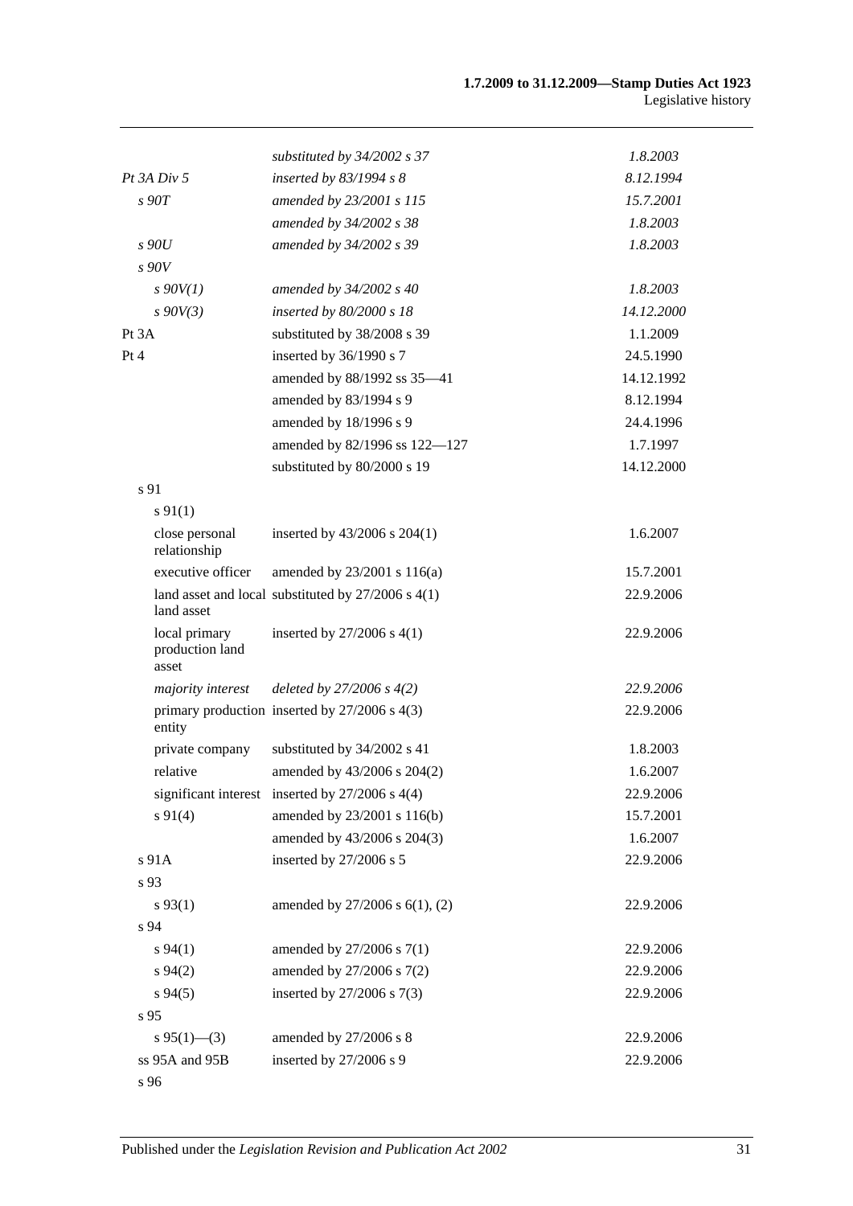| | | |
|---|---|---|
| | *substituted by 34/2002 s 37* | *1.8.2003* |
| *Pt 3A Div 5* | *inserted by 83/1994 s 8* | *8.12.1994* |
| *s 90T* | *amended by 23/2001 s 115* | *15.7.2001* |
| | *amended by 34/2002 s 38* | *1.8.2003* |
| *s 90U* | *amended by 34/2002 s 39* | *1.8.2003* |
| *s 90V* | | |
| *s 90V(1)* | *amended by 34/2002 s 40* | *1.8.2003* |
| *s 90V(3)* | *inserted by 80/2000 s 18* | *14.12.2000* |
| Pt 3A | substituted by 38/2008 s 39 | 1.1.2009 |
| Pt 4 | inserted by 36/1990 s 7 | 24.5.1990 |
| | amended by 88/1992 ss 35—41 | 14.12.1992 |
| | amended by 83/1994 s 9 | 8.12.1994 |
| | amended by 18/1996 s 9 | 24.4.1996 |
| | amended by 82/1996 ss 122—127 | 1.7.1997 |
| | substituted by 80/2000 s 19 | 14.12.2000 |
| s 91 | | |
| s 91(1) | | |
| close personal relationship | inserted by 43/2006 s 204(1) | 1.6.2007 |
| executive officer | amended by 23/2001 s 116(a) | 15.7.2001 |
| land asset and local land asset | substituted by 27/2006 s 4(1) | 22.9.2006 |
| local primary production land asset | inserted by 27/2006 s 4(1) | 22.9.2006 |
| *majority interest* | *deleted by 27/2006 s 4(2)* | *22.9.2006* |
| primary production entity | inserted by 27/2006 s 4(3) | 22.9.2006 |
| private company | substituted by 34/2002 s 41 | 1.8.2003 |
| relative | amended by 43/2006 s 204(2) | 1.6.2007 |
| significant interest | inserted by 27/2006 s 4(4) | 22.9.2006 |
| s 91(4) | amended by 23/2001 s 116(b) | 15.7.2001 |
| | amended by 43/2006 s 204(3) | 1.6.2007 |
| s 91A | inserted by 27/2006 s 5 | 22.9.2006 |
| s 93 | | |
| s 93(1) | amended by 27/2006 s 6(1), (2) | 22.9.2006 |
| s 94 | | |
| s 94(1) | amended by 27/2006 s 7(1) | 22.9.2006 |
| s 94(2) | amended by 27/2006 s 7(2) | 22.9.2006 |
| s 94(5) | inserted by 27/2006 s 7(3) | 22.9.2006 |
| s 95 | | |
| s 95(1)—(3) | amended by 27/2006 s 8 | 22.9.2006 |
| ss 95A and 95B | inserted by 27/2006 s 9 | 22.9.2006 |
| s 96 | | |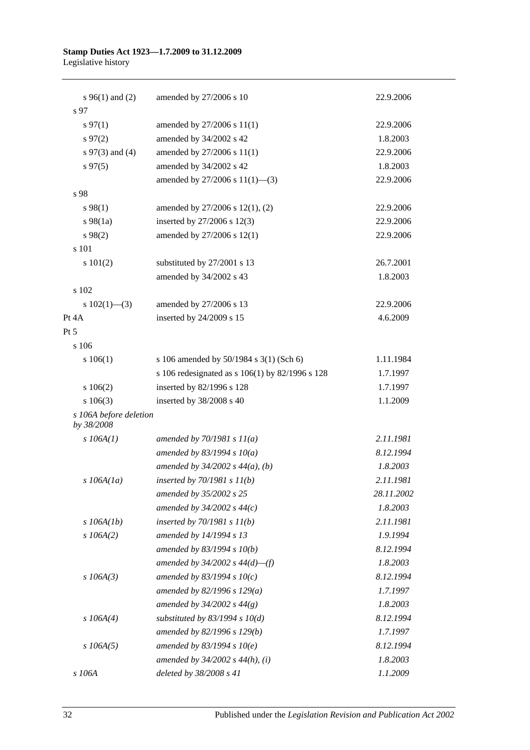| | | |
|---|---|---|
| s 96(1) and (2) | amended by 27/2006 s 10 | 22.9.2006 |
| s 97 | | |
| s 97(1) | amended by 27/2006 s 11(1) | 22.9.2006 |
| s 97(2) | amended by 34/2002 s 42 | 1.8.2003 |
| s 97(3) and (4) | amended by 27/2006 s 11(1) | 22.9.2006 |
| s 97(5) | amended by 34/2002 s 42 | 1.8.2003 |
| | amended by 27/2006 s 11(1)—(3) | 22.9.2006 |
| s 98 | | |
| s 98(1) | amended by 27/2006 s 12(1), (2) | 22.9.2006 |
| s 98(1a) | inserted by 27/2006 s 12(3) | 22.9.2006 |
| s 98(2) | amended by 27/2006 s 12(1) | 22.9.2006 |
| s 101 | | |
| s 101(2) | substituted by 27/2001 s 13 | 26.7.2001 |
| | amended by 34/2002 s 43 | 1.8.2003 |
| s 102 | | |
| s 102(1)—(3) | amended by 27/2006 s 13 | 22.9.2006 |
| Pt 4A | inserted by 24/2009 s 15 | 4.6.2009 |
| Pt 5 | | |
| s 106 | | |
| s 106(1) | s 106 amended by 50/1984 s 3(1) (Sch 6) | 1.11.1984 |
| | s 106 redesignated as s 106(1) by 82/1996 s 128 | 1.7.1997 |
| s 106(2) | inserted by 82/1996 s 128 | 1.7.1997 |
| s 106(3) | inserted by 38/2008 s 40 | 1.1.2009 |
| *s 106A before deletion by 38/2008* | | |
| *s 106A(1)* | *amended by 70/1981 s 11(a)* | *2.11.1981* |
| | *amended by 83/1994 s 10(a)* | *8.12.1994* |
| | *amended by 34/2002 s 44(a), (b)* | *1.8.2003* |
| *s 106A(1a)* | *inserted by 70/1981 s 11(b)* | *2.11.1981* |
| | *amended by 35/2002 s 25* | *28.11.2002* |
| | *amended by 34/2002 s 44(c)* | *1.8.2003* |
| *s 106A(1b)* | *inserted by 70/1981 s 11(b)* | *2.11.1981* |
| *s 106A(2)* | *amended by 14/1994 s 13* | *1.9.1994* |
| | *amended by 83/1994 s 10(b)* | *8.12.1994* |
| | *amended by 34/2002 s 44(d)—(f)* | *1.8.2003* |
| *s 106A(3)* | *amended by 83/1994 s 10(c)* | *8.12.1994* |
| | *amended by 82/1996 s 129(a)* | *1.7.1997* |
| | *amended by 34/2002 s 44(g)* | *1.8.2003* |
| *s 106A(4)* | *substituted by 83/1994 s 10(d)* | *8.12.1994* |
| | *amended by 82/1996 s 129(b)* | *1.7.1997* |
| *s 106A(5)* | *amended by 83/1994 s 10(e)* | *8.12.1994* |
| | *amended by 34/2002 s 44(h), (i)* | *1.8.2003* |
| *s 106A* | *deleted by 38/2008 s 41* | *1.1.2009* |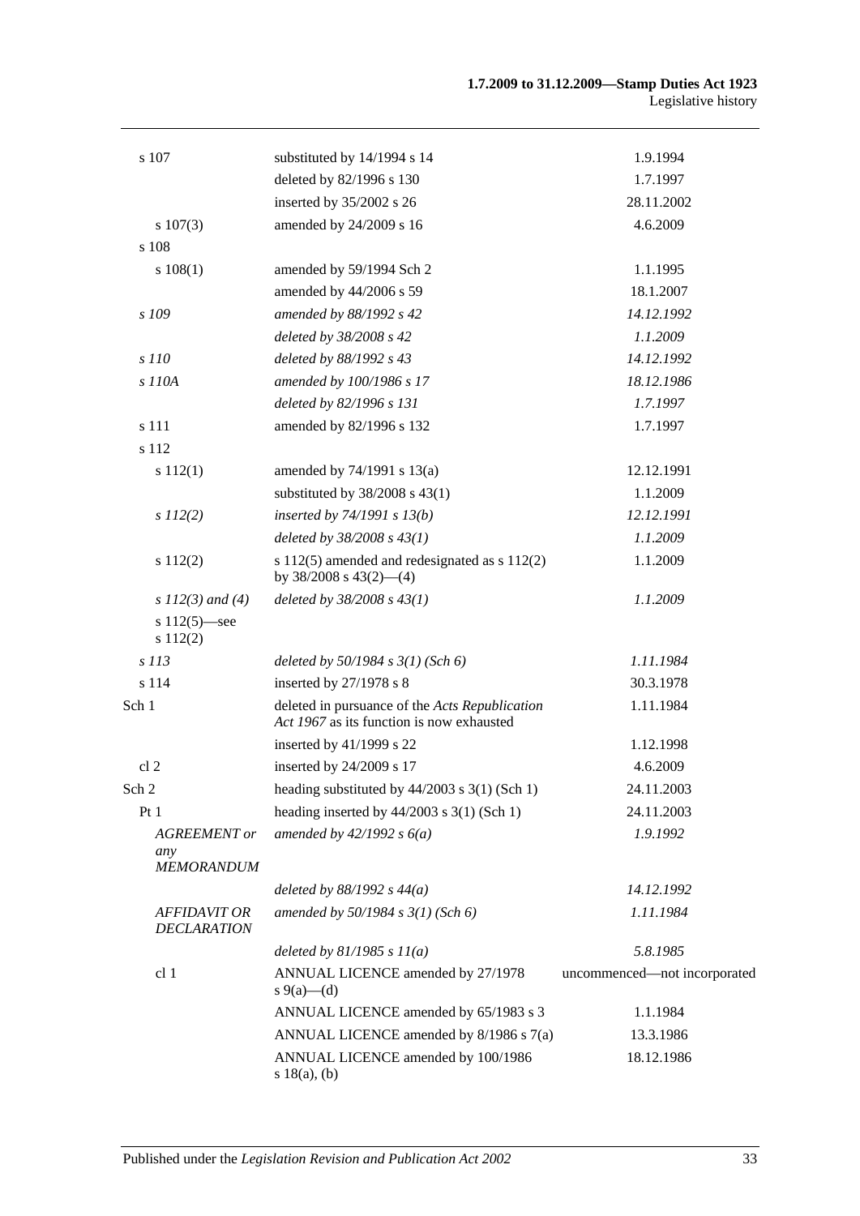| | | |
|---|---|---|
| s 107 | substituted by 14/1994 s 14 | 1.9.1994 |
| | deleted by 82/1996 s 130 | 1.7.1997 |
| | inserted by 35/2002 s 26 | 28.11.2002 |
| s 107(3) | amended by 24/2009 s 16 | 4.6.2009 |
| s 108 | | |
| s 108(1) | amended by 59/1994 Sch 2 | 1.1.1995 |
| | amended by 44/2006 s 59 | 18.1.2007 |
| *s 109* | *amended by 88/1992 s 42* | *14.12.1992* |
| | *deleted by 38/2008 s 42* | *1.1.2009* |
| *s 110* | *deleted by 88/1992 s 43* | *14.12.1992* |
| *s 110A* | *amended by 100/1986 s 17* | *18.12.1986* |
| | *deleted by 82/1996 s 131* | *1.7.1997* |
| s 111 | amended by 82/1996 s 132 | 1.7.1997 |
| s 112 | | |
| s 112(1) | amended by 74/1991 s 13(a) | 12.12.1991 |
| | substituted by 38/2008 s 43(1) | 1.1.2009 |
| *s 112(2)* | *inserted by 74/1991 s 13(b)* | *12.12.1991* |
| | *deleted by 38/2008 s 43(1)* | *1.1.2009* |
| s 112(2) | s 112(5) amended and redesignated as s 112(2) by 38/2008 s 43(2)—(4) | 1.1.2009 |
| *s 112(3) and (4)* | *deleted by 38/2008 s 43(1)* | *1.1.2009* |
| s 112(5)—see s 112(2) | | |
| *s 113* | *deleted by 50/1984 s 3(1) (Sch 6)* | *1.11.1984* |
| s 114 | inserted by 27/1978 s 8 | 30.3.1978 |
| Sch 1 | deleted in pursuance of the *Acts Republication Act 1967* as its function is now exhausted | 1.11.1984 |
| | inserted by 41/1999 s 22 | 1.12.1998 |
| cl 2 | inserted by 24/2009 s 17 | 4.6.2009 |
| Sch 2 | heading substituted by 44/2003 s 3(1) (Sch 1) | 24.11.2003 |
| Pt 1 | heading inserted by 44/2003 s 3(1) (Sch 1) | 24.11.2003 |
| *AGREEMENT or any MEMORANDUM* | *amended by 42/1992 s 6(a)* | *1.9.1992* |
| | *deleted by 88/1992 s 44(a)* | *14.12.1992* |
| *AFFIDAVIT OR DECLARATION* | *amended by 50/1984 s 3(1) (Sch 6)* | *1.11.1984* |
| | *deleted by 81/1985 s 11(a)* | *5.8.1985* |
| cl 1 | ANNUAL LICENCE amended by 27/1978 s 9(a)—(d) | uncommenced—not incorporated |
| | ANNUAL LICENCE amended by 65/1983 s 3 | 1.1.1984 |
| | ANNUAL LICENCE amended by 8/1986 s 7(a) | 13.3.1986 |
| | ANNUAL LICENCE amended by 100/1986 s 18(a), (b) | 18.12.1986 |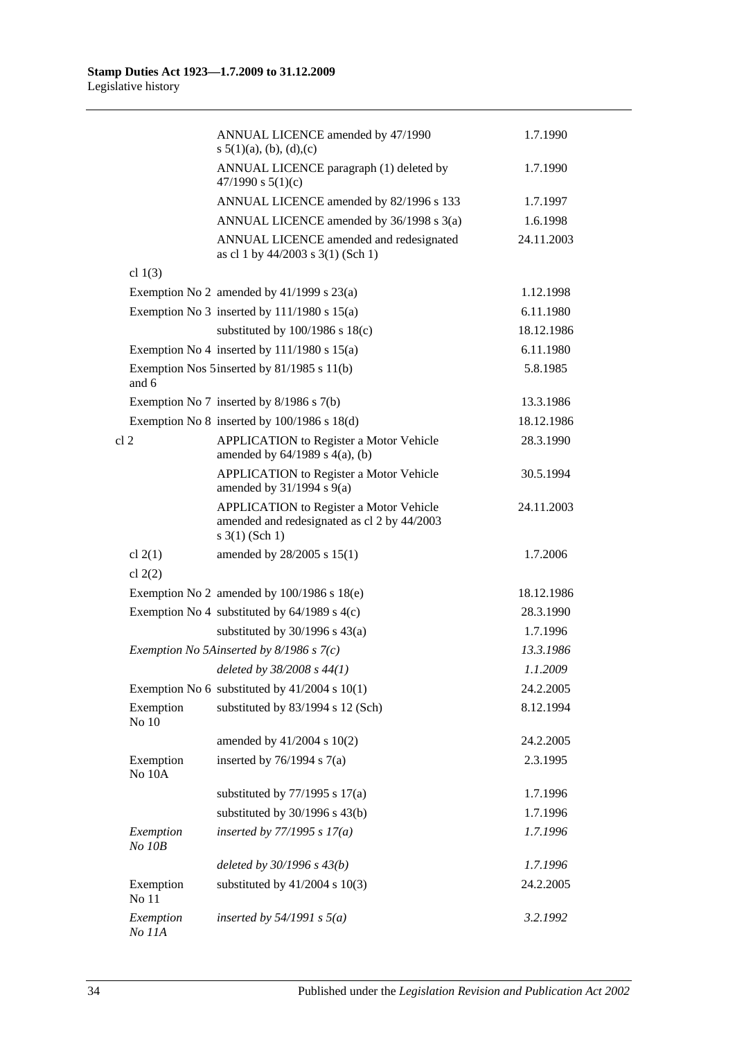| | | |
|---|---|---|
| | ANNUAL LICENCE amended by 47/1990 s 5(1)(a), (b), (d),(c) | 1.7.1990 |
| | ANNUAL LICENCE paragraph (1) deleted by 47/1990 s 5(1)(c) | 1.7.1990 |
| | ANNUAL LICENCE amended by 82/1996 s 133 | 1.7.1997 |
| | ANNUAL LICENCE amended by 36/1998 s 3(a) | 1.6.1998 |
| | ANNUAL LICENCE amended and redesignated as cl 1 by 44/2003 s 3(1) (Sch 1) | 24.11.2003 |
| cl 1(3) | | |
| Exemption No 2 | amended by 41/1999 s 23(a) | 1.12.1998 |
| Exemption No 3 | inserted by 111/1980 s 15(a) | 6.11.1980 |
| | substituted by 100/1986 s 18(c) | 18.12.1986 |
| Exemption No 4 | inserted by 111/1980 s 15(a) | 6.11.1980 |
| Exemption Nos 5 and 6 | inserted by 81/1985 s 11(b) | 5.8.1985 |
| Exemption No 7 | inserted by 8/1986 s 7(b) | 13.3.1986 |
| Exemption No 8 | inserted by 100/1986 s 18(d) | 18.12.1986 |
| cl 2 | APPLICATION to Register a Motor Vehicle amended by 64/1989 s 4(a), (b) | 28.3.1990 |
| | APPLICATION to Register a Motor Vehicle amended by 31/1994 s 9(a) | 30.5.1994 |
| | APPLICATION to Register a Motor Vehicle amended and redesignated as cl 2 by 44/2003 s 3(1) (Sch 1) | 24.11.2003 |
| cl 2(1) | amended by 28/2005 s 15(1) | 1.7.2006 |
| cl 2(2) | | |
| Exemption No 2 | amended by 100/1986 s 18(e) | 18.12.1986 |
| Exemption No 4 | substituted by 64/1989 s 4(c) | 28.3.1990 |
| | substituted by 30/1996 s 43(a) | 1.7.1996 |
| *Exemption No 5A* | *inserted by 8/1986 s 7(c)* | *13.3.1986* |
| | *deleted by 38/2008 s 44(1)* | *1.1.2009* |
| Exemption No 6 | substituted by 41/2004 s 10(1) | 24.2.2005 |
| Exemption No 10 | substituted by 83/1994 s 12 (Sch) | 8.12.1994 |
| | amended by 41/2004 s 10(2) | 24.2.2005 |
| Exemption No 10A | inserted by 76/1994 s 7(a) | 2.3.1995 |
| | substituted by 77/1995 s 17(a) | 1.7.1996 |
| | substituted by 30/1996 s 43(b) | 1.7.1996 |
| *Exemption No 10B* | *inserted by 77/1995 s 17(a)* | *1.7.1996* |
| | *deleted by 30/1996 s 43(b)* | *1.7.1996* |
| Exemption No 11 | substituted by 41/2004 s 10(3) | 24.2.2005 |
| *Exemption No 11A* | *inserted by 54/1991 s 5(a)* | *3.2.1992* |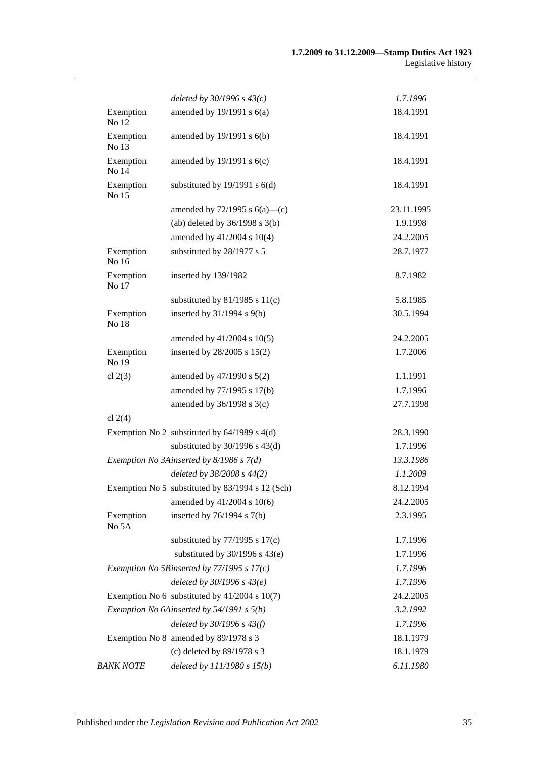| | | |
|---|---|---|
| | *deleted by 30/1996 s 43(c)* | *1.7.1996* |
| Exemption No 12 | amended by 19/1991 s 6(a) | 18.4.1991 |
| Exemption No 13 | amended by 19/1991 s 6(b) | 18.4.1991 |
| Exemption No 14 | amended by 19/1991 s 6(c) | 18.4.1991 |
| Exemption No 15 | substituted by 19/1991 s 6(d) | 18.4.1991 |
| | amended by 72/1995 s 6(a)—(c) | 23.11.1995 |
| | (ab) deleted by 36/1998 s 3(b) | 1.9.1998 |
| | amended by 41/2004 s 10(4) | 24.2.2005 |
| Exemption No 16 | substituted by 28/1977 s 5 | 28.7.1977 |
| Exemption No 17 | inserted by 139/1982 | 8.7.1982 |
| | substituted by 81/1985 s 11(c) | 5.8.1985 |
| Exemption No 18 | inserted by 31/1994 s 9(b) | 30.5.1994 |
| | amended by 41/2004 s 10(5) | 24.2.2005 |
| Exemption No 19 | inserted by 28/2005 s 15(2) | 1.7.2006 |
| cl 2(3) | amended by 47/1990 s 5(2) | 1.1.1991 |
| | amended by 77/1995 s 17(b) | 1.7.1996 |
| | amended by 36/1998 s 3(c) | 27.7.1998 |
| cl 2(4) | | |
| Exemption No 2 | substituted by 64/1989 s 4(d) | 28.3.1990 |
| | substituted by 30/1996 s 43(d) | 1.7.1996 |
| *Exemption No 3A* | *inserted by 8/1986 s 7(d)* | *13.3.1986* |
| | *deleted by 38/2008 s 44(2)* | *1.1.2009* |
| Exemption No 5 | substituted by 83/1994 s 12 (Sch) | 8.12.1994 |
| | amended by 41/2004 s 10(6) | 24.2.2005 |
| Exemption No 5A | inserted by 76/1994 s 7(b) | 2.3.1995 |
| | substituted by 77/1995 s 17(c) | 1.7.1996 |
| | substituted by 30/1996 s 43(e) | 1.7.1996 |
| *Exemption No 5B* | *inserted by 77/1995 s 17(c)* | *1.7.1996* |
| | *deleted by 30/1996 s 43(e)* | *1.7.1996* |
| Exemption No 6 | substituted by 41/2004 s 10(7) | 24.2.2005 |
| *Exemption No 6A* | *inserted by 54/1991 s 5(b)* | *3.2.1992* |
| | *deleted by 30/1996 s 43(f)* | *1.7.1996* |
| Exemption No 8 | amended by 89/1978 s 3 | 18.1.1979 |
| | (c) deleted by 89/1978 s 3 | 18.1.1979 |
| *BANK NOTE* | *deleted by 111/1980 s 15(b)* | *6.11.1980* |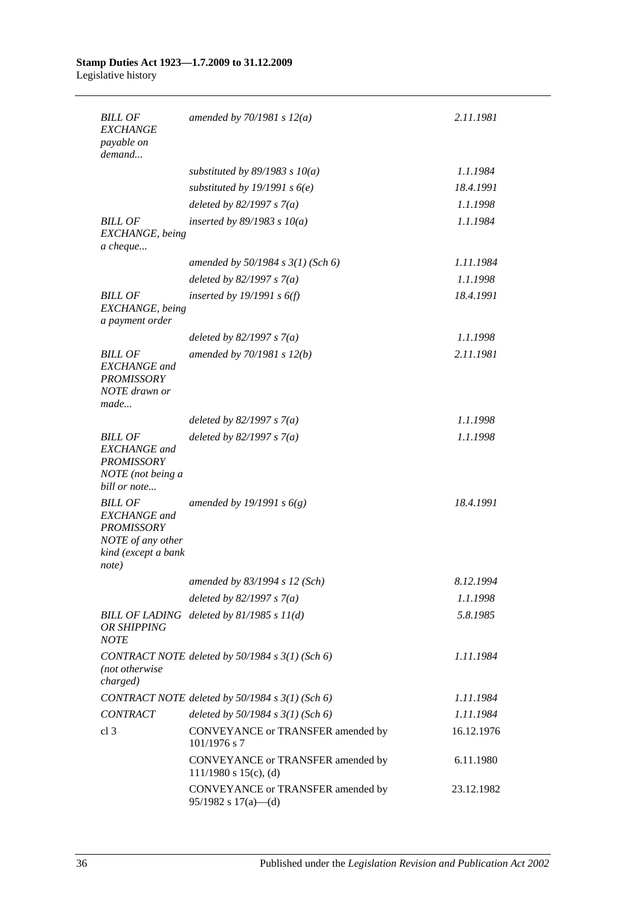| | | |
|---|---|---|
| *BILL OF EXCHANGE payable on demand...* | *amended by 70/1981 s 12(a)* | *2.11.1981* |
| | *substituted by 89/1983 s 10(a)* | *1.1.1984* |
| | *substituted by 19/1991 s 6(e)* | *18.4.1991* |
| | *deleted by 82/1997 s 7(a)* | *1.1.1998* |
| *BILL OF EXCHANGE, being a cheque...* | *inserted by 89/1983 s 10(a)* | *1.1.1984* |
| | *amended by 50/1984 s 3(1) (Sch 6)* | *1.11.1984* |
| | *deleted by 82/1997 s 7(a)* | *1.1.1998* |
| *BILL OF EXCHANGE, being a payment order* | *inserted by 19/1991 s 6(f)* | *18.4.1991* |
| | *deleted by 82/1997 s 7(a)* | *1.1.1998* |
| *BILL OF EXCHANGE and PROMISSORY NOTE drawn or made...* | *amended by 70/1981 s 12(b)* | *2.11.1981* |
| | *deleted by 82/1997 s 7(a)* | *1.1.1998* |
| *BILL OF EXCHANGE and PROMISSORY NOTE (not being a bill or note...* | *deleted by 82/1997 s 7(a)* | *1.1.1998* |
| *BILL OF EXCHANGE and PROMISSORY NOTE of any other kind (except a bank note)* | *amended by 19/1991 s 6(g)* | *18.4.1991* |
| | *amended by 83/1994 s 12 (Sch)* | *8.12.1994* |
| | *deleted by 82/1997 s 7(a)* | *1.1.1998* |
| *BILL OF LADING OR SHIPPING NOTE* | *deleted by 81/1985 s 11(d)* | *5.8.1985* |
| *CONTRACT NOTE (not otherwise charged)* | *deleted by 50/1984 s 3(1) (Sch 6)* | *1.11.1984* |
| *CONTRACT NOTE* | *deleted by 50/1984 s 3(1) (Sch 6)* | *1.11.1984* |
| *CONTRACT* | *deleted by 50/1984 s 3(1) (Sch 6)* | *1.11.1984* |
| cl 3 | CONVEYANCE or TRANSFER amended by 101/1976 s 7 | 16.12.1976 |
| | CONVEYANCE or TRANSFER amended by 111/1980 s 15(c), (d) | 6.11.1980 |
| | CONVEYANCE or TRANSFER amended by 95/1982 s 17(a)—(d) | 23.12.1982 |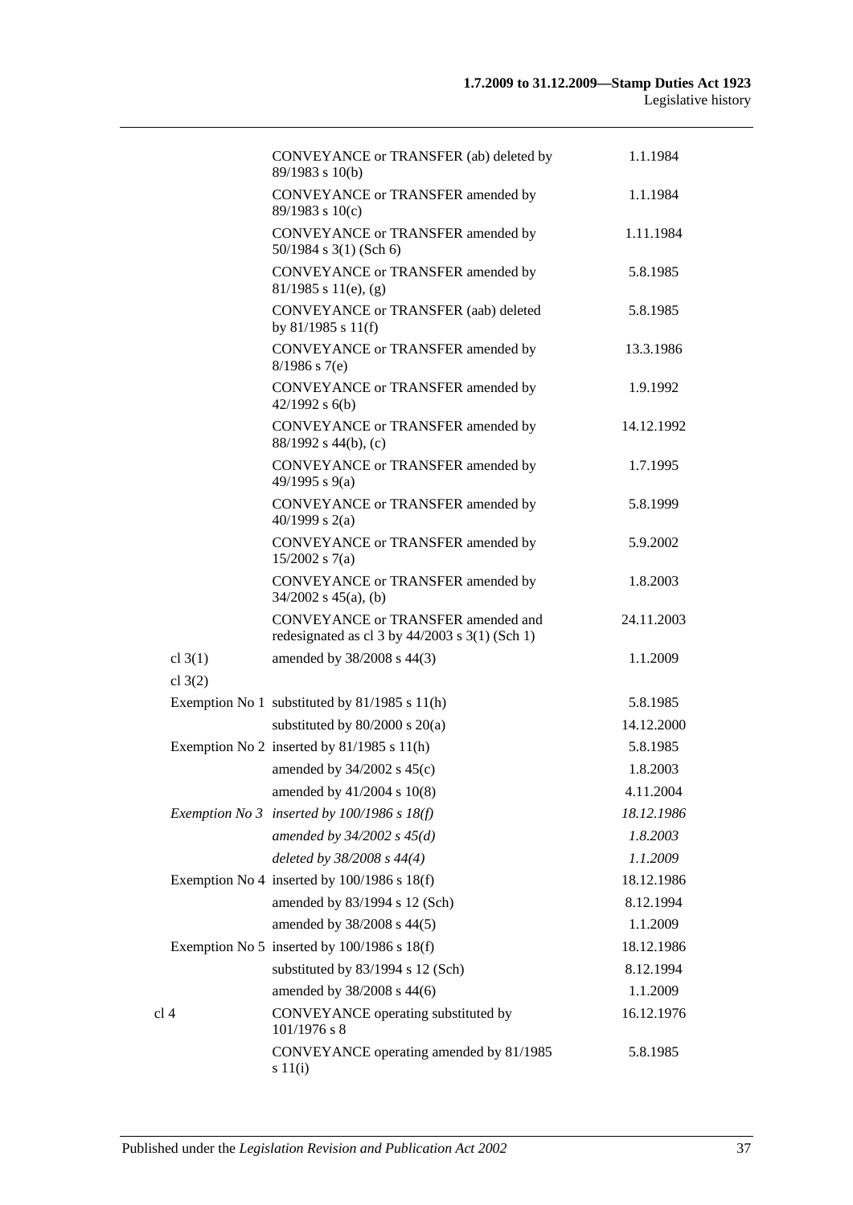| | | |
|---|---|---|
| | CONVEYANCE or TRANSFER (ab) deleted by 89/1983 s 10(b) | 1.1.1984 |
| | CONVEYANCE or TRANSFER amended by 89/1983 s 10(c) | 1.1.1984 |
| | CONVEYANCE or TRANSFER amended by 50/1984 s 3(1) (Sch 6) | 1.11.1984 |
| | CONVEYANCE or TRANSFER amended by 81/1985 s 11(e), (g) | 5.8.1985 |
| | CONVEYANCE or TRANSFER (aab) deleted by 81/1985 s 11(f) | 5.8.1985 |
| | CONVEYANCE or TRANSFER amended by 8/1986 s 7(e) | 13.3.1986 |
| | CONVEYANCE or TRANSFER amended by 42/1992 s 6(b) | 1.9.1992 |
| | CONVEYANCE or TRANSFER amended by 88/1992 s 44(b), (c) | 14.12.1992 |
| | CONVEYANCE or TRANSFER amended by 49/1995 s 9(a) | 1.7.1995 |
| | CONVEYANCE or TRANSFER amended by 40/1999 s 2(a) | 5.8.1999 |
| | CONVEYANCE or TRANSFER amended by 15/2002 s 7(a) | 5.9.2002 |
| | CONVEYANCE or TRANSFER amended by 34/2002 s 45(a), (b) | 1.8.2003 |
| | CONVEYANCE or TRANSFER amended and redesignated as cl 3 by 44/2003 s 3(1) (Sch 1) | 24.11.2003 |
| cl 3(1) | amended by 38/2008 s 44(3) | 1.1.2009 |
| cl 3(2) | | |
| | Exemption No 1 substituted by 81/1985 s 11(h) | 5.8.1985 |
| | substituted by 80/2000 s 20(a) | 14.12.2000 |
| | Exemption No 2 inserted by 81/1985 s 11(h) | 5.8.1985 |
| | amended by 34/2002 s 45(c) | 1.8.2003 |
| | amended by 41/2004 s 10(8) | 4.11.2004 |
| | *Exemption No 3 inserted by 100/1986 s 18(f)* | *18.12.1986* |
| | *amended by 34/2002 s 45(d)* | *1.8.2003* |
| | *deleted by 38/2008 s 44(4)* | *1.1.2009* |
| | Exemption No 4 inserted by 100/1986 s 18(f) | 18.12.1986 |
| | amended by 83/1994 s 12 (Sch) | 8.12.1994 |
| | amended by 38/2008 s 44(5) | 1.1.2009 |
| | Exemption No 5 inserted by 100/1986 s 18(f) | 18.12.1986 |
| | substituted by 83/1994 s 12 (Sch) | 8.12.1994 |
| | amended by 38/2008 s 44(6) | 1.1.2009 |
| cl 4 | CONVEYANCE operating substituted by 101/1976 s 8 | 16.12.1976 |
| | CONVEYANCE operating amended by 81/1985 s 11(i) | 5.8.1985 |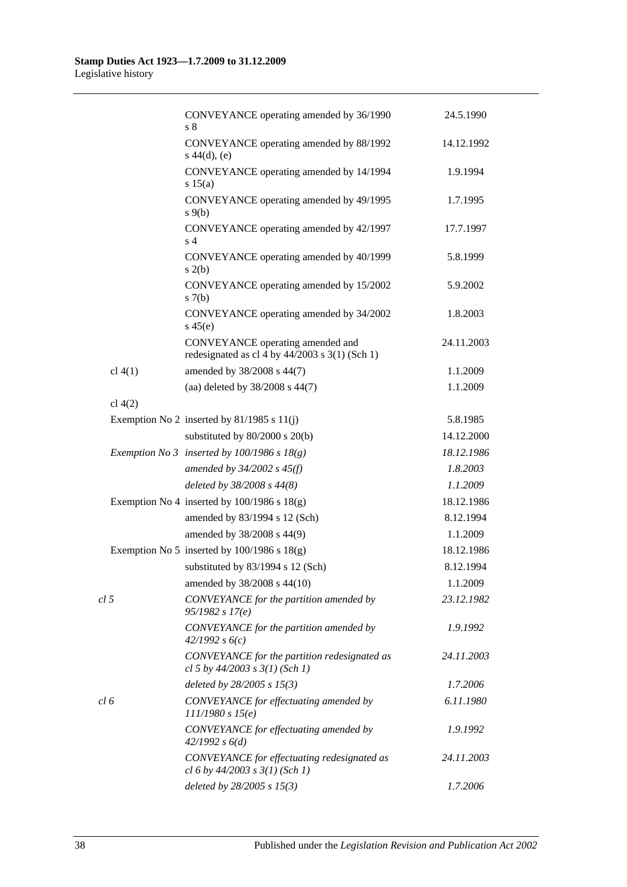| | | |
|---|---|---|
| | CONVEYANCE operating amended by 36/1990 s 8 | 24.5.1990 |
| | CONVEYANCE operating amended by 88/1992 s 44(d), (e) | 14.12.1992 |
| | CONVEYANCE operating amended by 14/1994 s 15(a) | 1.9.1994 |
| | CONVEYANCE operating amended by 49/1995 s 9(b) | 1.7.1995 |
| | CONVEYANCE operating amended by 42/1997 s 4 | 17.7.1997 |
| | CONVEYANCE operating amended by 40/1999 s 2(b) | 5.8.1999 |
| | CONVEYANCE operating amended by 15/2002 s 7(b) | 5.9.2002 |
| | CONVEYANCE operating amended by 34/2002 s 45(e) | 1.8.2003 |
| | CONVEYANCE operating amended and redesignated as cl 4 by 44/2003 s 3(1) (Sch 1) | 24.11.2003 |
| cl 4(1) | amended by 38/2008 s 44(7) | 1.1.2009 |
| | (aa) deleted by 38/2008 s 44(7) | 1.1.2009 |
| cl 4(2) | | |
| Exemption No 2 | inserted by 81/1985 s 11(j) | 5.8.1985 |
| | substituted by 80/2000 s 20(b) | 14.12.2000 |
| *Exemption No 3* | *inserted by 100/1986 s 18(g)* | *18.12.1986* |
| | *amended by 34/2002 s 45(f)* | *1.8.2003* |
| | *deleted by 38/2008 s 44(8)* | *1.1.2009* |
| Exemption No 4 | inserted by 100/1986 s 18(g) | 18.12.1986 |
| | amended by 83/1994 s 12 (Sch) | 8.12.1994 |
| | amended by 38/2008 s 44(9) | 1.1.2009 |
| Exemption No 5 | inserted by 100/1986 s 18(g) | 18.12.1986 |
| | substituted by 83/1994 s 12 (Sch) | 8.12.1994 |
| | amended by 38/2008 s 44(10) | 1.1.2009 |
| *cl 5* | *CONVEYANCE for the partition amended by 95/1982 s 17(e)* | *23.12.1982* |
| | *CONVEYANCE for the partition amended by 42/1992 s 6(c)* | *1.9.1992* |
| | *CONVEYANCE for the partition redesignated as cl 5 by 44/2003 s 3(1) (Sch 1)* | *24.11.2003* |
| | *deleted by 28/2005 s 15(3)* | *1.7.2006* |
| *cl 6* | *CONVEYANCE for effectuating amended by 111/1980 s 15(e)* | *6.11.1980* |
| | *CONVEYANCE for effectuating amended by 42/1992 s 6(d)* | *1.9.1992* |
| | *CONVEYANCE for effectuating redesignated as cl 6 by 44/2003 s 3(1) (Sch 1)* | *24.11.2003* |
| | *deleted by 28/2005 s 15(3)* | *1.7.2006* |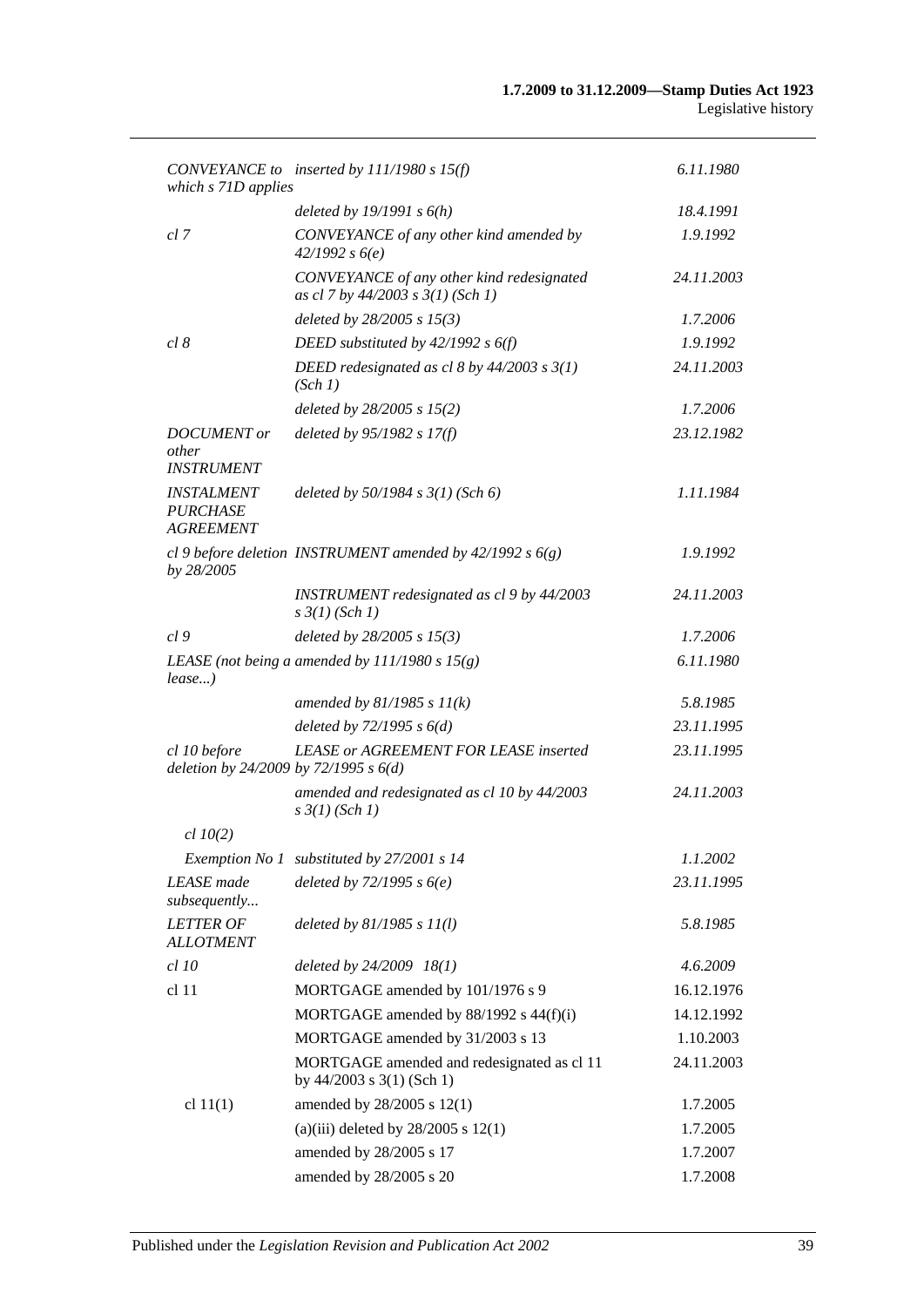| | | |
|---|---|---|
| *CONVEYANCE to which s 71D applies* | *inserted by 111/1980 s 15(f)* | *6.11.1980* |
| | *deleted by 19/1991 s 6(h)* | *18.4.1991* |
| *cl 7* | *CONVEYANCE of any other kind amended by 42/1992 s 6(e)* | *1.9.1992* |
| | *CONVEYANCE of any other kind redesignated as cl 7 by 44/2003 s 3(1) (Sch 1)* | *24.11.2003* |
| | *deleted by 28/2005 s 15(3)* | *1.7.2006* |
| *cl 8* | *DEED substituted by 42/1992 s 6(f)* | *1.9.1992* |
| | *DEED redesignated as cl 8 by 44/2003 s 3(1) (Sch 1)* | *24.11.2003* |
| | *deleted by 28/2005 s 15(2)* | *1.7.2006* |
| *DOCUMENT or other INSTRUMENT* | *deleted by 95/1982 s 17(f)* | *23.12.1982* |
| *INSTALMENT PURCHASE AGREEMENT* | *deleted by 50/1984 s 3(1) (Sch 6)* | *1.11.1984* |
| *cl 9 before deletion by 28/2005* | *INSTRUMENT amended by 42/1992 s 6(g)* | *1.9.1992* |
| | *INSTRUMENT redesignated as cl 9 by 44/2003 s 3(1) (Sch 1)* | *24.11.2003* |
| *cl 9* | *deleted by 28/2005 s 15(3)* | *1.7.2006* |
| *LEASE (not being a lease...)* | *amended by 111/1980 s 15(g)* | *6.11.1980* |
| | *amended by 81/1985 s 11(k)* | *5.8.1985* |
| | *deleted by 72/1995 s 6(d)* | *23.11.1995* |
| *cl 10 before deletion by 24/2009* | *LEASE or AGREEMENT FOR LEASE inserted by 72/1995 s 6(d)* | *23.11.1995* |
| | *amended and redesignated as cl 10 by 44/2003 s 3(1) (Sch 1)* | *24.11.2003* |
| *cl 10(2)* | | |
| *Exemption No 1* | *substituted by 27/2001 s 14* | *1.1.2002* |
| *LEASE made subsequently...* | *deleted by 72/1995 s 6(e)* | *23.11.1995* |
| *LETTER OF ALLOTMENT* | *deleted by 81/1985 s 11(l)* | *5.8.1985* |
| *cl 10* | *deleted by 24/2009 18(1)* | *4.6.2009* |
| cl 11 | MORTGAGE amended by 101/1976 s 9 | 16.12.1976 |
| | MORTGAGE amended by 88/1992 s 44(f)(i) | 14.12.1992 |
| | MORTGAGE amended by 31/2003 s 13 | 1.10.2003 |
| | MORTGAGE amended and redesignated as cl 11 by 44/2003 s 3(1) (Sch 1) | 24.11.2003 |
| cl 11(1) | amended by 28/2005 s 12(1) | 1.7.2005 |
| | (a)(iii) deleted by 28/2005 s 12(1) | 1.7.2005 |
| | amended by 28/2005 s 17 | 1.7.2007 |
| | amended by 28/2005 s 20 | 1.7.2008 |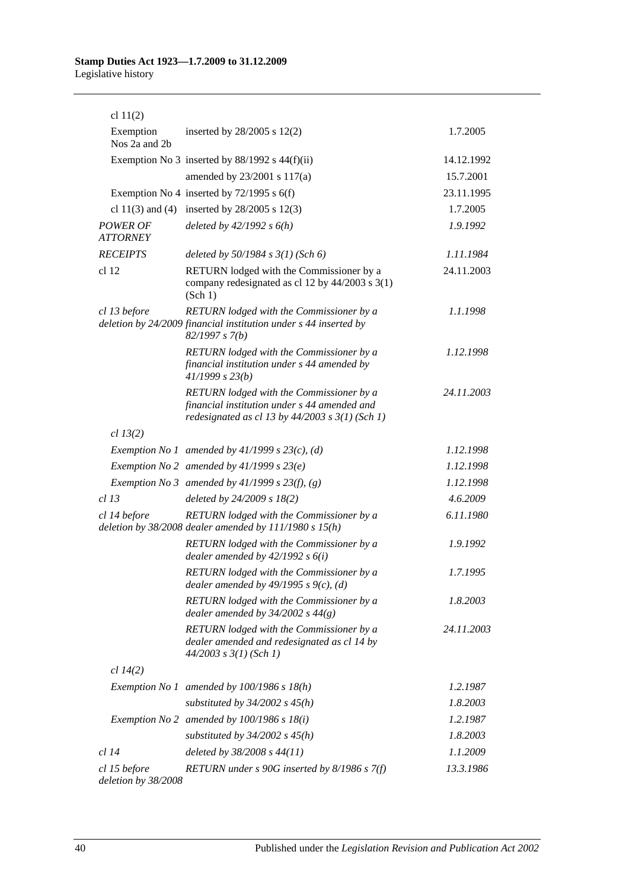| | | |
|---|---|---|
| cl 11(2) | | |
| Exemption Nos 2a and 2b | inserted by 28/2005 s 12(2) | 1.7.2005 |
| Exemption No 3 | inserted by 88/1992 s 44(f)(ii) | 14.12.1992 |
| | amended by 23/2001 s 117(a) | 15.7.2001 |
| Exemption No 4 | inserted by 72/1995 s 6(f) | 23.11.1995 |
| cl 11(3) and (4) | inserted by 28/2005 s 12(3) | 1.7.2005 |
| *POWER OF ATTORNEY* | *deleted by 42/1992 s 6(h)* | *1.9.1992* |
| *RECEIPTS* | *deleted by 50/1984 s 3(1) (Sch 6)* | *1.11.1984* |
| cl 12 | RETURN lodged with the Commissioner by a company redesignated as cl 12 by 44/2003 s 3(1) (Sch 1) | 24.11.2003 |
| *cl 13 before deletion by 24/2009* | *RETURN lodged with the Commissioner by a financial institution under s 44 inserted by 82/1997 s 7(b)* | *1.1.1998* |
| | *RETURN lodged with the Commissioner by a financial institution under s 44 amended by 41/1999 s 23(b)* | *1.12.1998* |
| | *RETURN lodged with the Commissioner by a financial institution under s 44 amended and redesignated as cl 13 by 44/2003 s 3(1) (Sch 1)* | *24.11.2003* |
| *cl 13(2)* | | |
| *Exemption No 1* | *amended by 41/1999 s 23(c), (d)* | *1.12.1998* |
| *Exemption No 2* | *amended by 41/1999 s 23(e)* | *1.12.1998* |
| *Exemption No 3* | *amended by 41/1999 s 23(f), (g)* | *1.12.1998* |
| *cl 13* | *deleted by 24/2009 s 18(2)* | *4.6.2009* |
| *cl 14 before deletion by 38/2008* | *RETURN lodged with the Commissioner by a dealer amended by 111/1980 s 15(h)* | *6.11.1980* |
| | *RETURN lodged with the Commissioner by a dealer amended by 42/1992 s 6(i)* | *1.9.1992* |
| | *RETURN lodged with the Commissioner by a dealer amended by 49/1995 s 9(c), (d)* | *1.7.1995* |
| | *RETURN lodged with the Commissioner by a dealer amended by 34/2002 s 44(g)* | *1.8.2003* |
| | *RETURN lodged with the Commissioner by a dealer amended and redesignated as cl 14 by 44/2003 s 3(1) (Sch 1)* | *24.11.2003* |
| *cl 14(2)* | | |
| *Exemption No 1* | *amended by 100/1986 s 18(h)* | *1.2.1987* |
| | *substituted by 34/2002 s 45(h)* | *1.8.2003* |
| *Exemption No 2* | *amended by 100/1986 s 18(i)* | *1.2.1987* |
| | *substituted by 34/2002 s 45(h)* | *1.8.2003* |
| *cl 14* | *deleted by 38/2008 s 44(11)* | *1.1.2009* |
| *cl 15 before deletion by 38/2008* | *RETURN under s 90G inserted by 8/1986 s 7(f)* | *13.3.1986* |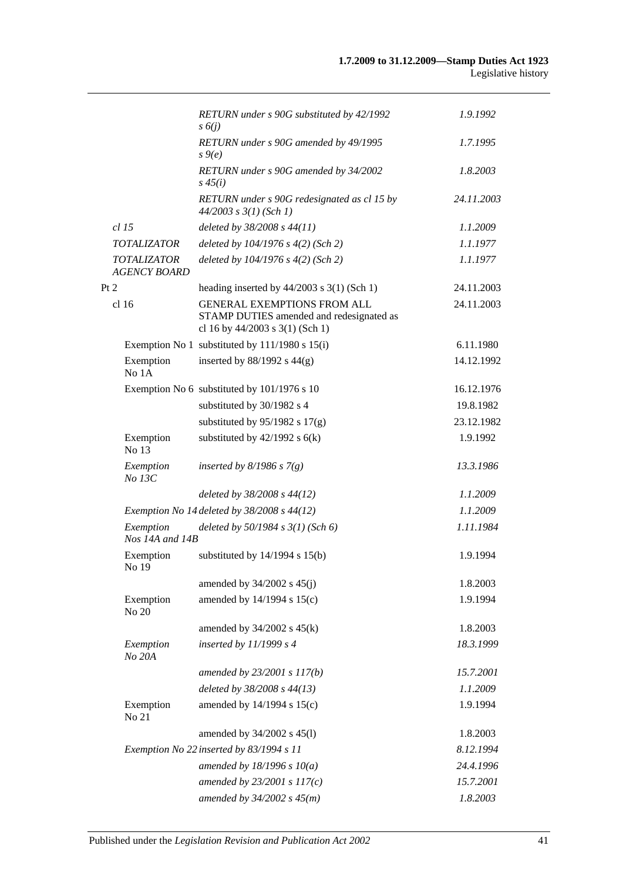| | | |
|---|---|---|
| | *RETURN under s 90G substituted by 42/1992 s 6(j)* | *1.9.1992* |
| | *RETURN under s 90G amended by 49/1995 s 9(e)* | *1.7.1995* |
| | *RETURN under s 90G amended by 34/2002 s 45(i)* | *1.8.2003* |
| | *RETURN under s 90G redesignated as cl 15 by 44/2003 s 3(1) (Sch 1)* | *24.11.2003* |
| *cl 15* | *deleted by 38/2008 s 44(11)* | *1.1.2009* |
| *TOTALIZATOR* | *deleted by 104/1976 s 4(2) (Sch 2)* | *1.1.1977* |
| *TOTALIZATOR AGENCY BOARD* | *deleted by 104/1976 s 4(2) (Sch 2)* | *1.1.1977* |
| Pt 2 | heading inserted by 44/2003 s 3(1) (Sch 1) | 24.11.2003 |
| cl 16 | GENERAL EXEMPTIONS FROM ALL STAMP DUTIES amended and redesignated as cl 16 by 44/2003 s 3(1) (Sch 1) | 24.11.2003 |
| Exemption No 1 | substituted by 111/1980 s 15(i) | 6.11.1980 |
| Exemption No 1A | inserted by 88/1992 s 44(g) | 14.12.1992 |
| Exemption No 6 | substituted by 101/1976 s 10 | 16.12.1976 |
| | substituted by 30/1982 s 4 | 19.8.1982 |
| | substituted by 95/1982 s 17(g) | 23.12.1982 |
| Exemption No 13 | substituted by 42/1992 s 6(k) | 1.9.1992 |
| *Exemption No 13C* | *inserted by 8/1986 s 7(g)* | *13.3.1986* |
| | *deleted by 38/2008 s 44(12)* | *1.1.2009* |
| *Exemption No 14* | *deleted by 38/2008 s 44(12)* | *1.1.2009* |
| *Exemption Nos 14A and 14B* | *deleted by 50/1984 s 3(1) (Sch 6)* | *1.11.1984* |
| Exemption No 19 | substituted by 14/1994 s 15(b) | 1.9.1994 |
| | amended by 34/2002 s 45(j) | 1.8.2003 |
| Exemption No 20 | amended by 14/1994 s 15(c) | 1.9.1994 |
| | amended by 34/2002 s 45(k) | 1.8.2003 |
| *Exemption No 20A* | *inserted by 11/1999 s 4* | *18.3.1999* |
| | *amended by 23/2001 s 117(b)* | *15.7.2001* |
| | *deleted by 38/2008 s 44(13)* | *1.1.2009* |
| Exemption No 21 | amended by 14/1994 s 15(c) | 1.9.1994 |
| | amended by 34/2002 s 45(l) | 1.8.2003 |
| *Exemption No 22* | *inserted by 83/1994 s 11* | *8.12.1994* |
| | *amended by 18/1996 s 10(a)* | *24.4.1996* |
| | *amended by 23/2001 s 117(c)* | *15.7.2001* |
| | *amended by 34/2002 s 45(m)* | *1.8.2003* |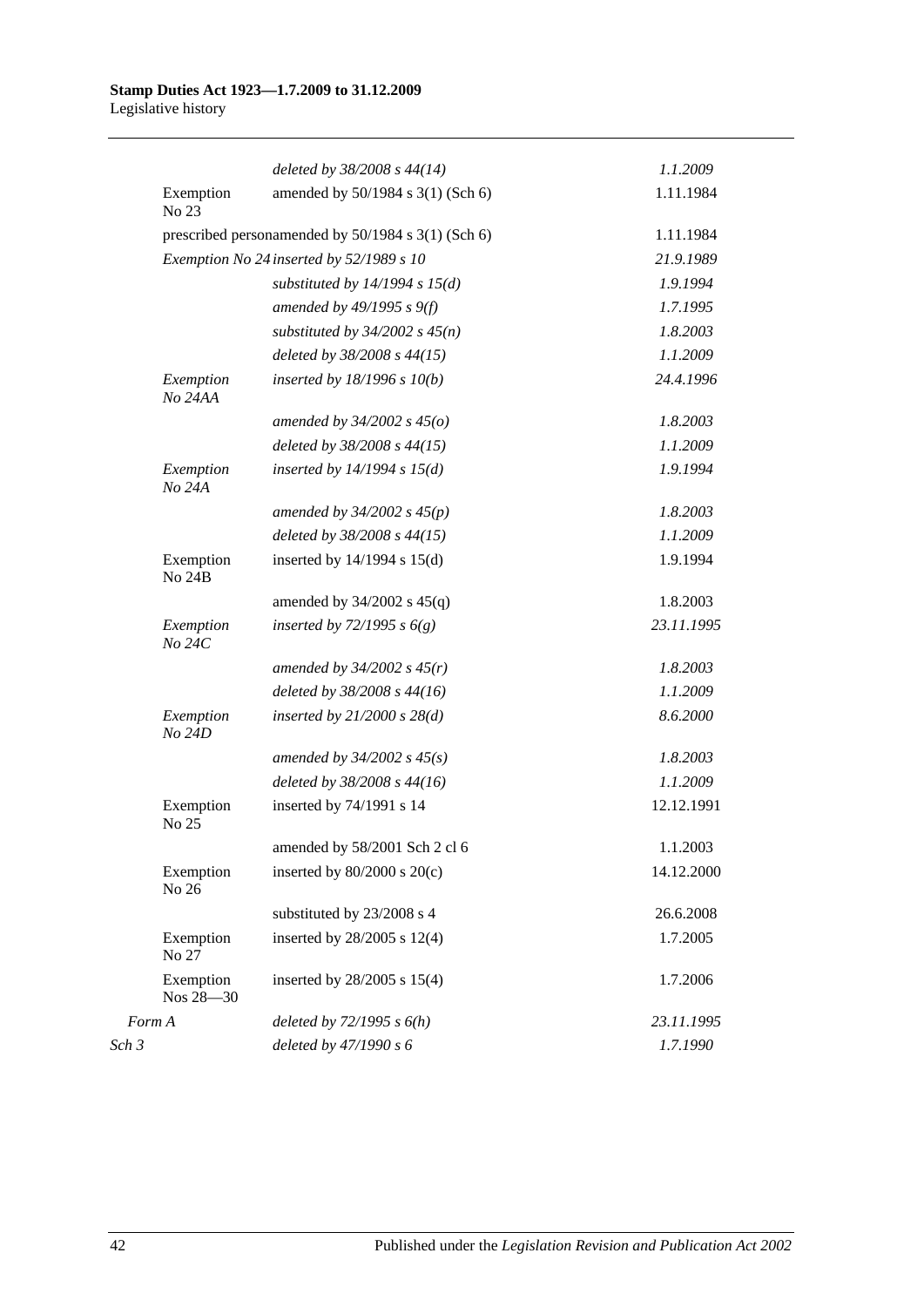| | | | |
|---|---|---|---|
| | | *deleted by 38/2008 s 44(14)* | *1.1.2009* |
| | Exemption No 23 | amended by 50/1984 s 3(1) (Sch 6) | 1.11.1984 |
| | prescribed person | amended by 50/1984 s 3(1) (Sch 6) | 1.11.1984 |
| | *Exemption No 24* | *inserted by 52/1989 s 10* | *21.9.1989* |
| | | *substituted by 14/1994 s 15(d)* | *1.9.1994* |
| | | *amended by 49/1995 s 9(f)* | *1.7.1995* |
| | | *substituted by 34/2002 s 45(n)* | *1.8.2003* |
| | | *deleted by 38/2008 s 44(15)* | *1.1.2009* |
| | *Exemption No 24AA* | *inserted by 18/1996 s 10(b)* | *24.4.1996* |
| | | *amended by 34/2002 s 45(o)* | *1.8.2003* |
| | | *deleted by 38/2008 s 44(15)* | *1.1.2009* |
| | *Exemption No 24A* | *inserted by 14/1994 s 15(d)* | *1.9.1994* |
| | | *amended by 34/2002 s 45(p)* | *1.8.2003* |
| | | *deleted by 38/2008 s 44(15)* | *1.1.2009* |
| | Exemption No 24B | inserted by 14/1994 s 15(d) | 1.9.1994 |
| | | amended by 34/2002 s 45(q) | 1.8.2003 |
| | *Exemption No 24C* | *inserted by 72/1995 s 6(g)* | *23.11.1995* |
| | | *amended by 34/2002 s 45(r)* | *1.8.2003* |
| | | *deleted by 38/2008 s 44(16)* | *1.1.2009* |
| | *Exemption No 24D* | *inserted by 21/2000 s 28(d)* | *8.6.2000* |
| | | *amended by 34/2002 s 45(s)* | *1.8.2003* |
| | | *deleted by 38/2008 s 44(16)* | *1.1.2009* |
| | Exemption No 25 | inserted by 74/1991 s 14 | 12.12.1991 |
| | | amended by 58/2001 Sch 2 cl 6 | 1.1.2003 |
| | Exemption No 26 | inserted by 80/2000 s 20(c) | 14.12.2000 |
| | | substituted by 23/2008 s 4 | 26.6.2008 |
| | Exemption No 27 | inserted by 28/2005 s 12(4) | 1.7.2005 |
| | Exemption Nos 28—30 | inserted by 28/2005 s 15(4) | 1.7.2006 |
| *Form A* | | *deleted by 72/1995 s 6(h)* | *23.11.1995* |
| *Sch 3* | | *deleted by 47/1990 s 6* | *1.7.1990* |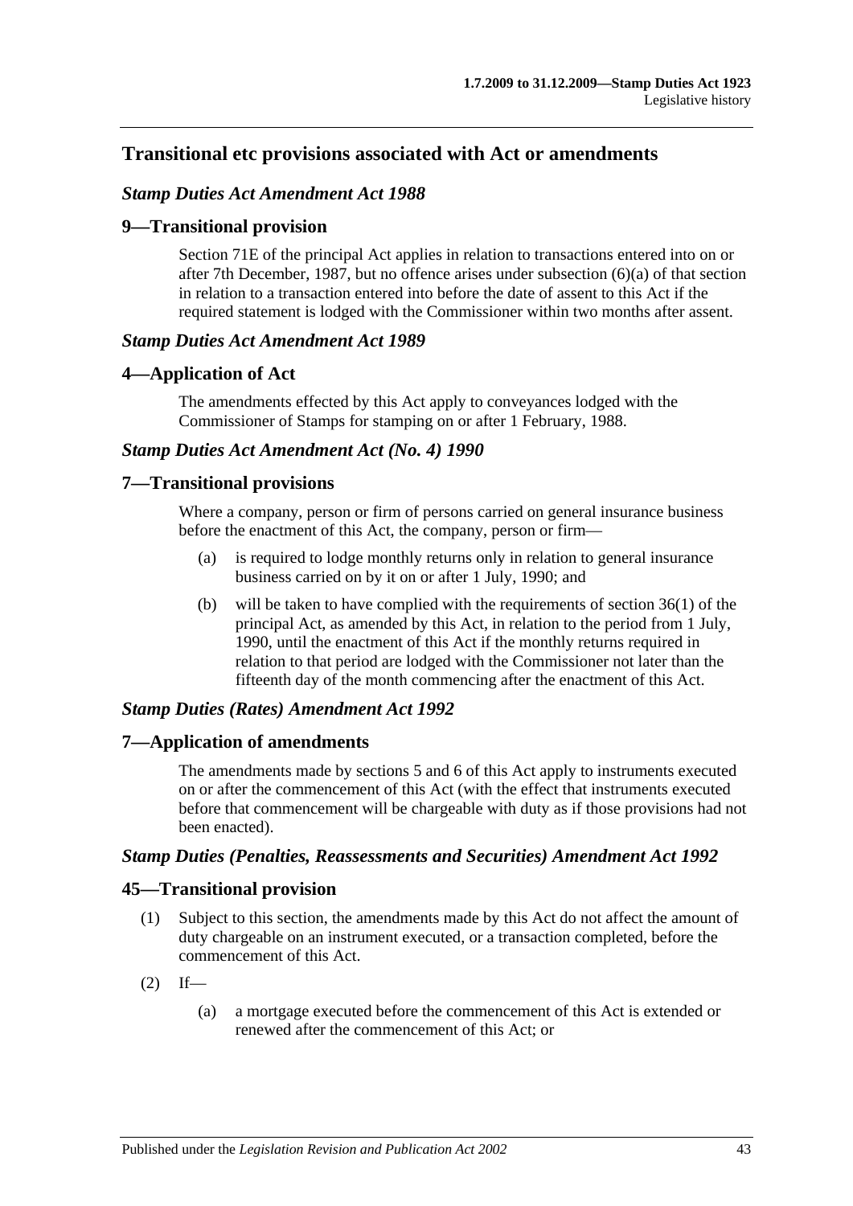## Transitional etc provisions associated with Act or amendments

### *Stamp Duties Act Amendment Act 1988*

### 9—Transitional provision

Section 71E of the principal Act applies in relation to transactions entered into on or after 7th December, 1987, but no offence arises under subsection (6)(a) of that section in relation to a transaction entered into before the date of assent to this Act if the required statement is lodged with the Commissioner within two months after assent.

### *Stamp Duties Act Amendment Act 1989*

### 4—Application of Act

The amendments effected by this Act apply to conveyances lodged with the Commissioner of Stamps for stamping on or after 1 February, 1988.

### *Stamp Duties Act Amendment Act (No. 4) 1990*

### 7—Transitional provisions

Where a company, person or firm of persons carried on general insurance business before the enactment of this Act, the company, person or firm—

- (a) is required to lodge monthly returns only in relation to general insurance business carried on by it on or after 1 July, 1990; and
- (b) will be taken to have complied with the requirements of section 36(1) of the principal Act, as amended by this Act, in relation to the period from 1 July, 1990, until the enactment of this Act if the monthly returns required in relation to that period are lodged with the Commissioner not later than the fifteenth day of the month commencing after the enactment of this Act.

### *Stamp Duties (Rates) Amendment Act 1992*

### 7—Application of amendments

The amendments made by sections 5 and 6 of this Act apply to instruments executed on or after the commencement of this Act (with the effect that instruments executed before that commencement will be chargeable with duty as if those provisions had not been enacted).

### *Stamp Duties (Penalties, Reassessments and Securities) Amendment Act 1992*

### 45—Transitional provision

(1) Subject to this section, the amendments made by this Act do not affect the amount of duty chargeable on an instrument executed, or a transaction completed, before the commencement of this Act.

(2) If—

- (a) a mortgage executed before the commencement of this Act is extended or renewed after the commencement of this Act; or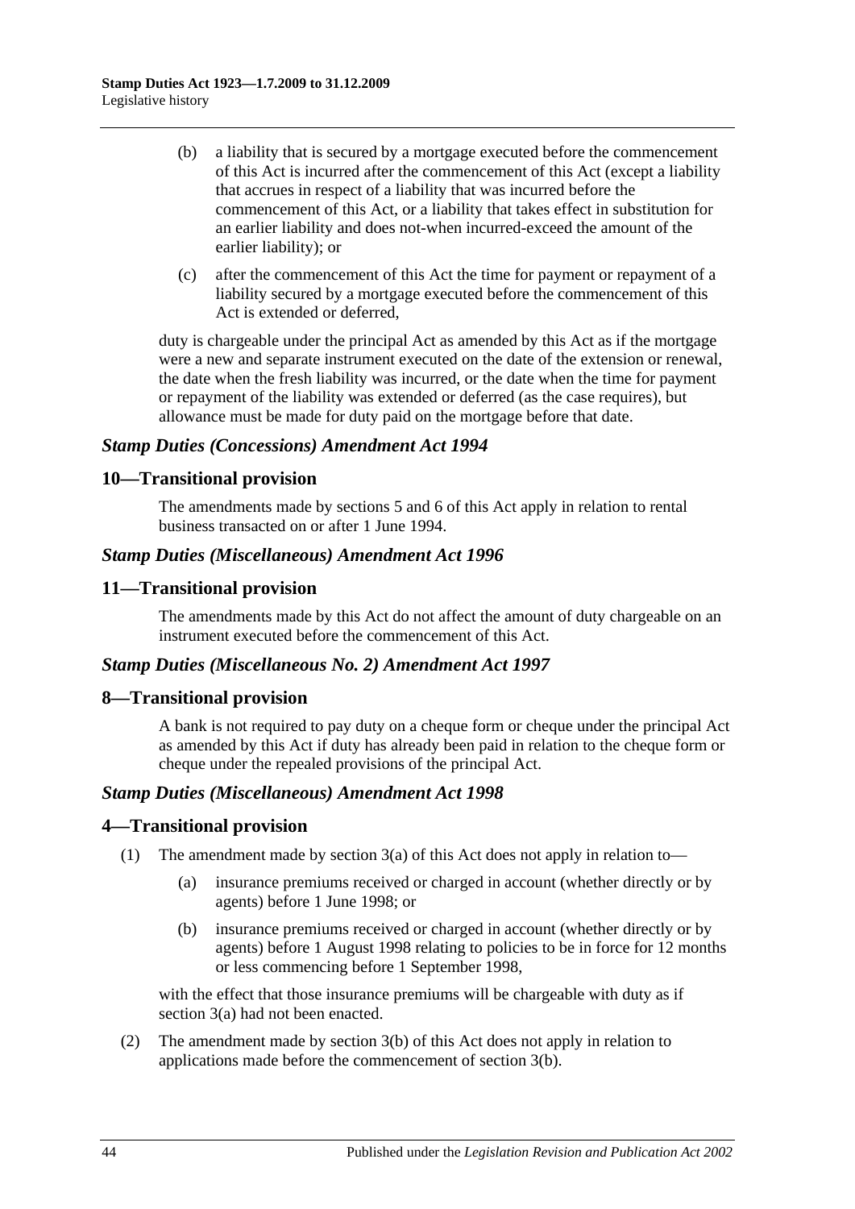(b) a liability that is secured by a mortgage executed before the commencement of this Act is incurred after the commencement of this Act (except a liability that accrues in respect of a liability that was incurred before the commencement of this Act, or a liability that takes effect in substitution for an earlier liability and does not-when incurred-exceed the amount of the earlier liability); or

(c) after the commencement of this Act the time for payment or repayment of a liability secured by a mortgage executed before the commencement of this Act is extended or deferred,

duty is chargeable under the principal Act as amended by this Act as if the mortgage were a new and separate instrument executed on the date of the extension or renewal, the date when the fresh liability was incurred, or the date when the time for payment or repayment of the liability was extended or deferred (as the case requires), but allowance must be made for duty paid on the mortgage before that date.

### *Stamp Duties (Concessions) Amendment Act 1994*

## 10—Transitional provision

The amendments made by sections 5 and 6 of this Act apply in relation to rental business transacted on or after 1 June 1994.

### *Stamp Duties (Miscellaneous) Amendment Act 1996*

## 11—Transitional provision

The amendments made by this Act do not affect the amount of duty chargeable on an instrument executed before the commencement of this Act.

### *Stamp Duties (Miscellaneous No. 2) Amendment Act 1997*

## 8—Transitional provision

A bank is not required to pay duty on a cheque form or cheque under the principal Act as amended by this Act if duty has already been paid in relation to the cheque form or cheque under the repealed provisions of the principal Act.

### *Stamp Duties (Miscellaneous) Amendment Act 1998*

## 4—Transitional provision

(1) The amendment made by section 3(a) of this Act does not apply in relation to—

(a) insurance premiums received or charged in account (whether directly or by agents) before 1 June 1998; or

(b) insurance premiums received or charged in account (whether directly or by agents) before 1 August 1998 relating to policies to be in force for 12 months or less commencing before 1 September 1998,

with the effect that those insurance premiums will be chargeable with duty as if section 3(a) had not been enacted.

(2) The amendment made by section 3(b) of this Act does not apply in relation to applications made before the commencement of section 3(b).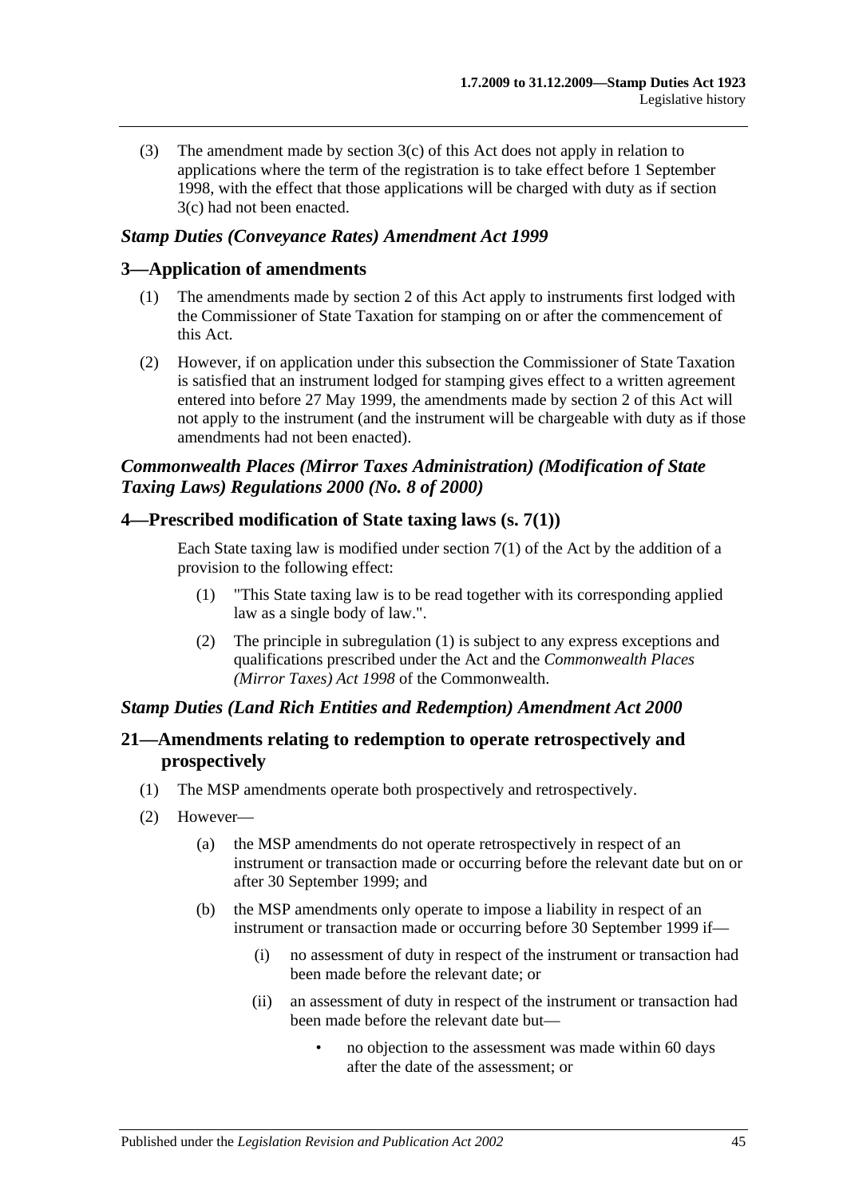(3) The amendment made by section 3(c) of this Act does not apply in relation to applications where the term of the registration is to take effect before 1 September 1998, with the effect that those applications will be charged with duty as if section 3(c) had not been enacted.

### *Stamp Duties (Conveyance Rates) Amendment Act 1999*

## 3—Application of amendments

(1) The amendments made by section 2 of this Act apply to instruments first lodged with the Commissioner of State Taxation for stamping on or after the commencement of this Act.

(2) However, if on application under this subsection the Commissioner of State Taxation is satisfied that an instrument lodged for stamping gives effect to a written agreement entered into before 27 May 1999, the amendments made by section 2 of this Act will not apply to the instrument (and the instrument will be chargeable with duty as if those amendments had not been enacted).

### *Commonwealth Places (Mirror Taxes Administration) (Modification of State Taxing Laws) Regulations 2000 (No. 8 of 2000)*

## 4—Prescribed modification of State taxing laws (s. 7(1))

Each State taxing law is modified under section 7(1) of the Act by the addition of a provision to the following effect:

(1) "This State taxing law is to be read together with its corresponding applied law as a single body of law.".

(2) The principle in subregulation (1) is subject to any express exceptions and qualifications prescribed under the Act and the *Commonwealth Places (Mirror Taxes) Act 1998* of the Commonwealth.

### *Stamp Duties (Land Rich Entities and Redemption) Amendment Act 2000*

## 21—Amendments relating to redemption to operate retrospectively and prospectively

(1) The MSP amendments operate both prospectively and retrospectively.

(2) However—

(a) the MSP amendments do not operate retrospectively in respect of an instrument or transaction made or occurring before the relevant date but on or after 30 September 1999; and

(b) the MSP amendments only operate to impose a liability in respect of an instrument or transaction made or occurring before 30 September 1999 if—

(i) no assessment of duty in respect of the instrument or transaction had been made before the relevant date; or

(ii) an assessment of duty in respect of the instrument or transaction had been made before the relevant date but—

- no objection to the assessment was made within 60 days after the date of the assessment; or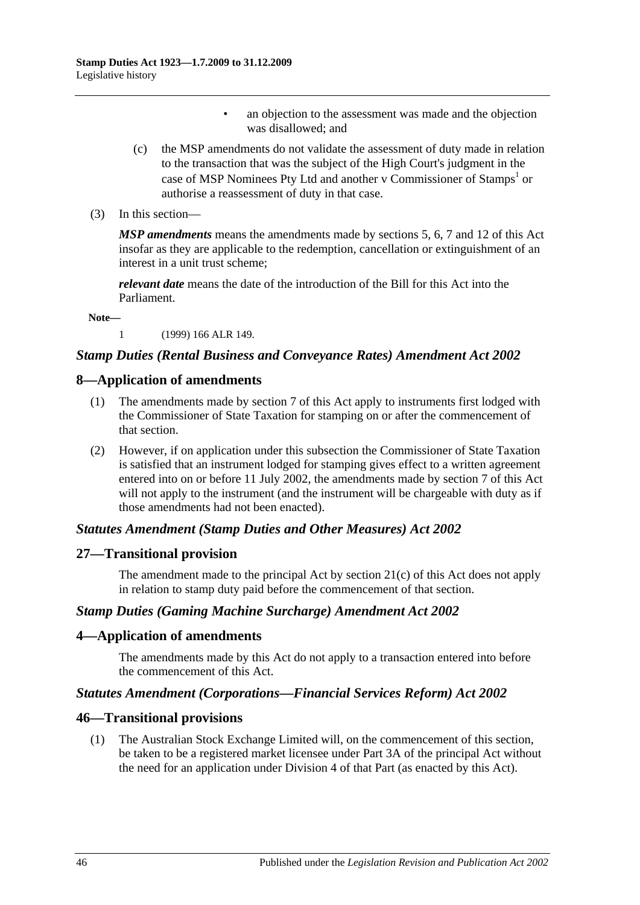- an objection to the assessment was made and the objection was disallowed; and

(c) the MSP amendments do not validate the assessment of duty made in relation to the transaction that was the subject of the High Court's judgment in the case of MSP Nominees Pty Ltd and another v Commissioner of Stamps[1] or authorise a reassessment of duty in that case.

(3) In this section—

***MSP amendments*** means the amendments made by sections 5, 6, 7 and 12 of this Act insofar as they are applicable to the redemption, cancellation or extinguishment of an interest in a unit trust scheme;

***relevant date*** means the date of the introduction of the Bill for this Act into the Parliament.

**Note—**

1 (1999) 166 ALR 149.

### *Stamp Duties (Rental Business and Conveyance Rates) Amendment Act 2002*

## 8—Application of amendments

(1) The amendments made by section 7 of this Act apply to instruments first lodged with the Commissioner of State Taxation for stamping on or after the commencement of that section.

(2) However, if on application under this subsection the Commissioner of State Taxation is satisfied that an instrument lodged for stamping gives effect to a written agreement entered into on or before 11 July 2002, the amendments made by section 7 of this Act will not apply to the instrument (and the instrument will be chargeable with duty as if those amendments had not been enacted).

### *Statutes Amendment (Stamp Duties and Other Measures) Act 2002*

## 27—Transitional provision

The amendment made to the principal Act by section 21(c) of this Act does not apply in relation to stamp duty paid before the commencement of that section.

### *Stamp Duties (Gaming Machine Surcharge) Amendment Act 2002*

## 4—Application of amendments

The amendments made by this Act do not apply to a transaction entered into before the commencement of this Act.

### *Statutes Amendment (Corporations—Financial Services Reform) Act 2002*

## 46—Transitional provisions

(1) The Australian Stock Exchange Limited will, on the commencement of this section, be taken to be a registered market licensee under Part 3A of the principal Act without the need for an application under Division 4 of that Part (as enacted by this Act).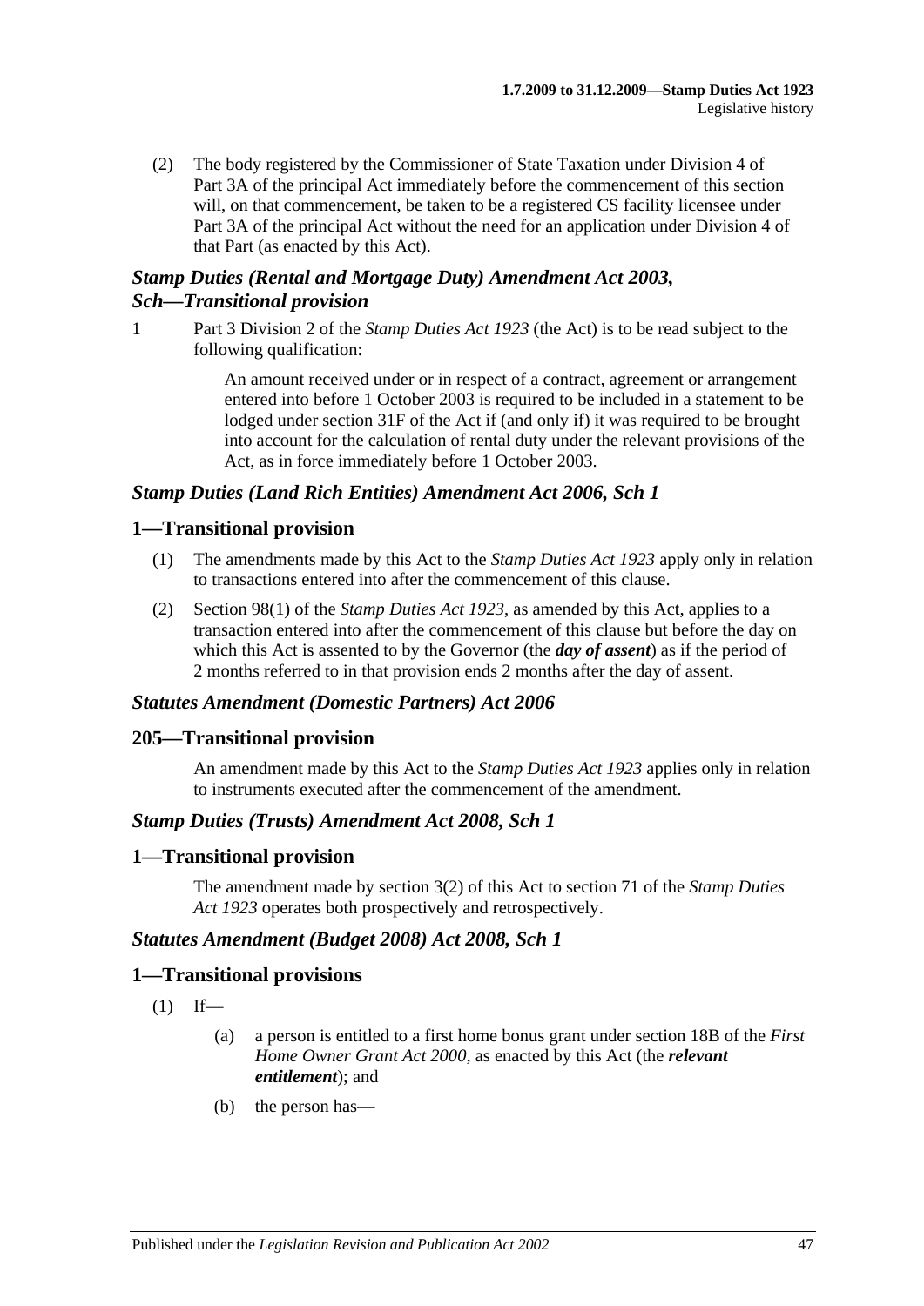(2) The body registered by the Commissioner of State Taxation under Division 4 of Part 3A of the principal Act immediately before the commencement of this section will, on that commencement, be taken to be a registered CS facility licensee under Part 3A of the principal Act without the need for an application under Division 4 of that Part (as enacted by this Act).

### *Stamp Duties (Rental and Mortgage Duty) Amendment Act 2003, Sch—Transitional provision*

1 Part 3 Division 2 of the *Stamp Duties Act 1923* (the Act) is to be read subject to the following qualification:

> An amount received under or in respect of a contract, agreement or arrangement entered into before 1 October 2003 is required to be included in a statement to be lodged under section 31F of the Act if (and only if) it was required to be brought into account for the calculation of rental duty under the relevant provisions of the Act, as in force immediately before 1 October 2003.

### *Stamp Duties (Land Rich Entities) Amendment Act 2006, Sch 1*

## 1—Transitional provision

(1) The amendments made by this Act to the *Stamp Duties Act 1923* apply only in relation to transactions entered into after the commencement of this clause.

(2) Section 98(1) of the *Stamp Duties Act 1923*, as amended by this Act, applies to a transaction entered into after the commencement of this clause but before the day on which this Act is assented to by the Governor (the ***day of assent***) as if the period of 2 months referred to in that provision ends 2 months after the day of assent.

### *Statutes Amendment (Domestic Partners) Act 2006*

## 205—Transitional provision

An amendment made by this Act to the *Stamp Duties Act 1923* applies only in relation to instruments executed after the commencement of the amendment.

### *Stamp Duties (Trusts) Amendment Act 2008, Sch 1*

## 1—Transitional provision

The amendment made by section 3(2) of this Act to section 71 of the *Stamp Duties Act 1923* operates both prospectively and retrospectively.

### *Statutes Amendment (Budget 2008) Act 2008, Sch 1*

## 1—Transitional provisions

(1) If—

(a) a person is entitled to a first home bonus grant under section 18B of the *First Home Owner Grant Act 2000*, as enacted by this Act (the ***relevant entitlement***); and

(b) the person has—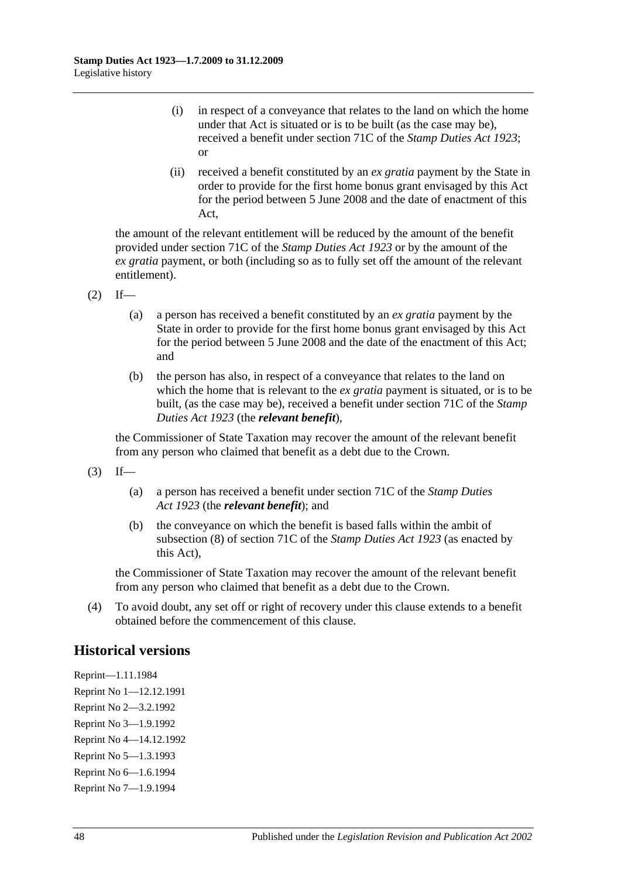(i) in respect of a conveyance that relates to the land on which the home under that Act is situated or is to be built (as the case may be), received a benefit under section 71C of the *Stamp Duties Act 1923*; or

(ii) received a benefit constituted by an *ex gratia* payment by the State in order to provide for the first home bonus grant envisaged by this Act for the period between 5 June 2008 and the date of enactment of this Act,

the amount of the relevant entitlement will be reduced by the amount of the benefit provided under section 71C of the *Stamp Duties Act 1923* or by the amount of the *ex gratia* payment, or both (including so as to fully set off the amount of the relevant entitlement).

(2) If—

(a) a person has received a benefit constituted by an *ex gratia* payment by the State in order to provide for the first home bonus grant envisaged by this Act for the period between 5 June 2008 and the date of the enactment of this Act; and

(b) the person has also, in respect of a conveyance that relates to the land on which the home that is relevant to the *ex gratia* payment is situated, or is to be built, (as the case may be), received a benefit under section 71C of the *Stamp Duties Act 1923* (the ***relevant benefit***),

the Commissioner of State Taxation may recover the amount of the relevant benefit from any person who claimed that benefit as a debt due to the Crown.

(3) If—

(a) a person has received a benefit under section 71C of the *Stamp Duties Act 1923* (the ***relevant benefit***); and

(b) the conveyance on which the benefit is based falls within the ambit of subsection (8) of section 71C of the *Stamp Duties Act 1923* (as enacted by this Act),

the Commissioner of State Taxation may recover the amount of the relevant benefit from any person who claimed that benefit as a debt due to the Crown.

(4) To avoid doubt, any set off or right of recovery under this clause extends to a benefit obtained before the commencement of this clause.

## Historical versions

Reprint—1.11.1984

Reprint No 1—12.12.1991

Reprint No 2—3.2.1992

Reprint No 3—1.9.1992

Reprint No 4—14.12.1992

Reprint No 5—1.3.1993

Reprint No 6—1.6.1994

Reprint No 7—1.9.1994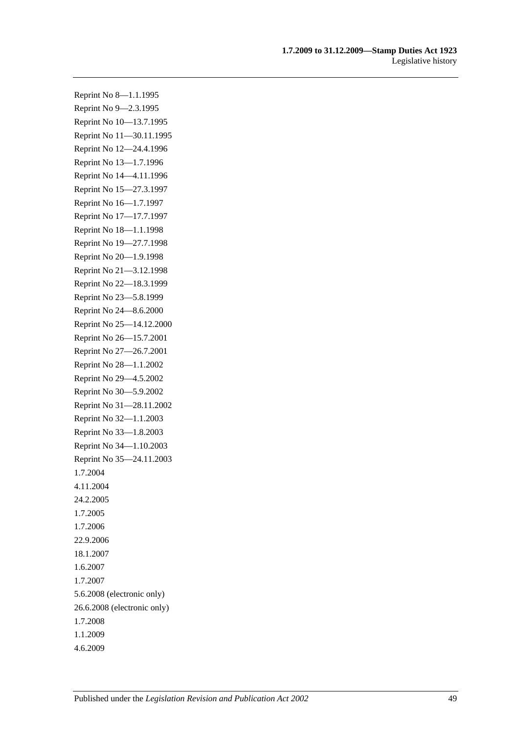Reprint No 8—1.1.1995

Reprint No 9—2.3.1995

Reprint No 10—13.7.1995

Reprint No 11—30.11.1995

Reprint No 12—24.4.1996

Reprint No 13—1.7.1996

Reprint No 14—4.11.1996

Reprint No 15—27.3.1997

Reprint No 16—1.7.1997

Reprint No 17—17.7.1997

Reprint No 18—1.1.1998

Reprint No 19—27.7.1998

Reprint No 20—1.9.1998

Reprint No 21—3.12.1998

Reprint No 22—18.3.1999

Reprint No 23—5.8.1999

Reprint No 24—8.6.2000

Reprint No 25—14.12.2000

Reprint No 26—15.7.2001

Reprint No 27—26.7.2001

Reprint No 28—1.1.2002

Reprint No 29—4.5.2002

Reprint No 30—5.9.2002

Reprint No 31—28.11.2002

Reprint No 32—1.1.2003

Reprint No 33—1.8.2003

Reprint No 34—1.10.2003

Reprint No 35—24.11.2003

1.7.2004

4.11.2004

24.2.2005

1.7.2005

1.7.2006

22.9.2006

18.1.2007

1.6.2007

1.7.2007

5.6.2008 (electronic only)

26.6.2008 (electronic only)

1.7.2008

1.1.2009

4.6.2009